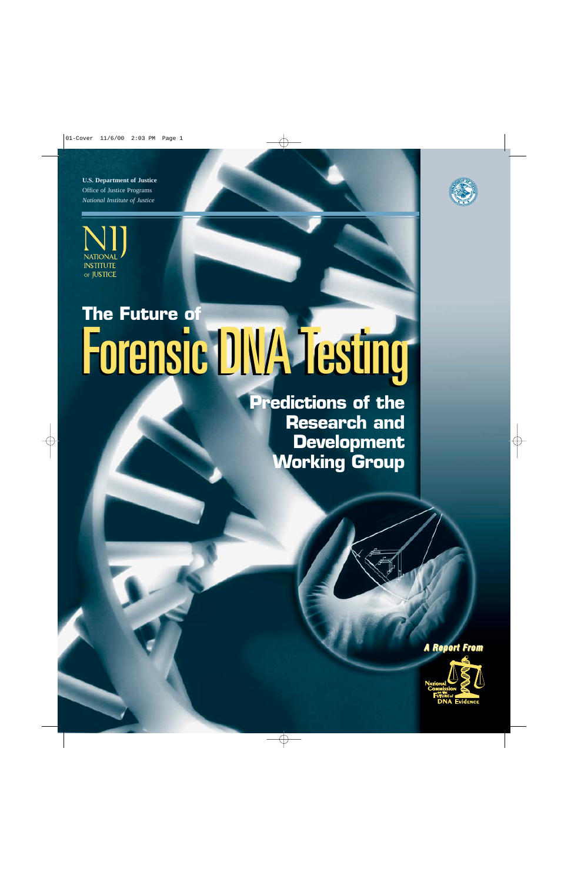U.S. Department of Justice
Office of Justice Programps
*National Institute of Justice*

NIJ
NATIONAL INSTITUTE OF JUSTICE

# The Future of Forensic DNA Testing

## Predictions of the Research and Development Working Group

*A Report From*

National Commission on the Future of DNA Evidence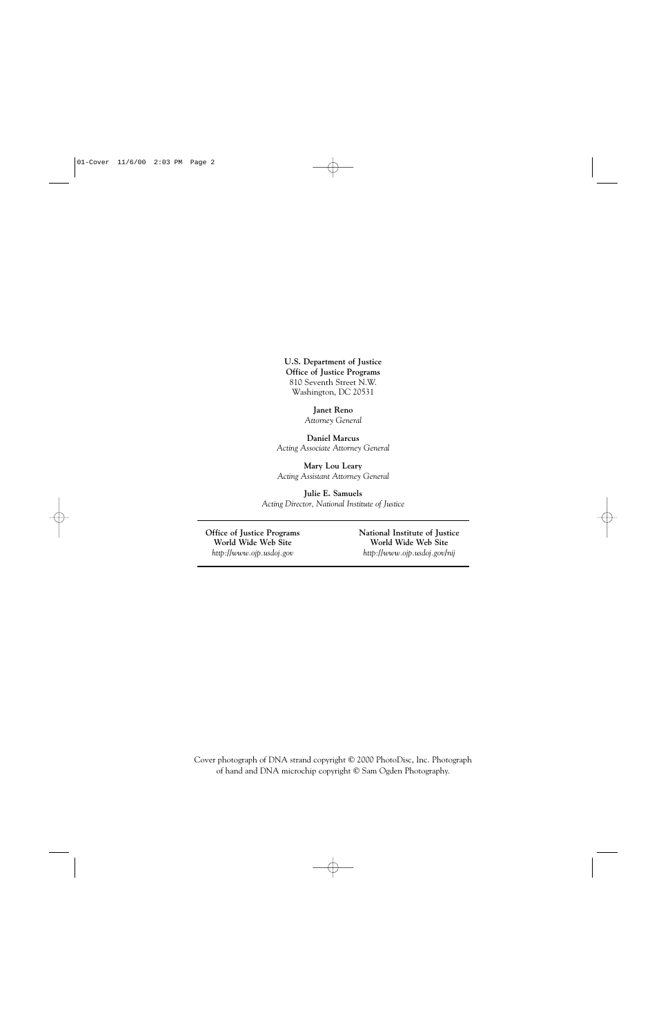**U.S. Department of Justice**
**Office of Justice Programs**
810 Seventh Street N.W.
Washington, DC 20531

**Janet Reno**
*Attorney General*

**Daniel Marcus**
*Acting Associate Attorney General*

**Mary Lou Leary**
*Acting Assistant Attorney General*

**Julie E. Samuels**
*Acting Director, National Institute of Justice*

---

| **Office of Justice Programs World Wide Web Site** | **National Institute of Justice World Wide Web Site** |
| --- | --- |
| *http://www.ojp.usdoj.gov* | *http://www.ojp.usdoj.gov/nij* |

---

Cover photograph of DNA strand copyright © 2000 PhotoDisc, Inc. Photograph of hand and DNA microchip copyright © Sam Ogden Photography.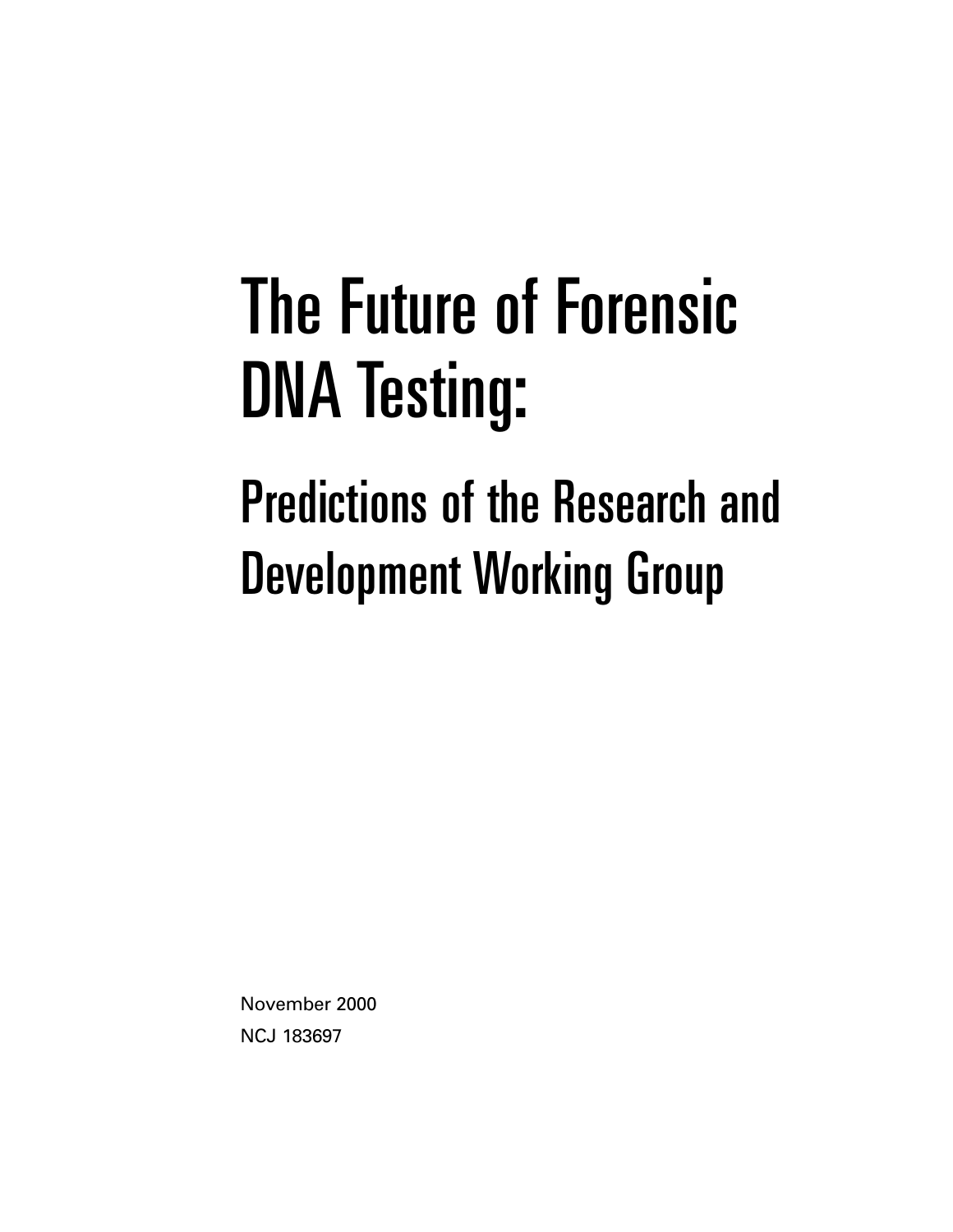# The Future of Forensic DNA Testing:

## Predictions of the Research and Development Working Group

November 2000

NCJ 183697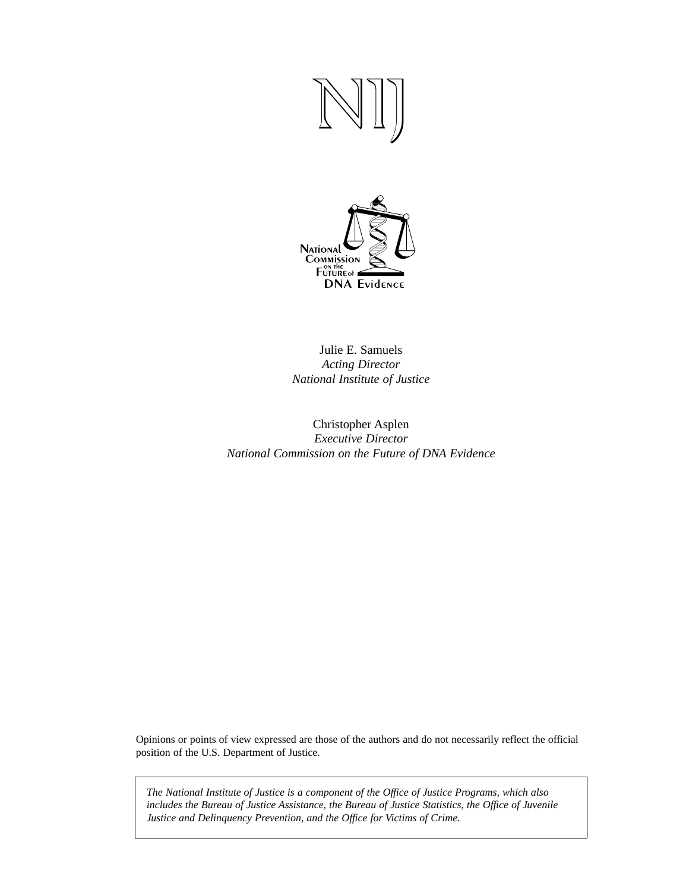NIJ

National Commission on the Future of DNA Evidence

Julie E. Samuels
*Acting Director*
*National Institute of Justice*

Christopher Asplen
*Executive Director*
*National Commission on the Future of DNA Evidence*

Opinions or points of view expressed are those of the authors and do not necessarily reflect the official position of the U.S. Department of Justice.

*The National Institute of Justice is a component of the Office of Justice Programs, which also includes the Bureau of Justice Assistance, the Bureau of Justice Statistics, the Office of Juvenile Justice and Delinquency Prevention, and the Office for Victims of Crime.*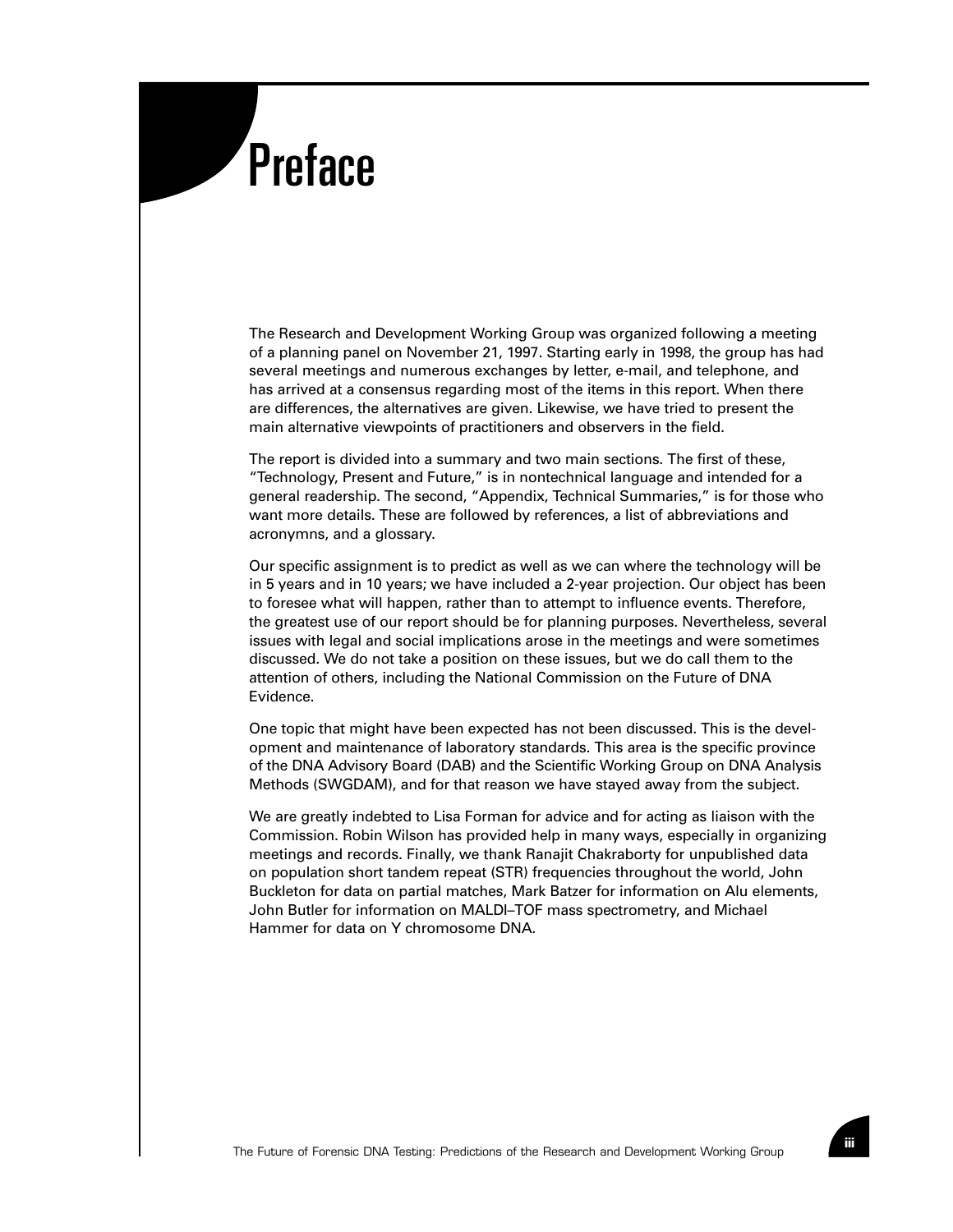# Preface

The Research and Development Working Group was organized following a meeting of a planning panel on November 21, 1997. Starting early in 1998, the group has had several meetings and numerous exchanges by letter, e-mail, and telephone, and has arrived at a consensus regarding most of the items in this report. When there are differences, the alternatives are given. Likewise, we have tried to present the main alternative viewpoints of practitioners and observers in the field.

The report is divided into a summary and two main sections. The first of these, "Technology, Present and Future," is in nontechnical language and intended for a general readership. The second, "Appendix, Technical Summaries," is for those who want more details. These are followed by references, a list of abbreviations and acronymns, and a glossary.

Our specific assignment is to predict as well as we can where the technology will be in 5 years and in 10 years; we have included a 2-year projection. Our object has been to foresee what will happen, rather than to attempt to influence events. Therefore, the greatest use of our report should be for planning purposes. Nevertheless, several issues with legal and social implications arose in the meetings and were sometimes discussed. We do not take a position on these issues, but we do call them to the attention of others, including the National Commission on the Future of DNA Evidence.

One topic that might have been expected has not been discussed. This is the development and maintenance of laboratory standards. This area is the specific province of the DNA Advisory Board (DAB) and the Scientific Working Group on DNA Analysis Methods (SWGDAM), and for that reason we have stayed away from the subject.

We are greatly indebted to Lisa Forman for advice and for acting as liaison with the Commission. Robin Wilson has provided help in many ways, especially in organizing meetings and records. Finally, we thank Ranajit Chakraborty for unpublished data on population short tandem repeat (STR) frequencies throughout the world, John Buckleton for data on partial matches, Mark Batzer for information on Alu elements, John Butler for information on MALDI–TOF mass spectrometry, and Michael Hammer for data on Y chromosome DNA.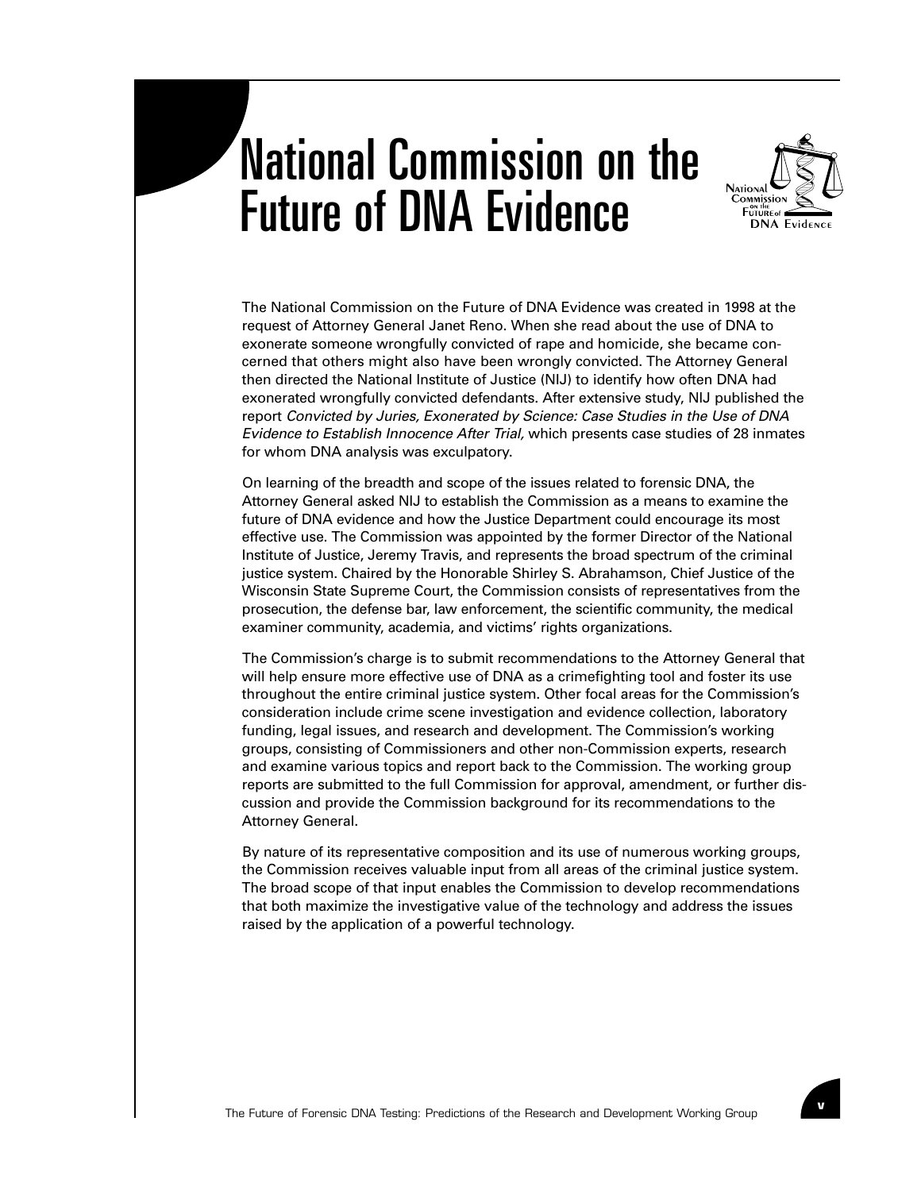# National Commission on the Future of DNA Evidence

The National Commission on the Future of DNA Evidence was created in 1998 at the request of Attorney General Janet Reno. When she read about the use of DNA to exonerate someone wrongfully convicted of rape and homicide, she became concerned that others might also have been wrongly convicted. The Attorney General then directed the National Institute of Justice (NIJ) to identify how often DNA had exonerated wrongfully convicted defendants. After extensive study, NIJ published the report *Convicted by Juries, Exonerated by Science: Case Studies in the Use of DNA Evidence to Establish Innocence After Trial,* which presents case studies of 28 inmates for whom DNA analysis was exculpatory.

On learning of the breadth and scope of the issues related to forensic DNA, the Attorney General asked NIJ to establish the Commission as a means to examine the future of DNA evidence and how the Justice Department could encourage its most effective use. The Commission was appointed by the former Director of the National Institute of Justice, Jeremy Travis, and represents the broad spectrum of the criminal justice system. Chaired by the Honorable Shirley S. Abrahamson, Chief Justice of the Wisconsin State Supreme Court, the Commission consists of representatives from the prosecution, the defense bar, law enforcement, the scientific community, the medical examiner community, academia, and victims' rights organizations.

The Commission's charge is to submit recommendations to the Attorney General that will help ensure more effective use of DNA as a crimefighting tool and foster its use throughout the entire criminal justice system. Other focal areas for the Commission's consideration include crime scene investigation and evidence collection, laboratory funding, legal issues, and research and development. The Commission's working groups, consisting of Commissioners and other non-Commission experts, research and examine various topics and report back to the Commission. The working group reports are submitted to the full Commission for approval, amendment, or further discussion and provide the Commission background for its recommendations to the Attorney General.

By nature of its representative composition and its use of numerous working groups, the Commission receives valuable input from all areas of the criminal justice system. The broad scope of that input enables the Commission to develop recommendations that both maximize the investigative value of the technology and address the issues raised by the application of a powerful technology.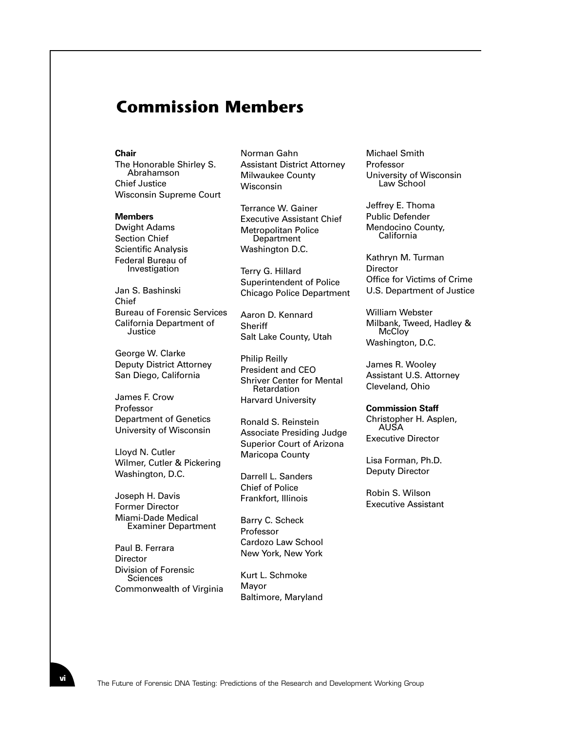# Commission Members

**Chair**

The Honorable Shirley S. Abrahamson
Chief Justice
Wisconsin Supreme Court

**Members**

Dwight Adams
Section Chief
Scientific Analysis
Federal Bureau of Investigation

Jan S. Bashinski
Chief
Bureau of Forensic Services
California Department of Justice

George W. Clarke
Deputy District Attorney
San Diego, California

James F. Crow
Professor
Department of Genetics
University of Wisconsin

Lloyd N. Cutler
Wilmer, Cutler & Pickering
Washington, D.C.

Joseph H. Davis
Former Director
Miami-Dade Medical Examiner Department

Paul B. Ferrara
Director
Division of Forensic Sciences
Commonwealth of Virginia

Norman Gahn
Assistant District Attorney
Milwaukee County
Wisconsin

Terrance W. Gainer
Executive Assistant Chief
Metropolitan Police Department
Washington D.C.

Terry G. Hillard
Superintendent of Police
Chicago Police Department

Aaron D. Kennard
Sheriff
Salt Lake County, Utah

Philip Reilly
President and CEO
Shriver Center for Mental Retardation
Harvard University

Ronald S. Reinstein
Associate Presiding Judge
Superior Court of Arizona
Maricopa County

Darrell L. Sanders
Chief of Police
Frankfort, Illinois

Barry C. Scheck
Professor
Cardozo Law School
New York, New York

Kurt L. Schmoke
Mayor
Baltimore, Maryland

Michael Smith
Professor
University of Wisconsin Law School

Jeffrey E. Thoma
Public Defender
Mendocino County, California

Kathryn M. Turman
Director
Office for Victims of Crime
U.S. Department of Justice

William Webster
Milbank, Tweed, Hadley & McCloy
Washington, D.C.

James R. Wooley
Assistant U.S. Attorney
Cleveland, Ohio

**Commission Staff**

Christopher H. Asplen, AUSA
Executive Director

Lisa Forman, Ph.D.
Deputy Director

Robin S. Wilson
Executive Assistant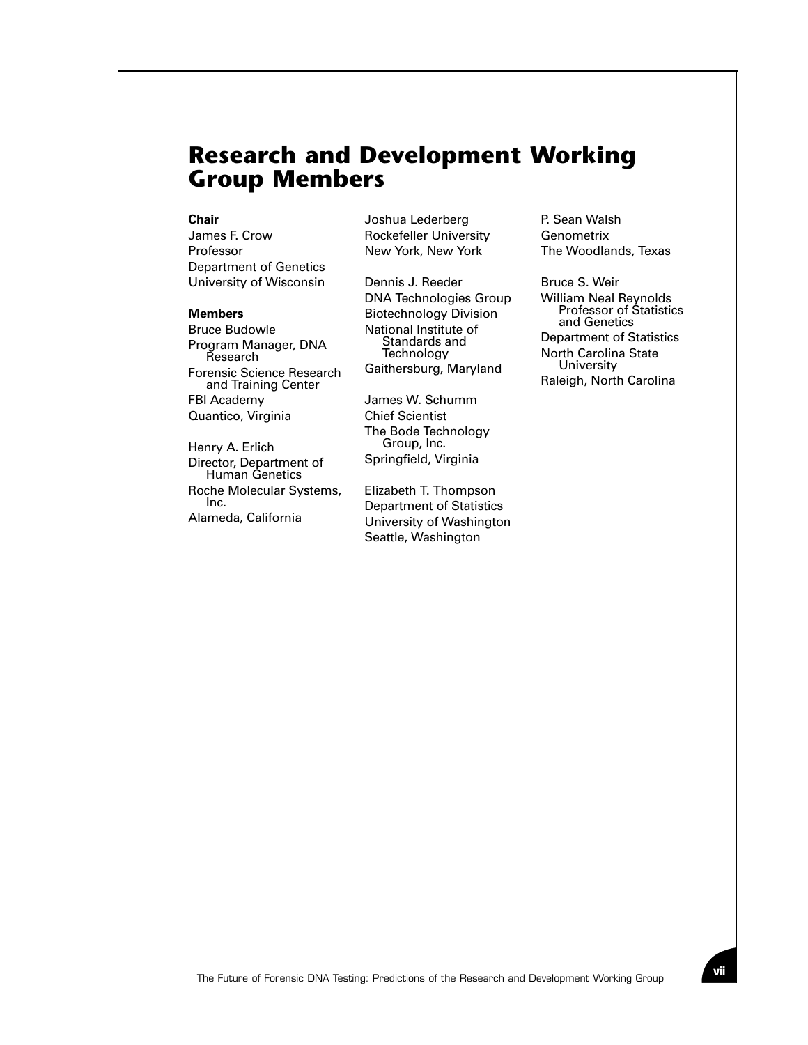# Research and Development Working Group Members

**Chair**

James F. Crow
Professor
Department of Genetics
University of Wisconsin

**Members**

Bruce Budowle
Program Manager, DNA Research
Forensic Science Research and Training Center
FBI Academy
Quantico, Virginia

Henry A. Erlich
Director, Department of Human Genetics
Roche Molecular Systems, Inc.
Alameda, California

Joshua Lederberg
Rockefeller University
New York, New York

Dennis J. Reeder
DNA Technologies Group
Biotechnology Division
National Institute of Standards and Technology
Gaithersburg, Maryland

James W. Schumm
Chief Scientist
The Bode Technology Group, Inc.
Springfield, Virginia

Elizabeth T. Thompson
Department of Statistics
University of Washington
Seattle, Washington

P. Sean Walsh
Genometrix
The Woodlands, Texas

Bruce S. Weir
William Neal Reynolds Professor of Statistics and Genetics
Department of Statistics
North Carolina State University
Raleigh, North Carolina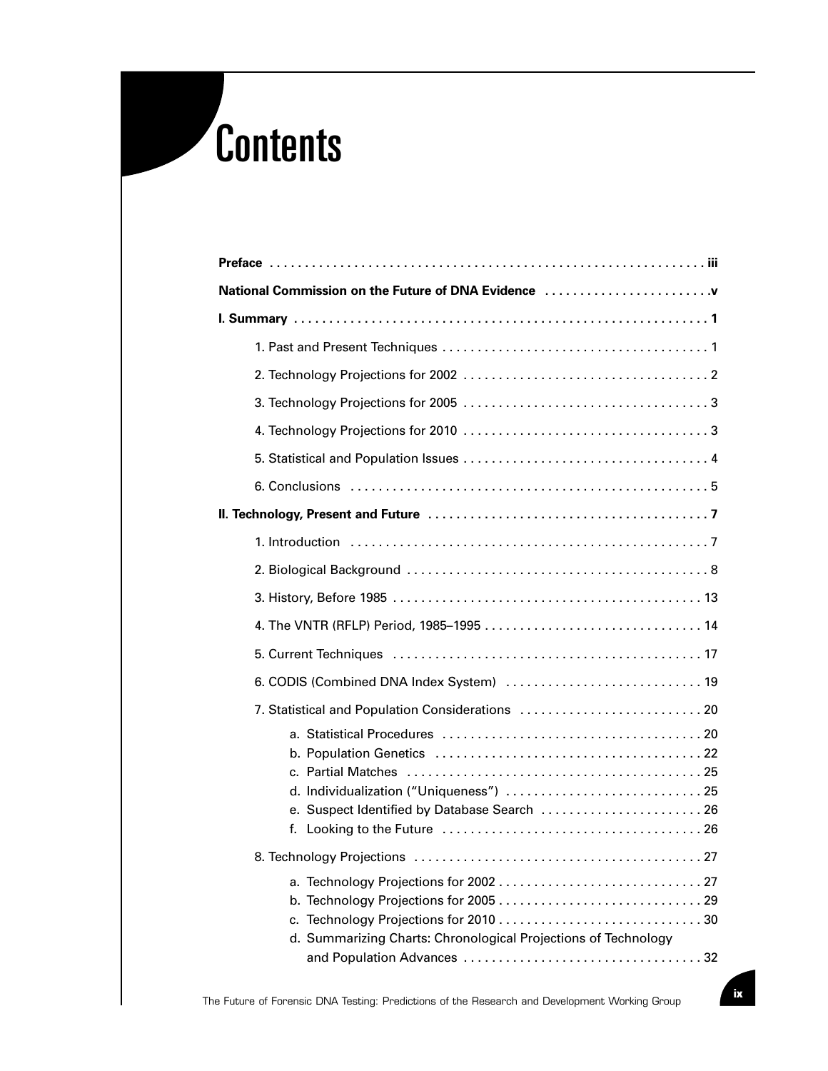# Contents

**Preface** ............................................................ iii

**National Commission on the Future of DNA Evidence** ........................ v

**I. Summary** ............................................................ 1

- 1. Past and Present Techniques ...................................... 1
- 2. Technology Projections for 2002 .................................. 2
- 3. Technology Projections for 2005 .................................. 3
- 4. Technology Projections for 2010 .................................. 3
- 5. Statistical and Population Issues ................................ 4
- 6. Conclusions ..................................................... 5

**II. Technology, Present and Future** ........................................ 7

- 1. Introduction ..................................................... 7
- 2. Biological Background ............................................ 8
- 3. History, Before 1985 ............................................. 13
- 4. The VNTR (RFLP) Period, 1985–1995 ................................ 14
- 5. Current Techniques ............................................... 17
- 6. CODIS (Combined DNA Index System) ................................ 19
- 7. Statistical and Population Considerations ........................ 20
  - a. Statistical Procedures ....................................... 20
  - b. Population Genetics .......................................... 22
  - c. Partial Matches .............................................. 25
  - d. Individualization (“Uniqueness”) ............................. 25
  - e. Suspect Identified by Database Search ........................ 26
  - f. Looking to the Future ........................................ 26
- 8. Technology Projections ........................................... 27
  - a. Technology Projections for 2002 .............................. 27
  - b. Technology Projections for 2005 .............................. 29
  - c. Technology Projections for 2010 .............................. 30
  - d. Summarizing Charts: Chronological Projections of Technology and Population Advances ........................................ 32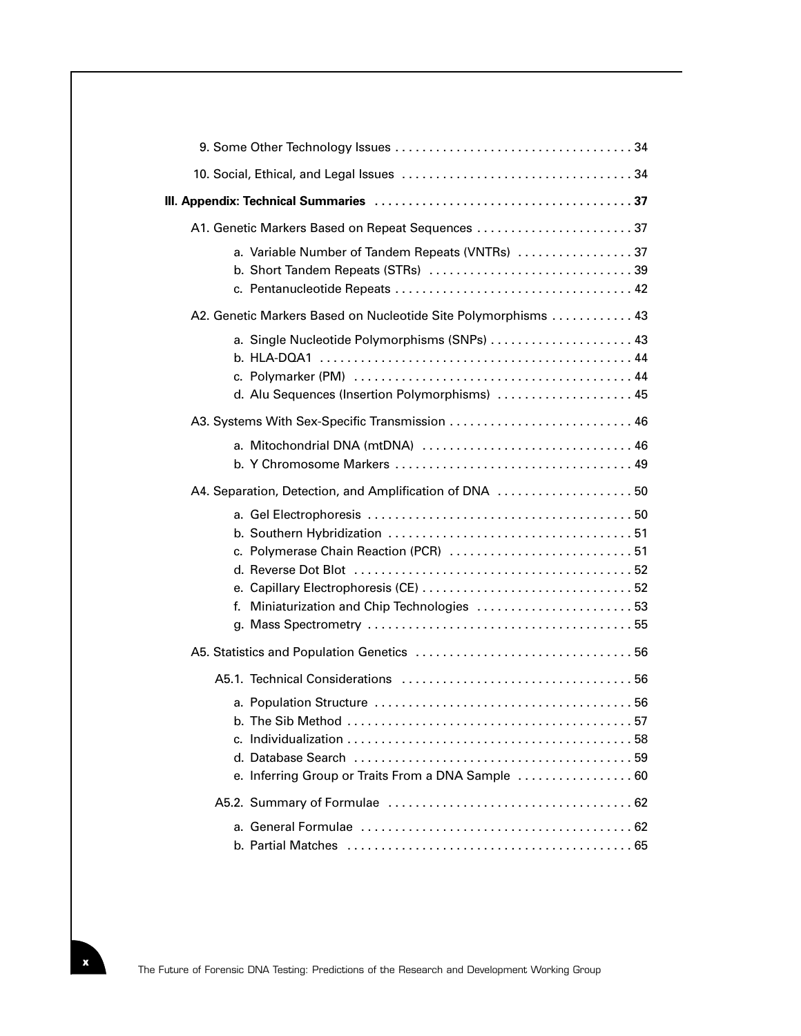9. Some Other Technology Issues . . . . . . . . . . . . . . . . . . . . . . . . . . . . . . . . . . . 34

10. Social, Ethical, and Legal Issues . . . . . . . . . . . . . . . . . . . . . . . . . . . . . . . . . . 34

**III. Appendix: Technical Summaries . . . . . . . . . . . . . . . . . . . . . . . . . . . . . . . . . . . . . 37**

A1. Genetic Markers Based on Repeat Sequences . . . . . . . . . . . . . . . . . . . . . . . 37

- a. Variable Number of Tandem Repeats (VNTRs) . . . . . . . . . . . . . . . . . 37
- b. Short Tandem Repeats (STRs) . . . . . . . . . . . . . . . . . . . . . . . . . . . . . . 39
- c. Pentanucleotide Repeats . . . . . . . . . . . . . . . . . . . . . . . . . . . . . . . . . . . 42

A2. Genetic Markers Based on Nucleotide Site Polymorphisms . . . . . . . . . . . . 43

- a. Single Nucleotide Polymorphisms (SNPs) . . . . . . . . . . . . . . . . . . . . . 43
- b. HLA-DQA1 . . . . . . . . . . . . . . . . . . . . . . . . . . . . . . . . . . . . . . . . . . . . . 44
- c. Polymarker (PM) . . . . . . . . . . . . . . . . . . . . . . . . . . . . . . . . . . . . . . . . . 44
- d. Alu Sequences (Insertion Polymorphisms) . . . . . . . . . . . . . . . . . . . . 45

A3. Systems With Sex-Specific Transmission . . . . . . . . . . . . . . . . . . . . . . . . . . . 46

- a. Mitochondrial DNA (mtDNA) . . . . . . . . . . . . . . . . . . . . . . . . . . . . . . . 46
- b. Y Chromosome Markers . . . . . . . . . . . . . . . . . . . . . . . . . . . . . . . . . . . 49

A4. Separation, Detection, and Amplification of DNA . . . . . . . . . . . . . . . . . . . . 50

- a. Gel Electrophoresis . . . . . . . . . . . . . . . . . . . . . . . . . . . . . . . . . . . . . . 50
- b. Southern Hybridization . . . . . . . . . . . . . . . . . . . . . . . . . . . . . . . . . . . . 51
- c. Polymerase Chain Reaction (PCR) . . . . . . . . . . . . . . . . . . . . . . . . . . . 51
- d. Reverse Dot Blot . . . . . . . . . . . . . . . . . . . . . . . . . . . . . . . . . . . . . . . . . 52
- e. Capillary Electrophoresis (CE) . . . . . . . . . . . . . . . . . . . . . . . . . . . . . . . 52
- f. Miniaturization and Chip Technologies . . . . . . . . . . . . . . . . . . . . . . . 53
- g. Mass Spectrometry . . . . . . . . . . . . . . . . . . . . . . . . . . . . . . . . . . . . . . 55

A5. Statistics and Population Genetics . . . . . . . . . . . . . . . . . . . . . . . . . . . . . . . . 56

A5.1. Technical Considerations . . . . . . . . . . . . . . . . . . . . . . . . . . . . . . . . . . 56

- a. Population Structure . . . . . . . . . . . . . . . . . . . . . . . . . . . . . . . . . . . . . . 56
- b. The Sib Method . . . . . . . . . . . . . . . . . . . . . . . . . . . . . . . . . . . . . . . . . . 57
- c. Individualization . . . . . . . . . . . . . . . . . . . . . . . . . . . . . . . . . . . . . . . . . . 58
- d. Database Search . . . . . . . . . . . . . . . . . . . . . . . . . . . . . . . . . . . . . . . . . 59
- e. Inferring Group or Traits From a DNA Sample . . . . . . . . . . . . . . . . . 60

A5.2. Summary of Formulae . . . . . . . . . . . . . . . . . . . . . . . . . . . . . . . . . . . . 62

- a. General Formulae . . . . . . . . . . . . . . . . . . . . . . . . . . . . . . . . . . . . . . . . 62
- b. Partial Matches . . . . . . . . . . . . . . . . . . . . . . . . . . . . . . . . . . . . . . . . . . 65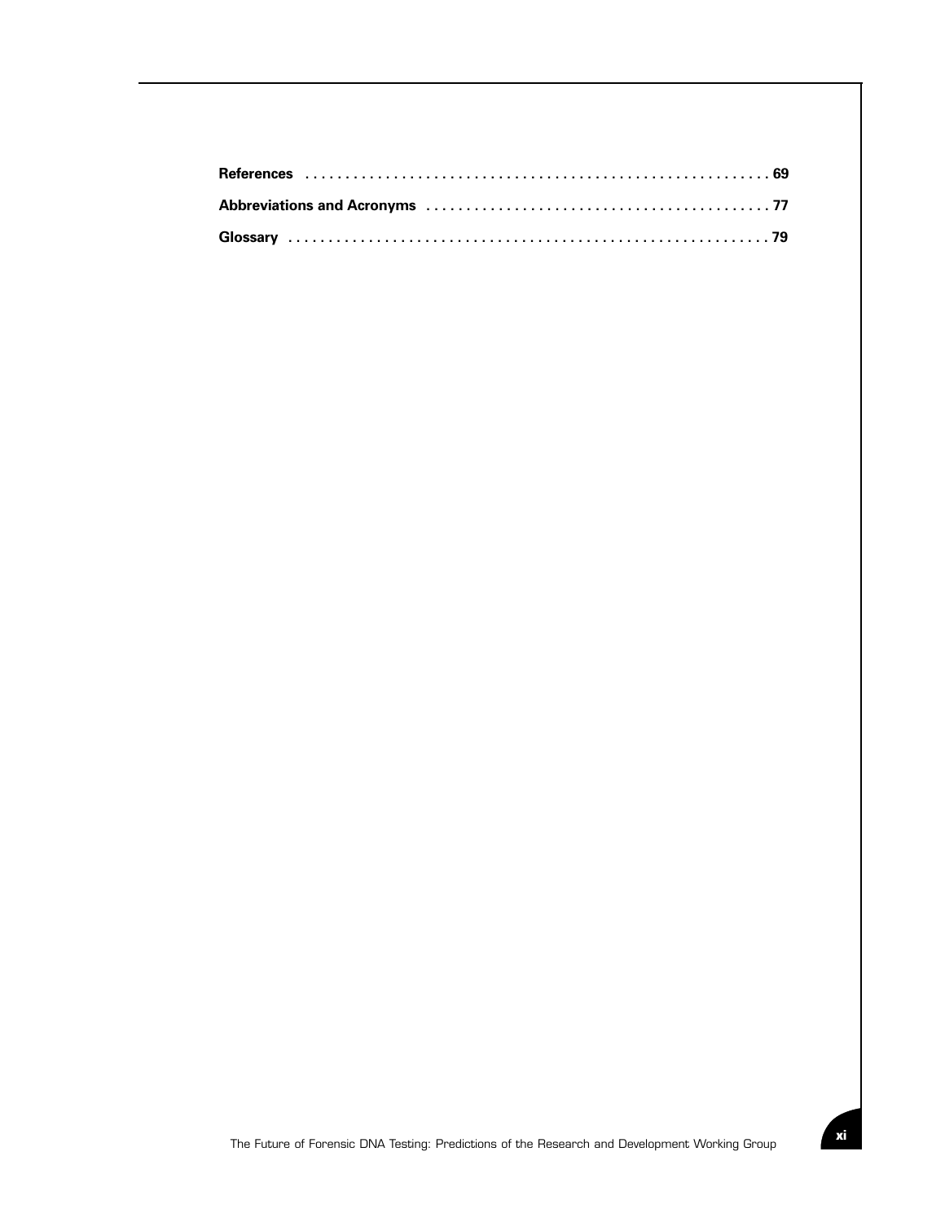**References** . . . . . . . . . . . . . . . . . . . . . . . . . . . . . . . . . . . . . . . . . . . . . . . . . . . . . . . . . . . 69

**Abbreviations and Acronyms** . . . . . . . . . . . . . . . . . . . . . . . . . . . . . . . . . . . . . . . . . . . 77

**Glossary** . . . . . . . . . . . . . . . . . . . . . . . . . . . . . . . . . . . . . . . . . . . . . . . . . . . . . . . . . . . . . 79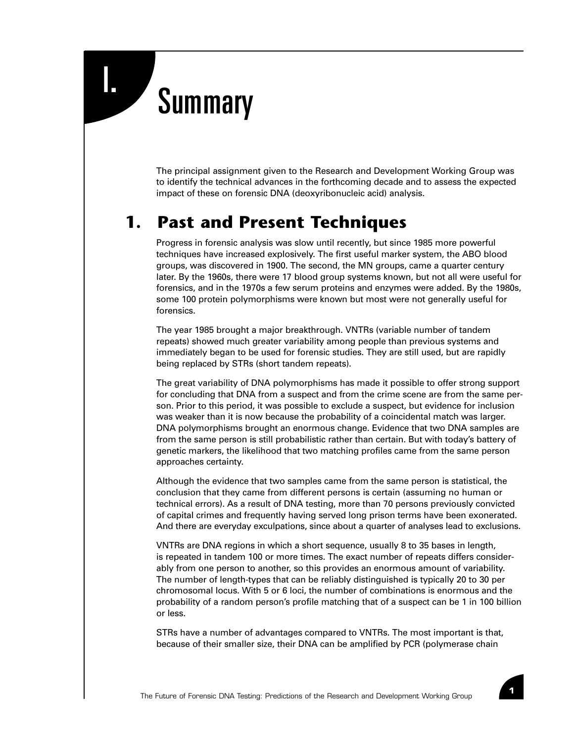# I. Summary

The principal assignment given to the Research and Development Working Group was to identify the technical advances in the forthcoming decade and to assess the expected impact of these on forensic DNA (deoxyribonucleic acid) analysis.

## 1. Past and Present Techniques

Progress in forensic analysis was slow until recently, but since 1985 more powerful techniques have increased explosively. The first useful marker system, the ABO blood groups, was discovered in 1900. The second, the MN groups, came a quarter century later. By the 1960s, there were 17 blood group systems known, but not all were useful for forensics, and in the 1970s a few serum proteins and enzymes were added. By the 1980s, some 100 protein polymorphisms were known but most were not generally useful for forensics.

The year 1985 brought a major breakthrough. VNTRs (variable number of tandem repeats) showed much greater variability among people than previous systems and immediately began to be used for forensic studies. They are still used, but are rapidly being replaced by STRs (short tandem repeats).

The great variability of DNA polymorphisms has made it possible to offer strong support for concluding that DNA from a suspect and from the crime scene are from the same person. Prior to this period, it was possible to exclude a suspect, but evidence for inclusion was weaker than it is now because the probability of a coincidental match was larger. DNA polymorphisms brought an enormous change. Evidence that two DNA samples are from the same person is still probabilistic rather than certain. But with today's battery of genetic markers, the likelihood that two matching profiles came from the same person approaches certainty.

Although the evidence that two samples came from the same person is statistical, the conclusion that they came from different persons is certain (assuming no human or technical errors). As a result of DNA testing, more than 70 persons previously convicted of capital crimes and frequently having served long prison terms have been exonerated. And there are everyday exculpations, since about a quarter of analyses lead to exclusions.

VNTRs are DNA regions in which a short sequence, usually 8 to 35 bases in length, is repeated in tandem 100 or more times. The exact number of repeats differs considerably from one person to another, so this provides an enormous amount of variability. The number of length-types that can be reliably distinguished is typically 20 to 30 per chromosomal locus. With 5 or 6 loci, the number of combinations is enormous and the probability of a random person's profile matching that of a suspect can be 1 in 100 billion or less.

STRs have a number of advantages compared to VNTRs. The most important is that, because of their smaller size, their DNA can be amplified by PCR (polymerase chain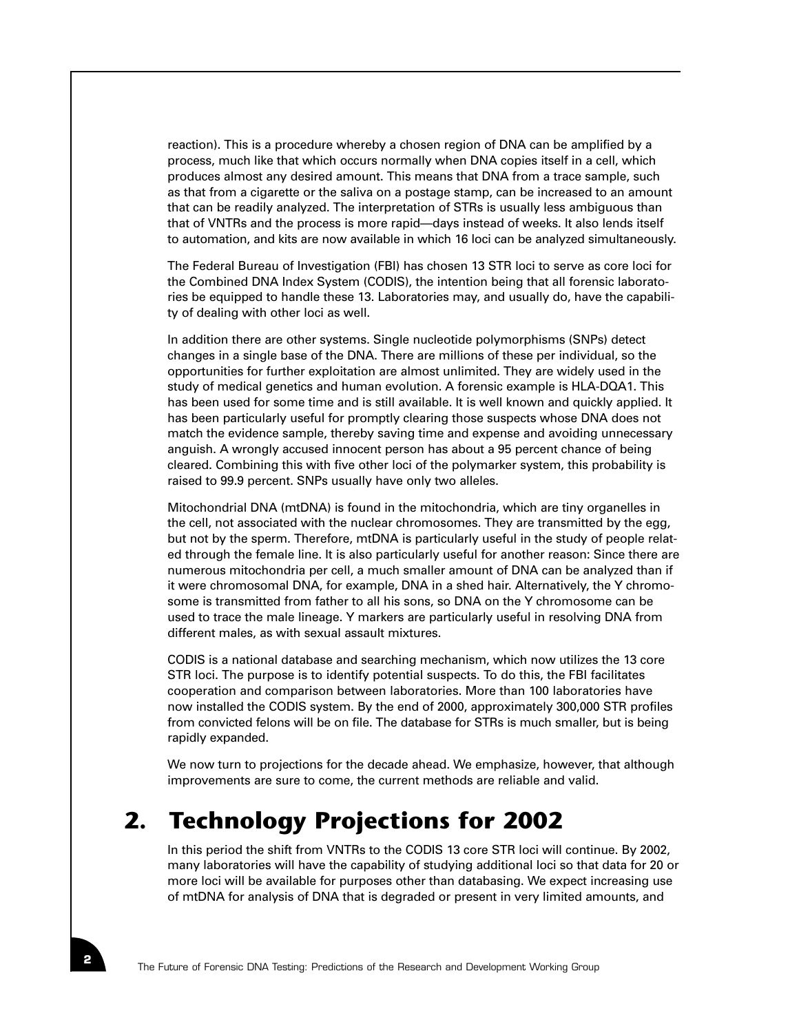reaction). This is a procedure whereby a chosen region of DNA can be amplified by a process, much like that which occurs normally when DNA copies itself in a cell, which produces almost any desired amount. This means that DNA from a trace sample, such as that from a cigarette or the saliva on a postage stamp, can be increased to an amount that can be readily analyzed. The interpretation of STRs is usually less ambiguous than that of VNTRs and the process is more rapid—days instead of weeks. It also lends itself to automation, and kits are now available in which 16 loci can be analyzed simultaneously.

The Federal Bureau of Investigation (FBI) has chosen 13 STR loci to serve as core loci for the Combined DNA Index System (CODIS), the intention being that all forensic laboratories be equipped to handle these 13. Laboratories may, and usually do, have the capability of dealing with other loci as well.

In addition there are other systems. Single nucleotide polymorphisms (SNPs) detect changes in a single base of the DNA. There are millions of these per individual, so the opportunities for further exploitation are almost unlimited. They are widely used in the study of medical genetics and human evolution. A forensic example is HLA-DQA1. This has been used for some time and is still available. It is well known and quickly applied. It has been particularly useful for promptly clearing those suspects whose DNA does not match the evidence sample, thereby saving time and expense and avoiding unnecessary anguish. A wrongly accused innocent person has about a 95 percent chance of being cleared. Combining this with five other loci of the polymarker system, this probability is raised to 99.9 percent. SNPs usually have only two alleles.

Mitochondrial DNA (mtDNA) is found in the mitochondria, which are tiny organelles in the cell, not associated with the nuclear chromosomes. They are transmitted by the egg, but not by the sperm. Therefore, mtDNA is particularly useful in the study of people related through the female line. It is also particularly useful for another reason: Since there are numerous mitochondria per cell, a much smaller amount of DNA can be analyzed than if it were chromosomal DNA, for example, DNA in a shed hair. Alternatively, the Y chromosome is transmitted from father to all his sons, so DNA on the Y chromosome can be used to trace the male lineage. Y markers are particularly useful in resolving DNA from different males, as with sexual assault mixtures.

CODIS is a national database and searching mechanism, which now utilizes the 13 core STR loci. The purpose is to identify potential suspects. To do this, the FBI facilitates cooperation and comparison between laboratories. More than 100 laboratories have now installed the CODIS system. By the end of 2000, approximately 300,000 STR profiles from convicted felons will be on file. The database for STRs is much smaller, but is being rapidly expanded.

We now turn to projections for the decade ahead. We emphasize, however, that although improvements are sure to come, the current methods are reliable and valid.

## 2. Technology Projections for 2002

In this period the shift from VNTRs to the CODIS 13 core STR loci will continue. By 2002, many laboratories will have the capability of studying additional loci so that data for 20 or more loci will be available for purposes other than databasing. We expect increasing use of mtDNA for analysis of DNA that is degraded or present in very limited amounts, and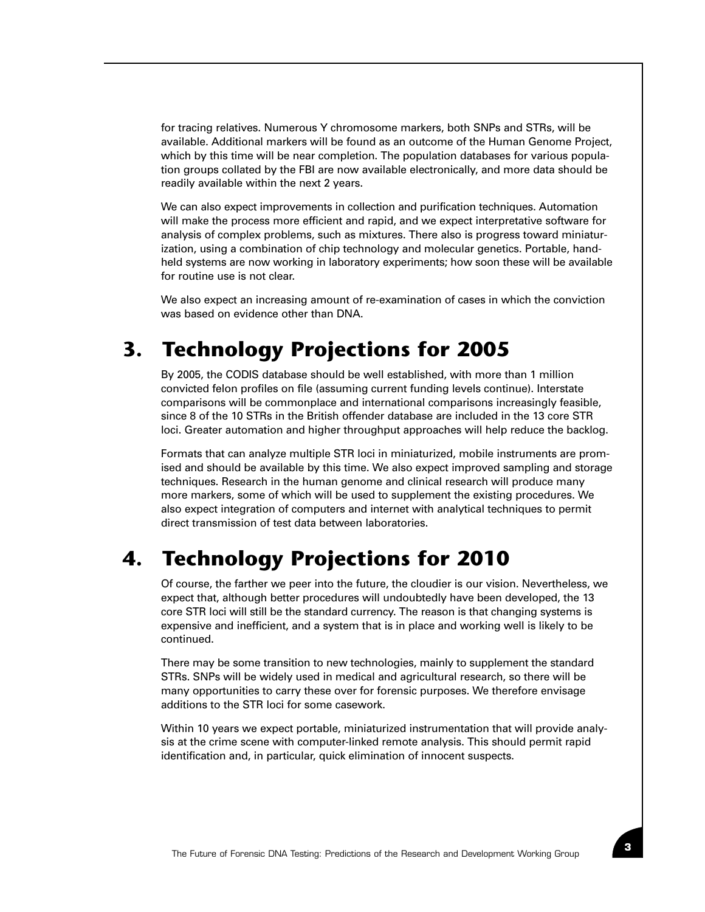for tracing relatives. Numerous Y chromosome markers, both SNPs and STRs, will be available. Additional markers will be found as an outcome of the Human Genome Project, which by this time will be near completion. The population databases for various population groups collated by the FBI are now available electronically, and more data should be readily available within the next 2 years.

We can also expect improvements in collection and purification techniques. Automation will make the process more efficient and rapid, and we expect interpretative software for analysis of complex problems, such as mixtures. There also is progress toward miniaturization, using a combination of chip technology and molecular genetics. Portable, handheld systems are now working in laboratory experiments; how soon these will be available for routine use is not clear.

We also expect an increasing amount of re-examination of cases in which the conviction was based on evidence other than DNA.

# 3. Technology Projections for 2005

By 2005, the CODIS database should be well established, with more than 1 million convicted felon profiles on file (assuming current funding levels continue). Interstate comparisons will be commonplace and international comparisons increasingly feasible, since 8 of the 10 STRs in the British offender database are included in the 13 core STR loci. Greater automation and higher throughput approaches will help reduce the backlog.

Formats that can analyze multiple STR loci in miniaturized, mobile instruments are promised and should be available by this time. We also expect improved sampling and storage techniques. Research in the human genome and clinical research will produce many more markers, some of which will be used to supplement the existing procedures. We also expect integration of computers and internet with analytical techniques to permit direct transmission of test data between laboratories.

# 4. Technology Projections for 2010

Of course, the farther we peer into the future, the cloudier is our vision. Nevertheless, we expect that, although better procedures will undoubtedly have been developed, the 13 core STR loci will still be the standard currency. The reason is that changing systems is expensive and inefficient, and a system that is in place and working well is likely to be continued.

There may be some transition to new technologies, mainly to supplement the standard STRs. SNPs will be widely used in medical and agricultural research, so there will be many opportunities to carry these over for forensic purposes. We therefore envisage additions to the STR loci for some casework.

Within 10 years we expect portable, miniaturized instrumentation that will provide analysis at the crime scene with computer-linked remote analysis. This should permit rapid identification and, in particular, quick elimination of innocent suspects.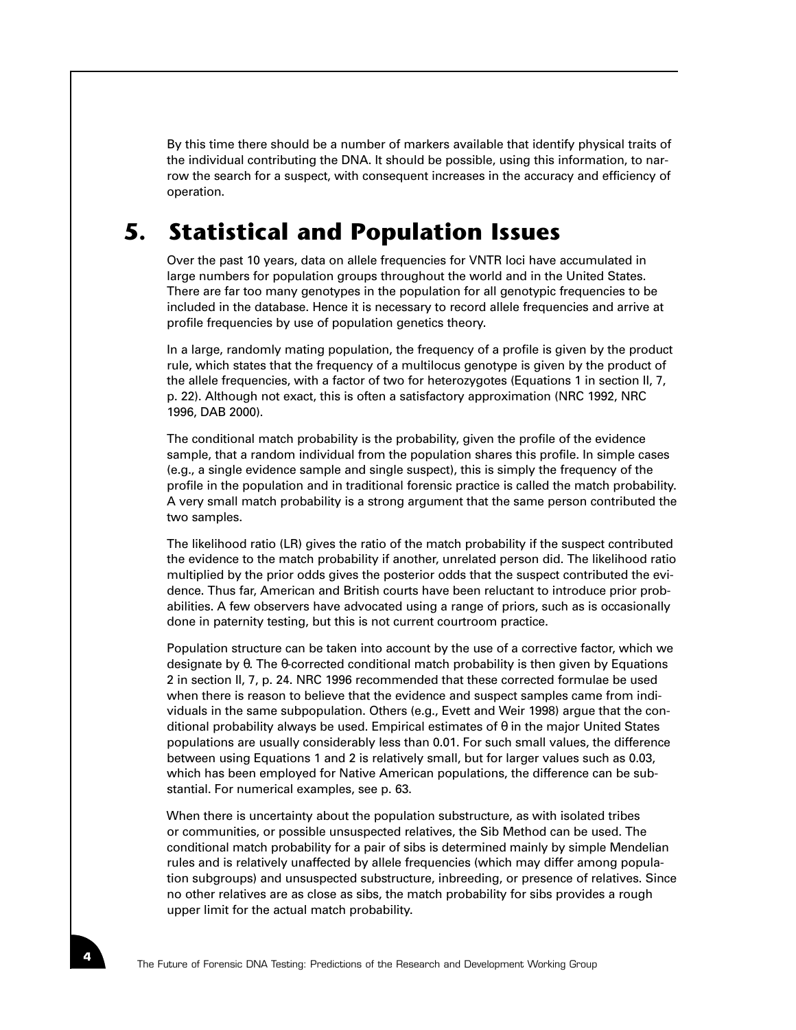By this time there should be a number of markers available that identify physical traits of the individual contributing the DNA. It should be possible, using this information, to narrow the search for a suspect, with consequent increases in the accuracy and efficiency of operation.

## 5. Statistical and Population Issues

Over the past 10 years, data on allele frequencies for VNTR loci have accumulated in large numbers for population groups throughout the world and in the United States. There are far too many genotypes in the population for all genotypic frequencies to be included in the database. Hence it is necessary to record allele frequencies and arrive at profile frequencies by use of population genetics theory.

In a large, randomly mating population, the frequency of a profile is given by the product rule, which states that the frequency of a multilocus genotype is given by the product of the allele frequencies, with a factor of two for heterozygotes (Equations 1 in section II, 7, p. 22). Although not exact, this is often a satisfactory approximation (NRC 1992, NRC 1996, DAB 2000).

The conditional match probability is the probability, given the profile of the evidence sample, that a random individual from the population shares this profile. In simple cases (e.g., a single evidence sample and single suspect), this is simply the frequency of the profile in the population and in traditional forensic practice is called the match probability. A very small match probability is a strong argument that the same person contributed the two samples.

The likelihood ratio (LR) gives the ratio of the match probability if the suspect contributed the evidence to the match probability if another, unrelated person did. The likelihood ratio multiplied by the prior odds gives the posterior odds that the suspect contributed the evidence. Thus far, American and British courts have been reluctant to introduce prior probabilities. A few observers have advocated using a range of priors, such as is occasionally done in paternity testing, but this is not current courtroom practice.

Population structure can be taken into account by the use of a corrective factor, which we designate by $\theta$. The $\theta$-corrected conditional match probability is then given by Equations 2 in section II, 7, p. 24. NRC 1996 recommended that these corrected formulae be used when there is reason to believe that the evidence and suspect samples came from individuals in the same subpopulation. Others (e.g., Evett and Weir 1998) argue that the conditional probability always be used. Empirical estimates of $\theta$ in the major United States populations are usually considerably less than 0.01. For such small values, the difference between using Equations 1 and 2 is relatively small, but for larger values such as 0.03, which has been employed for Native American populations, the difference can be substantial. For numerical examples, see p. 63.

When there is uncertainty about the population substructure, as with isolated tribes or communities, or possible unsuspected relatives, the Sib Method can be used. The conditional match probability for a pair of sibs is determined mainly by simple Mendelian rules and is relatively unaffected by allele frequencies (which may differ among population subgroups) and unsuspected substructure, inbreeding, or presence of relatives. Since no other relatives are as close as sibs, the match probability for sibs provides a rough upper limit for the actual match probability.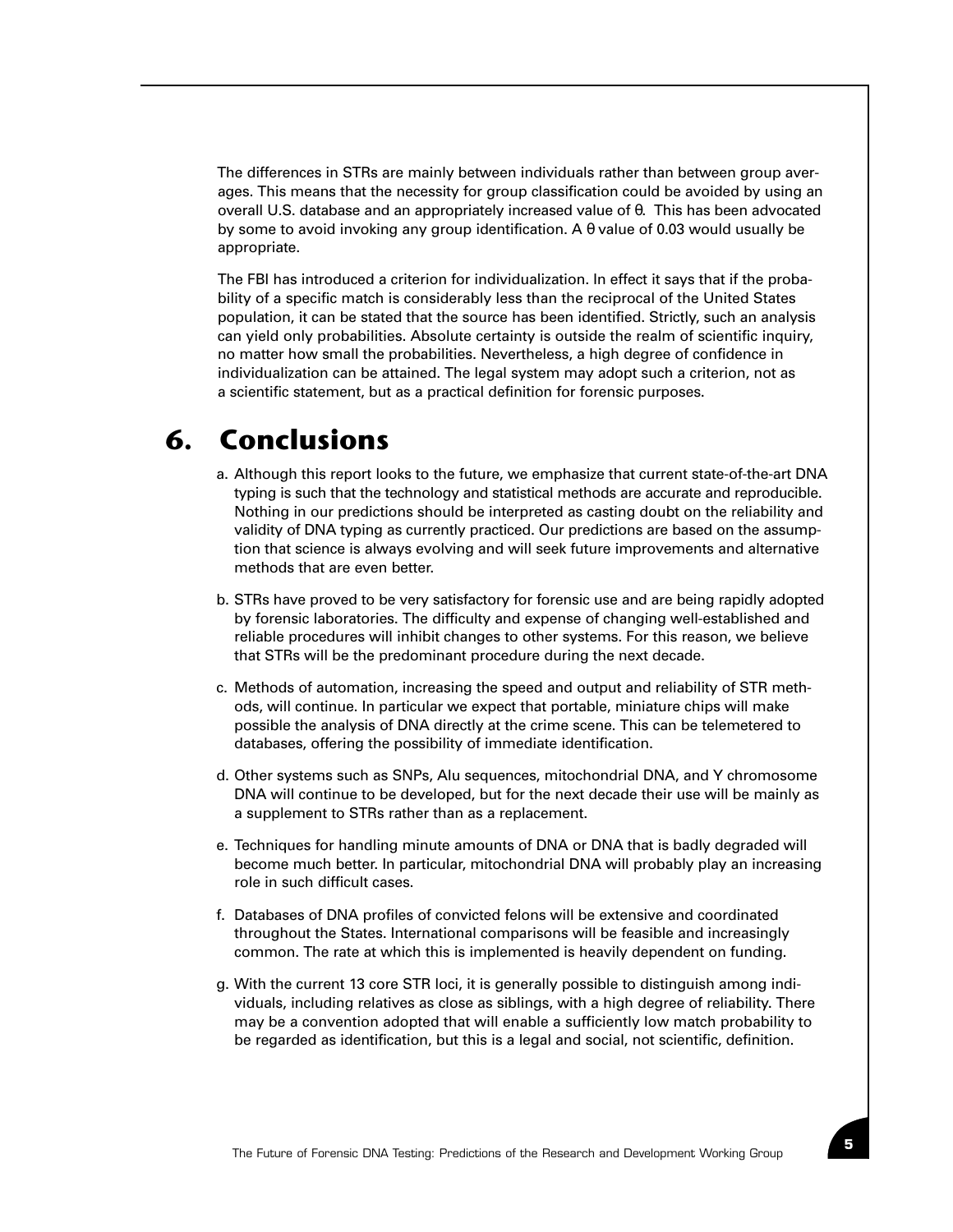The differences in STRs are mainly between individuals rather than between group averages. This means that the necessity for group classification could be avoided by using an overall U.S. database and an appropriately increased value of $\theta$. This has been advocated by some to avoid invoking any group identification. A $\theta$ value of 0.03 would usually be appropriate.

The FBI has introduced a criterion for individualization. In effect it says that if the probability of a specific match is considerably less than the reciprocal of the United States population, it can be stated that the source has been identified. Strictly, such an analysis can yield only probabilities. Absolute certainty is outside the realm of scientific inquiry, no matter how small the probabilities. Nevertheless, a high degree of confidence in individualization can be attained. The legal system may adopt such a criterion, not as a scientific statement, but as a practical definition for forensic purposes.

# 6. Conclusions

a. Although this report looks to the future, we emphasize that current state-of-the-art DNA typing is such that the technology and statistical methods are accurate and reproducible. Nothing in our predictions should be interpreted as casting doubt on the reliability and validity of DNA typing as currently practiced. Our predictions are based on the assumption that science is always evolving and will seek future improvements and alternative methods that are even better.

b. STRs have proved to be very satisfactory for forensic use and are being rapidly adopted by forensic laboratories. The difficulty and expense of changing well-established and reliable procedures will inhibit changes to other systems. For this reason, we believe that STRs will be the predominant procedure during the next decade.

c. Methods of automation, increasing the speed and output and reliability of STR methods, will continue. In particular we expect that portable, miniature chips will make possible the analysis of DNA directly at the crime scene. This can be telemetered to databases, offering the possibility of immediate identification.

d. Other systems such as SNPs, Alu sequences, mitochondrial DNA, and Y chromosome DNA will continue to be developed, but for the next decade their use will be mainly as a supplement to STRs rather than as a replacement.

e. Techniques for handling minute amounts of DNA or DNA that is badly degraded will become much better. In particular, mitochondrial DNA will probably play an increasing role in such difficult cases.

f. Databases of DNA profiles of convicted felons will be extensive and coordinated throughout the States. International comparisons will be feasible and increasingly common. The rate at which this is implemented is heavily dependent on funding.

g. With the current 13 core STR loci, it is generally possible to distinguish among individuals, including relatives as close as siblings, with a high degree of reliability. There may be a convention adopted that will enable a sufficiently low match probability to be regarded as identification, but this is a legal and social, not scientific, definition.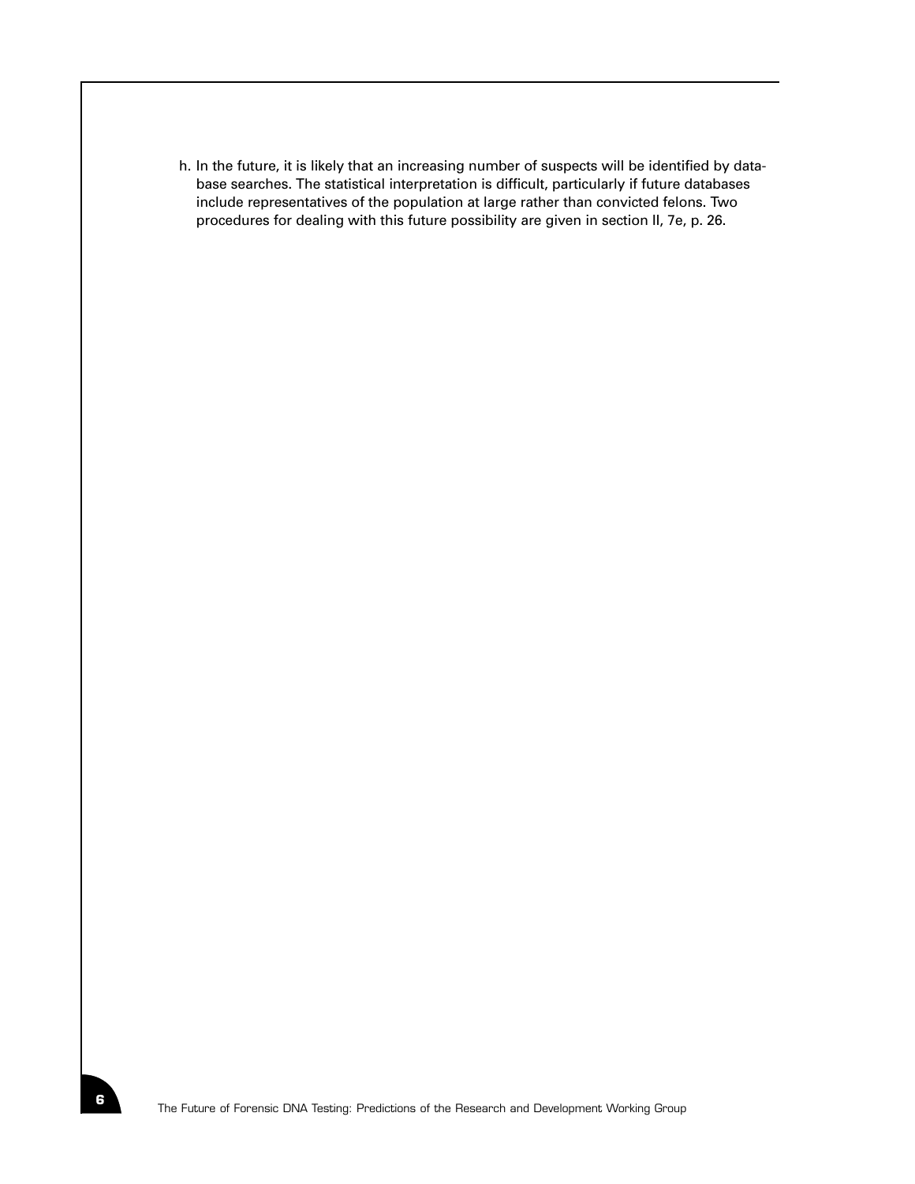h. In the future, it is likely that an increasing number of suspects will be identified by database searches. The statistical interpretation is difficult, particularly if future databases include representatives of the population at large rather than convicted felons. Two procedures for dealing with this future possibility are given in section II, 7e, p. 26.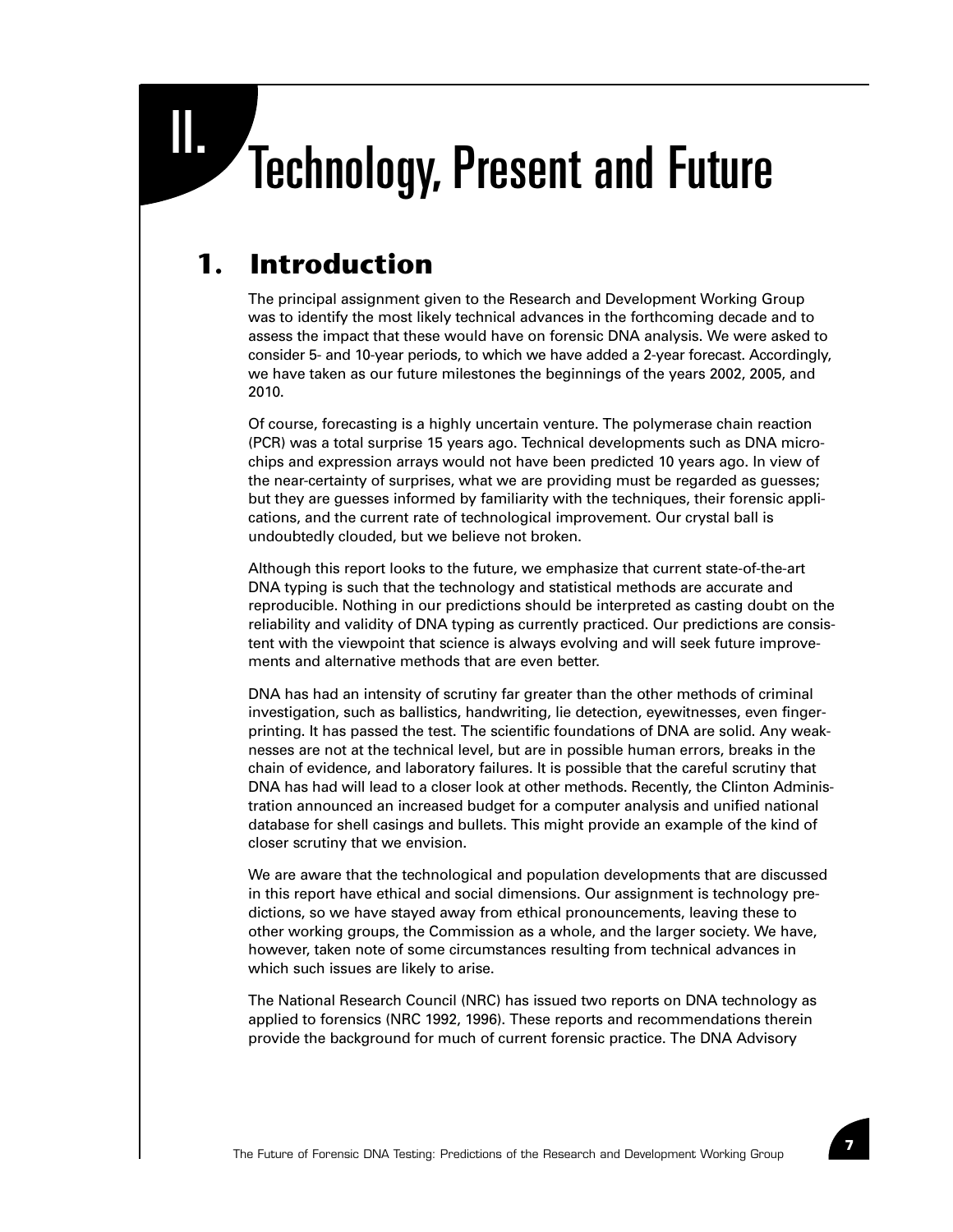# II. Technology, Present and Future

## 1. Introduction

The principal assignment given to the Research and Development Working Group was to identify the most likely technical advances in the forthcoming decade and to assess the impact that these would have on forensic DNA analysis. We were asked to consider 5- and 10-year periods, to which we have added a 2-year forecast. Accordingly, we have taken as our future milestones the beginnings of the years 2002, 2005, and 2010.

Of course, forecasting is a highly uncertain venture. The polymerase chain reaction (PCR) was a total surprise 15 years ago. Technical developments such as DNA microchips and expression arrays would not have been predicted 10 years ago. In view of the near-certainty of surprises, what we are providing must be regarded as guesses; but they are guesses informed by familiarity with the techniques, their forensic applications, and the current rate of technological improvement. Our crystal ball is undoubtedly clouded, but we believe not broken.

Although this report looks to the future, we emphasize that current state-of-the-art DNA typing is such that the technology and statistical methods are accurate and reproducible. Nothing in our predictions should be interpreted as casting doubt on the reliability and validity of DNA typing as currently practiced. Our predictions are consistent with the viewpoint that science is always evolving and will seek future improvements and alternative methods that are even better.

DNA has had an intensity of scrutiny far greater than the other methods of criminal investigation, such as ballistics, handwriting, lie detection, eyewitnesses, even fingerprinting. It has passed the test. The scientific foundations of DNA are solid. Any weaknesses are not at the technical level, but are in possible human errors, breaks in the chain of evidence, and laboratory failures. It is possible that the careful scrutiny that DNA has had will lead to a closer look at other methods. Recently, the Clinton Administration announced an increased budget for a computer analysis and unified national database for shell casings and bullets. This might provide an example of the kind of closer scrutiny that we envision.

We are aware that the technological and population developments that are discussed in this report have ethical and social dimensions. Our assignment is technology predictions, so we have stayed away from ethical pronouncements, leaving these to other working groups, the Commission as a whole, and the larger society. We have, however, taken note of some circumstances resulting from technical advances in which such issues are likely to arise.

The National Research Council (NRC) has issued two reports on DNA technology as applied to forensics (NRC 1992, 1996). These reports and recommendations therein provide the background for much of current forensic practice. The DNA Advisory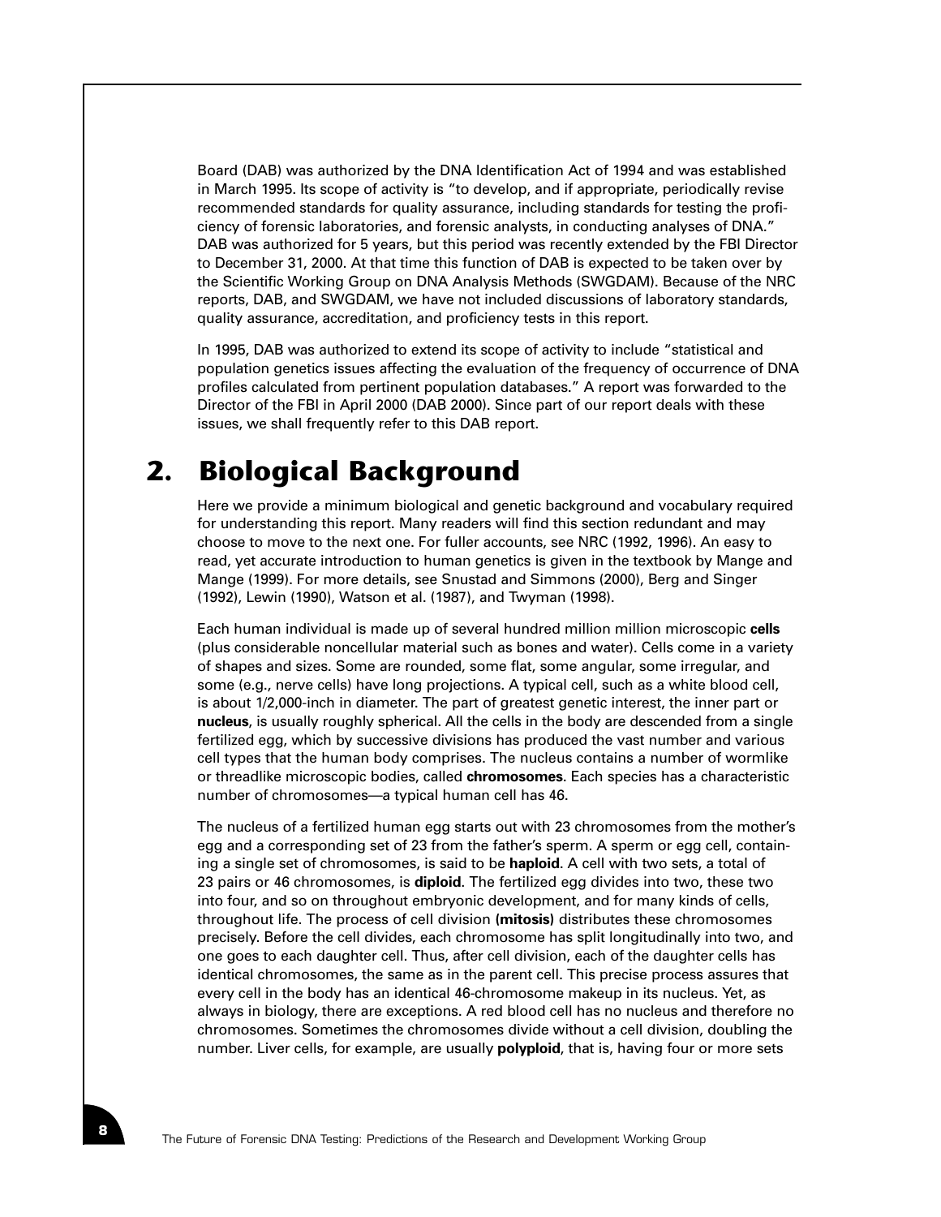Board (DAB) was authorized by the DNA Identification Act of 1994 and was established in March 1995. Its scope of activity is "to develop, and if appropriate, periodically revise recommended standards for quality assurance, including standards for testing the proficiency of forensic laboratories, and forensic analysts, in conducting analyses of DNA." DAB was authorized for 5 years, but this period was recently extended by the FBI Director to December 31, 2000. At that time this function of DAB is expected to be taken over by the Scientific Working Group on DNA Analysis Methods (SWGDAM). Because of the NRC reports, DAB, and SWGDAM, we have not included discussions of laboratory standards, quality assurance, accreditation, and proficiency tests in this report.

In 1995, DAB was authorized to extend its scope of activity to include "statistical and population genetics issues affecting the evaluation of the frequency of occurrence of DNA profiles calculated from pertinent population databases." A report was forwarded to the Director of the FBI in April 2000 (DAB 2000). Since part of our report deals with these issues, we shall frequently refer to this DAB report.

# 2. Biological Background

Here we provide a minimum biological and genetic background and vocabulary required for understanding this report. Many readers will find this section redundant and may choose to move to the next one. For fuller accounts, see NRC (1992, 1996). An easy to read, yet accurate introduction to human genetics is given in the textbook by Mange and Mange (1999). For more details, see Snustad and Simmons (2000), Berg and Singer (1992), Lewin (1990), Watson et al. (1987), and Twyman (1998).

Each human individual is made up of several hundred million million microscopic **cells** (plus considerable noncellular material such as bones and water). Cells come in a variety of shapes and sizes. Some are rounded, some flat, some angular, some irregular, and some (e.g., nerve cells) have long projections. A typical cell, such as a white blood cell, is about 1/2,000-inch in diameter. The part of greatest genetic interest, the inner part or **nucleus**, is usually roughly spherical. All the cells in the body are descended from a single fertilized egg, which by successive divisions has produced the vast number and various cell types that the human body comprises. The nucleus contains a number of wormlike or threadlike microscopic bodies, called **chromosomes**. Each species has a characteristic number of chromosomes—a typical human cell has 46.

The nucleus of a fertilized human egg starts out with 23 chromosomes from the mother's egg and a corresponding set of 23 from the father's sperm. A sperm or egg cell, containing a single set of chromosomes, is said to be **haploid**. A cell with two sets, a total of 23 pairs or 46 chromosomes, is **diploid**. The fertilized egg divides into two, these two into four, and so on throughout embryonic development, and for many kinds of cells, throughout life. The process of cell division **(mitosis)** distributes these chromosomes precisely. Before the cell divides, each chromosome has split longitudinally into two, and one goes to each daughter cell. Thus, after cell division, each of the daughter cells has identical chromosomes, the same as in the parent cell. This precise process assures that every cell in the body has an identical 46-chromosome makeup in its nucleus. Yet, as always in biology, there are exceptions. A red blood cell has no nucleus and therefore no chromosomes. Sometimes the chromosomes divide without a cell division, doubling the number. Liver cells, for example, are usually **polyploid**, that is, having four or more sets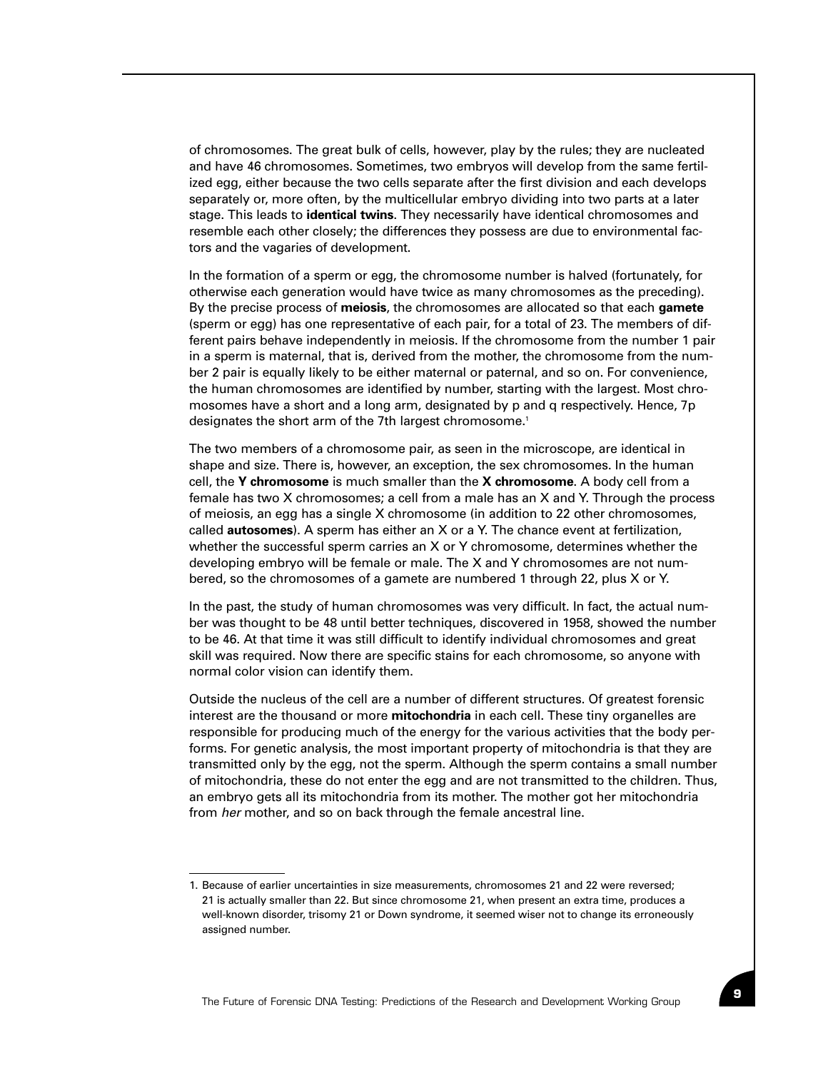of chromosomes. The great bulk of cells, however, play by the rules; they are nucleated and have 46 chromosomes. Sometimes, two embryos will develop from the same fertilized egg, either because the two cells separate after the first division and each develops separately or, more often, by the multicellular embryo dividing into two parts at a later stage. This leads to **identical twins**. They necessarily have identical chromosomes and resemble each other closely; the differences they possess are due to environmental factors and the vagaries of development.

In the formation of a sperm or egg, the chromosome number is halved (fortunately, for otherwise each generation would have twice as many chromosomes as the preceding). By the precise process of **meiosis**, the chromosomes are allocated so that each **gamete** (sperm or egg) has one representative of each pair, for a total of 23. The members of different pairs behave independently in meiosis. If the chromosome from the number 1 pair in a sperm is maternal, that is, derived from the mother, the chromosome from the number 2 pair is equally likely to be either maternal or paternal, and so on. For convenience, the human chromosomes are identified by number, starting with the largest. Most chromosomes have a short and a long arm, designated by p and q respectively. Hence, 7p designates the short arm of the 7th largest chromosome.[1]

The two members of a chromosome pair, as seen in the microscope, are identical in shape and size. There is, however, an exception, the sex chromosomes. In the human cell, the **Y chromosome** is much smaller than the **X chromosome**. A body cell from a female has two X chromosomes; a cell from a male has an X and Y. Through the process of meiosis, an egg has a single X chromosome (in addition to 22 other chromosomes, called **autosomes**). A sperm has either an X or a Y. The chance event at fertilization, whether the successful sperm carries an X or Y chromosome, determines whether the developing embryo will be female or male. The X and Y chromosomes are not numbered, so the chromosomes of a gamete are numbered 1 through 22, plus X or Y.

In the past, the study of human chromosomes was very difficult. In fact, the actual number was thought to be 48 until better techniques, discovered in 1958, showed the number to be 46. At that time it was still difficult to identify individual chromosomes and great skill was required. Now there are specific stains for each chromosome, so anyone with normal color vision can identify them.

Outside the nucleus of the cell are a number of different structures. Of greatest forensic interest are the thousand or more **mitochondria** in each cell. These tiny organelles are responsible for producing much of the energy for the various activities that the body performs. For genetic analysis, the most important property of mitochondria is that they are transmitted only by the egg, not the sperm. Although the sperm contains a small number of mitochondria, these do not enter the egg and are not transmitted to the children. Thus, an embryo gets all its mitochondria from its mother. The mother got her mitochondria from *her* mother, and so on back through the female ancestral line.

---

1. Because of earlier uncertainties in size measurements, chromosomes 21 and 22 were reversed; 21 is actually smaller than 22. But since chromosome 21, when present an extra time, produces a well-known disorder, trisomy 21 or Down syndrome, it seemed wiser not to change its erroneously assigned number.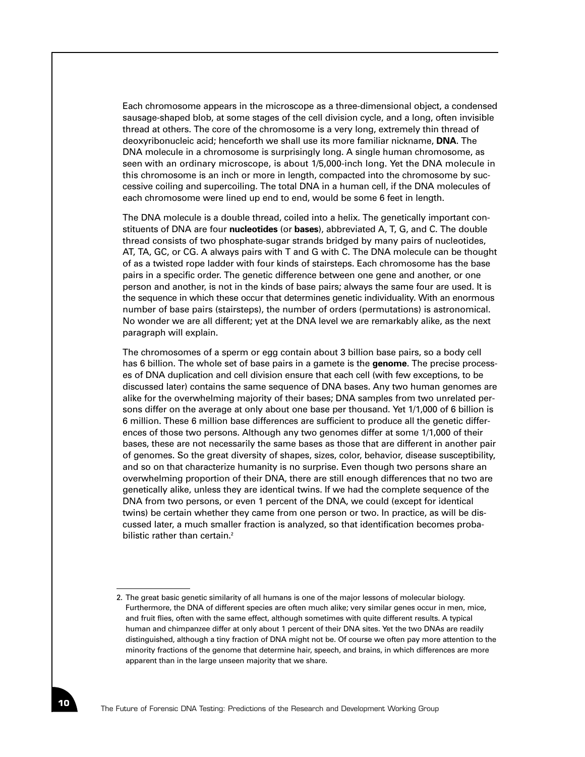Each chromosome appears in the microscope as a three-dimensional object, a condensed sausage-shaped blob, at some stages of the cell division cycle, and a long, often invisible thread at others. The core of the chromosome is a very long, extremely thin thread of deoxyribonucleic acid; henceforth we shall use its more familiar nickname, **DNA**. The DNA molecule in a chromosome is surprisingly long. A single human chromosome, as seen with an ordinary microscope, is about 1/5,000-inch long. Yet the DNA molecule in this chromosome is an inch or more in length, compacted into the chromosome by successive coiling and supercoiling. The total DNA in a human cell, if the DNA molecules of each chromosome were lined up end to end, would be some 6 feet in length.

The DNA molecule is a double thread, coiled into a helix. The genetically important constituents of DNA are four **nucleotides** (or **bases**), abbreviated A, T, G, and C. The double thread consists of two phosphate-sugar strands bridged by many pairs of nucleotides, AT, TA, GC, or CG. A always pairs with T and G with C. The DNA molecule can be thought of as a twisted rope ladder with four kinds of stairsteps. Each chromosome has the base pairs in a specific order. The genetic difference between one gene and another, or one person and another, is not in the kinds of base pairs; always the same four are used. It is the sequence in which these occur that determines genetic individuality. With an enormous number of base pairs (stairsteps), the number of orders (permutations) is astronomical. No wonder we are all different; yet at the DNA level we are remarkably alike, as the next paragraph will explain.

The chromosomes of a sperm or egg contain about 3 billion base pairs, so a body cell has 6 billion. The whole set of base pairs in a gamete is the **genome**. The precise processes of DNA duplication and cell division ensure that each cell (with few exceptions, to be discussed later) contains the same sequence of DNA bases. Any two human genomes are alike for the overwhelming majority of their bases; DNA samples from two unrelated persons differ on the average at only about one base per thousand. Yet 1/1,000 of 6 billion is 6 million. These 6 million base differences are sufficient to produce all the genetic differences of those two persons. Although any two genomes differ at some 1/1,000 of their bases, these are not necessarily the same bases as those that are different in another pair of genomes. So the great diversity of shapes, sizes, color, behavior, disease susceptibility, and so on that characterize humanity is no surprise. Even though two persons share an overwhelming proportion of their DNA, there are still enough differences that no two are genetically alike, unless they are identical twins. If we had the complete sequence of the DNA from two persons, or even 1 percent of the DNA, we could (except for identical twins) be certain whether they came from one person or two. In practice, as will be discussed later, a much smaller fraction is analyzed, so that identification becomes probabilistic rather than certain.[2]

---

2. The great basic genetic similarity of all humans is one of the major lessons of molecular biology. Furthermore, the DNA of different species are often much alike; very similar genes occur in men, mice, and fruit flies, often with the same effect, although sometimes with quite different results. A typical human and chimpanzee differ at only about 1 percent of their DNA sites. Yet the two DNAs are readily distinguished, although a tiny fraction of DNA might not be. Of course we often pay more attention to the minority fractions of the genome that determine hair, speech, and brains, in which differences are more apparent than in the large unseen majority that we share.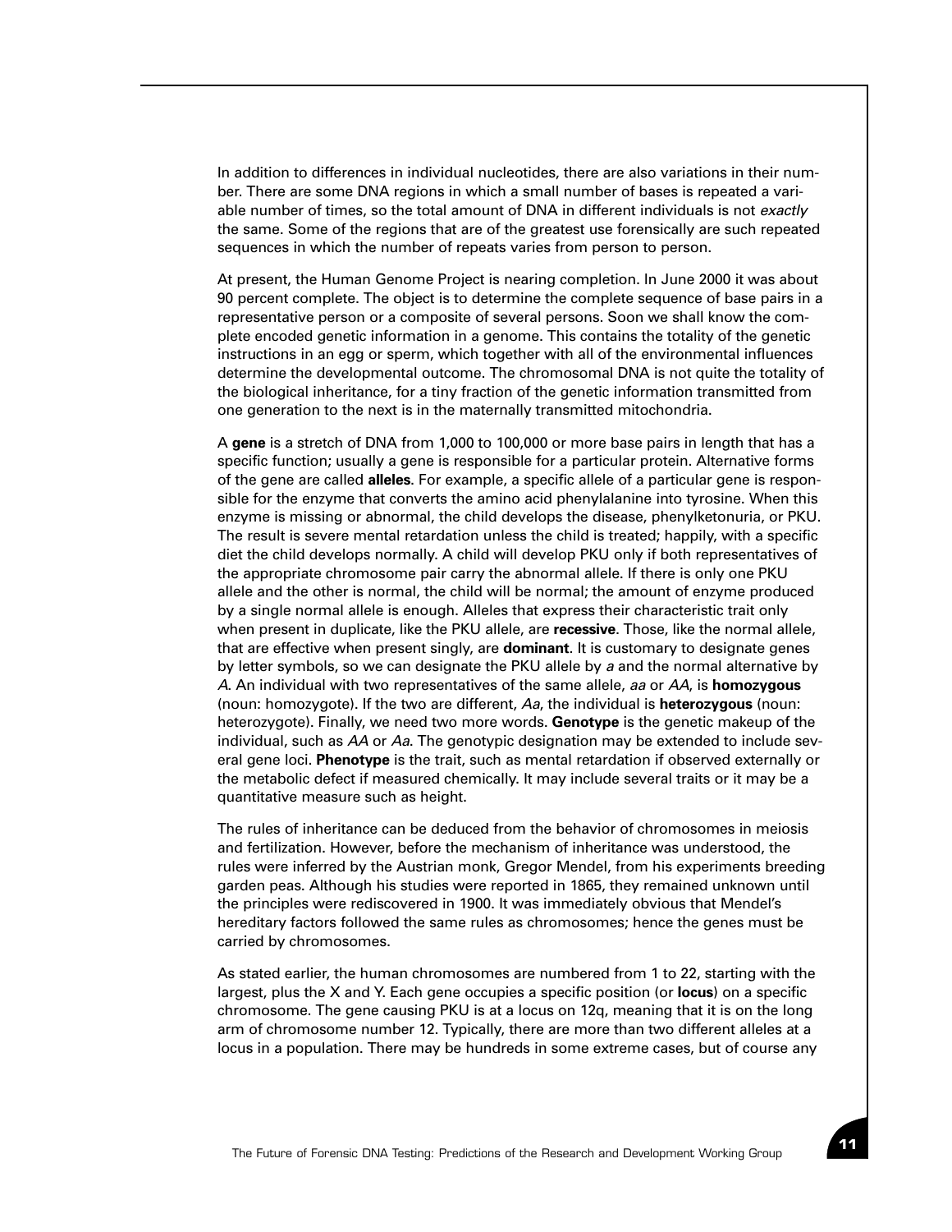In addition to differences in individual nucleotides, there are also variations in their number. There are some DNA regions in which a small number of bases is repeated a variable number of times, so the total amount of DNA in different individuals is not *exactly* the same. Some of the regions that are of the greatest use forensically are such repeated sequences in which the number of repeats varies from person to person.

At present, the Human Genome Project is nearing completion. In June 2000 it was about 90 percent complete. The object is to determine the complete sequence of base pairs in a representative person or a composite of several persons. Soon we shall know the complete encoded genetic information in a genome. This contains the totality of the genetic instructions in an egg or sperm, which together with all of the environmental influences determine the developmental outcome. The chromosomal DNA is not quite the totality of the biological inheritance, for a tiny fraction of the genetic information transmitted from one generation to the next is in the maternally transmitted mitochondria.

A **gene** is a stretch of DNA from 1,000 to 100,000 or more base pairs in length that has a specific function; usually a gene is responsible for a particular protein. Alternative forms of the gene are called **alleles**. For example, a specific allele of a particular gene is responsible for the enzyme that converts the amino acid phenylalanine into tyrosine. When this enzyme is missing or abnormal, the child develops the disease, phenylketonuria, or PKU. The result is severe mental retardation unless the child is treated; happily, with a specific diet the child develops normally. A child will develop PKU only if both representatives of the appropriate chromosome pair carry the abnormal allele. If there is only one PKU allele and the other is normal, the child will be normal; the amount of enzyme produced by a single normal allele is enough. Alleles that express their characteristic trait only when present in duplicate, like the PKU allele, are **recessive**. Those, like the normal allele, that are effective when present singly, are **dominant**. It is customary to designate genes by letter symbols, so we can designate the PKU allele by *a* and the normal alternative by *A*. An individual with two representatives of the same allele, *aa* or *AA*, is **homozygous** (noun: homozygote). If the two are different, *Aa*, the individual is **heterozygous** (noun: heterozygote). Finally, we need two more words. **Genotype** is the genetic makeup of the individual, such as *AA* or *Aa*. The genotypic designation may be extended to include several gene loci. **Phenotype** is the trait, such as mental retardation if observed externally or the metabolic defect if measured chemically. It may include several traits or it may be a quantitative measure such as height.

The rules of inheritance can be deduced from the behavior of chromosomes in meiosis and fertilization. However, before the mechanism of inheritance was understood, the rules were inferred by the Austrian monk, Gregor Mendel, from his experiments breeding garden peas. Although his studies were reported in 1865, they remained unknown until the principles were rediscovered in 1900. It was immediately obvious that Mendel's hereditary factors followed the same rules as chromosomes; hence the genes must be carried by chromosomes.

As stated earlier, the human chromosomes are numbered from 1 to 22, starting with the largest, plus the X and Y. Each gene occupies a specific position (or **locus**) on a specific chromosome. The gene causing PKU is at a locus on 12q, meaning that it is on the long arm of chromosome number 12. Typically, there are more than two different alleles at a locus in a population. There may be hundreds in some extreme cases, but of course any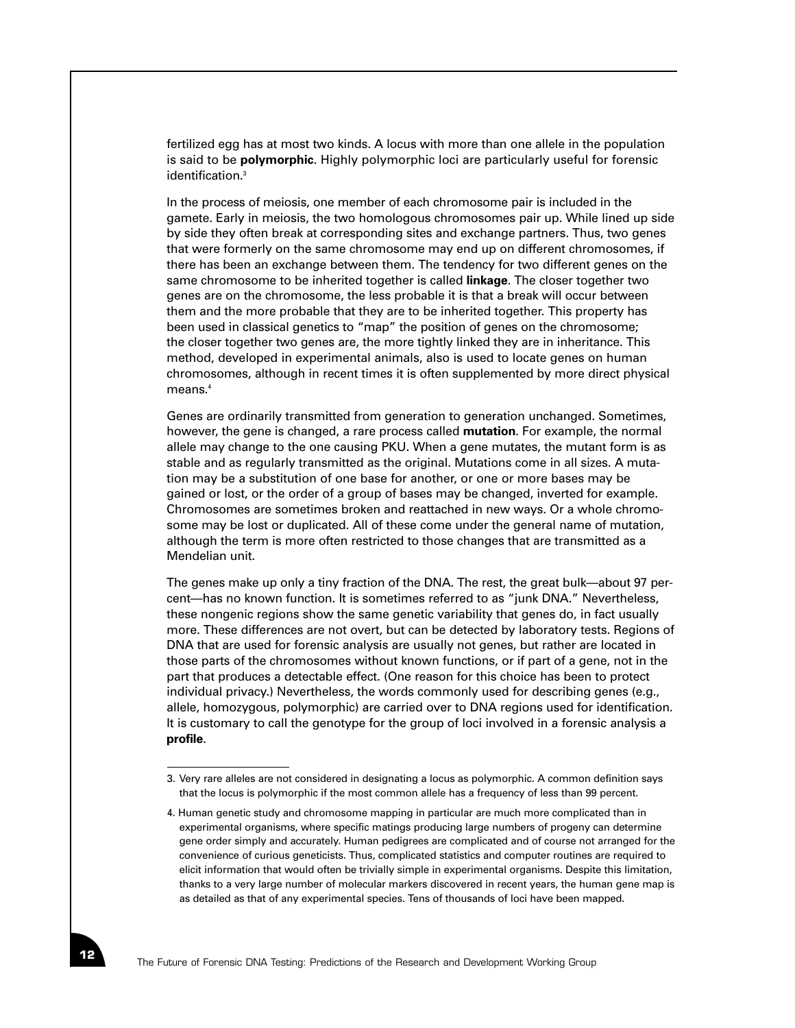fertilized egg has at most two kinds. A locus with more than one allele in the population is said to be **polymorphic**. Highly polymorphic loci are particularly useful for forensic identification.[3]

In the process of meiosis, one member of each chromosome pair is included in the gamete. Early in meiosis, the two homologous chromosomes pair up. While lined up side by side they often break at corresponding sites and exchange partners. Thus, two genes that were formerly on the same chromosome may end up on different chromosomes, if there has been an exchange between them. The tendency for two different genes on the same chromosome to be inherited together is called **linkage**. The closer together two genes are on the chromosome, the less probable it is that a break will occur between them and the more probable that they are to be inherited together. This property has been used in classical genetics to "map" the position of genes on the chromosome; the closer together two genes are, the more tightly linked they are in inheritance. This method, developed in experimental animals, also is used to locate genes on human chromosomes, although in recent times it is often supplemented by more direct physical means.[4]

Genes are ordinarily transmitted from generation to generation unchanged. Sometimes, however, the gene is changed, a rare process called **mutation**. For example, the normal allele may change to the one causing PKU. When a gene mutates, the mutant form is as stable and as regularly transmitted as the original. Mutations come in all sizes. A mutation may be a substitution of one base for another, or one or more bases may be gained or lost, or the order of a group of bases may be changed, inverted for example. Chromosomes are sometimes broken and reattached in new ways. Or a whole chromosome may be lost or duplicated. All of these come under the general name of mutation, although the term is more often restricted to those changes that are transmitted as a Mendelian unit.

The genes make up only a tiny fraction of the DNA. The rest, the great bulk—about 97 percent—has no known function. It is sometimes referred to as "junk DNA." Nevertheless, these nongenic regions show the same genetic variability that genes do, in fact usually more. These differences are not overt, but can be detected by laboratory tests. Regions of DNA that are used for forensic analysis are usually not genes, but rather are located in those parts of the chromosomes without known functions, or if part of a gene, not in the part that produces a detectable effect. (One reason for this choice has been to protect individual privacy.) Nevertheless, the words commonly used for describing genes (e.g., allele, homozygous, polymorphic) are carried over to DNA regions used for identification. It is customary to call the genotype for the group of loci involved in a forensic analysis a **profile**.

---

3. Very rare alleles are not considered in designating a locus as polymorphic. A common definition says that the locus is polymorphic if the most common allele has a frequency of less than 99 percent.

4. Human genetic study and chromosome mapping in particular are much more complicated than in experimental organisms, where specific matings producing large numbers of progeny can determine gene order simply and accurately. Human pedigrees are complicated and of course not arranged for the convenience of curious geneticists. Thus, complicated statistics and computer routines are required to elicit information that would often be trivially simple in experimental organisms. Despite this limitation, thanks to a very large number of molecular markers discovered in recent years, the human gene map is as detailed as that of any experimental species. Tens of thousands of loci have been mapped.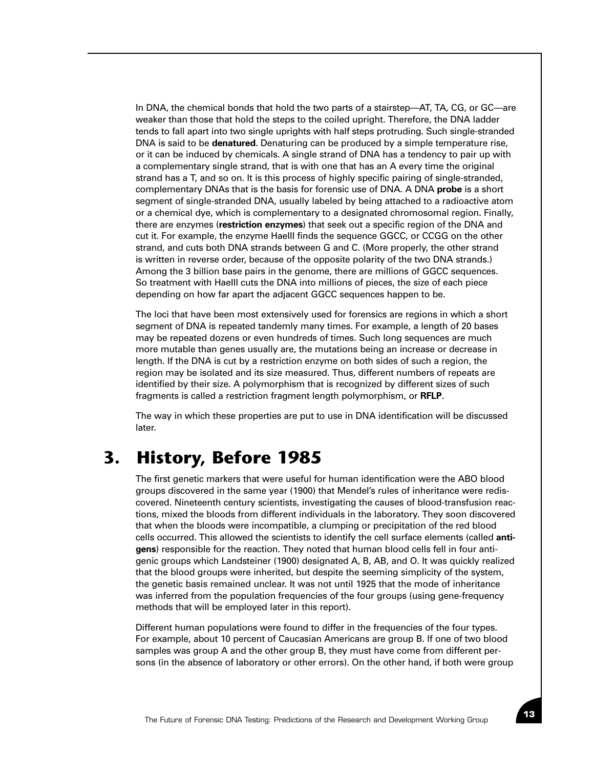In DNA, the chemical bonds that hold the two parts of a stairstep—AT, TA, CG, or GC—are weaker than those that hold the steps to the coiled upright. Therefore, the DNA ladder tends to fall apart into two single uprights with half steps protruding. Such single-stranded DNA is said to be **denatured**. Denaturing can be produced by a simple temperature rise, or it can be induced by chemicals. A single strand of DNA has a tendency to pair up with a complementary single strand, that is with one that has an A every time the original strand has a T, and so on. It is this process of highly specific pairing of single-stranded, complementary DNAs that is the basis for forensic use of DNA. A DNA **probe** is a short segment of single-stranded DNA, usually labeled by being attached to a radioactive atom or a chemical dye, which is complementary to a designated chromosomal region. Finally, there are enzymes (**restriction enzymes**) that seek out a specific region of the DNA and cut it. For example, the enzyme HaeIII finds the sequence GGCC, or CCGG on the other strand, and cuts both DNA strands between G and C. (More properly, the other strand is written in reverse order, because of the opposite polarity of the two DNA strands.) Among the 3 billion base pairs in the genome, there are millions of GGCC sequences. So treatment with HaeIII cuts the DNA into millions of pieces, the size of each piece depending on how far apart the adjacent GGCC sequences happen to be.

The loci that have been most extensively used for forensics are regions in which a short segment of DNA is repeated tandemly many times. For example, a length of 20 bases may be repeated dozens or even hundreds of times. Such long sequences are much more mutable than genes usually are, the mutations being an increase or decrease in length. If the DNA is cut by a restriction enzyme on both sides of such a region, the region may be isolated and its size measured. Thus, different numbers of repeats are identified by their size. A polymorphism that is recognized by different sizes of such fragments is called a restriction fragment length polymorphism, or **RFLP**.

The way in which these properties are put to use in DNA identification will be discussed later.

# 3. History, Before 1985

The first genetic markers that were useful for human identification were the ABO blood groups discovered in the same year (1900) that Mendel's rules of inheritance were rediscovered. Nineteenth century scientists, investigating the causes of blood-transfusion reactions, mixed the bloods from different individuals in the laboratory. They soon discovered that when the bloods were incompatible, a clumping or precipitation of the red blood cells occurred. This allowed the scientists to identify the cell surface elements (called **antigens**) responsible for the reaction. They noted that human blood cells fell in four antigenic groups which Landsteiner (1900) designated A, B, AB, and O. It was quickly realized that the blood groups were inherited, but despite the seeming simplicity of the system, the genetic basis remained unclear. It was not until 1925 that the mode of inheritance was inferred from the population frequencies of the four groups (using gene-frequency methods that will be employed later in this report).

Different human populations were found to differ in the frequencies of the four types. For example, about 10 percent of Caucasian Americans are group B. If one of two blood samples was group A and the other group B, they must have come from different persons (in the absence of laboratory or other errors). On the other hand, if both were group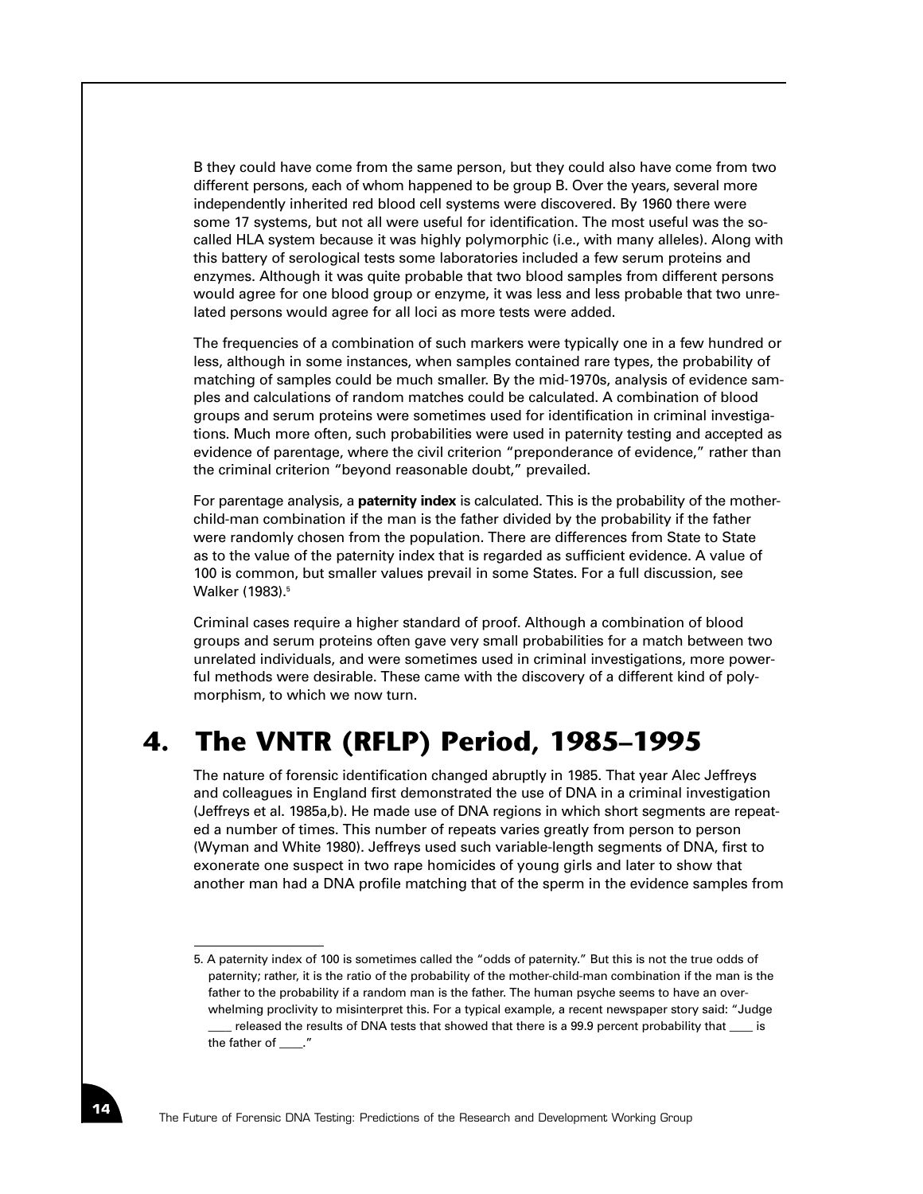B they could have come from the same person, but they could also have come from two different persons, each of whom happened to be group B. Over the years, several more independently inherited red blood cell systems were discovered. By 1960 there were some 17 systems, but not all were useful for identification. The most useful was the so-called HLA system because it was highly polymorphic (i.e., with many alleles). Along with this battery of serological tests some laboratories included a few serum proteins and enzymes. Although it was quite probable that two blood samples from different persons would agree for one blood group or enzyme, it was less and less probable that two unrelated persons would agree for all loci as more tests were added.

The frequencies of a combination of such markers were typically one in a few hundred or less, although in some instances, when samples contained rare types, the probability of matching of samples could be much smaller. By the mid-1970s, analysis of evidence samples and calculations of random matches could be calculated. A combination of blood groups and serum proteins were sometimes used for identification in criminal investigations. Much more often, such probabilities were used in paternity testing and accepted as evidence of parentage, where the civil criterion "preponderance of evidence," rather than the criminal criterion "beyond reasonable doubt," prevailed.

For parentage analysis, a **paternity index** is calculated. This is the probability of the mother-child-man combination if the man is the father divided by the probability if the father were randomly chosen from the population. There are differences from State to State as to the value of the paternity index that is regarded as sufficient evidence. A value of 100 is common, but smaller values prevail in some States. For a full discussion, see Walker (1983).[5]

Criminal cases require a higher standard of proof. Although a combination of blood groups and serum proteins often gave very small probabilities for a match between two unrelated individuals, and were sometimes used in criminal investigations, more powerful methods were desirable. These came with the discovery of a different kind of polymorphism, to which we now turn.

## 4. The VNTR (RFLP) Period, 1985–1995

The nature of forensic identification changed abruptly in 1985. That year Alec Jeffreys and colleagues in England first demonstrated the use of DNA in a criminal investigation (Jeffreys et al. 1985a,b). He made use of DNA regions in which short segments are repeated a number of times. This number of repeats varies greatly from person to person (Wyman and White 1980). Jeffreys used such variable-length segments of DNA, first to exonerate one suspect in two rape homicides of young girls and later to show that another man had a DNA profile matching that of the sperm in the evidence samples from

---

5. A paternity index of 100 is sometimes called the "odds of paternity." But this is not the true odds of paternity; rather, it is the ratio of the probability of the mother-child-man combination if the man is the father to the probability if a random man is the father. The human psyche seems to have an overwhelming proclivity to misinterpret this. For a typical example, a recent newspaper story said: "Judge ____ released the results of DNA tests that showed that there is a 99.9 percent probability that ____ is the father of ____."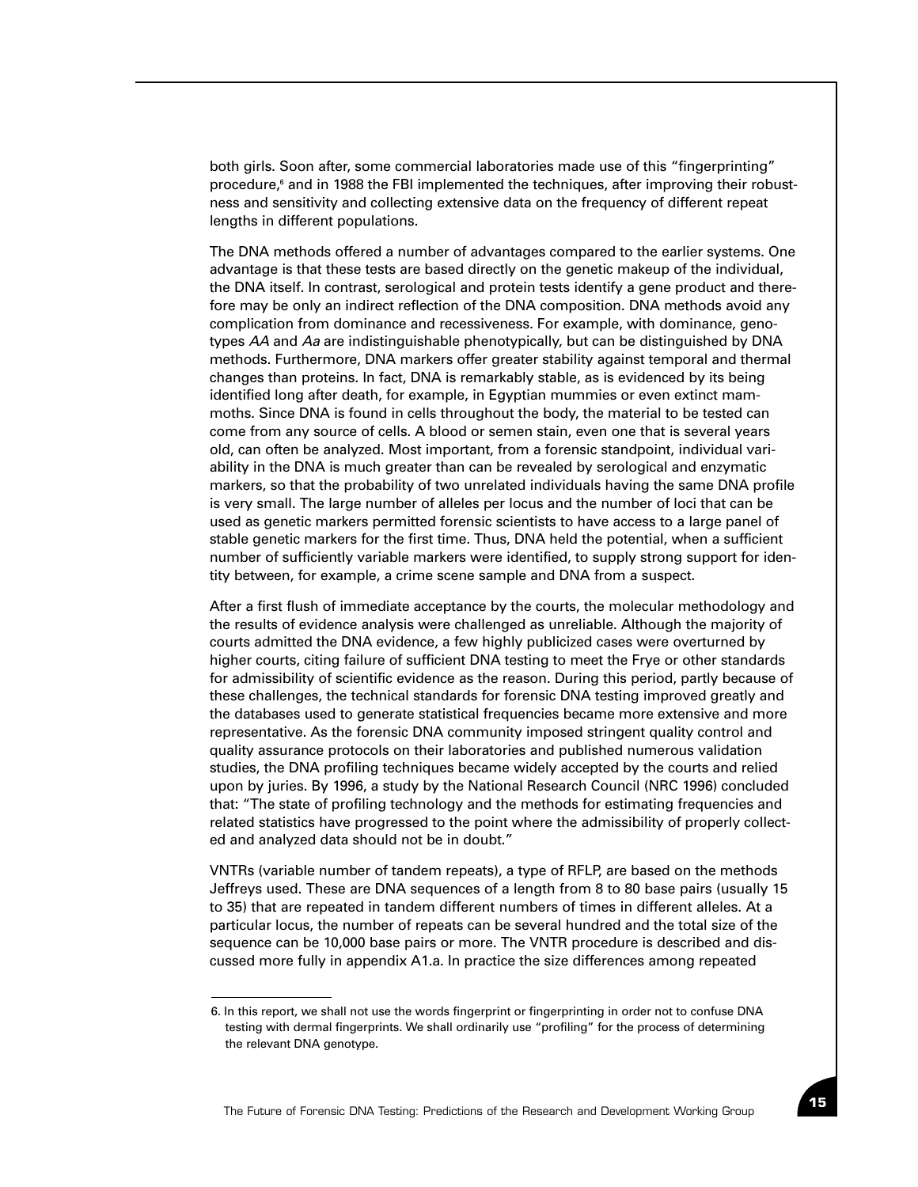both girls. Soon after, some commercial laboratories made use of this "fingerprinting" procedure,[6] and in 1988 the FBI implemented the techniques, after improving their robustness and sensitivity and collecting extensive data on the frequency of different repeat lengths in different populations.

The DNA methods offered a number of advantages compared to the earlier systems. One advantage is that these tests are based directly on the genetic makeup of the individual, the DNA itself. In contrast, serological and protein tests identify a gene product and therefore may be only an indirect reflection of the DNA composition. DNA methods avoid any complication from dominance and recessiveness. For example, with dominance, genotypes *AA* and *Aa* are indistinguishable phenotypically, but can be distinguished by DNA methods. Furthermore, DNA markers offer greater stability against temporal and thermal changes than proteins. In fact, DNA is remarkably stable, as is evidenced by its being identified long after death, for example, in Egyptian mummies or even extinct mammoths. Since DNA is found in cells throughout the body, the material to be tested can come from any source of cells. A blood or semen stain, even one that is several years old, can often be analyzed. Most important, from a forensic standpoint, individual variability in the DNA is much greater than can be revealed by serological and enzymatic markers, so that the probability of two unrelated individuals having the same DNA profile is very small. The large number of alleles per locus and the number of loci that can be used as genetic markers permitted forensic scientists to have access to a large panel of stable genetic markers for the first time. Thus, DNA held the potential, when a sufficient number of sufficiently variable markers were identified, to supply strong support for identity between, for example, a crime scene sample and DNA from a suspect.

After a first flush of immediate acceptance by the courts, the molecular methodology and the results of evidence analysis were challenged as unreliable. Although the majority of courts admitted the DNA evidence, a few highly publicized cases were overturned by higher courts, citing failure of sufficient DNA testing to meet the Frye or other standards for admissibility of scientific evidence as the reason. During this period, partly because of these challenges, the technical standards for forensic DNA testing improved greatly and the databases used to generate statistical frequencies became more extensive and more representative. As the forensic DNA community imposed stringent quality control and quality assurance protocols on their laboratories and published numerous validation studies, the DNA profiling techniques became widely accepted by the courts and relied upon by juries. By 1996, a study by the National Research Council (NRC 1996) concluded that: "The state of profiling technology and the methods for estimating frequencies and related statistics have progressed to the point where the admissibility of properly collected and analyzed data should not be in doubt."

VNTRs (variable number of tandem repeats), a type of RFLP, are based on the methods Jeffreys used. These are DNA sequences of a length from 8 to 80 base pairs (usually 15 to 35) that are repeated in tandem different numbers of times in different alleles. At a particular locus, the number of repeats can be several hundred and the total size of the sequence can be 10,000 base pairs or more. The VNTR procedure is described and discussed more fully in appendix A1.a. In practice the size differences among repeated

---

6. In this report, we shall not use the words fingerprint or fingerprinting in order not to confuse DNA testing with dermal fingerprints. We shall ordinarily use "profiling" for the process of determining the relevant DNA genotype.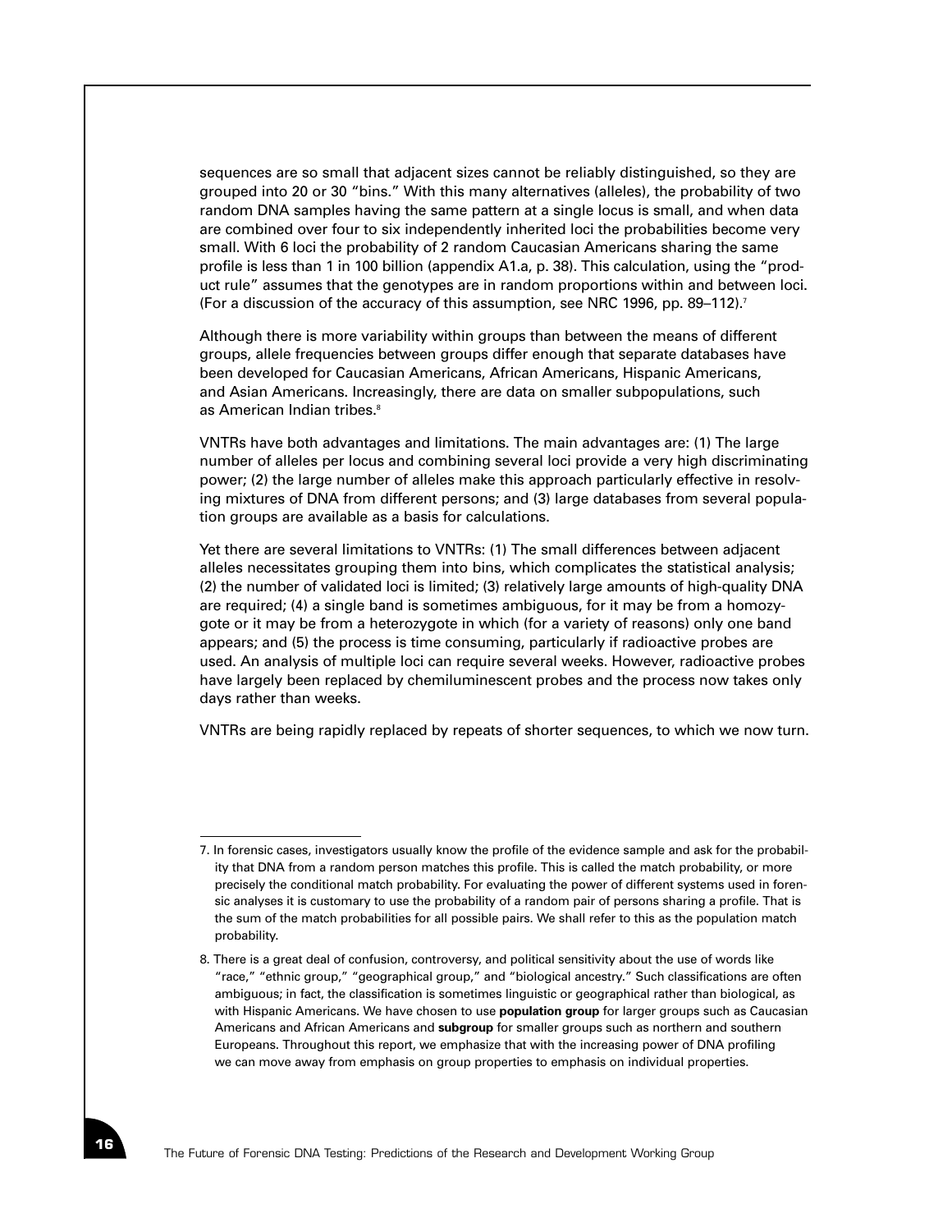sequences are so small that adjacent sizes cannot be reliably distinguished, so they are grouped into 20 or 30 "bins." With this many alternatives (alleles), the probability of two random DNA samples having the same pattern at a single locus is small, and when data are combined over four to six independently inherited loci the probabilities become very small. With 6 loci the probability of 2 random Caucasian Americans sharing the same profile is less than 1 in 100 billion (appendix A1.a, p. 38). This calculation, using the "product rule" assumes that the genotypes are in random proportions within and between loci. (For a discussion of the accuracy of this assumption, see NRC 1996, pp. 89–112).[7]

Although there is more variability within groups than between the means of different groups, allele frequencies between groups differ enough that separate databases have been developed for Caucasian Americans, African Americans, Hispanic Americans, and Asian Americans. Increasingly, there are data on smaller subpopulations, such as American Indian tribes.[8]

VNTRs have both advantages and limitations. The main advantages are: (1) The large number of alleles per locus and combining several loci provide a very high discriminating power; (2) the large number of alleles make this approach particularly effective in resolving mixtures of DNA from different persons; and (3) large databases from several population groups are available as a basis for calculations.

Yet there are several limitations to VNTRs: (1) The small differences between adjacent alleles necessitates grouping them into bins, which complicates the statistical analysis; (2) the number of validated loci is limited; (3) relatively large amounts of high-quality DNA are required; (4) a single band is sometimes ambiguous, for it may be from a homozygote or it may be from a heterozygote in which (for a variety of reasons) only one band appears; and (5) the process is time consuming, particularly if radioactive probes are used. An analysis of multiple loci can require several weeks. However, radioactive probes have largely been replaced by chemiluminescent probes and the process now takes only days rather than weeks.

VNTRs are being rapidly replaced by repeats of shorter sequences, to which we now turn.

---

7. In forensic cases, investigators usually know the profile of the evidence sample and ask for the probability that DNA from a random person matches this profile. This is called the match probability, or more precisely the conditional match probability. For evaluating the power of different systems used in forensic analyses it is customary to use the probability of a random pair of persons sharing a profile. That is the sum of the match probabilities for all possible pairs. We shall refer to this as the population match probability.

8. There is a great deal of confusion, controversy, and political sensitivity about the use of words like "race," "ethnic group," "geographical group," and "biological ancestry." Such classifications are often ambiguous; in fact, the classification is sometimes linguistic or geographical rather than biological, as with Hispanic Americans. We have chosen to use **population group** for larger groups such as Caucasian Americans and African Americans and **subgroup** for smaller groups such as northern and southern Europeans. Throughout this report, we emphasize that with the increasing power of DNA profiling we can move away from emphasis on group properties to emphasis on individual properties.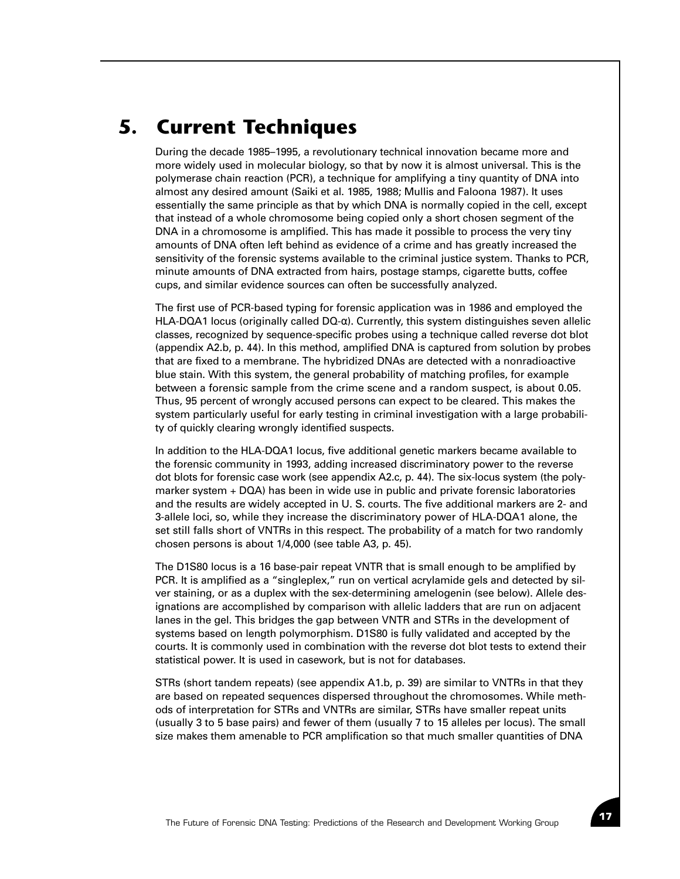# 5. Current Techniques

During the decade 1985–1995, a revolutionary technical innovation became more and more widely used in molecular biology, so that by now it is almost universal. This is the polymerase chain reaction (PCR), a technique for amplifying a tiny quantity of DNA into almost any desired amount (Saiki et al. 1985, 1988; Mullis and Faloona 1987). It uses essentially the same principle as that by which DNA is normally copied in the cell, except that instead of a whole chromosome being copied only a short chosen segment of the DNA in a chromosome is amplified. This has made it possible to process the very tiny amounts of DNA often left behind as evidence of a crime and has greatly increased the sensitivity of the forensic systems available to the criminal justice system. Thanks to PCR, minute amounts of DNA extracted from hairs, postage stamps, cigarette butts, coffee cups, and similar evidence sources can often be successfully analyzed.

The first use of PCR-based typing for forensic application was in 1986 and employed the HLA-DQA1 locus (originally called DQ-α). Currently, this system distinguishes seven allelic classes, recognized by sequence-specific probes using a technique called reverse dot blot (appendix A2.b, p. 44). In this method, amplified DNA is captured from solution by probes that are fixed to a membrane. The hybridized DNAs are detected with a nonradioactive blue stain. With this system, the general probability of matching profiles, for example between a forensic sample from the crime scene and a random suspect, is about 0.05. Thus, 95 percent of wrongly accused persons can expect to be cleared. This makes the system particularly useful for early testing in criminal investigation with a large probability of quickly clearing wrongly identified suspects.

In addition to the HLA-DQA1 locus, five additional genetic markers became available to the forensic community in 1993, adding increased discriminatory power to the reverse dot blots for forensic case work (see appendix A2.c, p. 44). The six-locus system (the polymarker system + DQA) has been in wide use in public and private forensic laboratories and the results are widely accepted in U. S. courts. The five additional markers are 2- and 3-allele loci, so, while they increase the discriminatory power of HLA-DQA1 alone, the set still falls short of VNTRs in this respect. The probability of a match for two randomly chosen persons is about 1/4,000 (see table A3, p. 45).

The D1S80 locus is a 16 base-pair repeat VNTR that is small enough to be amplified by PCR. It is amplified as a "singleplex," run on vertical acrylamide gels and detected by silver staining, or as a duplex with the sex-determining amelogenin (see below). Allele designations are accomplished by comparison with allelic ladders that are run on adjacent lanes in the gel. This bridges the gap between VNTR and STRs in the development of systems based on length polymorphism. D1S80 is fully validated and accepted by the courts. It is commonly used in combination with the reverse dot blot tests to extend their statistical power. It is used in casework, but is not for databases.

STRs (short tandem repeats) (see appendix A1.b, p. 39) are similar to VNTRs in that they are based on repeated sequences dispersed throughout the chromosomes. While methods of interpretation for STRs and VNTRs are similar, STRs have smaller repeat units (usually 3 to 5 base pairs) and fewer of them (usually 7 to 15 alleles per locus). The small size makes them amenable to PCR amplification so that much smaller quantities of DNA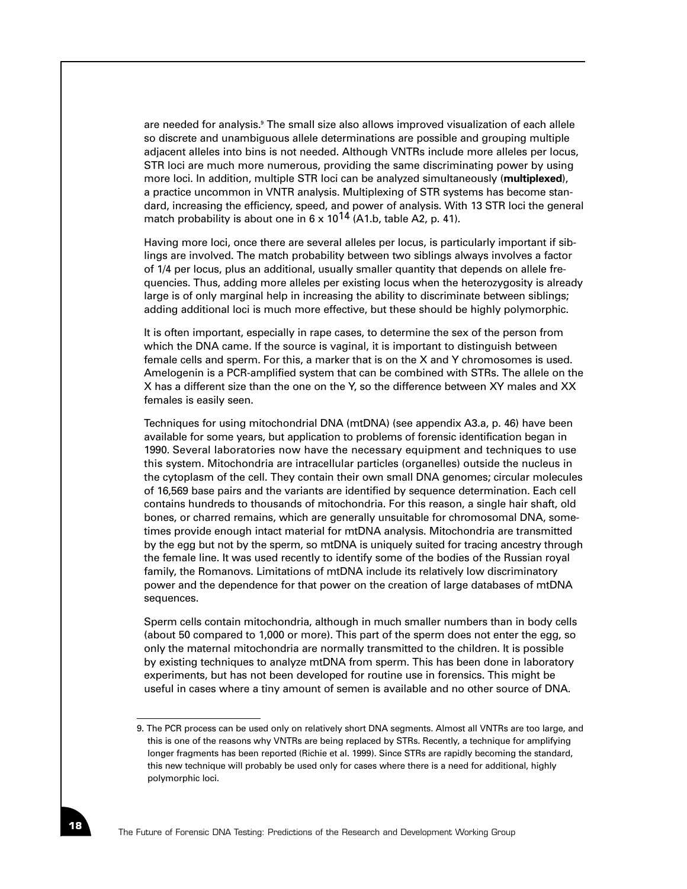are needed for analysis.[9] The small size also allows improved visualization of each allele so discrete and unambiguous allele determinations are possible and grouping multiple adjacent alleles into bins is not needed. Although VNTRs include more alleles per locus, STR loci are much more numerous, providing the same discriminating power by using more loci. In addition, multiple STR loci can be analyzed simultaneously (**multiplexed**), a practice uncommon in VNTR analysis. Multiplexing of STR systems has become standard, increasing the efficiency, speed, and power of analysis. With 13 STR loci the general match probability is about one in $6 \times 10^{14}$ (A1.b, table A2, p. 41).

Having more loci, once there are several alleles per locus, is particularly important if siblings are involved. The match probability between two siblings always involves a factor of 1/4 per locus, plus an additional, usually smaller quantity that depends on allele frequencies. Thus, adding more alleles per existing locus when the heterozygosity is already large is of only marginal help in increasing the ability to discriminate between siblings; adding additional loci is much more effective, but these should be highly polymorphic.

It is often important, especially in rape cases, to determine the sex of the person from which the DNA came. If the source is vaginal, it is important to distinguish between female cells and sperm. For this, a marker that is on the X and Y chromosomes is used. Amelogenin is a PCR-amplified system that can be combined with STRs. The allele on the X has a different size than the one on the Y, so the difference between XY males and XX females is easily seen.

Techniques for using mitochondrial DNA (mtDNA) (see appendix A3.a, p. 46) have been available for some years, but application to problems of forensic identification began in 1990. Several laboratories now have the necessary equipment and techniques to use this system. Mitochondria are intracellular particles (organelles) outside the nucleus in the cytoplasm of the cell. They contain their own small DNA genomes; circular molecules of 16,569 base pairs and the variants are identified by sequence determination. Each cell contains hundreds to thousands of mitochondria. For this reason, a single hair shaft, old bones, or charred remains, which are generally unsuitable for chromosomal DNA, sometimes provide enough intact material for mtDNA analysis. Mitochondria are transmitted by the egg but not by the sperm, so mtDNA is uniquely suited for tracing ancestry through the female line. It was used recently to identify some of the bodies of the Russian royal family, the Romanovs. Limitations of mtDNA include its relatively low discriminatory power and the dependence for that power on the creation of large databases of mtDNA sequences.

Sperm cells contain mitochondria, although in much smaller numbers than in body cells (about 50 compared to 1,000 or more). This part of the sperm does not enter the egg, so only the maternal mitochondria are normally transmitted to the children. It is possible by existing techniques to analyze mtDNA from sperm. This has been done in laboratory experiments, but has not been developed for routine use in forensics. This might be useful in cases where a tiny amount of semen is available and no other source of DNA.

---

9. The PCR process can be used only on relatively short DNA segments. Almost all VNTRs are too large, and this is one of the reasons why VNTRs are being replaced by STRs. Recently, a technique for amplifying longer fragments has been reported (Richie et al. 1999). Since STRs are rapidly becoming the standard, this new technique will probably be used only for cases where there is a need for additional, highly polymorphic loci.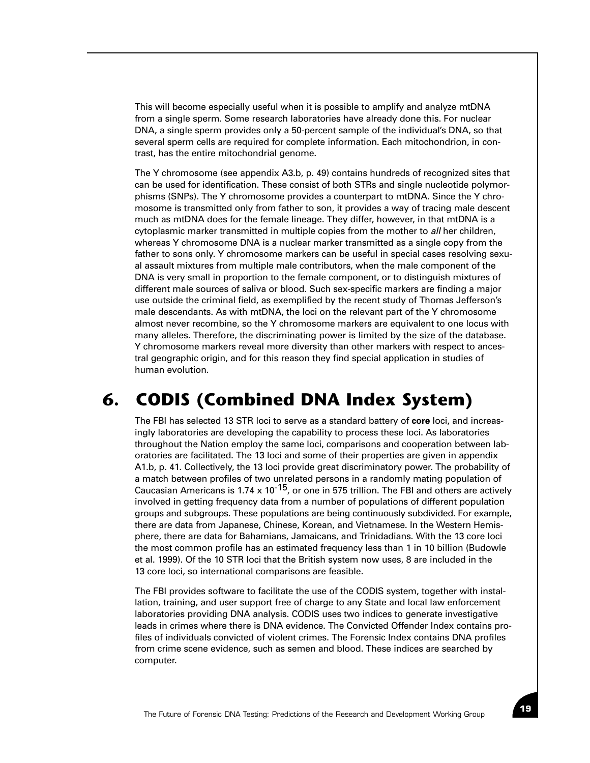This will become especially useful when it is possible to amplify and analyze mtDNA from a single sperm. Some research laboratories have already done this. For nuclear DNA, a single sperm provides only a 50-percent sample of the individual's DNA, so that several sperm cells are required for complete information. Each mitochondrion, in contrast, has the entire mitochondrial genome.

The Y chromosome (see appendix A3.b, p. 49) contains hundreds of recognized sites that can be used for identification. These consist of both STRs and single nucleotide polymorphisms (SNPs). The Y chromosome provides a counterpart to mtDNA. Since the Y chromosome is transmitted only from father to son, it provides a way of tracing male descent much as mtDNA does for the female lineage. They differ, however, in that mtDNA is a cytoplasmic marker transmitted in multiple copies from the mother to *all* her children, whereas Y chromosome DNA is a nuclear marker transmitted as a single copy from the father to sons only. Y chromosome markers can be useful in special cases resolving sexual assault mixtures from multiple male contributors, when the male component of the DNA is very small in proportion to the female component, or to distinguish mixtures of different male sources of saliva or blood. Such sex-specific markers are finding a major use outside the criminal field, as exemplified by the recent study of Thomas Jefferson's male descendants. As with mtDNA, the loci on the relevant part of the Y chromosome almost never recombine, so the Y chromosome markers are equivalent to one locus with many alleles. Therefore, the discriminating power is limited by the size of the database. Y chromosome markers reveal more diversity than other markers with respect to ancestral geographic origin, and for this reason they find special application in studies of human evolution.

# 6. CODIS (Combined DNA Index System)

The FBI has selected 13 STR loci to serve as a standard battery of **core** loci, and increasingly laboratories are developing the capability to process these loci. As laboratories throughout the Nation employ the same loci, comparisons and cooperation between laboratories are facilitated. The 13 loci and some of their properties are given in appendix A1.b, p. 41. Collectively, the 13 loci provide great discriminatory power. The probability of a match between profiles of two unrelated persons in a randomly mating population of Caucasian Americans is $1.74 \times 10^{-15}$, or one in 575 trillion. The FBI and others are actively involved in getting frequency data from a number of populations of different population groups and subgroups. These populations are being continuously subdivided. For example, there are data from Japanese, Chinese, Korean, and Vietnamese. In the Western Hemisphere, there are data for Bahamians, Jamaicans, and Trinidadians. With the 13 core loci the most common profile has an estimated frequency less than 1 in 10 billion (Budowle et al. 1999). Of the 10 STR loci that the British system now uses, 8 are included in the 13 core loci, so international comparisons are feasible.

The FBI provides software to facilitate the use of the CODIS system, together with installation, training, and user support free of charge to any State and local law enforcement laboratories providing DNA analysis. CODIS uses two indices to generate investigative leads in crimes where there is DNA evidence. The Convicted Offender Index contains profiles of individuals convicted of violent crimes. The Forensic Index contains DNA profiles from crime scene evidence, such as semen and blood. These indices are searched by computer.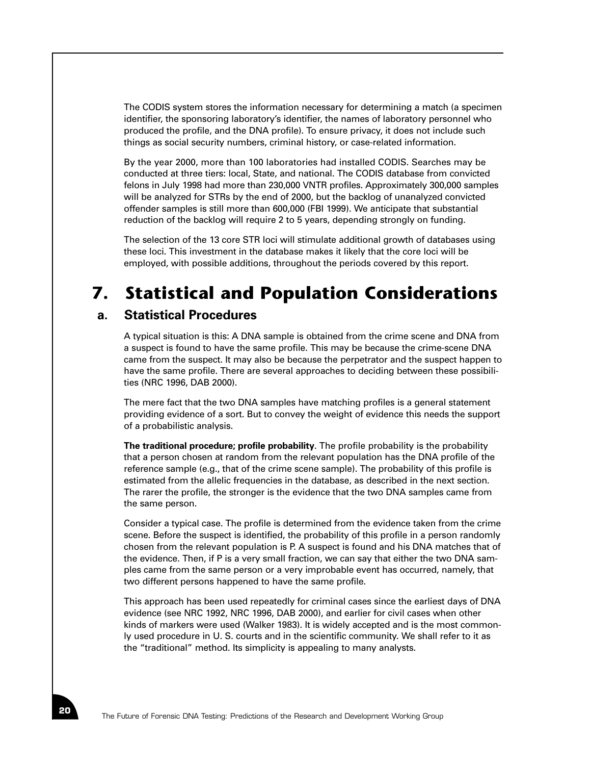The CODIS system stores the information necessary for determining a match (a specimen identifier, the sponsoring laboratory's identifier, the names of laboratory personnel who produced the profile, and the DNA profile). To ensure privacy, it does not include such things as social security numbers, criminal history, or case-related information.

By the year 2000, more than 100 laboratories had installed CODIS. Searches may be conducted at three tiers: local, State, and national. The CODIS database from convicted felons in July 1998 had more than 230,000 VNTR profiles. Approximately 300,000 samples will be analyzed for STRs by the end of 2000, but the backlog of unanalyzed convicted offender samples is still more than 600,000 (FBI 1999). We anticipate that substantial reduction of the backlog will require 2 to 5 years, depending strongly on funding.

The selection of the 13 core STR loci will stimulate additional growth of databases using these loci. This investment in the database makes it likely that the core loci will be employed, with possible additions, throughout the periods covered by this report.

# 7. Statistical and Population Considerations

## a. Statistical Procedures

A typical situation is this: A DNA sample is obtained from the crime scene and DNA from a suspect is found to have the same profile. This may be because the crime-scene DNA came from the suspect. It may also be because the perpetrator and the suspect happen to have the same profile. There are several approaches to deciding between these possibilities (NRC 1996, DAB 2000).

The mere fact that the two DNA samples have matching profiles is a general statement providing evidence of a sort. But to convey the weight of evidence this needs the support of a probabilistic analysis.

**The traditional procedure; profile probability**. The profile probability is the probability that a person chosen at random from the relevant population has the DNA profile of the reference sample (e.g., that of the crime scene sample). The probability of this profile is estimated from the allelic frequencies in the database, as described in the next section. The rarer the profile, the stronger is the evidence that the two DNA samples came from the same person.

Consider a typical case. The profile is determined from the evidence taken from the crime scene. Before the suspect is identified, the probability of this profile in a person randomly chosen from the relevant population is P. A suspect is found and his DNA matches that of the evidence. Then, if P is a very small fraction, we can say that either the two DNA samples came from the same person or a very improbable event has occurred, namely, that two different persons happened to have the same profile.

This approach has been used repeatedly for criminal cases since the earliest days of DNA evidence (see NRC 1992, NRC 1996, DAB 2000), and earlier for civil cases when other kinds of markers were used (Walker 1983). It is widely accepted and is the most commonly used procedure in U. S. courts and in the scientific community. We shall refer to it as the "traditional" method. Its simplicity is appealing to many analysts.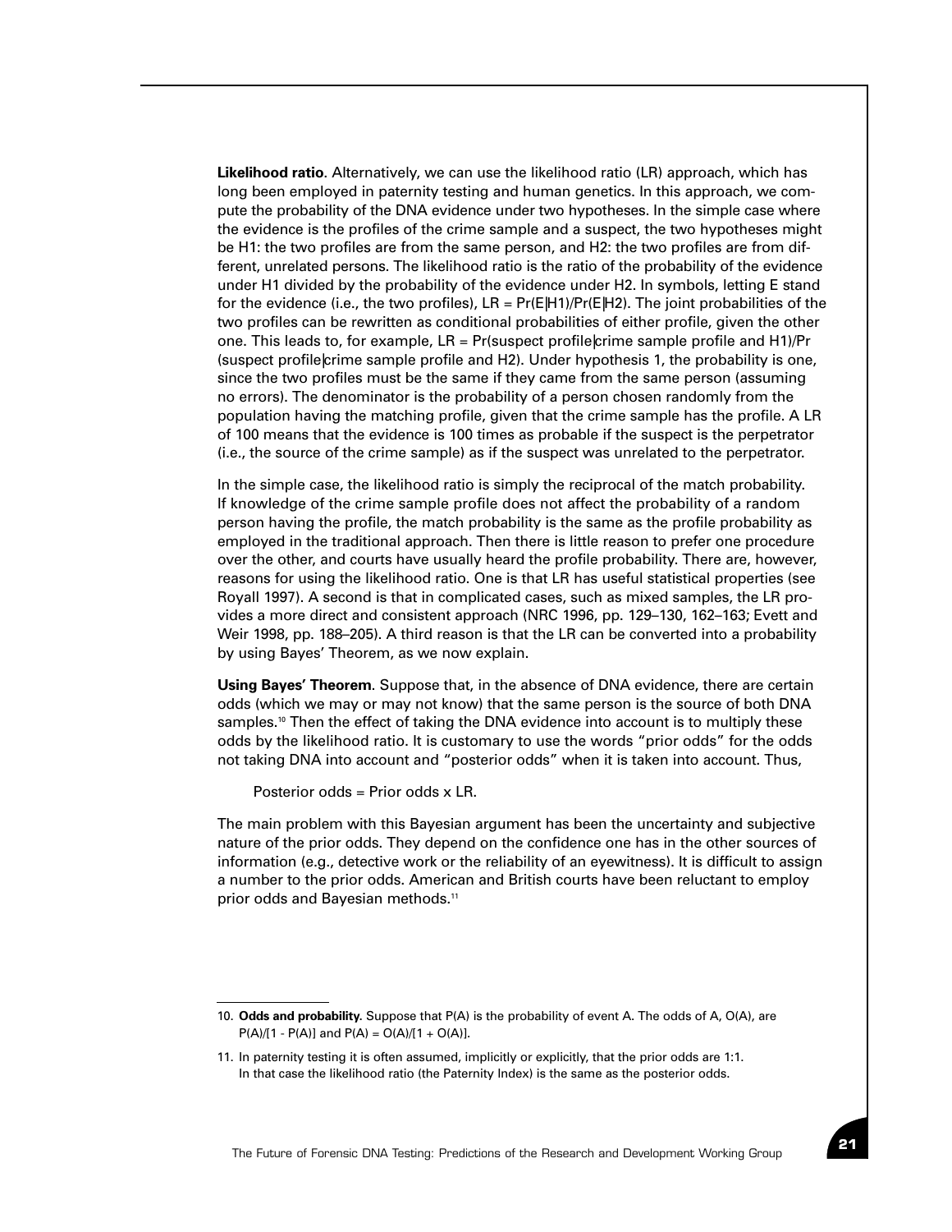**Likelihood ratio**. Alternatively, we can use the likelihood ratio (LR) approach, which has long been employed in paternity testing and human genetics. In this approach, we compute the probability of the DNA evidence under two hypotheses. In the simple case where the evidence is the profiles of the crime sample and a suspect, the two hypotheses might be H1: the two profiles are from the same person, and H2: the two profiles are from different, unrelated persons. The likelihood ratio is the ratio of the probability of the evidence under H1 divided by the probability of the evidence under H2. In symbols, letting E stand for the evidence (i.e., the two profiles), LR = Pr(E|H1)/Pr(E|H2). The joint probabilities of the two profiles can be rewritten as conditional probabilities of either profile, given the other one. This leads to, for example, LR = Pr(suspect profile|crime sample profile and H1)/Pr (suspect profile|crime sample profile and H2). Under hypothesis 1, the probability is one, since the two profiles must be the same if they came from the same person (assuming no errors). The denominator is the probability of a person chosen randomly from the population having the matching profile, given that the crime sample has the profile. A LR of 100 means that the evidence is 100 times as probable if the suspect is the perpetrator (i.e., the source of the crime sample) as if the suspect was unrelated to the perpetrator.

In the simple case, the likelihood ratio is simply the reciprocal of the match probability. If knowledge of the crime sample profile does not affect the probability of a random person having the profile, the match probability is the same as the profile probability as employed in the traditional approach. Then there is little reason to prefer one procedure over the other, and courts have usually heard the profile probability. There are, however, reasons for using the likelihood ratio. One is that LR has useful statistical properties (see Royall 1997). A second is that in complicated cases, such as mixed samples, the LR provides a more direct and consistent approach (NRC 1996, pp. 129–130, 162–163; Evett and Weir 1998, pp. 188–205). A third reason is that the LR can be converted into a probability by using Bayes' Theorem, as we now explain.

**Using Bayes' Theorem**. Suppose that, in the absence of DNA evidence, there are certain odds (which we may or may not know) that the same person is the source of both DNA samples.[10] Then the effect of taking the DNA evidence into account is to multiply these odds by the likelihood ratio. It is customary to use the words "prior odds" for the odds not taking DNA into account and "posterior odds" when it is taken into account. Thus,

Posterior odds = Prior odds x LR.

The main problem with this Bayesian argument has been the uncertainty and subjective nature of the prior odds. They depend on the confidence one has in the other sources of information (e.g., detective work or the reliability of an eyewitness). It is difficult to assign a number to the prior odds. American and British courts have been reluctant to employ prior odds and Bayesian methods.[11]

---

10. **Odds and probability**. Suppose that P(A) is the probability of event A. The odds of A, O(A), are $P(A)/[1 - P(A)]$ and $P(A) = O(A)/[1 + O(A)]$.

11. In paternity testing it is often assumed, implicitly or explicitly, that the prior odds are 1:1. In that case the likelihood ratio (the Paternity Index) is the same as the posterior odds.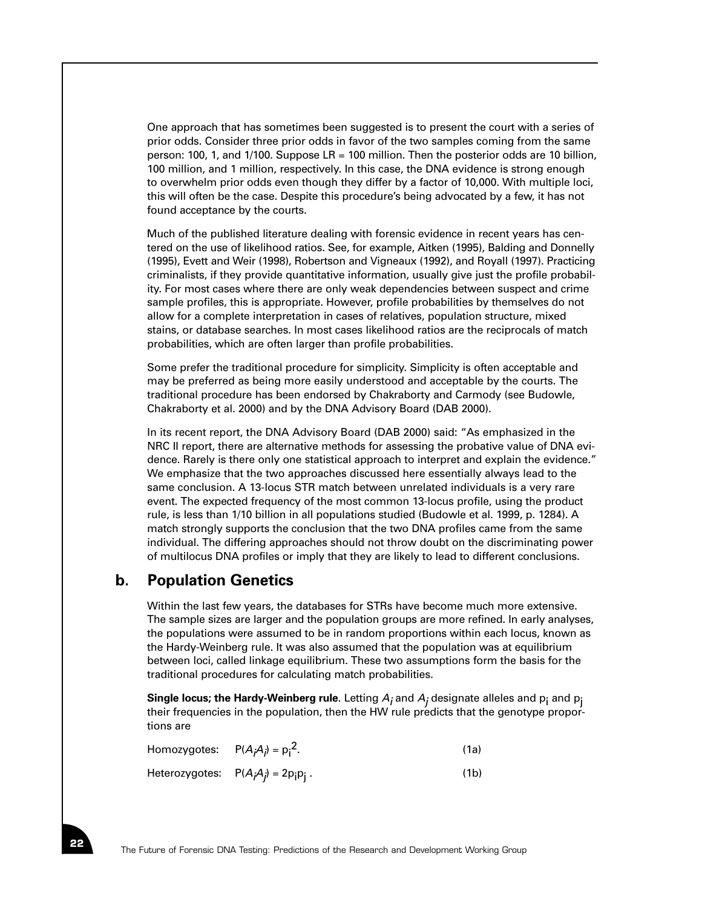One approach that has sometimes been suggested is to present the court with a series of prior odds. Consider three prior odds in favor of the two samples coming from the same person: 100, 1, and 1/100. Suppose LR = 100 million. Then the posterior odds are 10 billion, 100 million, and 1 million, respectively. In this case, the DNA evidence is strong enough to overwhelm prior odds even though they differ by a factor of 10,000. With multiple loci, this will often be the case. Despite this procedure's being advocated by a few, it has not found acceptance by the courts.

Much of the published literature dealing with forensic evidence in recent years has centered on the use of likelihood ratios. See, for example, Aitken (1995), Balding and Donnelly (1995), Evett and Weir (1998), Robertson and Vigneaux (1992), and Royall (1997). Practicing criminalists, if they provide quantitative information, usually give just the profile probability. For most cases where there are only weak dependencies between suspect and crime sample profiles, this is appropriate. However, profile probabilities by themselves do not allow for a complete interpretation in cases of relatives, population structure, mixed stains, or database searches. In most cases likelihood ratios are the reciprocals of match probabilities, which are often larger than profile probabilities.

Some prefer the traditional procedure for simplicity. Simplicity is often acceptable and may be preferred as being more easily understood and acceptable by the courts. The traditional procedure has been endorsed by Chakraborty and Carmody (see Budowle, Chakraborty et al. 2000) and by the DNA Advisory Board (DAB 2000).

In its recent report, the DNA Advisory Board (DAB 2000) said: "As emphasized in the NRC II report, there are alternative methods for assessing the probative value of DNA evidence. Rarely is there only one statistical approach to interpret and explain the evidence." We emphasize that the two approaches discussed here essentially always lead to the same conclusion. A 13-locus STR match between unrelated individuals is a very rare event. The expected frequency of the most common 13-locus profile, using the product rule, is less than 1/10 billion in all populations studied (Budowle et al. 1999, p. 1284). A match strongly supports the conclusion that the two DNA profiles came from the same individual. The differing approaches should not throw doubt on the discriminating power of multilocus DNA profiles or imply that they are likely to lead to different conclusions.

## b. Population Genetics

Within the last few years, the databases for STRs have become much more extensive. The sample sizes are larger and the population groups are more refined. In early analyses, the populations were assumed to be in random proportions within each locus, known as the Hardy-Weinberg rule. It was also assumed that the population was at equilibrium between loci, called linkage equilibrium. These two assumptions form the basis for the traditional procedures for calculating match probabilities.

**Single locus; the Hardy-Weinberg rule**. Letting $A_i$ and $A_j$ designate alleles and $p_i$ and $p_j$ their frequencies in the population, then the HW rule predicts that the genotype proportions are

Homozygotes: $P(A_iA_i) = p_i^2$. (1a)

Heterozygotes: $P(A_iA_j) = 2p_ip_j$. (1b)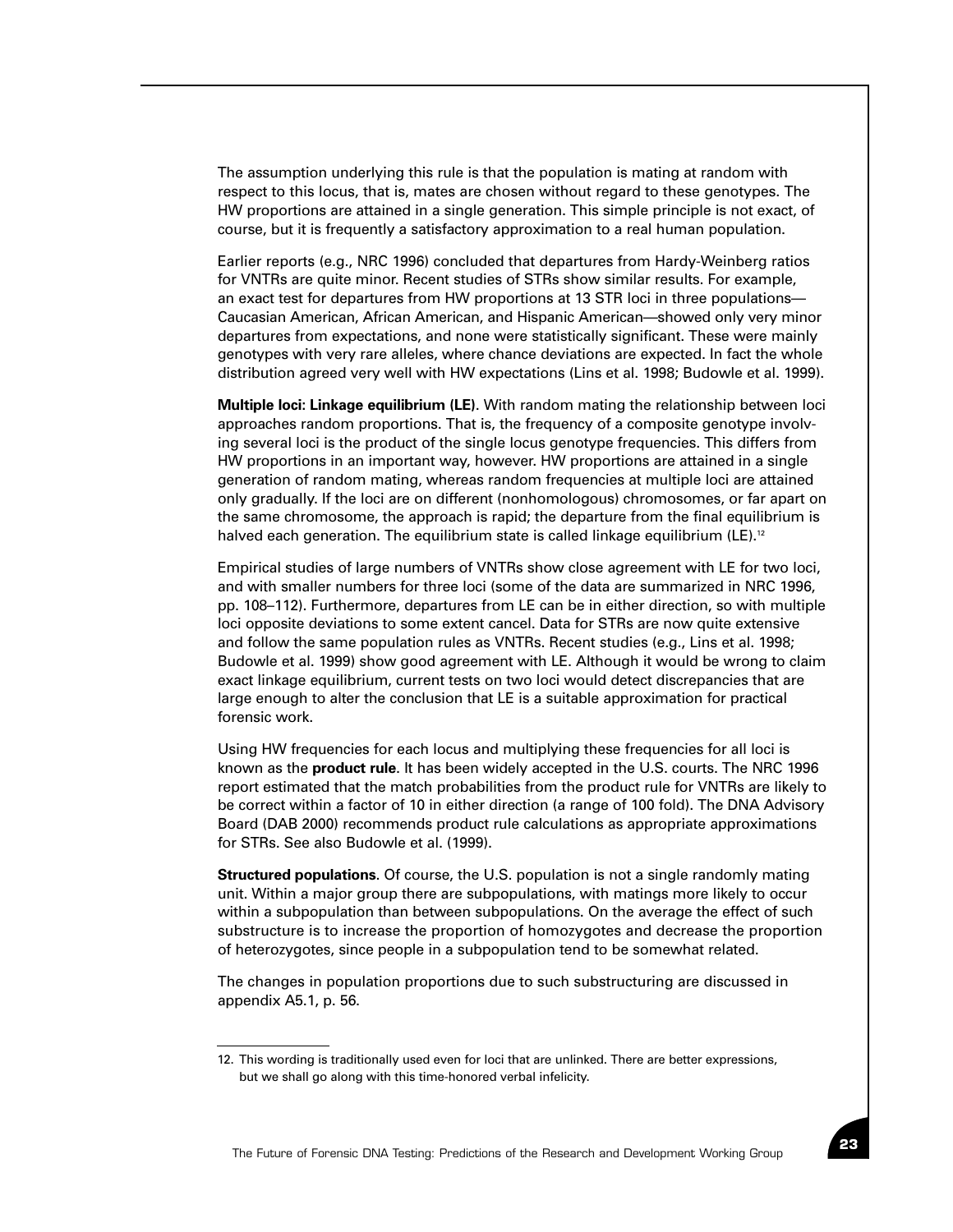The assumption underlying this rule is that the population is mating at random with respect to this locus, that is, mates are chosen without regard to these genotypes. The HW proportions are attained in a single generation. This simple principle is not exact, of course, but it is frequently a satisfactory approximation to a real human population.

Earlier reports (e.g., NRC 1996) concluded that departures from Hardy-Weinberg ratios for VNTRs are quite minor. Recent studies of STRs show similar results. For example, an exact test for departures from HW proportions at 13 STR loci in three populations—Caucasian American, African American, and Hispanic American—showed only very minor departures from expectations, and none were statistically significant. These were mainly genotypes with very rare alleles, where chance deviations are expected. In fact the whole distribution agreed very well with HW expectations (Lins et al. 1998; Budowle et al. 1999).

**Multiple loci: Linkage equilibrium (LE)**. With random mating the relationship between loci approaches random proportions. That is, the frequency of a composite genotype involving several loci is the product of the single locus genotype frequencies. This differs from HW proportions in an important way, however. HW proportions are attained in a single generation of random mating, whereas random frequencies at multiple loci are attained only gradually. If the loci are on different (nonhomologous) chromosomes, or far apart on the same chromosome, the approach is rapid; the departure from the final equilibrium is halved each generation. The equilibrium state is called linkage equilibrium (LE).[12]

Empirical studies of large numbers of VNTRs show close agreement with LE for two loci, and with smaller numbers for three loci (some of the data are summarized in NRC 1996, pp. 108–112). Furthermore, departures from LE can be in either direction, so with multiple loci opposite deviations to some extent cancel. Data for STRs are now quite extensive and follow the same population rules as VNTRs. Recent studies (e.g., Lins et al. 1998; Budowle et al. 1999) show good agreement with LE. Although it would be wrong to claim exact linkage equilibrium, current tests on two loci would detect discrepancies that are large enough to alter the conclusion that LE is a suitable approximation for practical forensic work.

Using HW frequencies for each locus and multiplying these frequencies for all loci is known as the **product rule**. It has been widely accepted in the U.S. courts. The NRC 1996 report estimated that the match probabilities from the product rule for VNTRs are likely to be correct within a factor of 10 in either direction (a range of 100 fold). The DNA Advisory Board (DAB 2000) recommends product rule calculations as appropriate approximations for STRs. See also Budowle et al. (1999).

**Structured populations**. Of course, the U.S. population is not a single randomly mating unit. Within a major group there are subpopulations, with matings more likely to occur within a subpopulation than between subpopulations. On the average the effect of such substructure is to increase the proportion of homozygotes and decrease the proportion of heterozygotes, since people in a subpopulation tend to be somewhat related.

The changes in population proportions due to such substructuring are discussed in appendix A5.1, p. 56.

---

12. This wording is traditionally used even for loci that are unlinked. There are better expressions, but we shall go along with this time-honored verbal infelicity.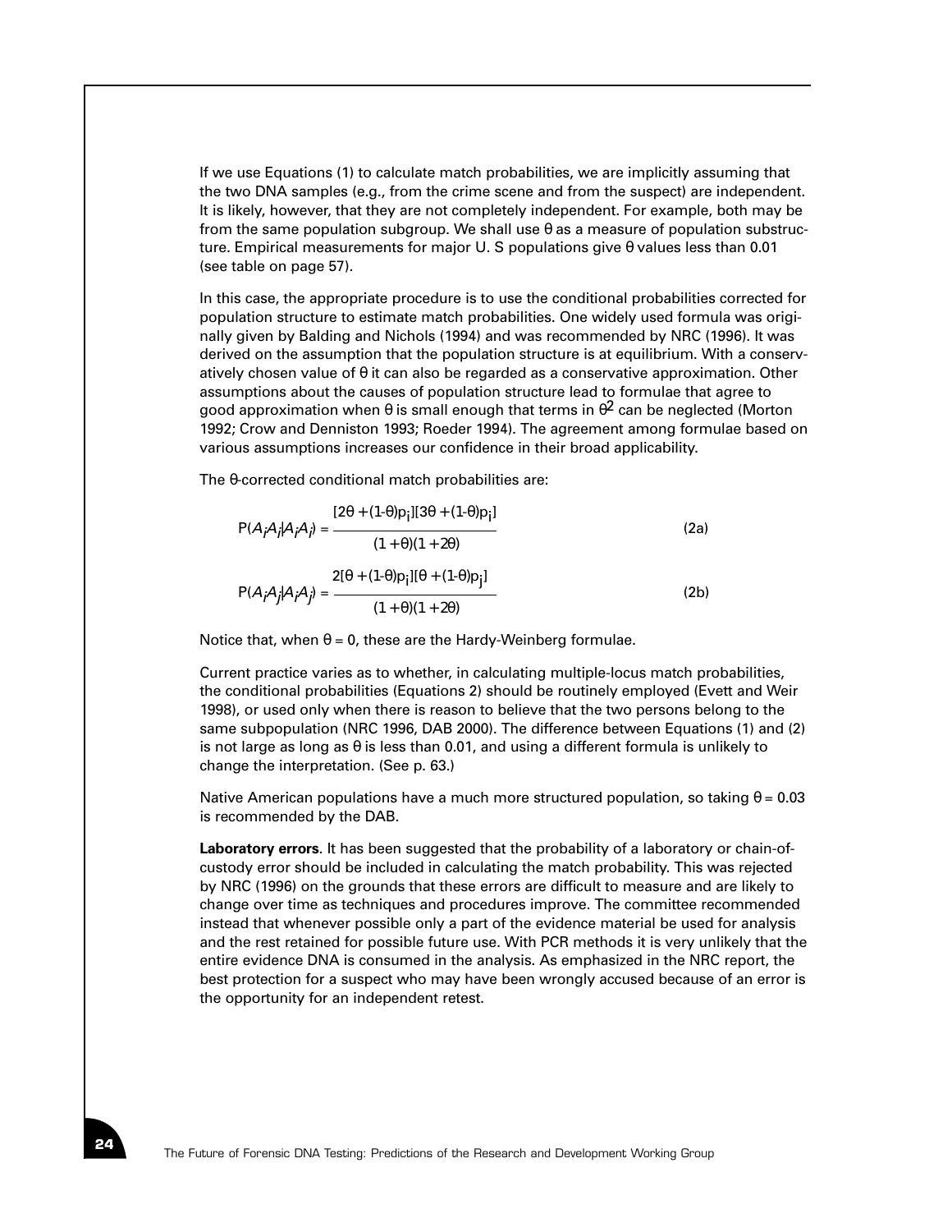If we use Equations (1) to calculate match probabilities, we are implicitly assuming that the two DNA samples (e.g., from the crime scene and from the suspect) are independent. It is likely, however, that they are not completely independent. For example, both may be from the same population subgroup. We shall use θ as a measure of population substructure. Empirical measurements for major U. S populations give θ values less than 0.01 (see table on page 57).

In this case, the appropriate procedure is to use the conditional probabilities corrected for population structure to estimate match probabilities. One widely used formula was originally given by Balding and Nichols (1994) and was recommended by NRC (1996). It was derived on the assumption that the population structure is at equilibrium. With a conservatively chosen value of θ it can also be regarded as a conservative approximation. Other assumptions about the causes of population structure lead to formulae that agree to good approximation when θ is small enough that terms in $\theta^2$ can be neglected (Morton 1992; Crow and Denniston 1993; Roeder 1994). The agreement among formulae based on various assumptions increases our confidence in their broad applicability.

The θ-corrected conditional match probabilities are:

$$P(A_iA_i|A_iA_i) = \frac{[2\theta + (1-\theta)p_i][3\theta + (1-\theta)p_i]}{(1+\theta)(1+2\theta)} \quad \text{(2a)}$$

$$P(A_iA_j|A_iA_j) = \frac{2[\theta + (1-\theta)p_i][\theta + (1-\theta)p_j]}{(1+\theta)(1+2\theta)} \quad \text{(2b)}$$

Notice that, when $\theta = 0$, these are the Hardy-Weinberg formulae.

Current practice varies as to whether, in calculating multiple-locus match probabilities, the conditional probabilities (Equations 2) should be routinely employed (Evett and Weir 1998), or used only when there is reason to believe that the two persons belong to the same subpopulation (NRC 1996, DAB 2000). The difference between Equations (1) and (2) is not large as long as θ is less than 0.01, and using a different formula is unlikely to change the interpretation. (See p. 63.)

Native American populations have a much more structured population, so taking $\theta = 0.03$ is recommended by the DAB.

**Laboratory errors**. It has been suggested that the probability of a laboratory or chain-of-custody error should be included in calculating the match probability. This was rejected by NRC (1996) on the grounds that these errors are difficult to measure and are likely to change over time as techniques and procedures improve. The committee recommended instead that whenever possible only a part of the evidence material be used for analysis and the rest retained for possible future use. With PCR methods it is very unlikely that the entire evidence DNA is consumed in the analysis. As emphasized in the NRC report, the best protection for a suspect who may have been wrongly accused because of an error is the opportunity for an independent retest.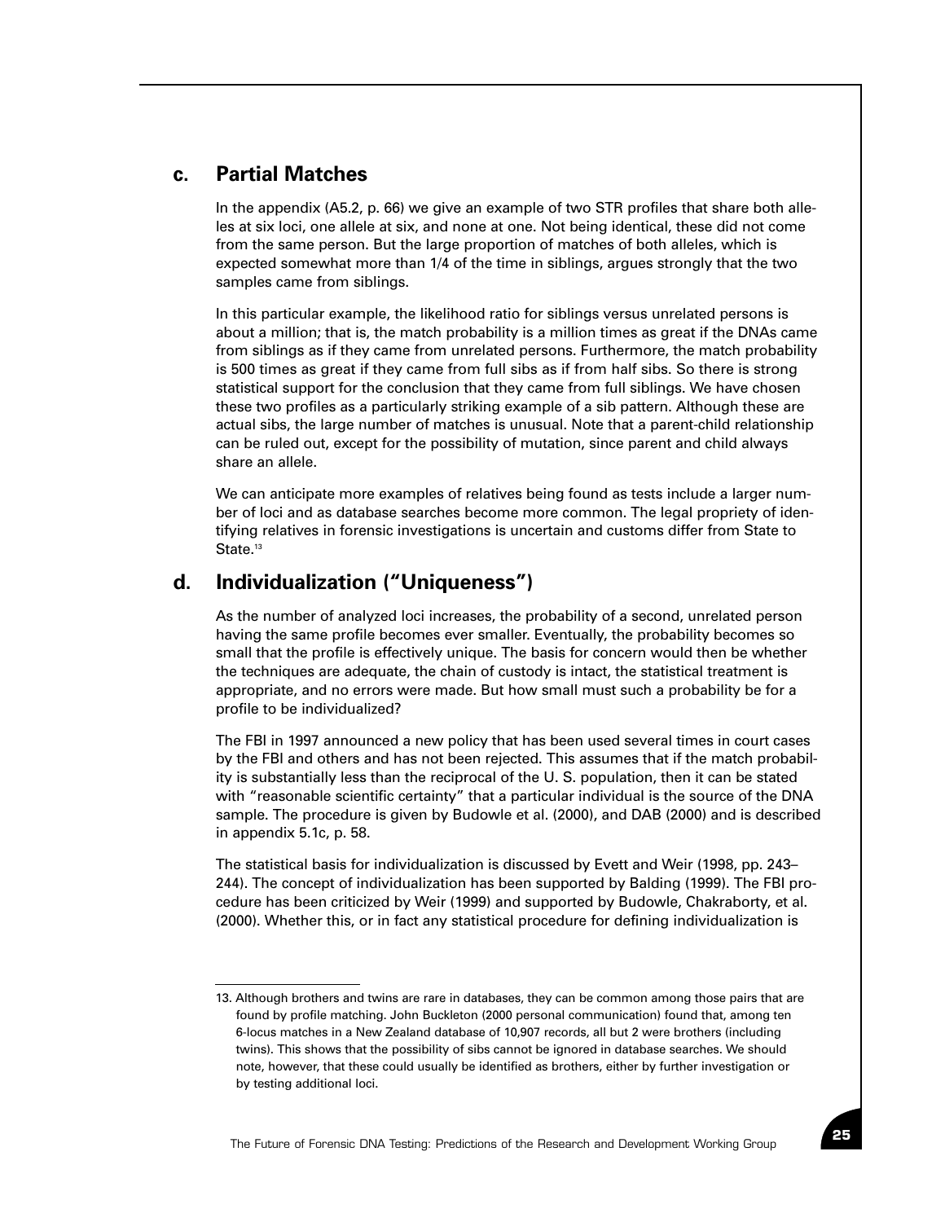## c. Partial Matches

In the appendix (A5.2, p. 66) we give an example of two STR profiles that share both alleles at six loci, one allele at six, and none at one. Not being identical, these did not come from the same person. But the large proportion of matches of both alleles, which is expected somewhat more than 1/4 of the time in siblings, argues strongly that the two samples came from siblings.

In this particular example, the likelihood ratio for siblings versus unrelated persons is about a million; that is, the match probability is a million times as great if the DNAs came from siblings as if they came from unrelated persons. Furthermore, the match probability is 500 times as great if they came from full sibs as if from half sibs. So there is strong statistical support for the conclusion that they came from full siblings. We have chosen these two profiles as a particularly striking example of a sib pattern. Although these are actual sibs, the large number of matches is unusual. Note that a parent-child relationship can be ruled out, except for the possibility of mutation, since parent and child always share an allele.

We can anticipate more examples of relatives being found as tests include a larger number of loci and as database searches become more common. The legal propriety of identifying relatives in forensic investigations is uncertain and customs differ from State to State.[13]

## d. Individualization ("Uniqueness")

As the number of analyzed loci increases, the probability of a second, unrelated person having the same profile becomes ever smaller. Eventually, the probability becomes so small that the profile is effectively unique. The basis for concern would then be whether the techniques are adequate, the chain of custody is intact, the statistical treatment is appropriate, and no errors were made. But how small must such a probability be for a profile to be individualized?

The FBI in 1997 announced a new policy that has been used several times in court cases by the FBI and others and has not been rejected. This assumes that if the match probability is substantially less than the reciprocal of the U. S. population, then it can be stated with "reasonable scientific certainty" that a particular individual is the source of the DNA sample. The procedure is given by Budowle et al. (2000), and DAB (2000) and is described in appendix 5.1c, p. 58.

The statistical basis for individualization is discussed by Evett and Weir (1998, pp. 243–244). The concept of individualization has been supported by Balding (1999). The FBI procedure has been criticized by Weir (1999) and supported by Budowle, Chakraborty, et al. (2000). Whether this, or in fact any statistical procedure for defining individualization is

---

13. Although brothers and twins are rare in databases, they can be common among those pairs that are found by profile matching. John Buckleton (2000 personal communication) found that, among ten 6-locus matches in a New Zealand database of 10,907 records, all but 2 were brothers (including twins). This shows that the possibility of sibs cannot be ignored in database searches. We should note, however, that these could usually be identified as brothers, either by further investigation or by testing additional loci.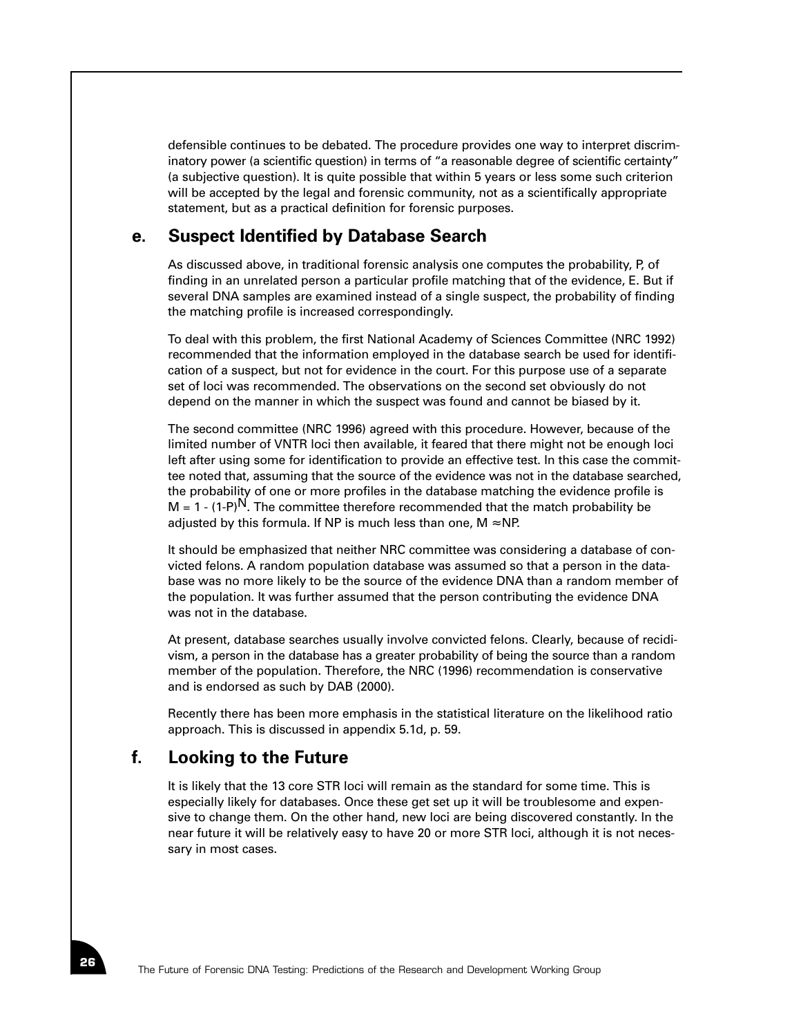defensible continues to be debated. The procedure provides one way to interpret discriminatory power (a scientific question) in terms of "a reasonable degree of scientific certainty" (a subjective question). It is quite possible that within 5 years or less some such criterion will be accepted by the legal and forensic community, not as a scientifically appropriate statement, but as a practical definition for forensic purposes.

## e. Suspect Identified by Database Search

As discussed above, in traditional forensic analysis one computes the probability, P, of finding in an unrelated person a particular profile matching that of the evidence, E. But if several DNA samples are examined instead of a single suspect, the probability of finding the matching profile is increased correspondingly.

To deal with this problem, the first National Academy of Sciences Committee (NRC 1992) recommended that the information employed in the database search be used for identification of a suspect, but not for evidence in the court. For this purpose use of a separate set of loci was recommended. The observations on the second set obviously do not depend on the manner in which the suspect was found and cannot be biased by it.

The second committee (NRC 1996) agreed with this procedure. However, because of the limited number of VNTR loci then available, it feared that there might not be enough loci left after using some for identification to provide an effective test. In this case the committee noted that, assuming that the source of the evidence was not in the database searched, the probability of one or more profiles in the database matching the evidence profile is $M = 1 - (1-P)^N$. The committee therefore recommended that the match probability be adjusted by this formula. If NP is much less than one, $M \approx NP$.

It should be emphasized that neither NRC committee was considering a database of convicted felons. A random population database was assumed so that a person in the database was no more likely to be the source of the evidence DNA than a random member of the population. It was further assumed that the person contributing the evidence DNA was not in the database.

At present, database searches usually involve convicted felons. Clearly, because of recidivism, a person in the database has a greater probability of being the source than a random member of the population. Therefore, the NRC (1996) recommendation is conservative and is endorsed as such by DAB (2000).

Recently there has been more emphasis in the statistical literature on the likelihood ratio approach. This is discussed in appendix 5.1d, p. 59.

## f. Looking to the Future

It is likely that the 13 core STR loci will remain as the standard for some time. This is especially likely for databases. Once these get set up it will be troublesome and expensive to change them. On the other hand, new loci are being discovered constantly. In the near future it will be relatively easy to have 20 or more STR loci, although it is not necessary in most cases.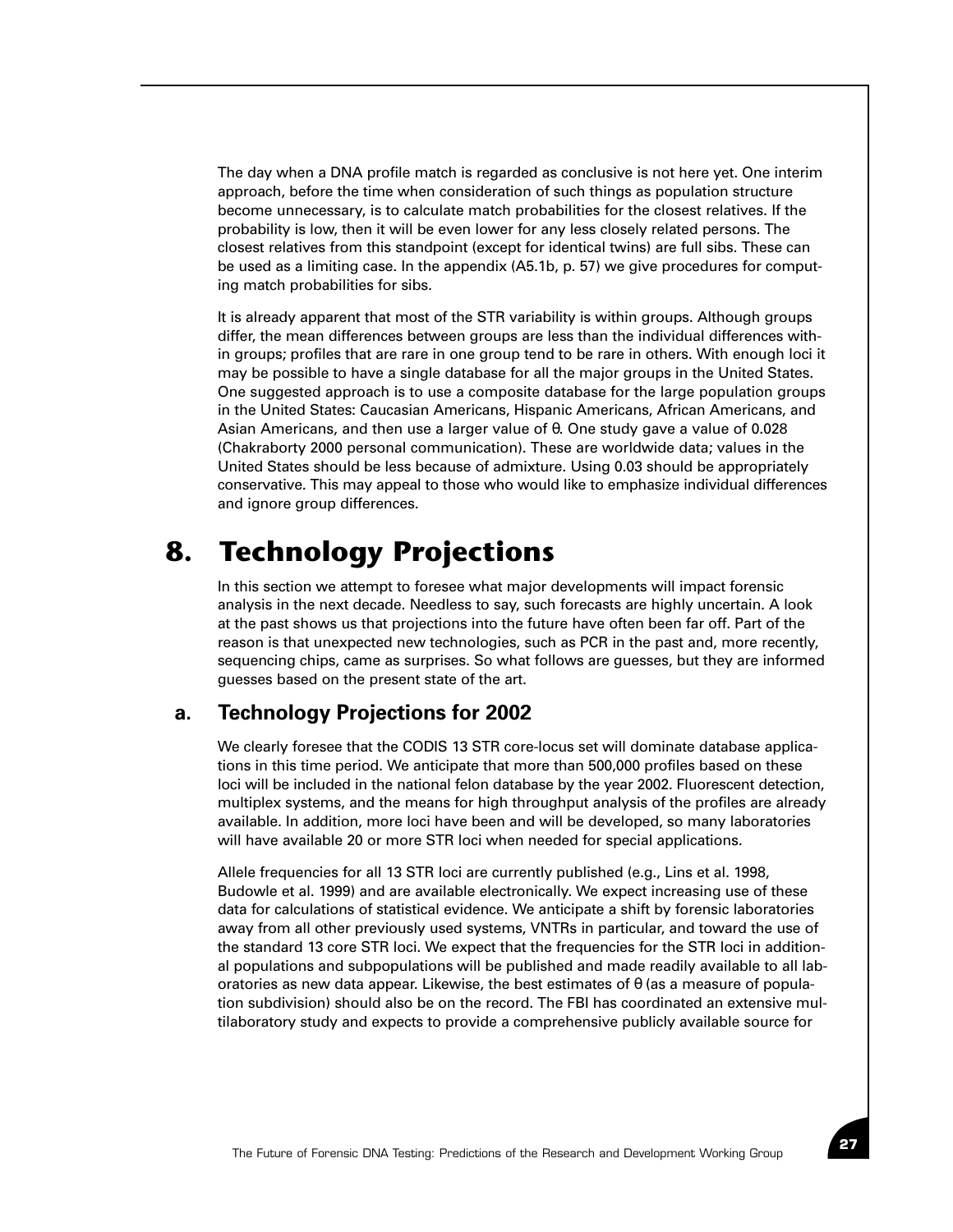The day when a DNA profile match is regarded as conclusive is not here yet. One interim approach, before the time when consideration of such things as population structure become unnecessary, is to calculate match probabilities for the closest relatives. If the probability is low, then it will be even lower for any less closely related persons. The closest relatives from this standpoint (except for identical twins) are full sibs. These can be used as a limiting case. In the appendix (A5.1b, p. 57) we give procedures for computing match probabilities for sibs.

It is already apparent that most of the STR variability is within groups. Although groups differ, the mean differences between groups are less than the individual differences within groups; profiles that are rare in one group tend to be rare in others. With enough loci it may be possible to have a single database for all the major groups in the United States. One suggested approach is to use a composite database for the large population groups in the United States: Caucasian Americans, Hispanic Americans, African Americans, and Asian Americans, and then use a larger value of $\theta$. One study gave a value of 0.028 (Chakraborty 2000 personal communication). These are worldwide data; values in the United States should be less because of admixture. Using 0.03 should be appropriately conservative. This may appeal to those who would like to emphasize individual differences and ignore group differences.

# 8. Technology Projections

In this section we attempt to foresee what major developments will impact forensic analysis in the next decade. Needless to say, such forecasts are highly uncertain. A look at the past shows us that projections into the future have often been far off. Part of the reason is that unexpected new technologies, such as PCR in the past and, more recently, sequencing chips, came as surprises. So what follows are guesses, but they are informed guesses based on the present state of the art.

## a. Technology Projections for 2002

We clearly foresee that the CODIS 13 STR core-locus set will dominate database applications in this time period. We anticipate that more than 500,000 profiles based on these loci will be included in the national felon database by the year 2002. Fluorescent detection, multiplex systems, and the means for high throughput analysis of the profiles are already available. In addition, more loci have been and will be developed, so many laboratories will have available 20 or more STR loci when needed for special applications.

Allele frequencies for all 13 STR loci are currently published (e.g., Lins et al. 1998, Budowle et al. 1999) and are available electronically. We expect increasing use of these data for calculations of statistical evidence. We anticipate a shift by forensic laboratories away from all other previously used systems, VNTRs in particular, and toward the use of the standard 13 core STR loci. We expect that the frequencies for the STR loci in additional populations and subpopulations will be published and made readily available to all laboratories as new data appear. Likewise, the best estimates of $\theta$ (as a measure of population subdivision) should also be on the record. The FBI has coordinated an extensive multilaboratory study and expects to provide a comprehensive publicly available source for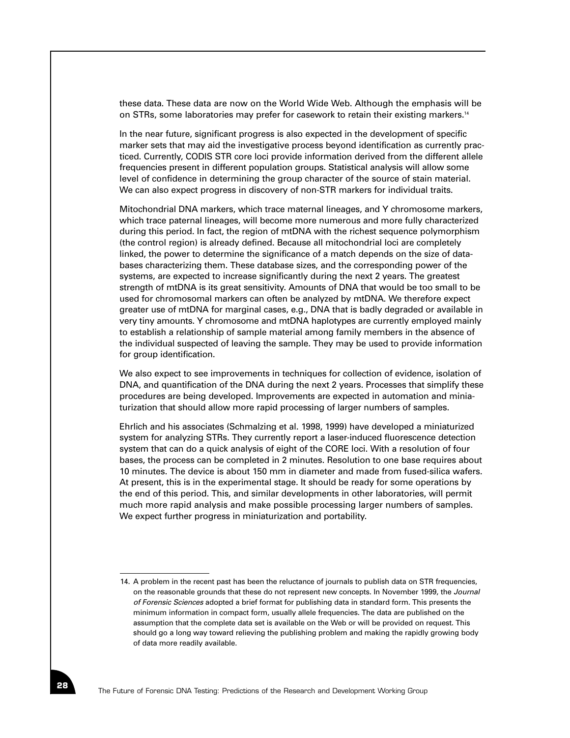these data. These data are now on the World Wide Web. Although the emphasis will be on STRs, some laboratories may prefer for casework to retain their existing markers.[14]

In the near future, significant progress is also expected in the development of specific marker sets that may aid the investigative process beyond identification as currently practiced. Currently, CODIS STR core loci provide information derived from the different allele frequencies present in different population groups. Statistical analysis will allow some level of confidence in determining the group character of the source of stain material. We can also expect progress in discovery of non-STR markers for individual traits.

Mitochondrial DNA markers, which trace maternal lineages, and Y chromosome markers, which trace paternal lineages, will become more numerous and more fully characterized during this period. In fact, the region of mtDNA with the richest sequence polymorphism (the control region) is already defined. Because all mitochondrial loci are completely linked, the power to determine the significance of a match depends on the size of databases characterizing them. These database sizes, and the corresponding power of the systems, are expected to increase significantly during the next 2 years. The greatest strength of mtDNA is its great sensitivity. Amounts of DNA that would be too small to be used for chromosomal markers can often be analyzed by mtDNA. We therefore expect greater use of mtDNA for marginal cases, e.g., DNA that is badly degraded or available in very tiny amounts. Y chromosome and mtDNA haplotypes are currently employed mainly to establish a relationship of sample material among family members in the absence of the individual suspected of leaving the sample. They may be used to provide information for group identification.

We also expect to see improvements in techniques for collection of evidence, isolation of DNA, and quantification of the DNA during the next 2 years. Processes that simplify these procedures are being developed. Improvements are expected in automation and miniaturization that should allow more rapid processing of larger numbers of samples.

Ehrlich and his associates (Schmalzing et al. 1998, 1999) have developed a miniaturized system for analyzing STRs. They currently report a laser-induced fluorescence detection system that can do a quick analysis of eight of the CORE loci. With a resolution of four bases, the process can be completed in 2 minutes. Resolution to one base requires about 10 minutes. The device is about 150 mm in diameter and made from fused-silica wafers. At present, this is in the experimental stage. It should be ready for some operations by the end of this period. This, and similar developments in other laboratories, will permit much more rapid analysis and make possible processing larger numbers of samples. We expect further progress in miniaturization and portability.

---

14. A problem in the recent past has been the reluctance of journals to publish data on STR frequencies, on the reasonable grounds that these do not represent new concepts. In November 1999, the *Journal of Forensic Sciences* adopted a brief format for publishing data in standard form. This presents the minimum information in compact form, usually allele frequencies. The data are published on the assumption that the complete data set is available on the Web or will be provided on request. This should go a long way toward relieving the publishing problem and making the rapidly growing body of data more readily available.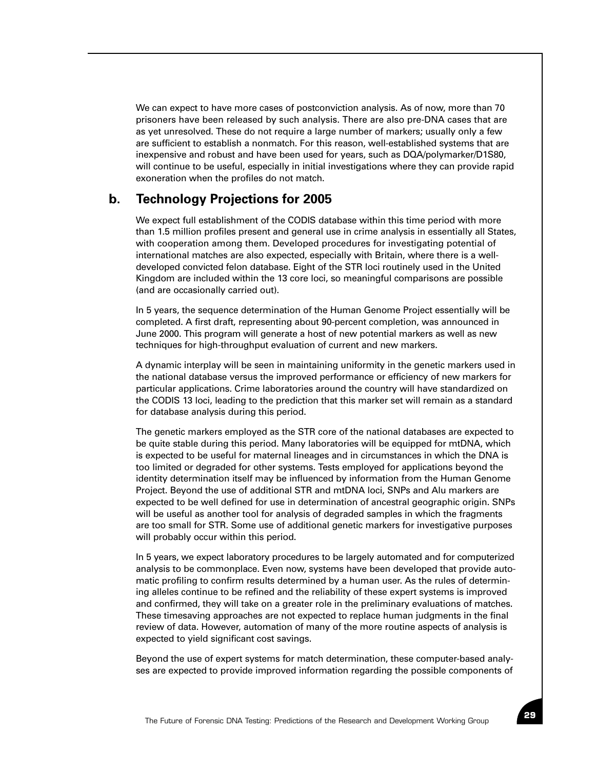We can expect to have more cases of postconviction analysis. As of now, more than 70 prisoners have been released by such analysis. There are also pre-DNA cases that are as yet unresolved. These do not require a large number of markers; usually only a few are sufficient to establish a nonmatch. For this reason, well-established systems that are inexpensive and robust and have been used for years, such as DQA/polymarker/D1S80, will continue to be useful, especially in initial investigations where they can provide rapid exoneration when the profiles do not match.

## b. Technology Projections for 2005

We expect full establishment of the CODIS database within this time period with more than 1.5 million profiles present and general use in crime analysis in essentially all States, with cooperation among them. Developed procedures for investigating potential of international matches are also expected, especially with Britain, where there is a well-developed convicted felon database. Eight of the STR loci routinely used in the United Kingdom are included within the 13 core loci, so meaningful comparisons are possible (and are occasionally carried out).

In 5 years, the sequence determination of the Human Genome Project essentially will be completed. A first draft, representing about 90-percent completion, was announced in June 2000. This program will generate a host of new potential markers as well as new techniques for high-throughput evaluation of current and new markers.

A dynamic interplay will be seen in maintaining uniformity in the genetic markers used in the national database versus the improved performance or efficiency of new markers for particular applications. Crime laboratories around the country will have standardized on the CODIS 13 loci, leading to the prediction that this marker set will remain as a standard for database analysis during this period.

The genetic markers employed as the STR core of the national databases are expected to be quite stable during this period. Many laboratories will be equipped for mtDNA, which is expected to be useful for maternal lineages and in circumstances in which the DNA is too limited or degraded for other systems. Tests employed for applications beyond the identity determination itself may be influenced by information from the Human Genome Project. Beyond the use of additional STR and mtDNA loci, SNPs and Alu markers are expected to be well defined for use in determination of ancestral geographic origin. SNPs will be useful as another tool for analysis of degraded samples in which the fragments are too small for STR. Some use of additional genetic markers for investigative purposes will probably occur within this period.

In 5 years, we expect laboratory procedures to be largely automated and for computerized analysis to be commonplace. Even now, systems have been developed that provide automatic profiling to confirm results determined by a human user. As the rules of determining alleles continue to be refined and the reliability of these expert systems is improved and confirmed, they will take on a greater role in the preliminary evaluations of matches. These timesaving approaches are not expected to replace human judgments in the final review of data. However, automation of many of the more routine aspects of analysis is expected to yield significant cost savings.

Beyond the use of expert systems for match determination, these computer-based analyses are expected to provide improved information regarding the possible components of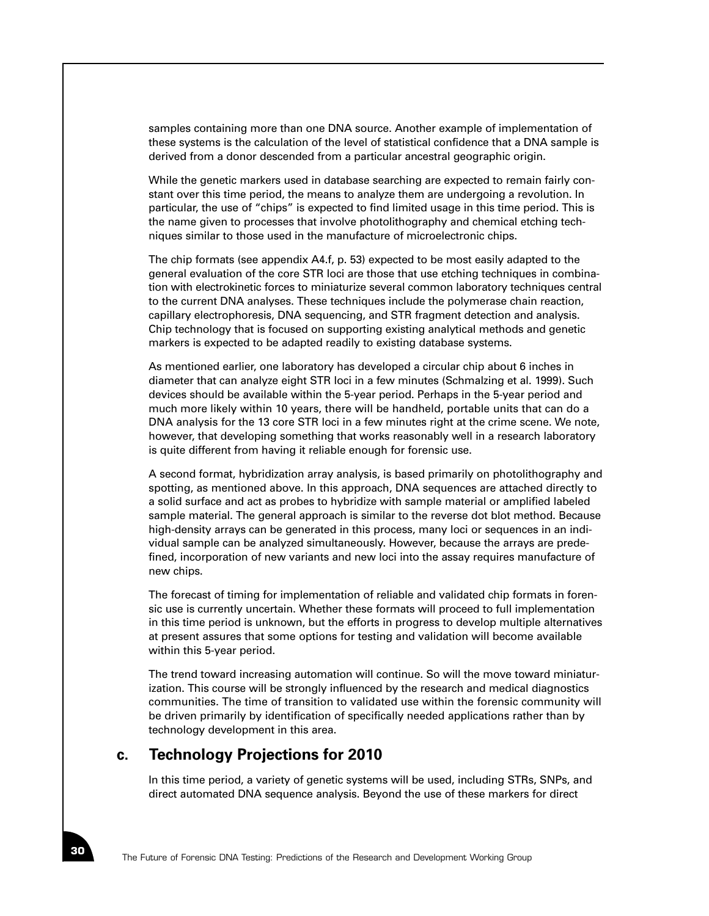samples containing more than one DNA source. Another example of implementation of these systems is the calculation of the level of statistical confidence that a DNA sample is derived from a donor descended from a particular ancestral geographic origin.

While the genetic markers used in database searching are expected to remain fairly constant over this time period, the means to analyze them are undergoing a revolution. In particular, the use of "chips" is expected to find limited usage in this time period. This is the name given to processes that involve photolithography and chemical etching techniques similar to those used in the manufacture of microelectronic chips.

The chip formats (see appendix A4.f, p. 53) expected to be most easily adapted to the general evaluation of the core STR loci are those that use etching techniques in combination with electrokinetic forces to miniaturize several common laboratory techniques central to the current DNA analyses. These techniques include the polymerase chain reaction, capillary electrophoresis, DNA sequencing, and STR fragment detection and analysis. Chip technology that is focused on supporting existing analytical methods and genetic markers is expected to be adapted readily to existing database systems.

As mentioned earlier, one laboratory has developed a circular chip about 6 inches in diameter that can analyze eight STR loci in a few minutes (Schmalzing et al. 1999). Such devices should be available within the 5-year period. Perhaps in the 5-year period and much more likely within 10 years, there will be handheld, portable units that can do a DNA analysis for the 13 core STR loci in a few minutes right at the crime scene. We note, however, that developing something that works reasonably well in a research laboratory is quite different from having it reliable enough for forensic use.

A second format, hybridization array analysis, is based primarily on photolithography and spotting, as mentioned above. In this approach, DNA sequences are attached directly to a solid surface and act as probes to hybridize with sample material or amplified labeled sample material. The general approach is similar to the reverse dot blot method. Because high-density arrays can be generated in this process, many loci or sequences in an individual sample can be analyzed simultaneously. However, because the arrays are predefined, incorporation of new variants and new loci into the assay requires manufacture of new chips.

The forecast of timing for implementation of reliable and validated chip formats in forensic use is currently uncertain. Whether these formats will proceed to full implementation in this time period is unknown, but the efforts in progress to develop multiple alternatives at present assures that some options for testing and validation will become available within this 5-year period.

The trend toward increasing automation will continue. So will the move toward miniaturization. This course will be strongly influenced by the research and medical diagnostics communities. The time of transition to validated use within the forensic community will be driven primarily by identification of specifically needed applications rather than by technology development in this area.

## c. Technology Projections for 2010

In this time period, a variety of genetic systems will be used, including STRs, SNPs, and direct automated DNA sequence analysis. Beyond the use of these markers for direct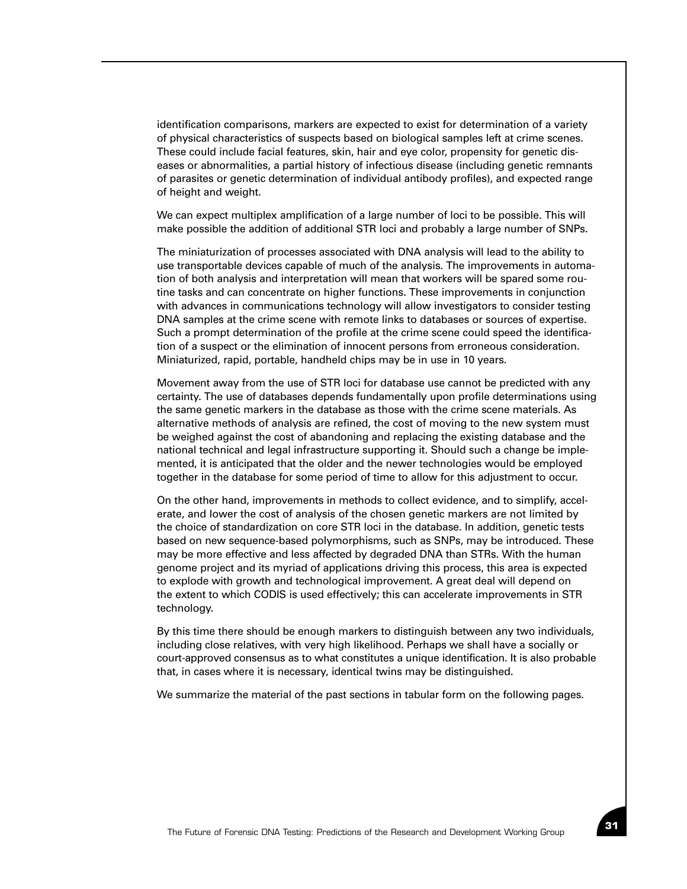identification comparisons, markers are expected to exist for determination of a variety of physical characteristics of suspects based on biological samples left at crime scenes. These could include facial features, skin, hair and eye color, propensity for genetic diseases or abnormalities, a partial history of infectious disease (including genetic remnants of parasites or genetic determination of individual antibody profiles), and expected range of height and weight.

We can expect multiplex amplification of a large number of loci to be possible. This will make possible the addition of additional STR loci and probably a large number of SNPs.

The miniaturization of processes associated with DNA analysis will lead to the ability to use transportable devices capable of much of the analysis. The improvements in automation of both analysis and interpretation will mean that workers will be spared some routine tasks and can concentrate on higher functions. These improvements in conjunction with advances in communications technology will allow investigators to consider testing DNA samples at the crime scene with remote links to databases or sources of expertise. Such a prompt determination of the profile at the crime scene could speed the identification of a suspect or the elimination of innocent persons from erroneous consideration. Miniaturized, rapid, portable, handheld chips may be in use in 10 years.

Movement away from the use of STR loci for database use cannot be predicted with any certainty. The use of databases depends fundamentally upon profile determinations using the same genetic markers in the database as those with the crime scene materials. As alternative methods of analysis are refined, the cost of moving to the new system must be weighed against the cost of abandoning and replacing the existing database and the national technical and legal infrastructure supporting it. Should such a change be implemented, it is anticipated that the older and the newer technologies would be employed together in the database for some period of time to allow for this adjustment to occur.

On the other hand, improvements in methods to collect evidence, and to simplify, accelerate, and lower the cost of analysis of the chosen genetic markers are not limited by the choice of standardization on core STR loci in the database. In addition, genetic tests based on new sequence-based polymorphisms, such as SNPs, may be introduced. These may be more effective and less affected by degraded DNA than STRs. With the human genome project and its myriad of applications driving this process, this area is expected to explode with growth and technological improvement. A great deal will depend on the extent to which CODIS is used effectively; this can accelerate improvements in STR technology.

By this time there should be enough markers to distinguish between any two individuals, including close relatives, with very high likelihood. Perhaps we shall have a socially or court-approved consensus as to what constitutes a unique identification. It is also probable that, in cases where it is necessary, identical twins may be distinguished.

We summarize the material of the past sections in tabular form on the following pages.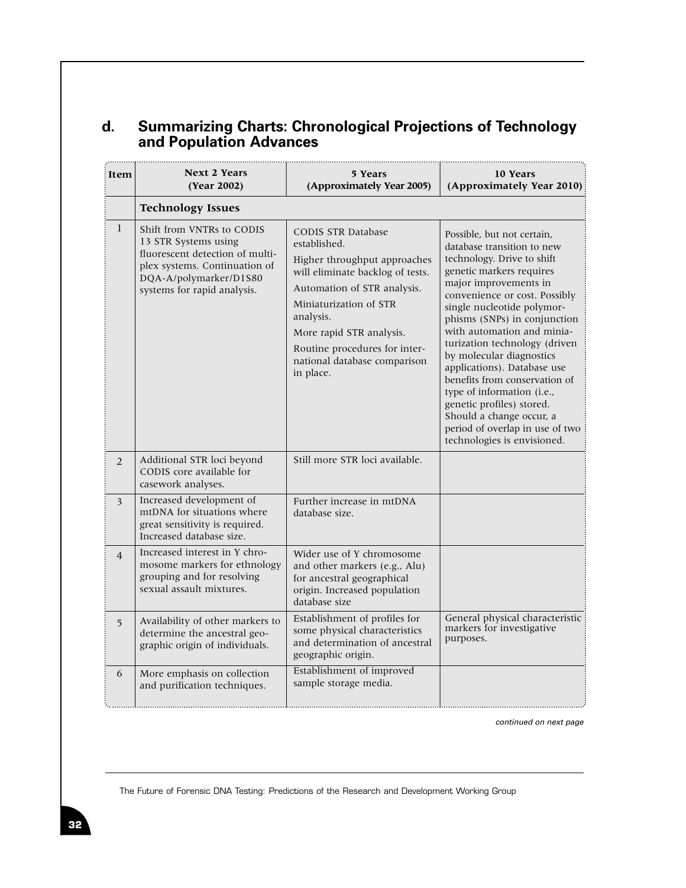## d. Summarizing Charts: Chronological Projections of Technology and Population Advances

| Item | Next 2 Years (Year 2002) | 5 Years (Approximately Year 2005) | 10 Years (Approximately Year 2010) |
|---|---|---|---|
| | **Technology Issues** | | |
| 1 | Shift from VNTRs to CODIS 13 STR Systems using fluorescent detection of multiplex systems. Continuation of DQA-A/polymarker/D1S80 systems for rapid analysis. | CODIS STR Database established.<br>Higher throughput approaches will eliminate backlog of tests.<br>Automation of STR analysis.<br>Miniaturization of STR analysis.<br>More rapid STR analysis.<br>Routine procedures for international database comparison in place. | Possible, but not certain, database transition to new technology. Drive to shift genetic markers requires major improvements in convenience or cost. Possibly single nucleotide polymorphisms (SNPs) in conjunction with automation and miniaturization technology (driven by molecular diagnostics applications). Database use benefits from conservation of type of information (i.e., genetic profiles) stored. Should a change occur, a period of overlap in use of two technologies is envisioned. |
| 2 | Additional STR loci beyond CODIS core available for casework analyses. | Still more STR loci available. | |
| 3 | Increased development of mtDNA for situations where great sensitivity is required. Increased database size. | Further increase in mtDNA database size. | |
| 4 | Increased interest in Y chromosome markers for ethnology grouping and for resolving sexual assault mixtures. | Wider use of Y chromosome and other markers (e.g., Alu) for ancestral geographical origin. Increased population database size | |
| 5 | Availability of other markers to determine the ancestral geographic origin of individuals. | Establishment of profiles for some physical characteristics and determination of ancestral geographic origin. | General physical characteristic markers for investigative purposes. |
| 6 | More emphasis on collection and purification techniques. | Establishment of improved sample storage media. | |

*continued on next page*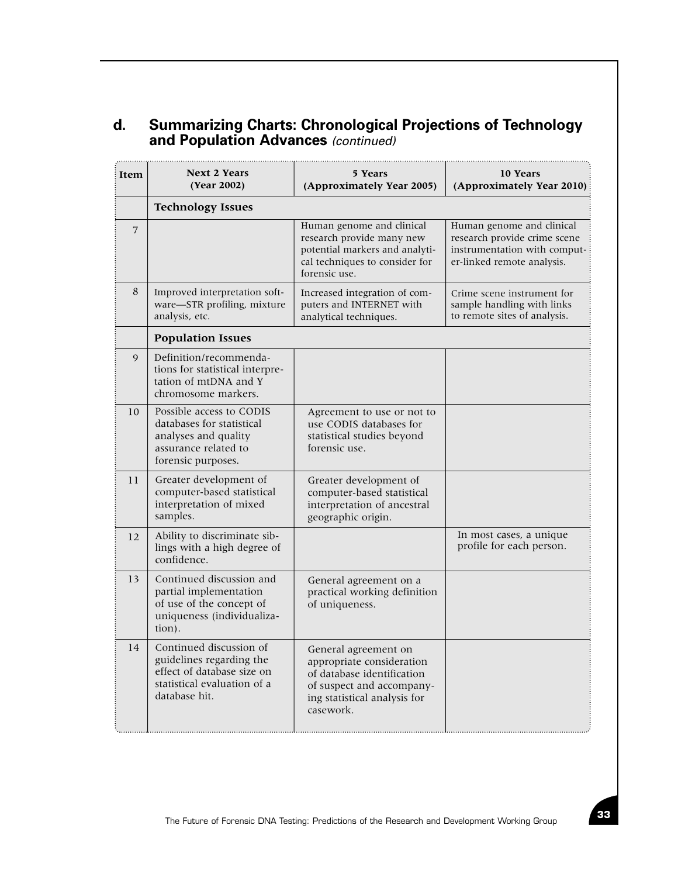## d. Summarizing Charts: Chronological Projections of Technology and Population Advances *(continued)*

| Item | Next 2 Years (Year 2002) | 5 Years (Approximately Year 2005) | 10 Years (Approximately Year 2010) |
|---|---|---|---|
| | **Technology Issues** | | |
| 7 | | Human genome and clinical research provide many new potential markers and analytical techniques to consider for forensic use. | Human genome and clinical research provide crime scene instrumentation with computer-linked remote analysis. |
| 8 | Improved interpretation software—STR profiling, mixture analysis, etc. | Increased integration of computers and INTERNET with analytical techniques. | Crime scene instrument for sample handling with links to remote sites of analysis. |
| | **Population Issues** | | |
| 9 | Definition/recommendations for statistical interpretation of mtDNA and Y chromosome markers. | | |
| 10 | Possible access to CODIS databases for statistical analyses and quality assurance related to forensic purposes. | Agreement to use or not to use CODIS databases for statistical studies beyond forensic use. | |
| 11 | Greater development of computer-based statistical interpretation of mixed samples. | Greater development of computer-based statistical interpretation of ancestral geographic origin. | |
| 12 | Ability to discriminate siblings with a high degree of confidence. | | In most cases, a unique profile for each person. |
| 13 | Continued discussion and partial implementation of use of the concept of uniqueness (individualization). | General agreement on a practical working definition of uniqueness. | |
| 14 | Continued discussion of guidelines regarding the effect of database size on statistical evaluation of a database hit. | General agreement on appropriate consideration of database identification of suspect and accompanying statistical analysis for casework. | |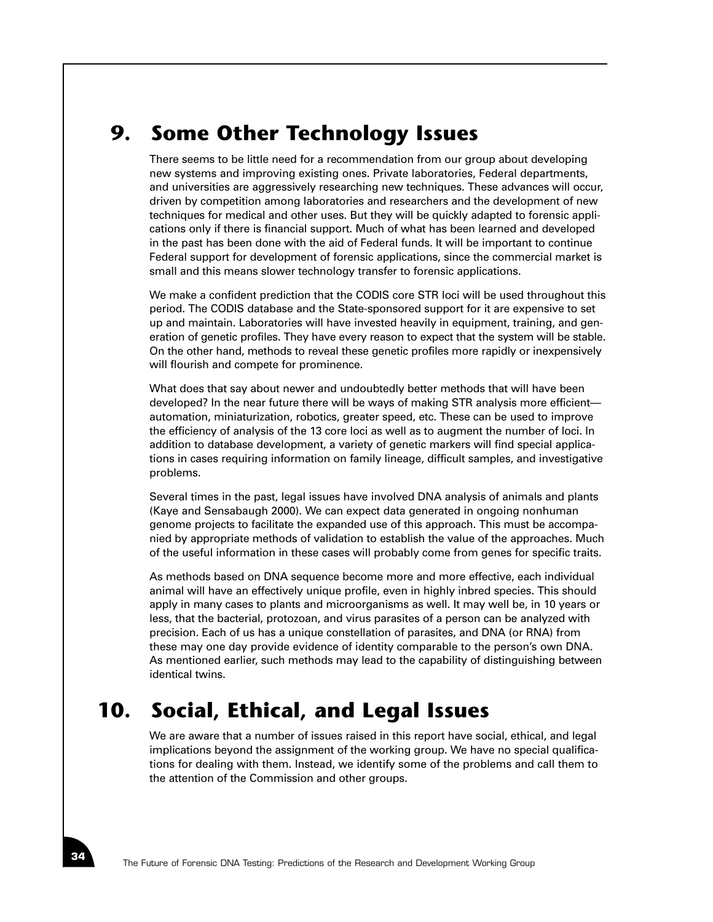## 9. Some Other Technology Issues

There seems to be little need for a recommendation from our group about developing new systems and improving existing ones. Private laboratories, Federal departments, and universities are aggressively researching new techniques. These advances will occur, driven by competition among laboratories and researchers and the development of new techniques for medical and other uses. But they will be quickly adapted to forensic applications only if there is financial support. Much of what has been learned and developed in the past has been done with the aid of Federal funds. It will be important to continue Federal support for development of forensic applications, since the commercial market is small and this means slower technology transfer to forensic applications.

We make a confident prediction that the CODIS core STR loci will be used throughout this period. The CODIS database and the State-sponsored support for it are expensive to set up and maintain. Laboratories will have invested heavily in equipment, training, and generation of genetic profiles. They have every reason to expect that the system will be stable. On the other hand, methods to reveal these genetic profiles more rapidly or inexpensively will flourish and compete for prominence.

What does that say about newer and undoubtedly better methods that will have been developed? In the near future there will be ways of making STR analysis more efficient—automation, miniaturization, robotics, greater speed, etc. These can be used to improve the efficiency of analysis of the 13 core loci as well as to augment the number of loci. In addition to database development, a variety of genetic markers will find special applications in cases requiring information on family lineage, difficult samples, and investigative problems.

Several times in the past, legal issues have involved DNA analysis of animals and plants (Kaye and Sensabaugh 2000). We can expect data generated in ongoing nonhuman genome projects to facilitate the expanded use of this approach. This must be accompanied by appropriate methods of validation to establish the value of the approaches. Much of the useful information in these cases will probably come from genes for specific traits.

As methods based on DNA sequence become more and more effective, each individual animal will have an effectively unique profile, even in highly inbred species. This should apply in many cases to plants and microorganisms as well. It may well be, in 10 years or less, that the bacterial, protozoan, and virus parasites of a person can be analyzed with precision. Each of us has a unique constellation of parasites, and DNA (or RNA) from these may one day provide evidence of identity comparable to the person's own DNA. As mentioned earlier, such methods may lead to the capability of distinguishing between identical twins.

## 10. Social, Ethical, and Legal Issues

We are aware that a number of issues raised in this report have social, ethical, and legal implications beyond the assignment of the working group. We have no special qualifications for dealing with them. Instead, we identify some of the problems and call them to the attention of the Commission and other groups.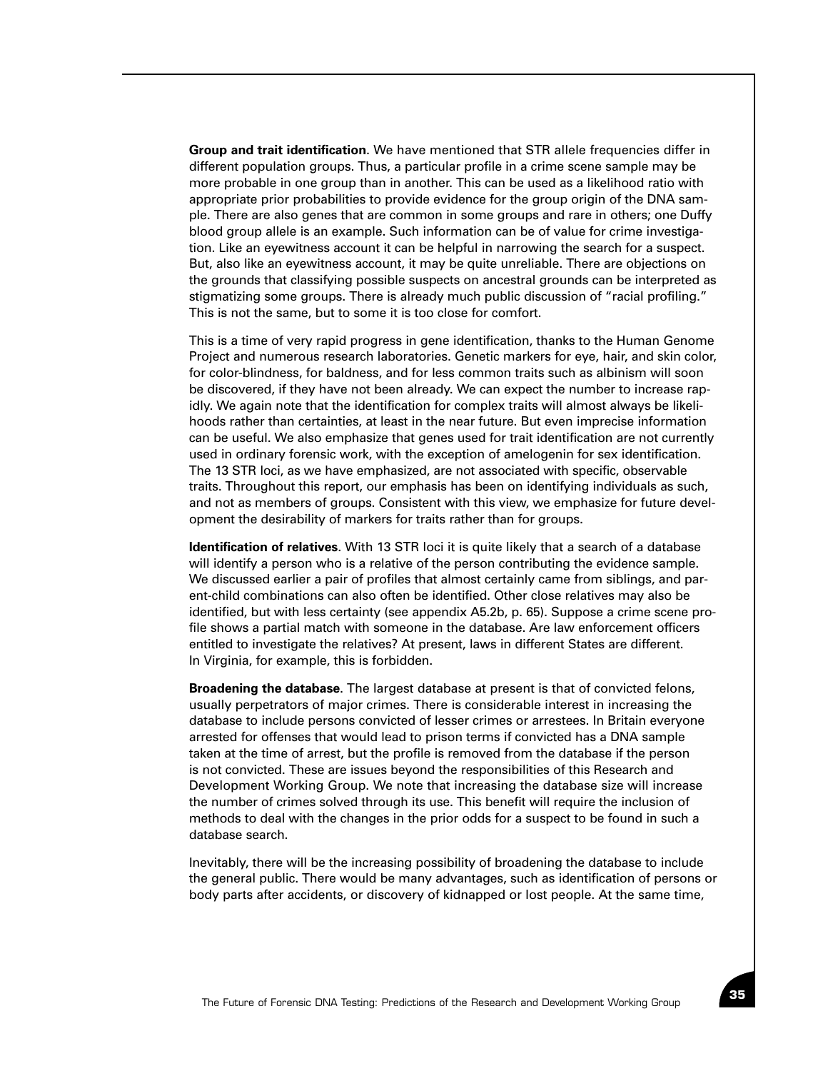**Group and trait identification**. We have mentioned that STR allele frequencies differ in different population groups. Thus, a particular profile in a crime scene sample may be more probable in one group than in another. This can be used as a likelihood ratio with appropriate prior probabilities to provide evidence for the group origin of the DNA sample. There are also genes that are common in some groups and rare in others; one Duffy blood group allele is an example. Such information can be of value for crime investigation. Like an eyewitness account it can be helpful in narrowing the search for a suspect. But, also like an eyewitness account, it may be quite unreliable. There are objections on the grounds that classifying possible suspects on ancestral grounds can be interpreted as stigmatizing some groups. There is already much public discussion of "racial profiling." This is not the same, but to some it is too close for comfort.

This is a time of very rapid progress in gene identification, thanks to the Human Genome Project and numerous research laboratories. Genetic markers for eye, hair, and skin color, for color-blindness, for baldness, and for less common traits such as albinism will soon be discovered, if they have not been already. We can expect the number to increase rapidly. We again note that the identification for complex traits will almost always be likelihoods rather than certainties, at least in the near future. But even imprecise information can be useful. We also emphasize that genes used for trait identification are not currently used in ordinary forensic work, with the exception of amelogenin for sex identification. The 13 STR loci, as we have emphasized, are not associated with specific, observable traits. Throughout this report, our emphasis has been on identifying individuals as such, and not as members of groups. Consistent with this view, we emphasize for future development the desirability of markers for traits rather than for groups.

**Identification of relatives**. With 13 STR loci it is quite likely that a search of a database will identify a person who is a relative of the person contributing the evidence sample. We discussed earlier a pair of profiles that almost certainly came from siblings, and parent-child combinations can also often be identified. Other close relatives may also be identified, but with less certainty (see appendix A5.2b, p. 65). Suppose a crime scene profile shows a partial match with someone in the database. Are law enforcement officers entitled to investigate the relatives? At present, laws in different States are different. In Virginia, for example, this is forbidden.

**Broadening the database**. The largest database at present is that of convicted felons, usually perpetrators of major crimes. There is considerable interest in increasing the database to include persons convicted of lesser crimes or arrestees. In Britain everyone arrested for offenses that would lead to prison terms if convicted has a DNA sample taken at the time of arrest, but the profile is removed from the database if the person is not convicted. These are issues beyond the responsibilities of this Research and Development Working Group. We note that increasing the database size will increase the number of crimes solved through its use. This benefit will require the inclusion of methods to deal with the changes in the prior odds for a suspect to be found in such a database search.

Inevitably, there will be the increasing possibility of broadening the database to include the general public. There would be many advantages, such as identification of persons or body parts after accidents, or discovery of kidnapped or lost people. At the same time,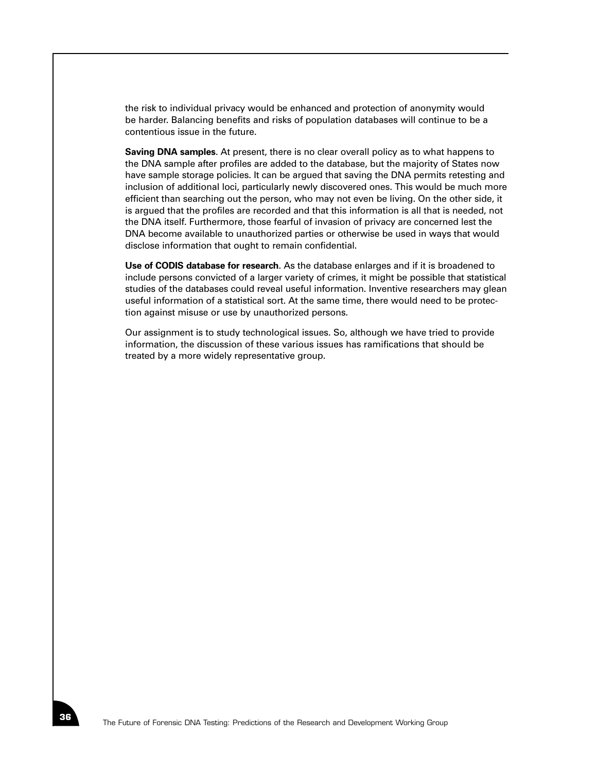the risk to individual privacy would be enhanced and protection of anonymity would be harder. Balancing benefits and risks of population databases will continue to be a contentious issue in the future.

**Saving DNA samples**. At present, there is no clear overall policy as to what happens to the DNA sample after profiles are added to the database, but the majority of States now have sample storage policies. It can be argued that saving the DNA permits retesting and inclusion of additional loci, particularly newly discovered ones. This would be much more efficient than searching out the person, who may not even be living. On the other side, it is argued that the profiles are recorded and that this information is all that is needed, not the DNA itself. Furthermore, those fearful of invasion of privacy are concerned lest the DNA become available to unauthorized parties or otherwise be used in ways that would disclose information that ought to remain confidential.

**Use of CODIS database for research**. As the database enlarges and if it is broadened to include persons convicted of a larger variety of crimes, it might be possible that statistical studies of the databases could reveal useful information. Inventive researchers may glean useful information of a statistical sort. At the same time, there would need to be protection against misuse or use by unauthorized persons.

Our assignment is to study technological issues. So, although we have tried to provide information, the discussion of these various issues has ramifications that should be treated by a more widely representative group.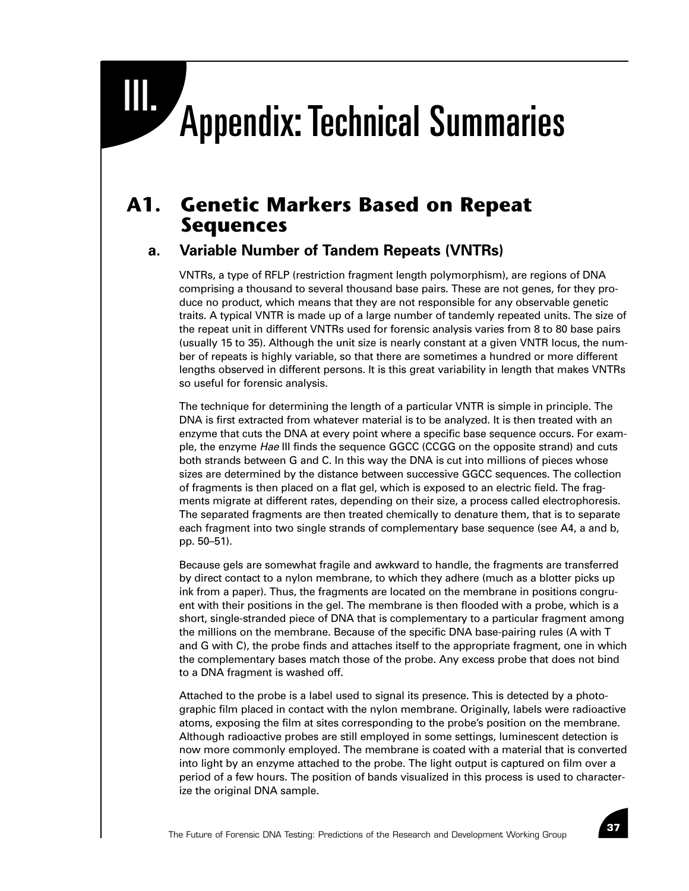# III. Appendix: Technical Summaries

## A1. Genetic Markers Based on Repeat Sequences

### a. Variable Number of Tandem Repeats (VNTRs)

VNTRs, a type of RFLP (restriction fragment length polymorphism), are regions of DNA comprising a thousand to several thousand base pairs. These are not genes, for they produce no product, which means that they are not responsible for any observable genetic traits. A typical VNTR is made up of a large number of tandemly repeated units. The size of the repeat unit in different VNTRs used for forensic analysis varies from 8 to 80 base pairs (usually 15 to 35). Although the unit size is nearly constant at a given VNTR locus, the number of repeats is highly variable, so that there are sometimes a hundred or more different lengths observed in different persons. It is this great variability in length that makes VNTRs so useful for forensic analysis.

The technique for determining the length of a particular VNTR is simple in principle. The DNA is first extracted from whatever material is to be analyzed. It is then treated with an enzyme that cuts the DNA at every point where a specific base sequence occurs. For example, the enzyme *Hae* III finds the sequence GGCC (CCGG on the opposite strand) and cuts both strands between G and C. In this way the DNA is cut into millions of pieces whose sizes are determined by the distance between successive GGCC sequences. The collection of fragments is then placed on a flat gel, which is exposed to an electric field. The fragments migrate at different rates, depending on their size, a process called electrophoresis. The separated fragments are then treated chemically to denature them, that is to separate each fragment into two single strands of complementary base sequence (see A4, a and b, pp. 50–51).

Because gels are somewhat fragile and awkward to handle, the fragments are transferred by direct contact to a nylon membrane, to which they adhere (much as a blotter picks up ink from a paper). Thus, the fragments are located on the membrane in positions congruent with their positions in the gel. The membrane is then flooded with a probe, which is a short, single-stranded piece of DNA that is complementary to a particular fragment among the millions on the membrane. Because of the specific DNA base-pairing rules (A with T and G with C), the probe finds and attaches itself to the appropriate fragment, one in which the complementary bases match those of the probe. Any excess probe that does not bind to a DNA fragment is washed off.

Attached to the probe is a label used to signal its presence. This is detected by a photographic film placed in contact with the nylon membrane. Originally, labels were radioactive atoms, exposing the film at sites corresponding to the probe's position on the membrane. Although radioactive probes are still employed in some settings, luminescent detection is now more commonly employed. The membrane is coated with a material that is converted into light by an enzyme attached to the probe. The light output is captured on film over a period of a few hours. The position of bands visualized in this process is used to characterize the original DNA sample.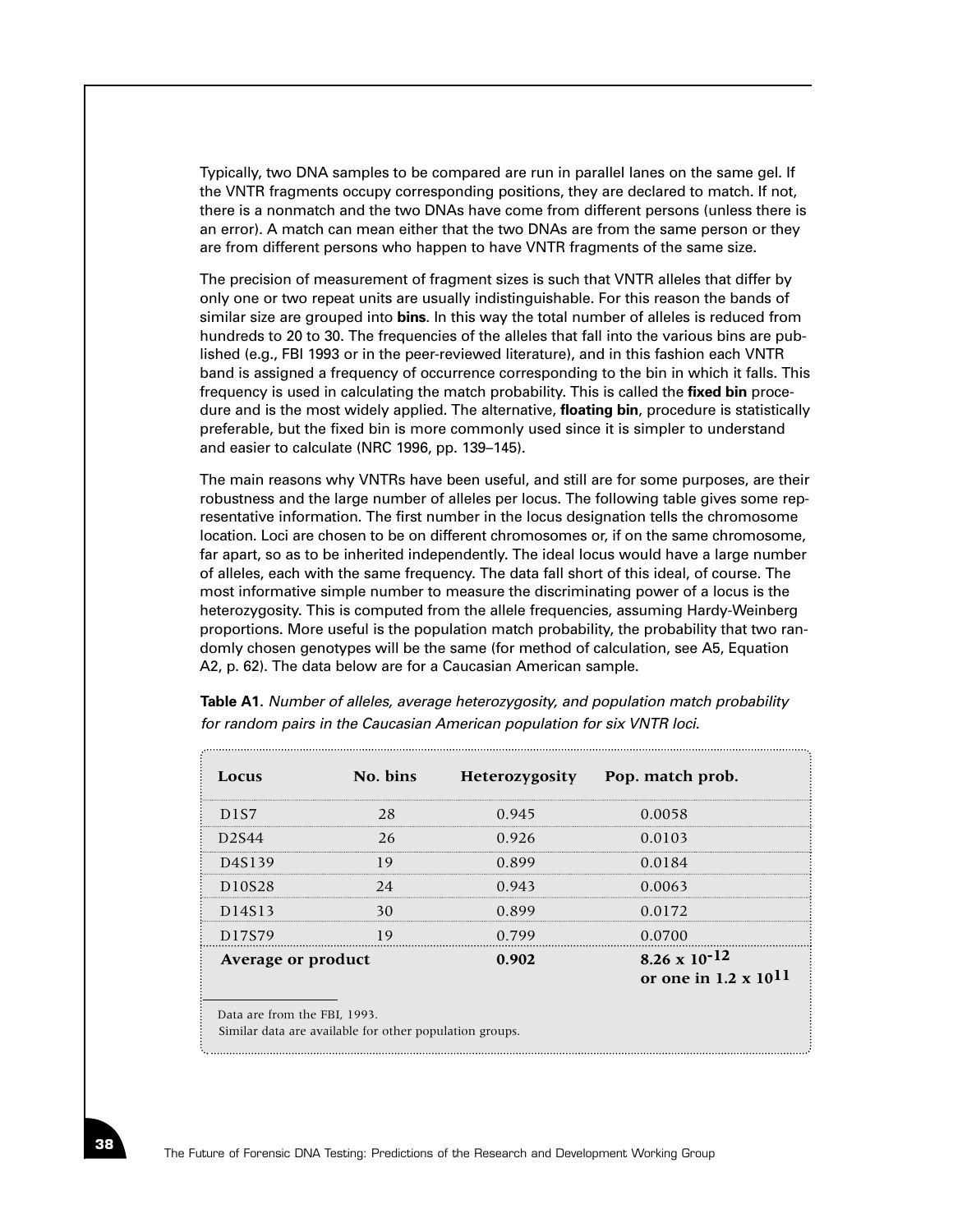Typically, two DNA samples to be compared are run in parallel lanes on the same gel. If the VNTR fragments occupy corresponding positions, they are declared to match. If not, there is a nonmatch and the two DNAs have come from different persons (unless there is an error). A match can mean either that the two DNAs are from the same person or they are from different persons who happen to have VNTR fragments of the same size.

The precision of measurement of fragment sizes is such that VNTR alleles that differ by only one or two repeat units are usually indistinguishable. For this reason the bands of similar size are grouped into **bins**. In this way the total number of alleles is reduced from hundreds to 20 to 30. The frequencies of the alleles that fall into the various bins are published (e.g., FBI 1993 or in the peer-reviewed literature), and in this fashion each VNTR band is assigned a frequency of occurrence corresponding to the bin in which it falls. This frequency is used in calculating the match probability. This is called the **fixed bin** procedure and is the most widely applied. The alternative, **floating bin**, procedure is statistically preferable, but the fixed bin is more commonly used since it is simpler to understand and easier to calculate (NRC 1996, pp. 139–145).

The main reasons why VNTRs have been useful, and still are for some purposes, are their robustness and the large number of alleles per locus. The following table gives some representative information. The first number in the locus designation tells the chromosome location. Loci are chosen to be on different chromosomes or, if on the same chromosome, far apart, so as to be inherited independently. The ideal locus would have a large number of alleles, each with the same frequency. The data fall short of this ideal, of course. The most informative simple number to measure the discriminating power of a locus is the heterozygosity. This is computed from the allele frequencies, assuming Hardy-Weinberg proportions. More useful is the population match probability, the probability that two randomly chosen genotypes will be the same (for method of calculation, see A5, Equation A2, p. 62). The data below are for a Caucasian American sample.

**Table A1.** *Number of alleles, average heterozygosity, and population match probability for random pairs in the Caucasian American population for six VNTR loci.*

| Locus | No. bins | Heterozygosity | Pop. match prob. |
|---|---|---|---|
| D1S7 | 28 | 0.945 | 0.0058 |
| D2S44 | 26 | 0.926 | 0.0103 |
| D4S139 | 19 | 0.899 | 0.0184 |
| D10S28 | 24 | 0.943 | 0.0063 |
| D14S13 | 30 | 0.899 | 0.0172 |
| D17S79 | 19 | 0.799 | 0.0700 |
| **Average or product** | | **0.902** | **$8.26 \times 10^{-12}$ or one in $1.2 \times 10^{11}$** |

Data are from the FBI, 1993.
Similar data are available for other population groups.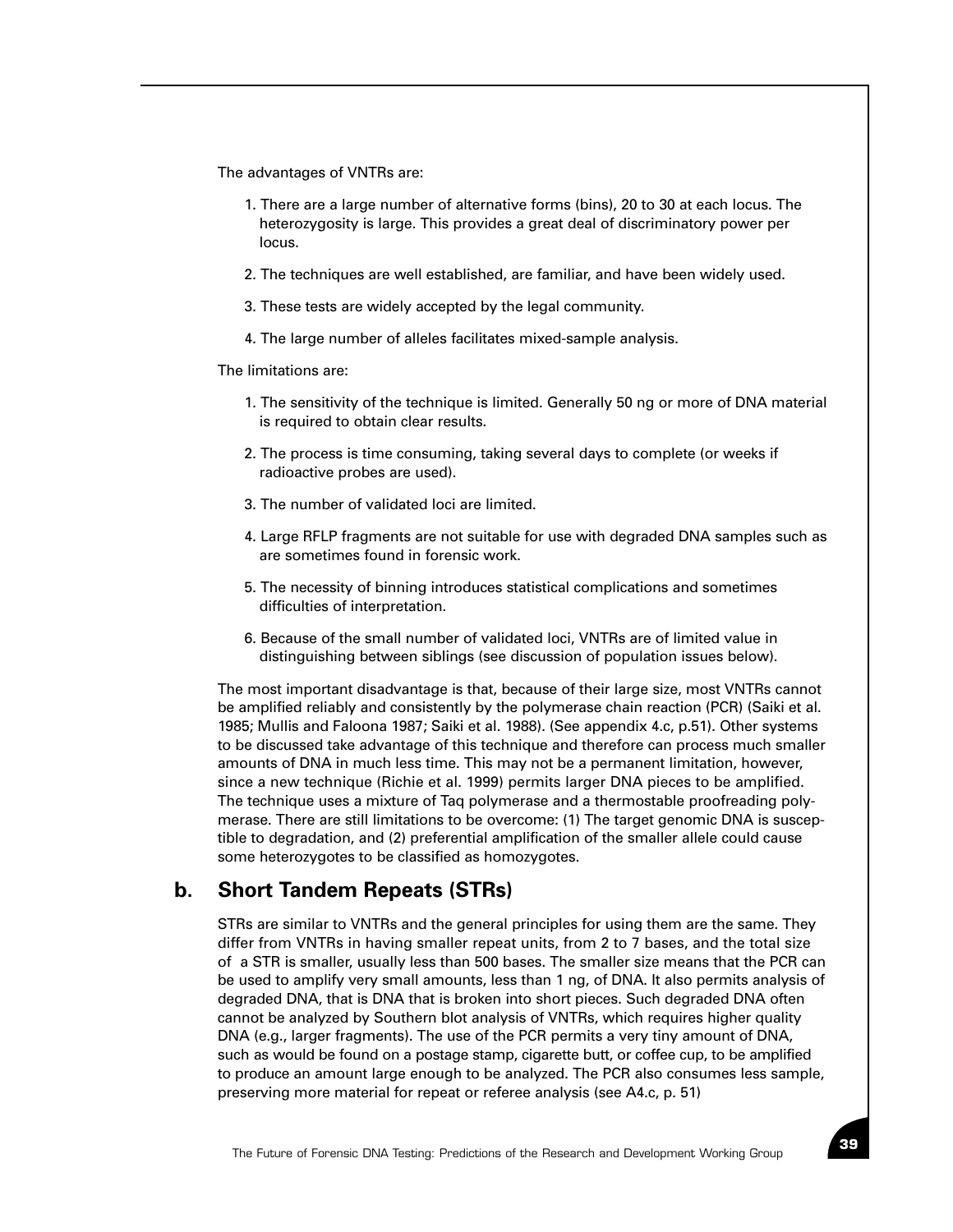The advantages of VNTRs are:

1. There are a large number of alternative forms (bins), 20 to 30 at each locus. The heterozygosity is large. This provides a great deal of discriminatory power per locus.

2. The techniques are well established, are familiar, and have been widely used.

3. These tests are widely accepted by the legal community.

4. The large number of alleles facilitates mixed-sample analysis.

The limitations are:

1. The sensitivity of the technique is limited. Generally 50 ng or more of DNA material is required to obtain clear results.

2. The process is time consuming, taking several days to complete (or weeks if radioactive probes are used).

3. The number of validated loci are limited.

4. Large RFLP fragments are not suitable for use with degraded DNA samples such as are sometimes found in forensic work.

5. The necessity of binning introduces statistical complications and sometimes difficulties of interpretation.

6. Because of the small number of validated loci, VNTRs are of limited value in distinguishing between siblings (see discussion of population issues below).

The most important disadvantage is that, because of their large size, most VNTRs cannot be amplified reliably and consistently by the polymerase chain reaction (PCR) (Saiki et al. 1985; Mullis and Faloona 1987; Saiki et al. 1988). (See appendix 4.c, p.51). Other systems to be discussed take advantage of this technique and therefore can process much smaller amounts of DNA in much less time. This may not be a permanent limitation, however, since a new technique (Richie et al. 1999) permits larger DNA pieces to be amplified. The technique uses a mixture of Taq polymerase and a thermostable proofreading polymerase. There are still limitations to be overcome: (1) The target genomic DNA is susceptible to degradation, and (2) preferential amplification of the smaller allele could cause some heterozygotes to be classified as homozygotes.

## b. Short Tandem Repeats (STRs)

STRs are similar to VNTRs and the general principles for using them are the same. They differ from VNTRs in having smaller repeat units, from 2 to 7 bases, and the total size of a STR is smaller, usually less than 500 bases. The smaller size means that the PCR can be used to amplify very small amounts, less than 1 ng, of DNA. It also permits analysis of degraded DNA, that is DNA that is broken into short pieces. Such degraded DNA often cannot be analyzed by Southern blot analysis of VNTRs, which requires higher quality DNA (e.g., larger fragments). The use of the PCR permits a very tiny amount of DNA, such as would be found on a postage stamp, cigarette butt, or coffee cup, to be amplified to produce an amount large enough to be analyzed. The PCR also consumes less sample, preserving more material for repeat or referee analysis (see A4.c, p. 51)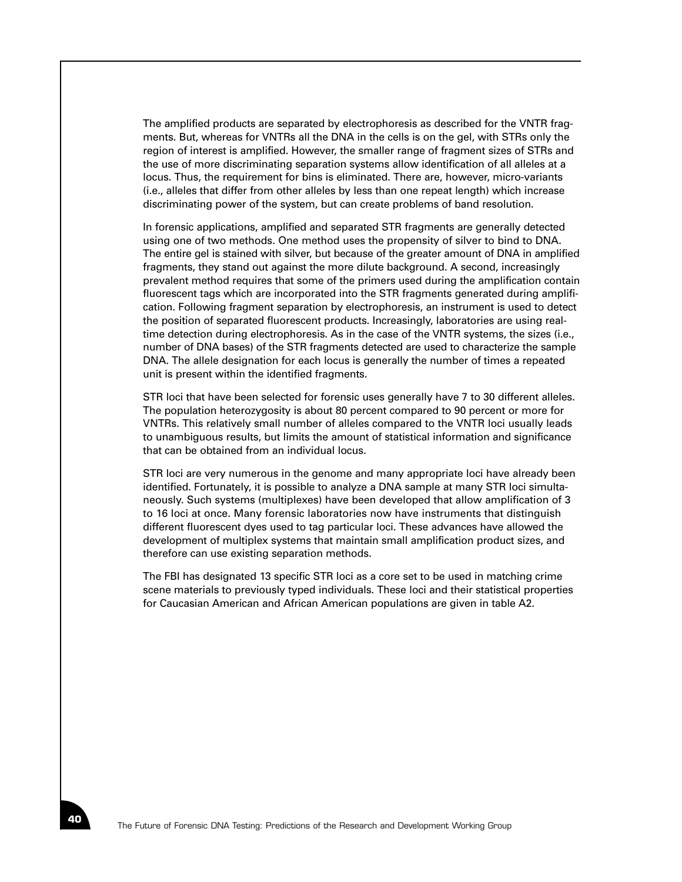The amplified products are separated by electrophoresis as described for the VNTR fragments. But, whereas for VNTRs all the DNA in the cells is on the gel, with STRs only the region of interest is amplified. However, the smaller range of fragment sizes of STRs and the use of more discriminating separation systems allow identification of all alleles at a locus. Thus, the requirement for bins is eliminated. There are, however, micro-variants (i.e., alleles that differ from other alleles by less than one repeat length) which increase discriminating power of the system, but can create problems of band resolution.

In forensic applications, amplified and separated STR fragments are generally detected using one of two methods. One method uses the propensity of silver to bind to DNA. The entire gel is stained with silver, but because of the greater amount of DNA in amplified fragments, they stand out against the more dilute background. A second, increasingly prevalent method requires that some of the primers used during the amplification contain fluorescent tags which are incorporated into the STR fragments generated during amplification. Following fragment separation by electrophoresis, an instrument is used to detect the position of separated fluorescent products. Increasingly, laboratories are using real-time detection during electrophoresis. As in the case of the VNTR systems, the sizes (i.e., number of DNA bases) of the STR fragments detected are used to characterize the sample DNA. The allele designation for each locus is generally the number of times a repeated unit is present within the identified fragments.

STR loci that have been selected for forensic uses generally have 7 to 30 different alleles. The population heterozygosity is about 80 percent compared to 90 percent or more for VNTRs. This relatively small number of alleles compared to the VNTR loci usually leads to unambiguous results, but limits the amount of statistical information and significance that can be obtained from an individual locus.

STR loci are very numerous in the genome and many appropriate loci have already been identified. Fortunately, it is possible to analyze a DNA sample at many STR loci simultaneously. Such systems (multiplexes) have been developed that allow amplification of 3 to 16 loci at once. Many forensic laboratories now have instruments that distinguish different fluorescent dyes used to tag particular loci. These advances have allowed the development of multiplex systems that maintain small amplification product sizes, and therefore can use existing separation methods.

The FBI has designated 13 specific STR loci as a core set to be used in matching crime scene materials to previously typed individuals. These loci and their statistical properties for Caucasian American and African American populations are given in table A2.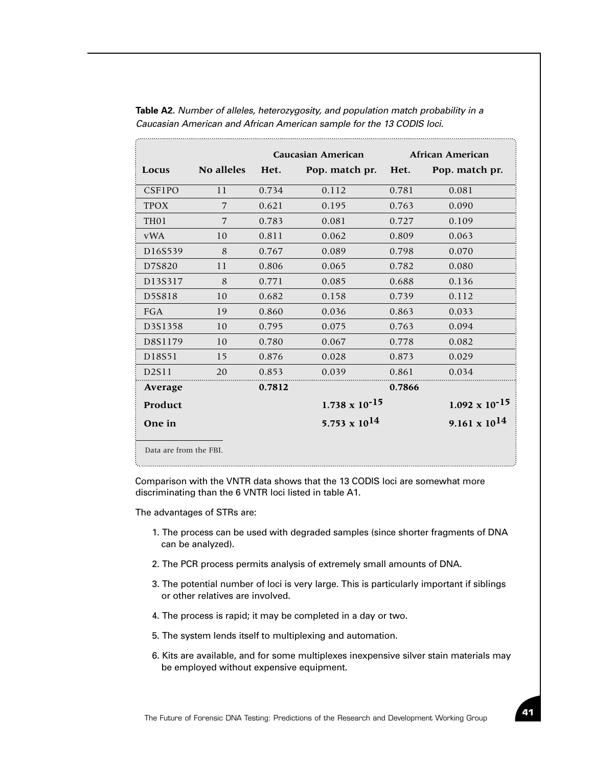**Table A2.** *Number of alleles, heterozygosity, and population match probability in a Caucasian American and African American sample for the 13 CODIS loci.*

| | | Caucasian American | | African American | |
|---|---|---|---|---|---|
| **Locus** | **No alleles** | **Het.** | **Pop. match pr.** | **Het.** | **Pop. match pr.** |
| CSF1PO | 11 | 0.734 | 0.112 | 0.781 | 0.081 |
| TPOX | 7 | 0.621 | 0.195 | 0.763 | 0.090 |
| TH01 | 7 | 0.783 | 0.081 | 0.727 | 0.109 |
| vWA | 10 | 0.811 | 0.062 | 0.809 | 0.063 |
| D16S539 | 8 | 0.767 | 0.089 | 0.798 | 0.070 |
| D7S820 | 11 | 0.806 | 0.065 | 0.782 | 0.080 |
| D13S317 | 8 | 0.771 | 0.085 | 0.688 | 0.136 |
| D5S818 | 10 | 0.682 | 0.158 | 0.739 | 0.112 |
| FGA | 19 | 0.860 | 0.036 | 0.863 | 0.033 |
| D3S1358 | 10 | 0.795 | 0.075 | 0.763 | 0.094 |
| D8S1179 | 10 | 0.780 | 0.067 | 0.778 | 0.082 |
| D18S51 | 15 | 0.876 | 0.028 | 0.873 | 0.029 |
| D2S11 | 20 | 0.853 | 0.039 | 0.861 | 0.034 |
| **Average** | | **0.7812** | | **0.7866** | |
| **Product** | | | $\mathbf{1.738 \times 10^{-15}}$ | | $\mathbf{1.092 \times 10^{-15}}$ |
| **One in** | | | $\mathbf{5.753 \times 10^{14}}$ | | $\mathbf{9.161 \times 10^{14}}$ |

Data are from the FBI.

Comparison with the VNTR data shows that the 13 CODIS loci are somewhat more discriminating than the 6 VNTR loci listed in table A1.

The advantages of STRs are:

1. The process can be used with degraded samples (since shorter fragments of DNA can be analyzed).
2. The PCR process permits analysis of extremely small amounts of DNA.
3. The potential number of loci is very large. This is particularly important if siblings or other relatives are involved.
4. The process is rapid; it may be completed in a day or two.
5. The system lends itself to multiplexing and automation.
6. Kits are available, and for some multiplexes inexpensive silver stain materials may be employed without expensive equipment.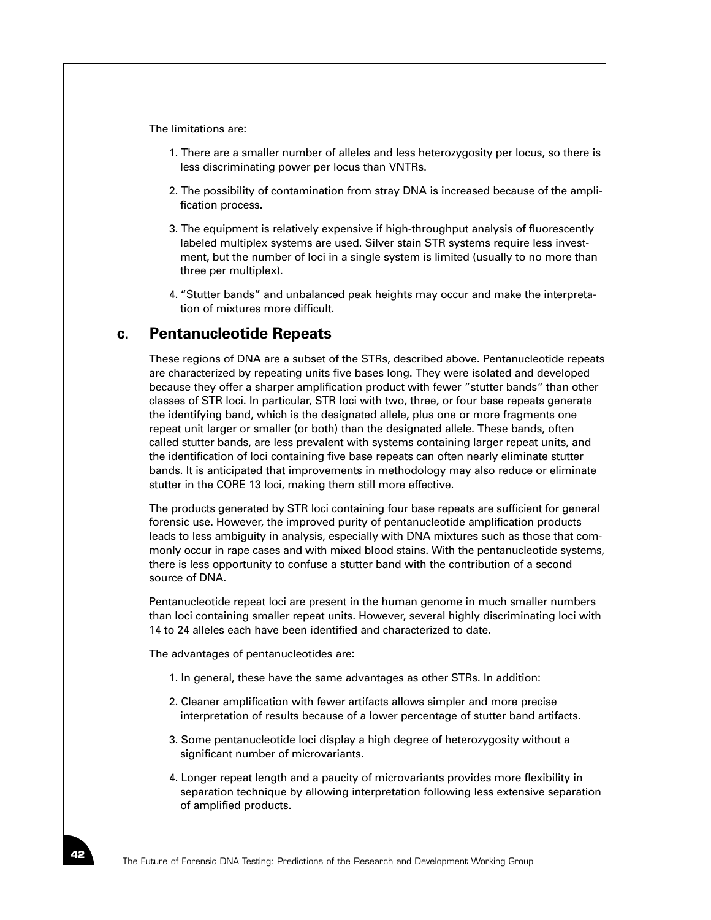The limitations are:

1. There are a smaller number of alleles and less heterozygosity per locus, so there is less discriminating power per locus than VNTRs.
2. The possibility of contamination from stray DNA is increased because of the amplification process.
3. The equipment is relatively expensive if high-throughput analysis of fluorescently labeled multiplex systems are used. Silver stain STR systems require less investment, but the number of loci in a single system is limited (usually to no more than three per multiplex).
4. "Stutter bands" and unbalanced peak heights may occur and make the interpretation of mixtures more difficult.

## c. Pentanucleotide Repeats

These regions of DNA are a subset of the STRs, described above. Pentanucleotide repeats are characterized by repeating units five bases long. They were isolated and developed because they offer a sharper amplification product with fewer "stutter bands" than other classes of STR loci. In particular, STR loci with two, three, or four base repeats generate the identifying band, which is the designated allele, plus one or more fragments one repeat unit larger or smaller (or both) than the designated allele. These bands, often called stutter bands, are less prevalent with systems containing larger repeat units, and the identification of loci containing five base repeats can often nearly eliminate stutter bands. It is anticipated that improvements in methodology may also reduce or eliminate stutter in the CORE 13 loci, making them still more effective.

The products generated by STR loci containing four base repeats are sufficient for general forensic use. However, the improved purity of pentanucleotide amplification products leads to less ambiguity in analysis, especially with DNA mixtures such as those that commonly occur in rape cases and with mixed blood stains. With the pentanucleotide systems, there is less opportunity to confuse a stutter band with the contribution of a second source of DNA.

Pentanucleotide repeat loci are present in the human genome in much smaller numbers than loci containing smaller repeat units. However, several highly discriminating loci with 14 to 24 alleles each have been identified and characterized to date.

The advantages of pentanucleotides are:

1. In general, these have the same advantages as other STRs. In addition:
2. Cleaner amplification with fewer artifacts allows simpler and more precise interpretation of results because of a lower percentage of stutter band artifacts.
3. Some pentanucleotide loci display a high degree of heterozygosity without a significant number of microvariants.
4. Longer repeat length and a paucity of microvariants provides more flexibility in separation technique by allowing interpretation following less extensive separation of amplified products.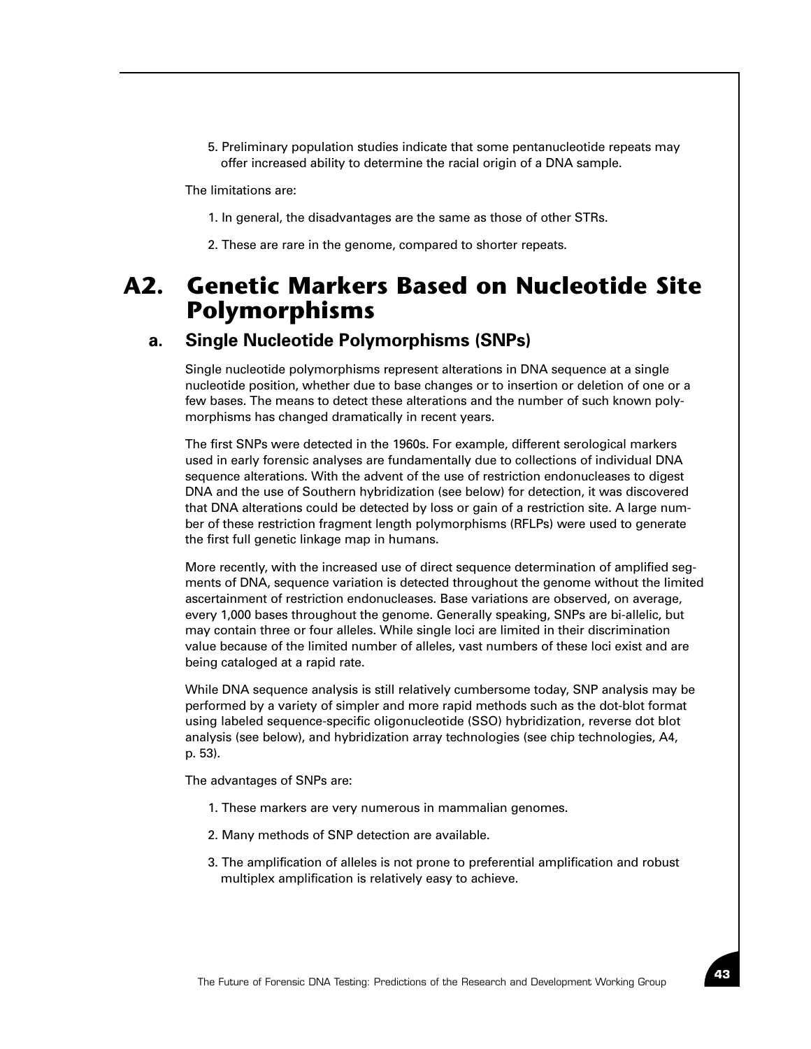5. Preliminary population studies indicate that some pentanucleotide repeats may offer increased ability to determine the racial origin of a DNA sample.

The limitations are:

1. In general, the disadvantages are the same as those of other STRs.

2. These are rare in the genome, compared to shorter repeats.

# A2. Genetic Markers Based on Nucleotide Site Polymorphisms

## a. Single Nucleotide Polymorphisms (SNPs)

Single nucleotide polymorphisms represent alterations in DNA sequence at a single nucleotide position, whether due to base changes or to insertion or deletion of one or a few bases. The means to detect these alterations and the number of such known polymorphisms has changed dramatically in recent years.

The first SNPs were detected in the 1960s. For example, different serological markers used in early forensic analyses are fundamentally due to collections of individual DNA sequence alterations. With the advent of the use of restriction endonucleases to digest DNA and the use of Southern hybridization (see below) for detection, it was discovered that DNA alterations could be detected by loss or gain of a restriction site. A large number of these restriction fragment length polymorphisms (RFLPs) were used to generate the first full genetic linkage map in humans.

More recently, with the increased use of direct sequence determination of amplified segments of DNA, sequence variation is detected throughout the genome without the limited ascertainment of restriction endonucleases. Base variations are observed, on average, every 1,000 bases throughout the genome. Generally speaking, SNPs are bi-allelic, but may contain three or four alleles. While single loci are limited in their discrimination value because of the limited number of alleles, vast numbers of these loci exist and are being cataloged at a rapid rate.

While DNA sequence analysis is still relatively cumbersome today, SNP analysis may be performed by a variety of simpler and more rapid methods such as the dot-blot format using labeled sequence-specific oligonucleotide (SSO) hybridization, reverse dot blot analysis (see below), and hybridization array technologies (see chip technologies, A4, p. 53).

The advantages of SNPs are:

1. These markers are very numerous in mammalian genomes.

2. Many methods of SNP detection are available.

3. The amplification of alleles is not prone to preferential amplification and robust multiplex amplification is relatively easy to achieve.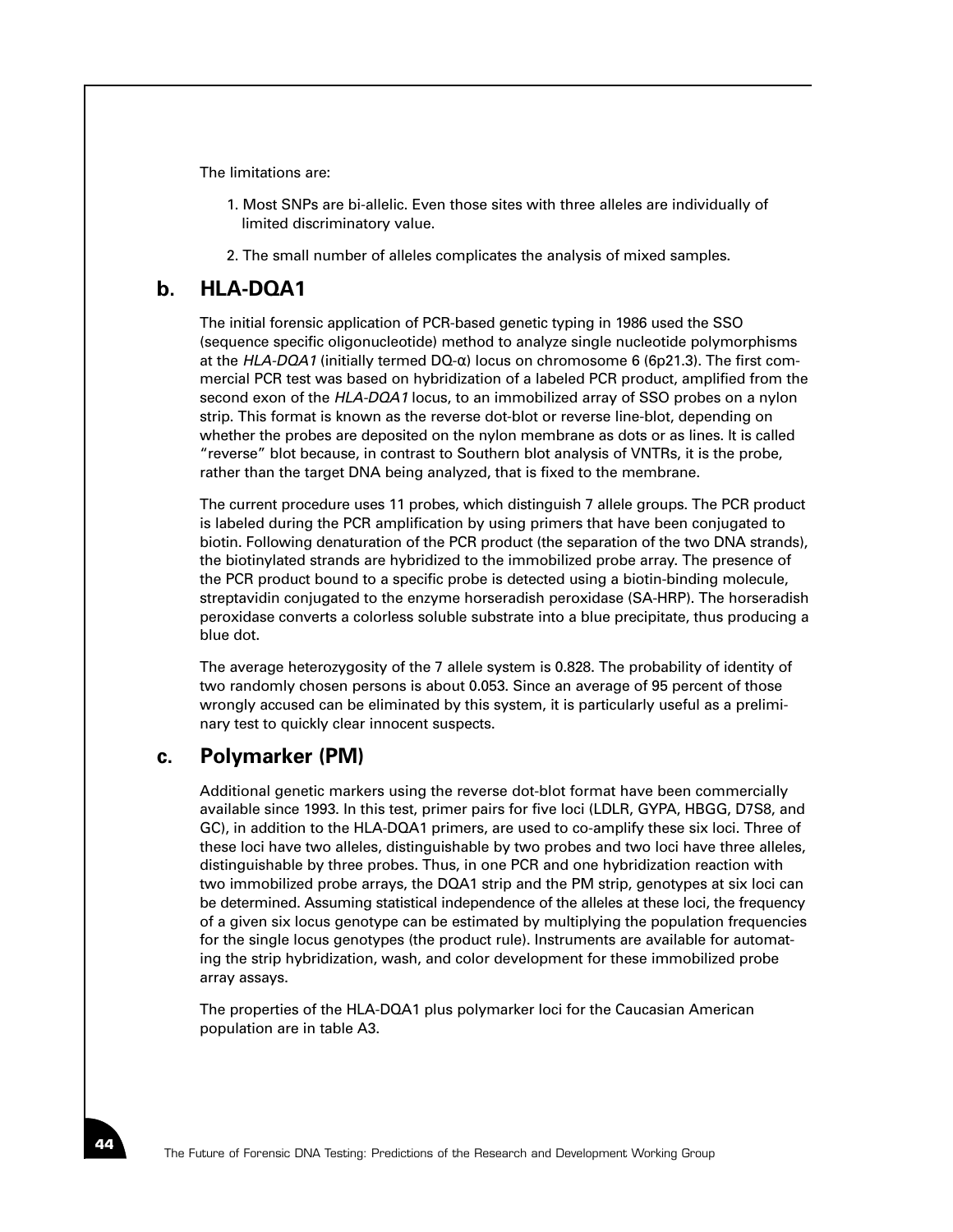The limitations are:

1. Most SNPs are bi-allelic. Even those sites with three alleles are individually of limited discriminatory value.

2. The small number of alleles complicates the analysis of mixed samples.

## b. HLA-DQA1

The initial forensic application of PCR-based genetic typing in 1986 used the SSO (sequence specific oligonucleotide) method to analyze single nucleotide polymorphisms at the *HLA-DQA1* (initially termed DQ-α) locus on chromosome 6 (6p21.3). The first commercial PCR test was based on hybridization of a labeled PCR product, amplified from the second exon of the *HLA-DQA1* locus, to an immobilized array of SSO probes on a nylon strip. This format is known as the reverse dot-blot or reverse line-blot, depending on whether the probes are deposited on the nylon membrane as dots or as lines. It is called "reverse" blot because, in contrast to Southern blot analysis of VNTRs, it is the probe, rather than the target DNA being analyzed, that is fixed to the membrane.

The current procedure uses 11 probes, which distinguish 7 allele groups. The PCR product is labeled during the PCR amplification by using primers that have been conjugated to biotin. Following denaturation of the PCR product (the separation of the two DNA strands), the biotinylated strands are hybridized to the immobilized probe array. The presence of the PCR product bound to a specific probe is detected using a biotin-binding molecule, streptavidin conjugated to the enzyme horseradish peroxidase (SA-HRP). The horseradish peroxidase converts a colorless soluble substrate into a blue precipitate, thus producing a blue dot.

The average heterozygosity of the 7 allele system is 0.828. The probability of identity of two randomly chosen persons is about 0.053. Since an average of 95 percent of those wrongly accused can be eliminated by this system, it is particularly useful as a preliminary test to quickly clear innocent suspects.

## c. Polymarker (PM)

Additional genetic markers using the reverse dot-blot format have been commercially available since 1993. In this test, primer pairs for five loci (LDLR, GYPA, HBGG, D7S8, and GC), in addition to the HLA-DQA1 primers, are used to co-amplify these six loci. Three of these loci have two alleles, distinguishable by two probes and two loci have three alleles, distinguishable by three probes. Thus, in one PCR and one hybridization reaction with two immobilized probe arrays, the DQA1 strip and the PM strip, genotypes at six loci can be determined. Assuming statistical independence of the alleles at these loci, the frequency of a given six locus genotype can be estimated by multiplying the population frequencies for the single locus genotypes (the product rule). Instruments are available for automating the strip hybridization, wash, and color development for these immobilized probe array assays.

The properties of the HLA-DQA1 plus polymarker loci for the Caucasian American population are in table A3.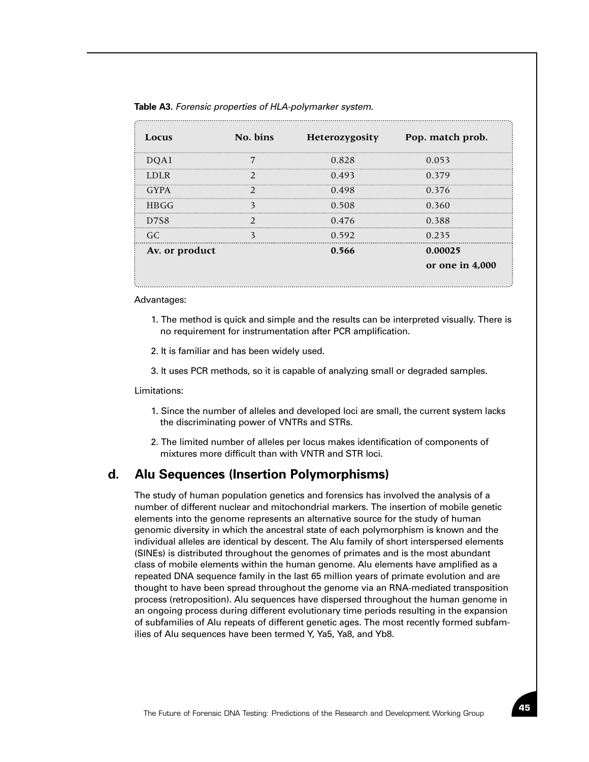**Table A3.** *Forensic properties of HLA-polymarker system.*

| Locus | No. bins | Heterozygosity | Pop. match prob. |
|---|---|---|---|
| DQA1 | 7 | 0.828 | 0.053 |
| LDLR | 2 | 0.493 | 0.379 |
| GYPA | 2 | 0.498 | 0.376 |
| HBGG | 3 | 0.508 | 0.360 |
| D7S8 | 2 | 0.476 | 0.388 |
| GC | 3 | 0.592 | 0.235 |
| **Av. or product** | | **0.566** | **0.00025 or one in 4,000** |

Advantages:

1. The method is quick and simple and the results can be interpreted visually. There is no requirement for instrumentation after PCR amplification.
2. It is familiar and has been widely used.
3. It uses PCR methods, so it is capable of analyzing small or degraded samples.

Limitations:

1. Since the number of alleles and developed loci are small, the current system lacks the discriminating power of VNTRs and STRs.
2. The limited number of alleles per locus makes identification of components of mixtures more difficult than with VNTR and STR loci.

## d. Alu Sequences (Insertion Polymorphisms)

The study of human population genetics and forensics has involved the analysis of a number of different nuclear and mitochondrial markers. The insertion of mobile genetic elements into the genome represents an alternative source for the study of human genomic diversity in which the ancestral state of each polymorphism is known and the individual alleles are identical by descent. The Alu family of short interspersed elements (SINEs) is distributed throughout the genomes of primates and is the most abundant class of mobile elements within the human genome. Alu elements have amplified as a repeated DNA sequence family in the last 65 million years of primate evolution and are thought to have been spread throughout the genome via an RNA-mediated transposition process (retroposition). Alu sequences have dispersed throughout the human genome in an ongoing process during different evolutionary time periods resulting in the expansion of subfamilies of Alu repeats of different genetic ages. The most recently formed subfamilies of Alu sequences have been termed Y, Ya5, Ya8, and Yb8.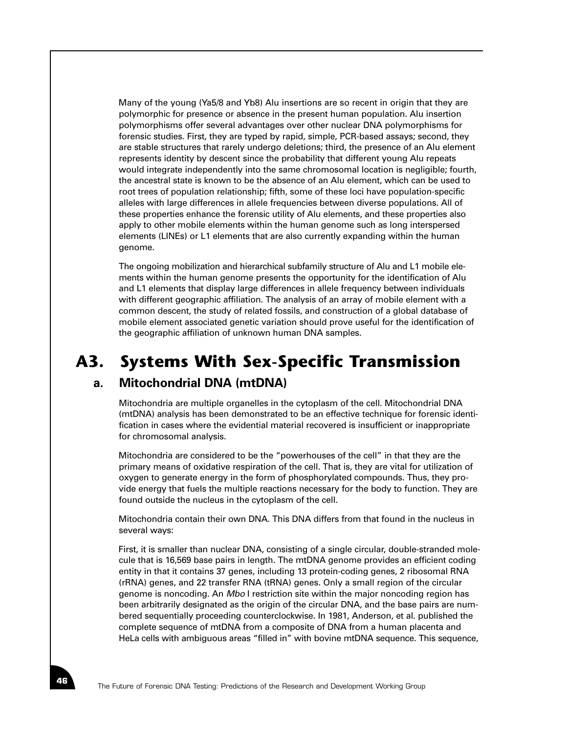Many of the young (Ya5/8 and Yb8) Alu insertions are so recent in origin that they are polymorphic for presence or absence in the present human population. Alu insertion polymorphisms offer several advantages over other nuclear DNA polymorphisms for forensic studies. First, they are typed by rapid, simple, PCR-based assays; second, they are stable structures that rarely undergo deletions; third, the presence of an Alu element represents identity by descent since the probability that different young Alu repeats would integrate independently into the same chromosomal location is negligible; fourth, the ancestral state is known to be the absence of an Alu element, which can be used to root trees of population relationship; fifth, some of these loci have population-specific alleles with large differences in allele frequencies between diverse populations. All of these properties enhance the forensic utility of Alu elements, and these properties also apply to other mobile elements within the human genome such as long interspersed elements (LINEs) or L1 elements that are also currently expanding within the human genome.

The ongoing mobilization and hierarchical subfamily structure of Alu and L1 mobile elements within the human genome presents the opportunity for the identification of Alu and L1 elements that display large differences in allele frequency between individuals with different geographic affiliation. The analysis of an array of mobile element with a common descent, the study of related fossils, and construction of a global database of mobile element associated genetic variation should prove useful for the identification of the geographic affiliation of unknown human DNA samples.

# A3. Systems With Sex-Specific Transmission

## a. Mitochondrial DNA (mtDNA)

Mitochondria are multiple organelles in the cytoplasm of the cell. Mitochondrial DNA (mtDNA) analysis has been demonstrated to be an effective technique for forensic identification in cases where the evidential material recovered is insufficient or inappropriate for chromosomal analysis.

Mitochondria are considered to be the "powerhouses of the cell" in that they are the primary means of oxidative respiration of the cell. That is, they are vital for utilization of oxygen to generate energy in the form of phosphorylated compounds. Thus, they provide energy that fuels the multiple reactions necessary for the body to function. They are found outside the nucleus in the cytoplasm of the cell.

Mitochondria contain their own DNA. This DNA differs from that found in the nucleus in several ways:

First, it is smaller than nuclear DNA, consisting of a single circular, double-stranded molecule that is 16,569 base pairs in length. The mtDNA genome provides an efficient coding entity in that it contains 37 genes, including 13 protein-coding genes, 2 ribosomal RNA (rRNA) genes, and 22 transfer RNA (tRNA) genes. Only a small region of the circular genome is noncoding. An *Mbo* I restriction site within the major noncoding region has been arbitrarily designated as the origin of the circular DNA, and the base pairs are numbered sequentially proceeding counterclockwise. In 1981, Anderson, et al. published the complete sequence of mtDNA from a composite of DNA from a human placenta and HeLa cells with ambiguous areas "filled in" with bovine mtDNA sequence. This sequence,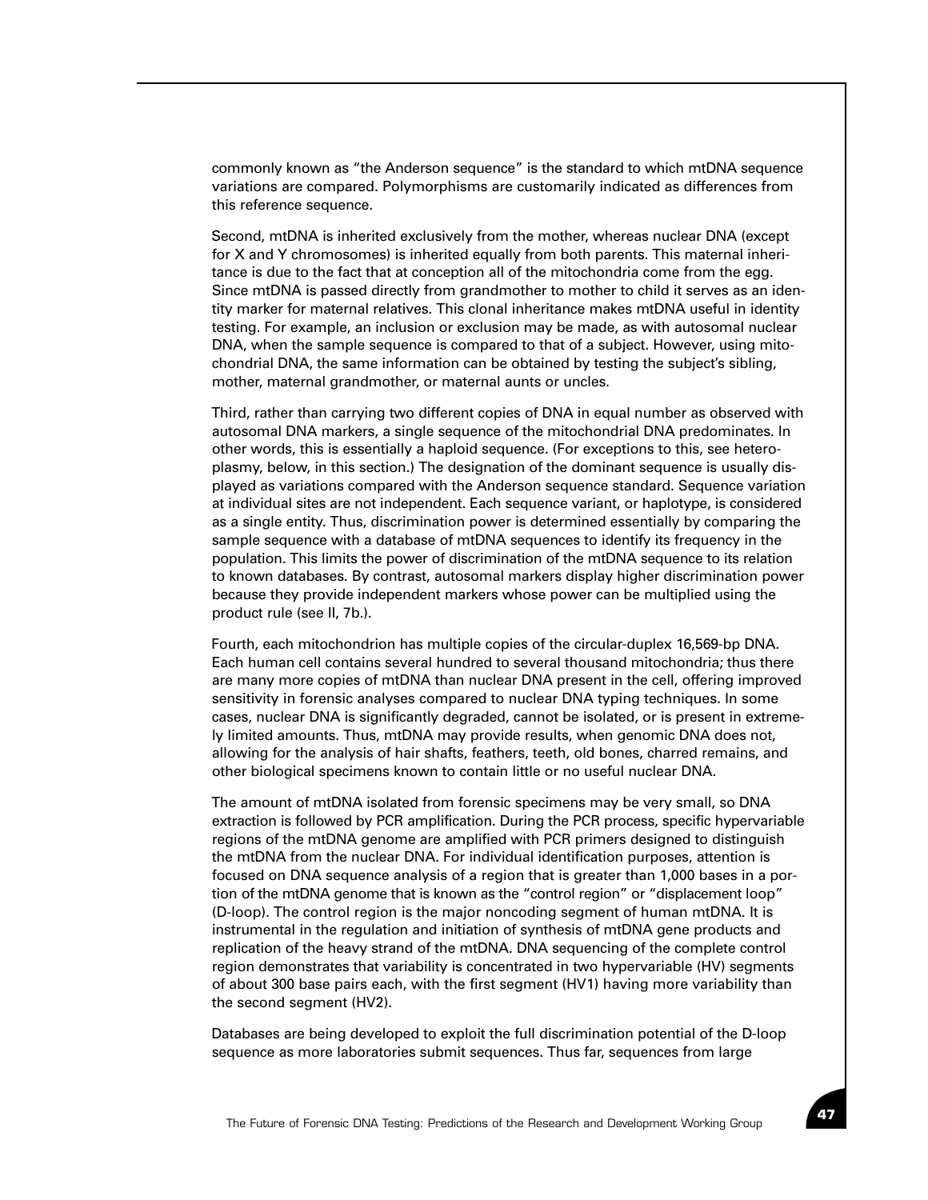commonly known as "the Anderson sequence" is the standard to which mtDNA sequence variations are compared. Polymorphisms are customarily indicated as differences from this reference sequence.

Second, mtDNA is inherited exclusively from the mother, whereas nuclear DNA (except for X and Y chromosomes) is inherited equally from both parents. This maternal inheritance is due to the fact that at conception all of the mitochondria come from the egg. Since mtDNA is passed directly from grandmother to mother to child it serves as an identity marker for maternal relatives. This clonal inheritance makes mtDNA useful in identity testing. For example, an inclusion or exclusion may be made, as with autosomal nuclear DNA, when the sample sequence is compared to that of a subject. However, using mitochondrial DNA, the same information can be obtained by testing the subject's sibling, mother, maternal grandmother, or maternal aunts or uncles.

Third, rather than carrying two different copies of DNA in equal number as observed with autosomal DNA markers, a single sequence of the mitochondrial DNA predominates. In other words, this is essentially a haploid sequence. (For exceptions to this, see heteroplasmy, below, in this section.) The designation of the dominant sequence is usually displayed as variations compared with the Anderson sequence standard. Sequence variation at individual sites are not independent. Each sequence variant, or haplotype, is considered as a single entity. Thus, discrimination power is determined essentially by comparing the sample sequence with a database of mtDNA sequences to identify its frequency in the population. This limits the power of discrimination of the mtDNA sequence to its relation to known databases. By contrast, autosomal markers display higher discrimination power because they provide independent markers whose power can be multiplied using the product rule (see II, 7b.).

Fourth, each mitochondrion has multiple copies of the circular-duplex 16,569-bp DNA. Each human cell contains several hundred to several thousand mitochondria; thus there are many more copies of mtDNA than nuclear DNA present in the cell, offering improved sensitivity in forensic analyses compared to nuclear DNA typing techniques. In some cases, nuclear DNA is significantly degraded, cannot be isolated, or is present in extremely limited amounts. Thus, mtDNA may provide results, when genomic DNA does not, allowing for the analysis of hair shafts, feathers, teeth, old bones, charred remains, and other biological specimens known to contain little or no useful nuclear DNA.

The amount of mtDNA isolated from forensic specimens may be very small, so DNA extraction is followed by PCR amplification. During the PCR process, specific hypervariable regions of the mtDNA genome are amplified with PCR primers designed to distinguish the mtDNA from the nuclear DNA. For individual identification purposes, attention is focused on DNA sequence analysis of a region that is greater than 1,000 bases in a portion of the mtDNA genome that is known as the "control region" or "displacement loop" (D-loop). The control region is the major noncoding segment of human mtDNA. It is instrumental in the regulation and initiation of synthesis of mtDNA gene products and replication of the heavy strand of the mtDNA. DNA sequencing of the complete control region demonstrates that variability is concentrated in two hypervariable (HV) segments of about 300 base pairs each, with the first segment (HV1) having more variability than the second segment (HV2).

Databases are being developed to exploit the full discrimination potential of the D-loop sequence as more laboratories submit sequences. Thus far, sequences from large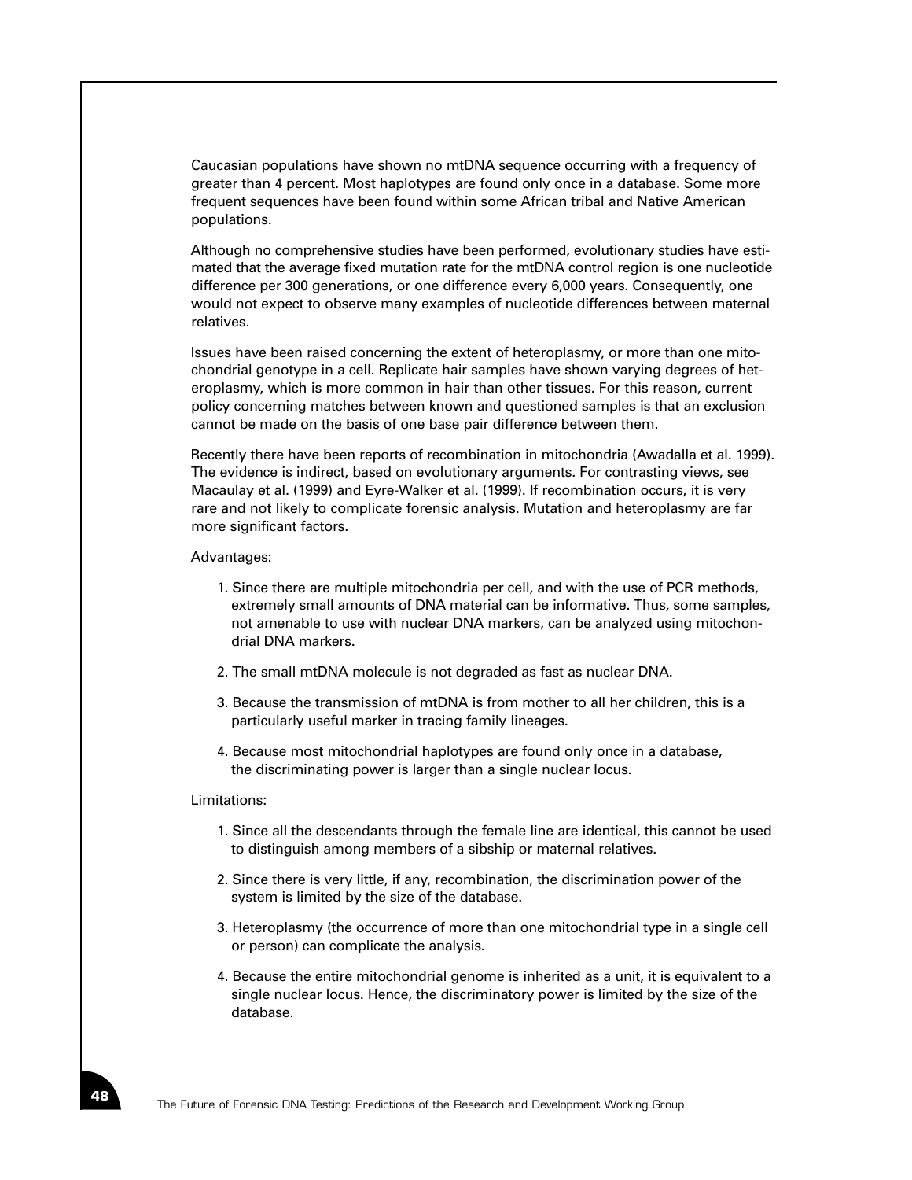Caucasian populations have shown no mtDNA sequence occurring with a frequency of greater than 4 percent. Most haplotypes are found only once in a database. Some more frequent sequences have been found within some African tribal and Native American populations.

Although no comprehensive studies have been performed, evolutionary studies have estimated that the average fixed mutation rate for the mtDNA control region is one nucleotide difference per 300 generations, or one difference every 6,000 years. Consequently, one would not expect to observe many examples of nucleotide differences between maternal relatives.

Issues have been raised concerning the extent of heteroplasmy, or more than one mitochondrial genotype in a cell. Replicate hair samples have shown varying degrees of heteroplasmy, which is more common in hair than other tissues. For this reason, current policy concerning matches between known and questioned samples is that an exclusion cannot be made on the basis of one base pair difference between them.

Recently there have been reports of recombination in mitochondria (Awadalla et al. 1999). The evidence is indirect, based on evolutionary arguments. For contrasting views, see Macaulay et al. (1999) and Eyre-Walker et al. (1999). If recombination occurs, it is very rare and not likely to complicate forensic analysis. Mutation and heteroplasmy are far more significant factors.

Advantages:

1. Since there are multiple mitochondria per cell, and with the use of PCR methods, extremely small amounts of DNA material can be informative. Thus, some samples, not amenable to use with nuclear DNA markers, can be analyzed using mitochondrial DNA markers.
2. The small mtDNA molecule is not degraded as fast as nuclear DNA.
3. Because the transmission of mtDNA is from mother to all her children, this is a particularly useful marker in tracing family lineages.
4. Because most mitochondrial haplotypes are found only once in a database, the discriminating power is larger than a single nuclear locus.

Limitations:

1. Since all the descendants through the female line are identical, this cannot be used to distinguish among members of a sibship or maternal relatives.
2. Since there is very little, if any, recombination, the discrimination power of the system is limited by the size of the database.
3. Heteroplasmy (the occurrence of more than one mitochondrial type in a single cell or person) can complicate the analysis.
4. Because the entire mitochondrial genome is inherited as a unit, it is equivalent to a single nuclear locus. Hence, the discriminatory power is limited by the size of the database.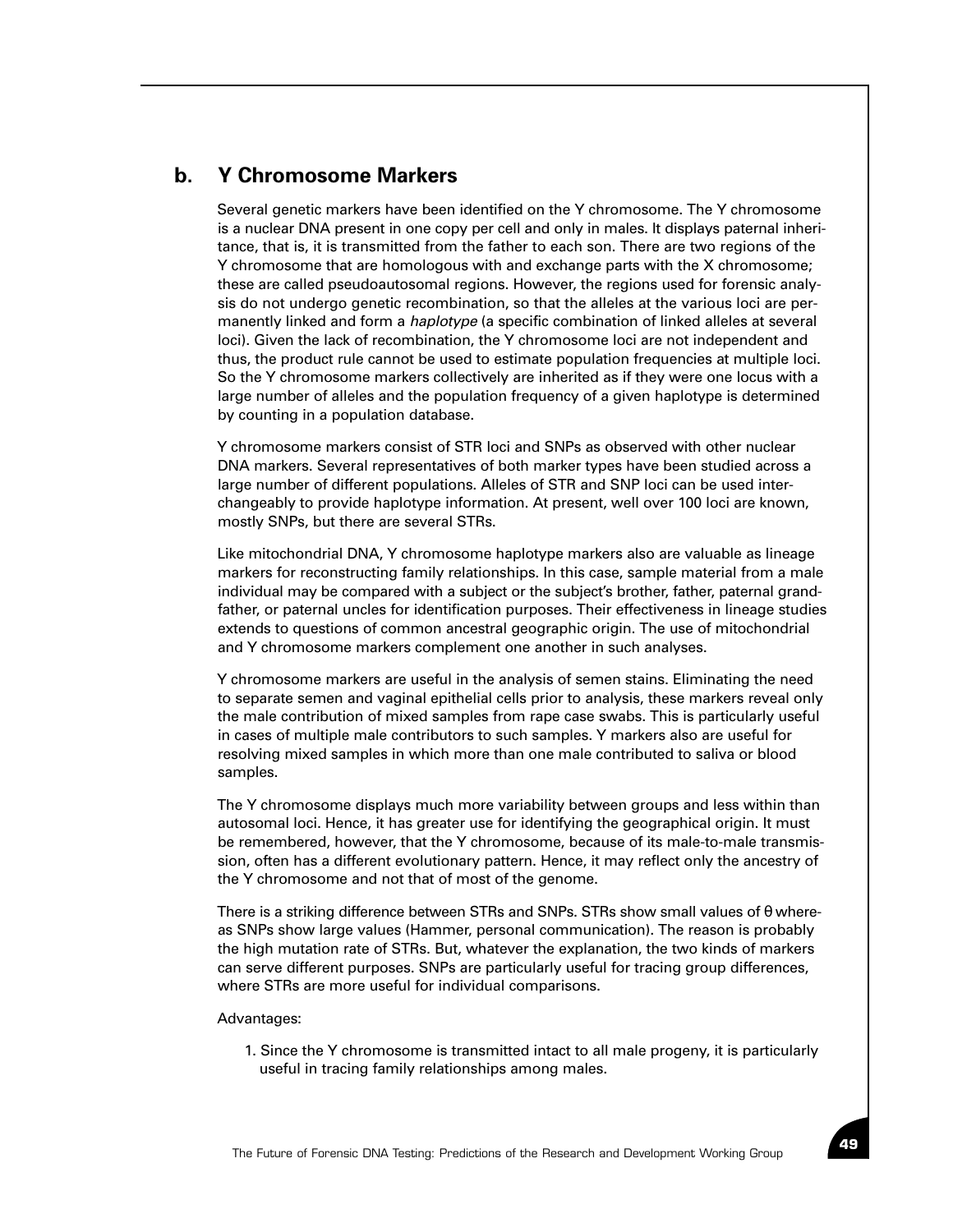## b. Y Chromosome Markers

Several genetic markers have been identified on the Y chromosome. The Y chromosome is a nuclear DNA present in one copy per cell and only in males. It displays paternal inheritance, that is, it is transmitted from the father to each son. There are two regions of the Y chromosome that are homologous with and exchange parts with the X chromosome; these are called pseudoautosomal regions. However, the regions used for forensic analysis do not undergo genetic recombination, so that the alleles at the various loci are permanently linked and form a *haplotype* (a specific combination of linked alleles at several loci). Given the lack of recombination, the Y chromosome loci are not independent and thus, the product rule cannot be used to estimate population frequencies at multiple loci. So the Y chromosome markers collectively are inherited as if they were one locus with a large number of alleles and the population frequency of a given haplotype is determined by counting in a population database.

Y chromosome markers consist of STR loci and SNPs as observed with other nuclear DNA markers. Several representatives of both marker types have been studied across a large number of different populations. Alleles of STR and SNP loci can be used interchangeably to provide haplotype information. At present, well over 100 loci are known, mostly SNPs, but there are several STRs.

Like mitochondrial DNA, Y chromosome haplotype markers also are valuable as lineage markers for reconstructing family relationships. In this case, sample material from a male individual may be compared with a subject or the subject's brother, father, paternal grandfather, or paternal uncles for identification purposes. Their effectiveness in lineage studies extends to questions of common ancestral geographic origin. The use of mitochondrial and Y chromosome markers complement one another in such analyses.

Y chromosome markers are useful in the analysis of semen stains. Eliminating the need to separate semen and vaginal epithelial cells prior to analysis, these markers reveal only the male contribution of mixed samples from rape case swabs. This is particularly useful in cases of multiple male contributors to such samples. Y markers also are useful for resolving mixed samples in which more than one male contributed to saliva or blood samples.

The Y chromosome displays much more variability between groups and less within than autosomal loci. Hence, it has greater use for identifying the geographical origin. It must be remembered, however, that the Y chromosome, because of its male-to-male transmission, often has a different evolutionary pattern. Hence, it may reflect only the ancestry of the Y chromosome and not that of most of the genome.

There is a striking difference between STRs and SNPs. STRs show small values of $\theta$ whereas SNPs show large values (Hammer, personal communication). The reason is probably the high mutation rate of STRs. But, whatever the explanation, the two kinds of markers can serve different purposes. SNPs are particularly useful for tracing group differences, where STRs are more useful for individual comparisons.

Advantages:

1. Since the Y chromosome is transmitted intact to all male progeny, it is particularly useful in tracing family relationships among males.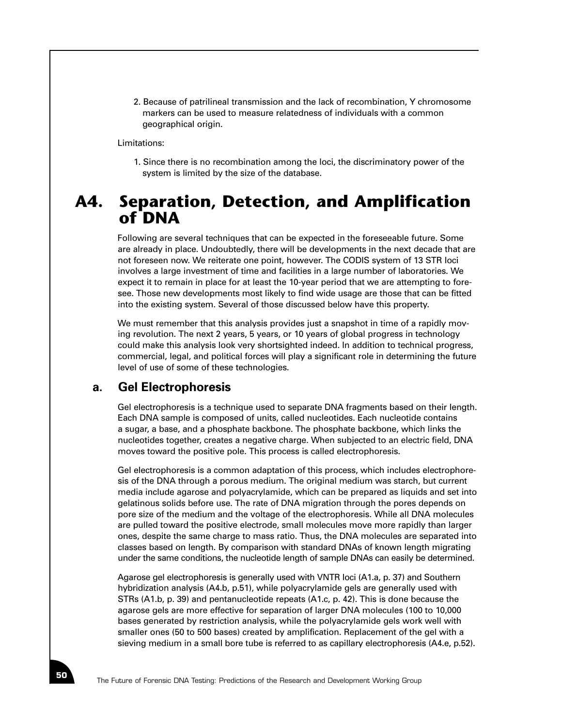2. Because of patrilineal transmission and the lack of recombination, Y chromosome markers can be used to measure relatedness of individuals with a common geographical origin.

Limitations:

1. Since there is no recombination among the loci, the discriminatory power of the system is limited by the size of the database.

# A4. Separation, Detection, and Amplification of DNA

Following are several techniques that can be expected in the foreseeable future. Some are already in place. Undoubtedly, there will be developments in the next decade that are not foreseen now. We reiterate one point, however. The CODIS system of 13 STR loci involves a large investment of time and facilities in a large number of laboratories. We expect it to remain in place for at least the 10-year period that we are attempting to foresee. Those new developments most likely to find wide usage are those that can be fitted into the existing system. Several of those discussed below have this property.

We must remember that this analysis provides just a snapshot in time of a rapidly moving revolution. The next 2 years, 5 years, or 10 years of global progress in technology could make this analysis look very shortsighted indeed. In addition to technical progress, commercial, legal, and political forces will play a significant role in determining the future level of use of some of these technologies.

## a. Gel Electrophoresis

Gel electrophoresis is a technique used to separate DNA fragments based on their length. Each DNA sample is composed of units, called nucleotides. Each nucleotide contains a sugar, a base, and a phosphate backbone. The phosphate backbone, which links the nucleotides together, creates a negative charge. When subjected to an electric field, DNA moves toward the positive pole. This process is called electrophoresis.

Gel electrophoresis is a common adaptation of this process, which includes electrophoresis of the DNA through a porous medium. The original medium was starch, but current media include agarose and polyacrylamide, which can be prepared as liquids and set into gelatinous solids before use. The rate of DNA migration through the pores depends on pore size of the medium and the voltage of the electrophoresis. While all DNA molecules are pulled toward the positive electrode, small molecules move more rapidly than larger ones, despite the same charge to mass ratio. Thus, the DNA molecules are separated into classes based on length. By comparison with standard DNAs of known length migrating under the same conditions, the nucleotide length of sample DNAs can easily be determined.

Agarose gel electrophoresis is generally used with VNTR loci (A1.a, p. 37) and Southern hybridization analysis (A4.b, p.51), while polyacrylamide gels are generally used with STRs (A1.b, p. 39) and pentanucleotide repeats (A1.c, p. 42). This is done because the agarose gels are more effective for separation of larger DNA molecules (100 to 10,000 bases generated by restriction analysis, while the polyacrylamide gels work well with smaller ones (50 to 500 bases) created by amplification. Replacement of the gel with a sieving medium in a small bore tube is referred to as capillary electrophoresis (A4.e, p.52).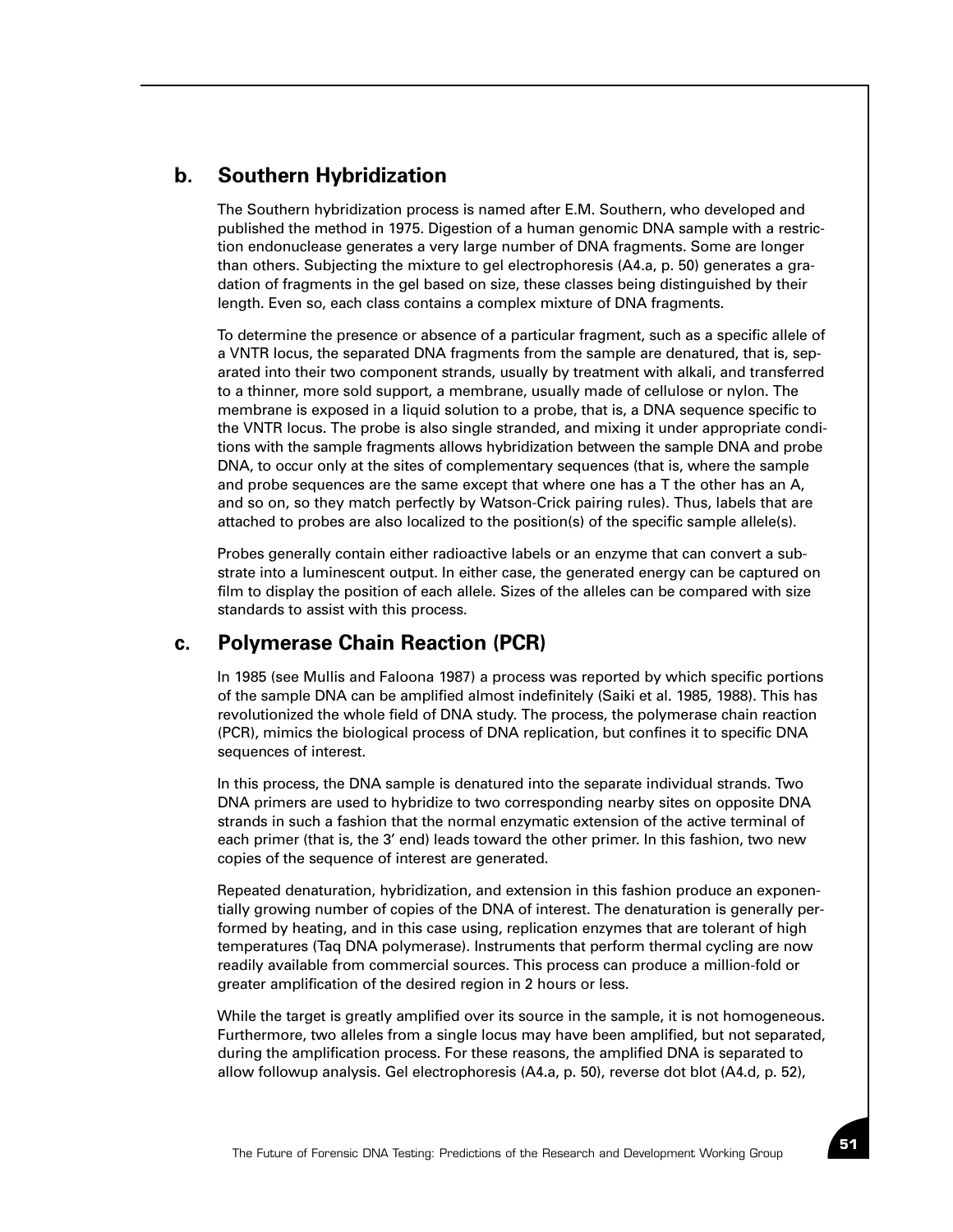## b. Southern Hybridization

The Southern hybridization process is named after E.M. Southern, who developed and published the method in 1975. Digestion of a human genomic DNA sample with a restriction endonuclease generates a very large number of DNA fragments. Some are longer than others. Subjecting the mixture to gel electrophoresis (A4.a, p. 50) generates a gradation of fragments in the gel based on size, these classes being distinguished by their length. Even so, each class contains a complex mixture of DNA fragments.

To determine the presence or absence of a particular fragment, such as a specific allele of a VNTR locus, the separated DNA fragments from the sample are denatured, that is, separated into their two component strands, usually by treatment with alkali, and transferred to a thinner, more sold support, a membrane, usually made of cellulose or nylon. The membrane is exposed in a liquid solution to a probe, that is, a DNA sequence specific to the VNTR locus. The probe is also single stranded, and mixing it under appropriate conditions with the sample fragments allows hybridization between the sample DNA and probe DNA, to occur only at the sites of complementary sequences (that is, where the sample and probe sequences are the same except that where one has a T the other has an A, and so on, so they match perfectly by Watson-Crick pairing rules). Thus, labels that are attached to probes are also localized to the position(s) of the specific sample allele(s).

Probes generally contain either radioactive labels or an enzyme that can convert a substrate into a luminescent output. In either case, the generated energy can be captured on film to display the position of each allele. Sizes of the alleles can be compared with size standards to assist with this process.

## c. Polymerase Chain Reaction (PCR)

In 1985 (see Mullis and Faloona 1987) a process was reported by which specific portions of the sample DNA can be amplified almost indefinitely (Saiki et al. 1985, 1988). This has revolutionized the whole field of DNA study. The process, the polymerase chain reaction (PCR), mimics the biological process of DNA replication, but confines it to specific DNA sequences of interest.

In this process, the DNA sample is denatured into the separate individual strands. Two DNA primers are used to hybridize to two corresponding nearby sites on opposite DNA strands in such a fashion that the normal enzymatic extension of the active terminal of each primer (that is, the 3' end) leads toward the other primer. In this fashion, two new copies of the sequence of interest are generated.

Repeated denaturation, hybridization, and extension in this fashion produce an exponentially growing number of copies of the DNA of interest. The denaturation is generally performed by heating, and in this case using, replication enzymes that are tolerant of high temperatures (Taq DNA polymerase). Instruments that perform thermal cycling are now readily available from commercial sources. This process can produce a million-fold or greater amplification of the desired region in 2 hours or less.

While the target is greatly amplified over its source in the sample, it is not homogeneous. Furthermore, two alleles from a single locus may have been amplified, but not separated, during the amplification process. For these reasons, the amplified DNA is separated to allow followup analysis. Gel electrophoresis (A4.a, p. 50), reverse dot blot (A4.d, p. 52),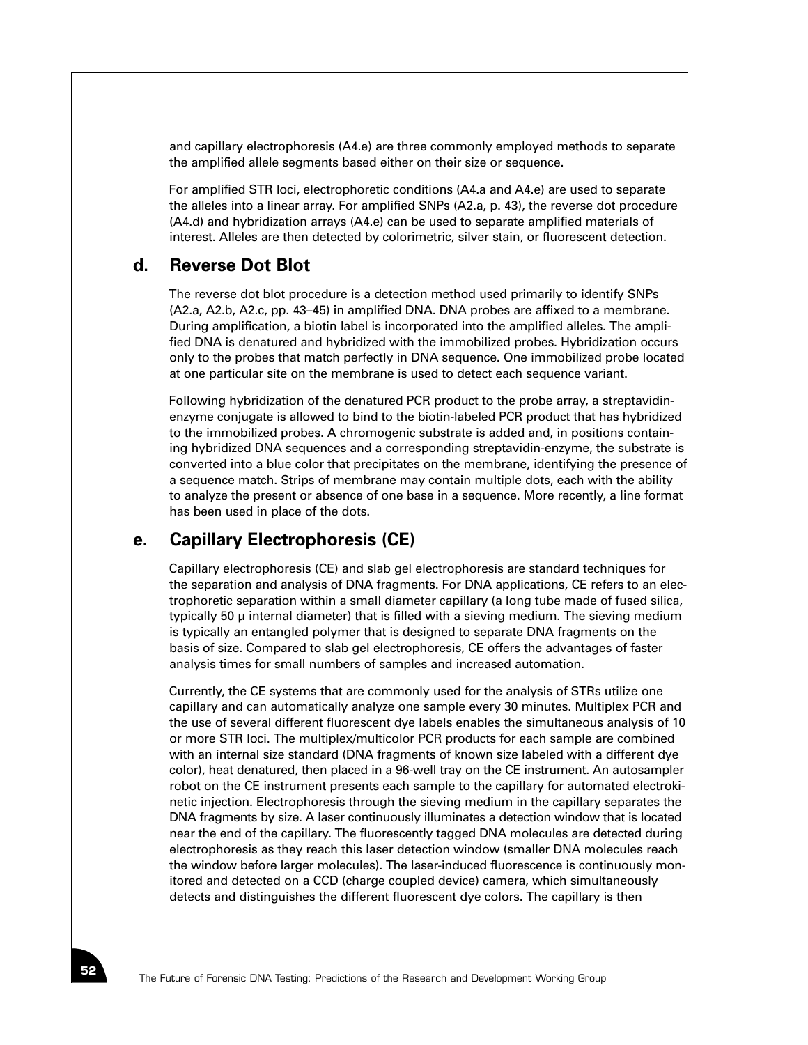and capillary electrophoresis (A4.e) are three commonly employed methods to separate the amplified allele segments based either on their size or sequence.

For amplified STR loci, electrophoretic conditions (A4.a and A4.e) are used to separate the alleles into a linear array. For amplified SNPs (A2.a, p. 43), the reverse dot procedure (A4.d) and hybridization arrays (A4.e) can be used to separate amplified materials of interest. Alleles are then detected by colorimetric, silver stain, or fluorescent detection.

## d. Reverse Dot Blot

The reverse dot blot procedure is a detection method used primarily to identify SNPs (A2.a, A2.b, A2.c, pp. 43–45) in amplified DNA. DNA probes are affixed to a membrane. During amplification, a biotin label is incorporated into the amplified alleles. The amplified DNA is denatured and hybridized with the immobilized probes. Hybridization occurs only to the probes that match perfectly in DNA sequence. One immobilized probe located at one particular site on the membrane is used to detect each sequence variant.

Following hybridization of the denatured PCR product to the probe array, a streptavidin-enzyme conjugate is allowed to bind to the biotin-labeled PCR product that has hybridized to the immobilized probes. A chromogenic substrate is added and, in positions containing hybridized DNA sequences and a corresponding streptavidin-enzyme, the substrate is converted into a blue color that precipitates on the membrane, identifying the presence of a sequence match. Strips of membrane may contain multiple dots, each with the ability to analyze the present or absence of one base in a sequence. More recently, a line format has been used in place of the dots.

## e. Capillary Electrophoresis (CE)

Capillary electrophoresis (CE) and slab gel electrophoresis are standard techniques for the separation and analysis of DNA fragments. For DNA applications, CE refers to an electrophoretic separation within a small diameter capillary (a long tube made of fused silica, typically 50 μ internal diameter) that is filled with a sieving medium. The sieving medium is typically an entangled polymer that is designed to separate DNA fragments on the basis of size. Compared to slab gel electrophoresis, CE offers the advantages of faster analysis times for small numbers of samples and increased automation.

Currently, the CE systems that are commonly used for the analysis of STRs utilize one capillary and can automatically analyze one sample every 30 minutes. Multiplex PCR and the use of several different fluorescent dye labels enables the simultaneous analysis of 10 or more STR loci. The multiplex/multicolor PCR products for each sample are combined with an internal size standard (DNA fragments of known size labeled with a different dye color), heat denatured, then placed in a 96-well tray on the CE instrument. An autosampler robot on the CE instrument presents each sample to the capillary for automated electrokinetic injection. Electrophoresis through the sieving medium in the capillary separates the DNA fragments by size. A laser continuously illuminates a detection window that is located near the end of the capillary. The fluorescently tagged DNA molecules are detected during electrophoresis as they reach this laser detection window (smaller DNA molecules reach the window before larger molecules). The laser-induced fluorescence is continuously monitored and detected on a CCD (charge coupled device) camera, which simultaneously detects and distinguishes the different fluorescent dye colors. The capillary is then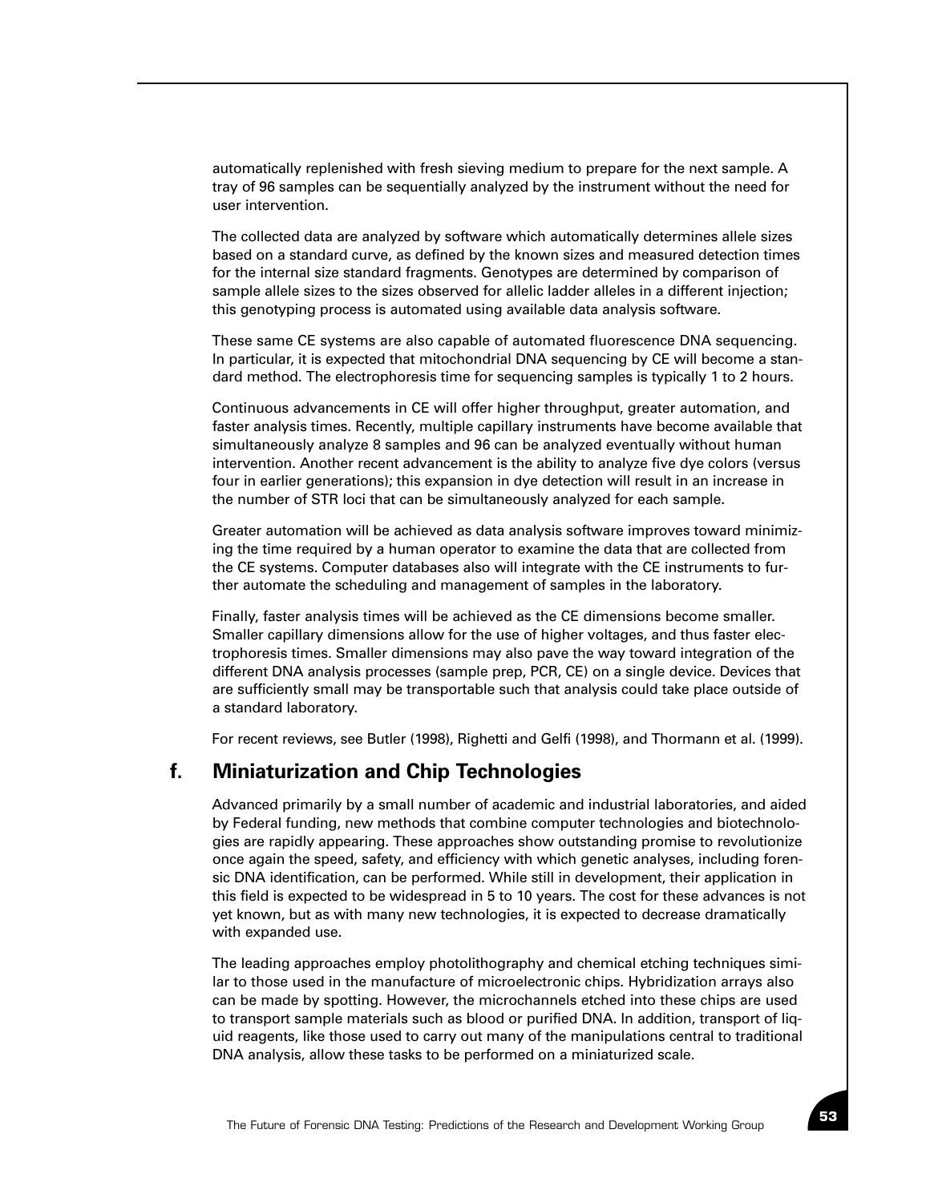automatically replenished with fresh sieving medium to prepare for the next sample. A tray of 96 samples can be sequentially analyzed by the instrument without the need for user intervention.

The collected data are analyzed by software which automatically determines allele sizes based on a standard curve, as defined by the known sizes and measured detection times for the internal size standard fragments. Genotypes are determined by comparison of sample allele sizes to the sizes observed for allelic ladder alleles in a different injection; this genotyping process is automated using available data analysis software.

These same CE systems are also capable of automated fluorescence DNA sequencing. In particular, it is expected that mitochondrial DNA sequencing by CE will become a standard method. The electrophoresis time for sequencing samples is typically 1 to 2 hours.

Continuous advancements in CE will offer higher throughput, greater automation, and faster analysis times. Recently, multiple capillary instruments have become available that simultaneously analyze 8 samples and 96 can be analyzed eventually without human intervention. Another recent advancement is the ability to analyze five dye colors (versus four in earlier generations); this expansion in dye detection will result in an increase in the number of STR loci that can be simultaneously analyzed for each sample.

Greater automation will be achieved as data analysis software improves toward minimizing the time required by a human operator to examine the data that are collected from the CE systems. Computer databases also will integrate with the CE instruments to further automate the scheduling and management of samples in the laboratory.

Finally, faster analysis times will be achieved as the CE dimensions become smaller. Smaller capillary dimensions allow for the use of higher voltages, and thus faster electrophoresis times. Smaller dimensions may also pave the way toward integration of the different DNA analysis processes (sample prep, PCR, CE) on a single device. Devices that are sufficiently small may be transportable such that analysis could take place outside of a standard laboratory.

For recent reviews, see Butler (1998), Righetti and Gelfi (1998), and Thormann et al. (1999).

## f. Miniaturization and Chip Technologies

Advanced primarily by a small number of academic and industrial laboratories, and aided by Federal funding, new methods that combine computer technologies and biotechnologies are rapidly appearing. These approaches show outstanding promise to revolutionize once again the speed, safety, and efficiency with which genetic analyses, including forensic DNA identification, can be performed. While still in development, their application in this field is expected to be widespread in 5 to 10 years. The cost for these advances is not yet known, but as with many new technologies, it is expected to decrease dramatically with expanded use.

The leading approaches employ photolithography and chemical etching techniques similar to those used in the manufacture of microelectronic chips. Hybridization arrays also can be made by spotting. However, the microchannels etched into these chips are used to transport sample materials such as blood or purified DNA. In addition, transport of liquid reagents, like those used to carry out many of the manipulations central to traditional DNA analysis, allow these tasks to be performed on a miniaturized scale.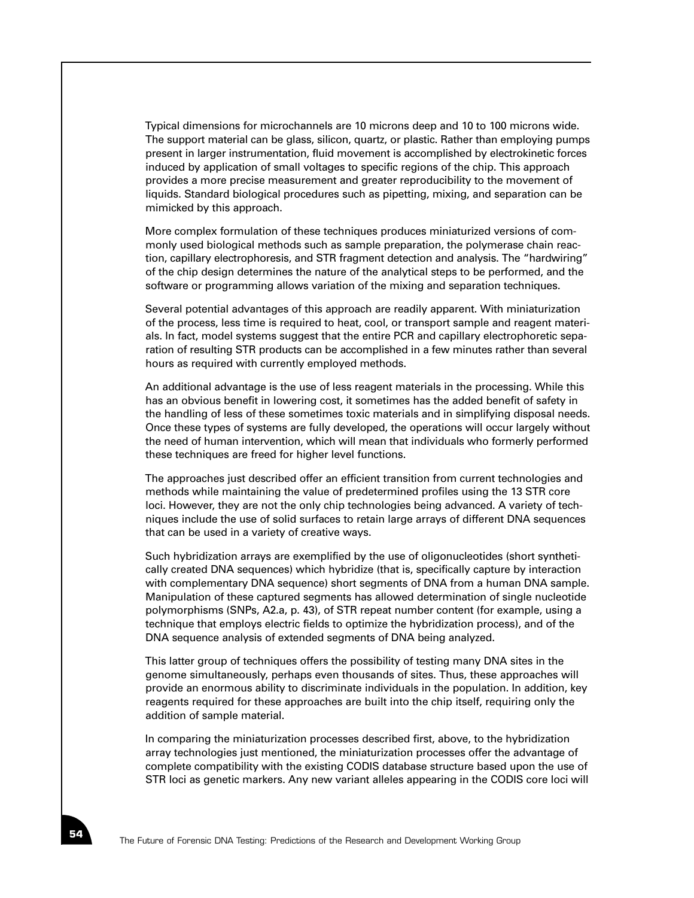Typical dimensions for microchannels are 10 microns deep and 10 to 100 microns wide. The support material can be glass, silicon, quartz, or plastic. Rather than employing pumps present in larger instrumentation, fluid movement is accomplished by electrokinetic forces induced by application of small voltages to specific regions of the chip. This approach provides a more precise measurement and greater reproducibility to the movement of liquids. Standard biological procedures such as pipetting, mixing, and separation can be mimicked by this approach.

More complex formulation of these techniques produces miniaturized versions of commonly used biological methods such as sample preparation, the polymerase chain reaction, capillary electrophoresis, and STR fragment detection and analysis. The "hardwiring" of the chip design determines the nature of the analytical steps to be performed, and the software or programming allows variation of the mixing and separation techniques.

Several potential advantages of this approach are readily apparent. With miniaturization of the process, less time is required to heat, cool, or transport sample and reagent materials. In fact, model systems suggest that the entire PCR and capillary electrophoretic separation of resulting STR products can be accomplished in a few minutes rather than several hours as required with currently employed methods.

An additional advantage is the use of less reagent materials in the processing. While this has an obvious benefit in lowering cost, it sometimes has the added benefit of safety in the handling of less of these sometimes toxic materials and in simplifying disposal needs. Once these types of systems are fully developed, the operations will occur largely without the need of human intervention, which will mean that individuals who formerly performed these techniques are freed for higher level functions.

The approaches just described offer an efficient transition from current technologies and methods while maintaining the value of predetermined profiles using the 13 STR core loci. However, they are not the only chip technologies being advanced. A variety of techniques include the use of solid surfaces to retain large arrays of different DNA sequences that can be used in a variety of creative ways.

Such hybridization arrays are exemplified by the use of oligonucleotides (short synthetically created DNA sequences) which hybridize (that is, specifically capture by interaction with complementary DNA sequence) short segments of DNA from a human DNA sample. Manipulation of these captured segments has allowed determination of single nucleotide polymorphisms (SNPs, A2.a, p. 43), of STR repeat number content (for example, using a technique that employs electric fields to optimize the hybridization process), and of the DNA sequence analysis of extended segments of DNA being analyzed.

This latter group of techniques offers the possibility of testing many DNA sites in the genome simultaneously, perhaps even thousands of sites. Thus, these approaches will provide an enormous ability to discriminate individuals in the population. In addition, key reagents required for these approaches are built into the chip itself, requiring only the addition of sample material.

In comparing the miniaturization processes described first, above, to the hybridization array technologies just mentioned, the miniaturization processes offer the advantage of complete compatibility with the existing CODIS database structure based upon the use of STR loci as genetic markers. Any new variant alleles appearing in the CODIS core loci will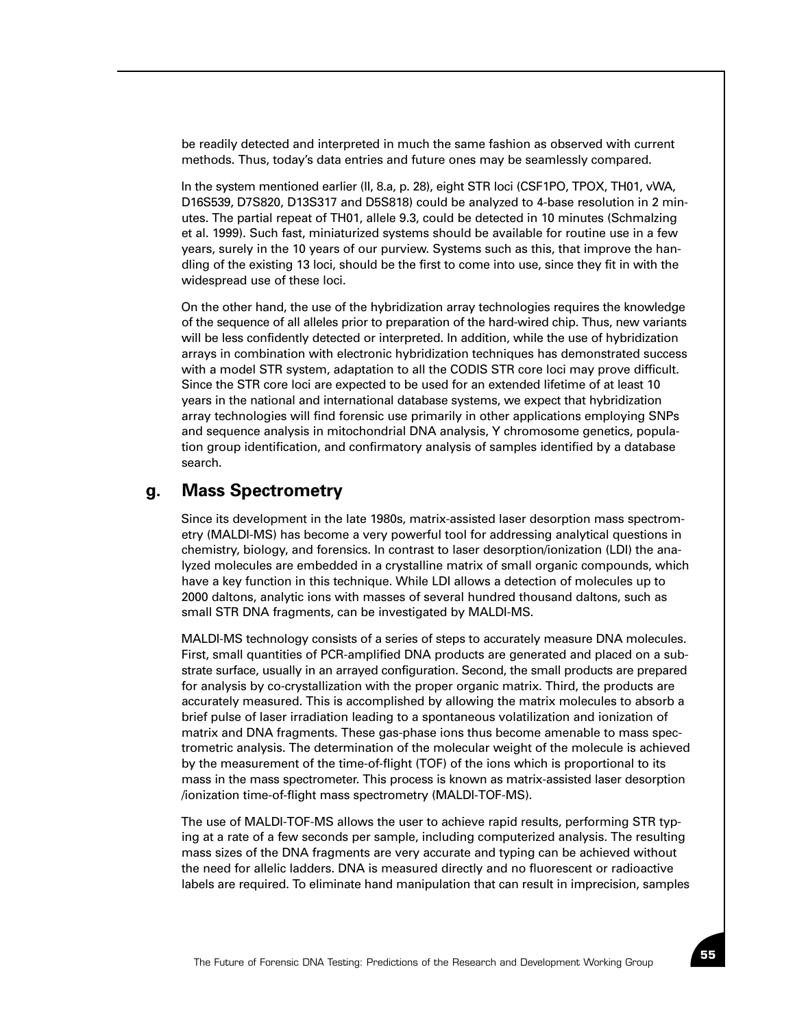be readily detected and interpreted in much the same fashion as observed with current methods. Thus, today's data entries and future ones may be seamlessly compared.

In the system mentioned earlier (II, 8.a, p. 28), eight STR loci (CSF1PO, TPOX, TH01, vWA, D16S539, D7S820, D13S317 and D5S818) could be analyzed to 4-base resolution in 2 minutes. The partial repeat of TH01, allele 9.3, could be detected in 10 minutes (Schmalzing et al. 1999). Such fast, miniaturized systems should be available for routine use in a few years, surely in the 10 years of our purview. Systems such as this, that improve the handling of the existing 13 loci, should be the first to come into use, since they fit in with the widespread use of these loci.

On the other hand, the use of the hybridization array technologies requires the knowledge of the sequence of all alleles prior to preparation of the hard-wired chip. Thus, new variants will be less confidently detected or interpreted. In addition, while the use of hybridization arrays in combination with electronic hybridization techniques has demonstrated success with a model STR system, adaptation to all the CODIS STR core loci may prove difficult. Since the STR core loci are expected to be used for an extended lifetime of at least 10 years in the national and international database systems, we expect that hybridization array technologies will find forensic use primarily in other applications employing SNPs and sequence analysis in mitochondrial DNA analysis, Y chromosome genetics, population group identification, and confirmatory analysis of samples identified by a database search.

## g. Mass Spectrometry

Since its development in the late 1980s, matrix-assisted laser desorption mass spectrometry (MALDI-MS) has become a very powerful tool for addressing analytical questions in chemistry, biology, and forensics. In contrast to laser desorption/ionization (LDI) the analyzed molecules are embedded in a crystalline matrix of small organic compounds, which have a key function in this technique. While LDI allows a detection of molecules up to 2000 daltons, analytic ions with masses of several hundred thousand daltons, such as small STR DNA fragments, can be investigated by MALDI-MS.

MALDI-MS technology consists of a series of steps to accurately measure DNA molecules. First, small quantities of PCR-amplified DNA products are generated and placed on a substrate surface, usually in an arrayed configuration. Second, the small products are prepared for analysis by co-crystallization with the proper organic matrix. Third, the products are accurately measured. This is accomplished by allowing the matrix molecules to absorb a brief pulse of laser irradiation leading to a spontaneous volatilization and ionization of matrix and DNA fragments. These gas-phase ions thus become amenable to mass spectrometric analysis. The determination of the molecular weight of the molecule is achieved by the measurement of the time-of-flight (TOF) of the ions which is proportional to its mass in the mass spectrometer. This process is known as matrix-assisted laser desorption /ionization time-of-flight mass spectrometry (MALDI-TOF-MS).

The use of MALDI-TOF-MS allows the user to achieve rapid results, performing STR typing at a rate of a few seconds per sample, including computerized analysis. The resulting mass sizes of the DNA fragments are very accurate and typing can be achieved without the need for allelic ladders. DNA is measured directly and no fluorescent or radioactive labels are required. To eliminate hand manipulation that can result in imprecision, samples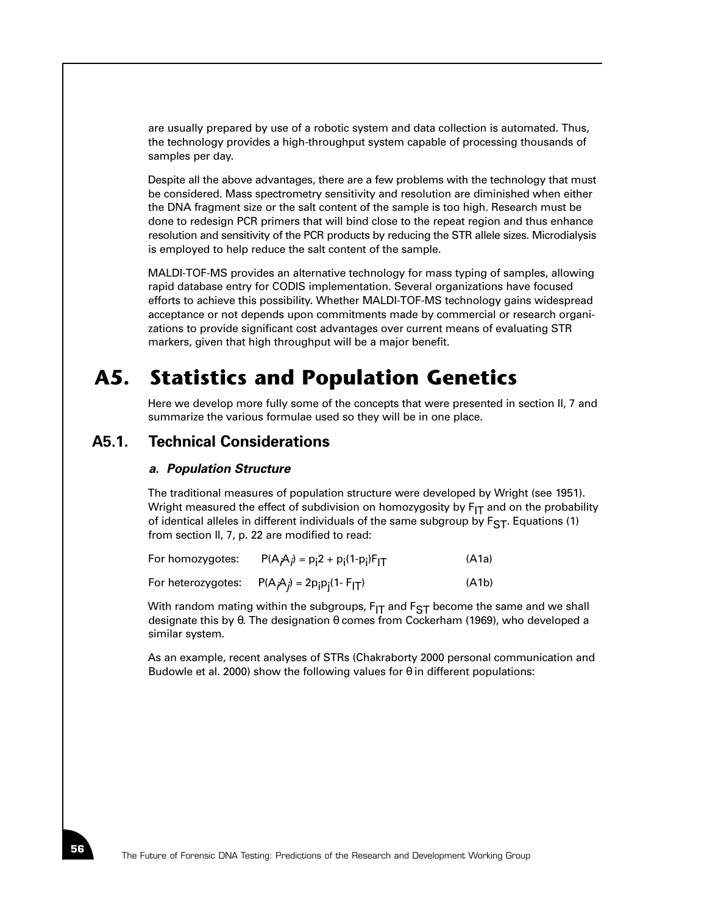are usually prepared by use of a robotic system and data collection is automated. Thus, the technology provides a high-throughput system capable of processing thousands of samples per day.

Despite all the above advantages, there are a few problems with the technology that must be considered. Mass spectrometry sensitivity and resolution are diminished when either the DNA fragment size or the salt content of the sample is too high. Research must be done to redesign PCR primers that will bind close to the repeat region and thus enhance resolution and sensitivity of the PCR products by reducing the STR allele sizes. Microdialysis is employed to help reduce the salt content of the sample.

MALDI-TOF-MS provides an alternative technology for mass typing of samples, allowing rapid database entry for CODIS implementation. Several organizations have focused efforts to achieve this possibility. Whether MALDI-TOF-MS technology gains widespread acceptance or not depends upon commitments made by commercial or research organizations to provide significant cost advantages over current means of evaluating STR markers, given that high throughput will be a major benefit.

# A5. Statistics and Population Genetics

Here we develop more fully some of the concepts that were presented in section II, 7 and summarize the various formulae used so they will be in one place.

## A5.1. Technical Considerations

### *a. Population Structure*

The traditional measures of population structure were developed by Wright (see 1951). Wright measured the effect of subdivision on homozygosity by $F_{IT}$ and on the probability of identical alleles in different individuals of the same subgroup by $F_{ST}$. Equations (1) from section II, 7, p. 22 are modified to read:

For homozygotes: $P(A_iA_i) = p_i2 + p_i(1-p_i)F_{IT}$ (A1a)

For heterozygotes: $P(A_iA_j) = 2p_ip_j(1- F_{IT})$ (A1b)

With random mating within the subgroups, $F_{IT}$ and $F_{ST}$ become the same and we shall designate this by θ. The designation θ comes from Cockerham (1969), who developed a similar system.

As an example, recent analyses of STRs (Chakraborty 2000 personal communication and Budowle et al. 2000) show the following values for θ in different populations: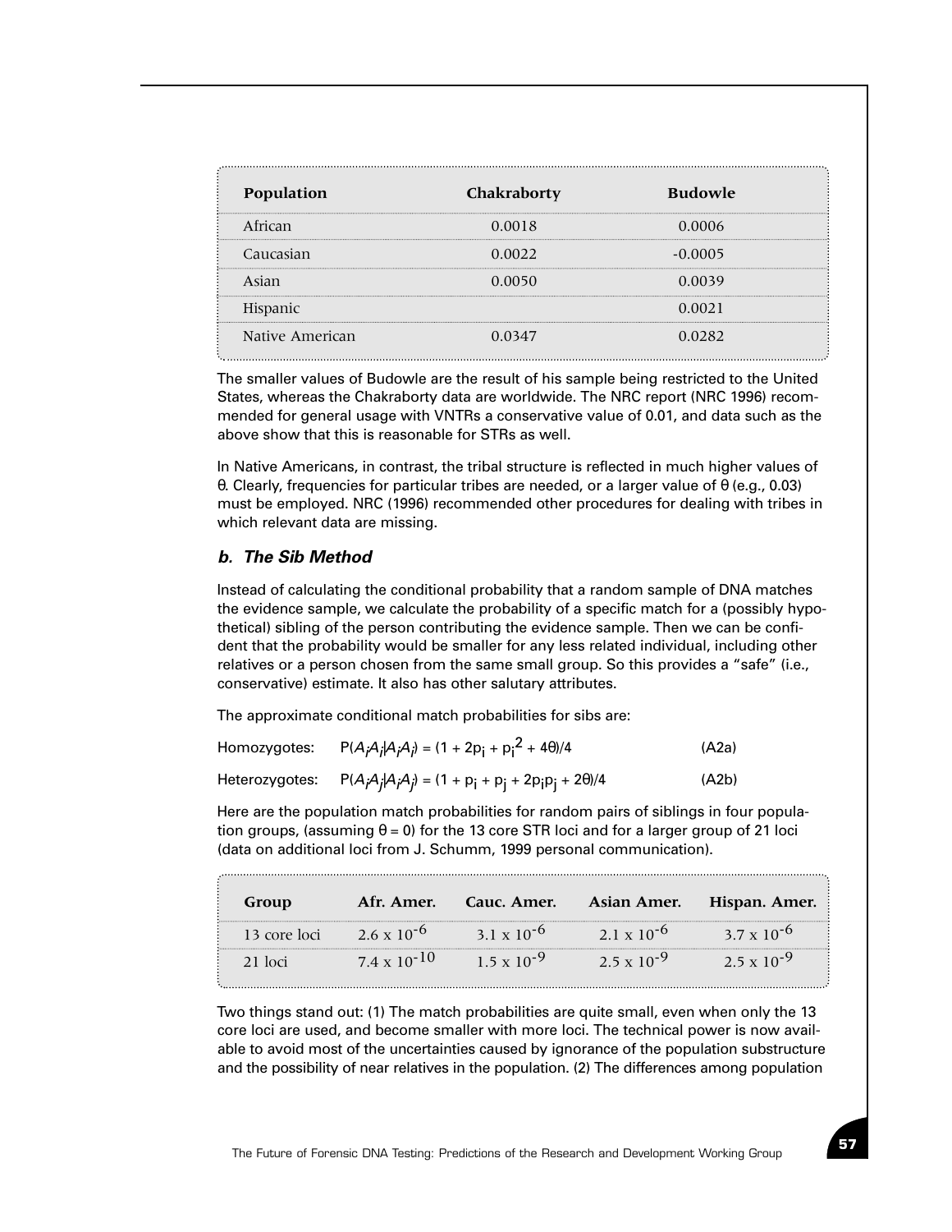| Population | Chakraborty | Budowle |
|---|---|---|
| African | 0.0018 | 0.0006 |
| Caucasian | 0.0022 | -0.0005 |
| Asian | 0.0050 | 0.0039 |
| Hispanic | | 0.0021 |
| Native American | 0.0347 | 0.0282 |

The smaller values of Budowle are the result of his sample being restricted to the United States, whereas the Chakraborty data are worldwide. The NRC report (NRC 1996) recommended for general usage with VNTRs a conservative value of 0.01, and data such as the above show that this is reasonable for STRs as well.

In Native Americans, in contrast, the tribal structure is reflected in much higher values of θ. Clearly, frequencies for particular tribes are needed, or a larger value of θ (e.g., 0.03) must be employed. NRC (1996) recommended other procedures for dealing with tribes in which relevant data are missing.

### *b. The Sib Method*

Instead of calculating the conditional probability that a random sample of DNA matches the evidence sample, we calculate the probability of a specific match for a (possibly hypothetical) sibling of the person contributing the evidence sample. Then we can be confident that the probability would be smaller for any less related individual, including other relatives or a person chosen from the same small group. So this provides a "safe" (i.e., conservative) estimate. It also has other salutary attributes.

The approximate conditional match probabilities for sibs are:

Homozygotes: $P(A_iA_i|A_iA_i) = (1 + 2p_i + p_i^2 + 4\theta)/4$ (A2a)

Heterozygotes: $P(A_iA_j|A_iA_j) = (1 + p_i + p_j + 2p_ip_j + 2\theta)/4$ (A2b)

Here are the population match probabilities for random pairs of siblings in four population groups, (assuming $\theta = 0$) for the 13 core STR loci and for a larger group of 21 loci (data on additional loci from J. Schumm, 1999 personal communication).

| Group | Afr. Amer. | Cauc. Amer. | Asian Amer. | Hispan. Amer. |
|---|---|---|---|---|
| 13 core loci | $2.6 \times 10^{-6}$ | $3.1 \times 10^{-6}$ | $2.1 \times 10^{-6}$ | $3.7 \times 10^{-6}$ |
| 21 loci | $7.4 \times 10^{-10}$ | $1.5 \times 10^{-9}$ | $2.5 \times 10^{-9}$ | $2.5 \times 10^{-9}$ |

Two things stand out: (1) The match probabilities are quite small, even when only the 13 core loci are used, and become smaller with more loci. The technical power is now available to avoid most of the uncertainties caused by ignorance of the population substructure and the possibility of near relatives in the population. (2) The differences among population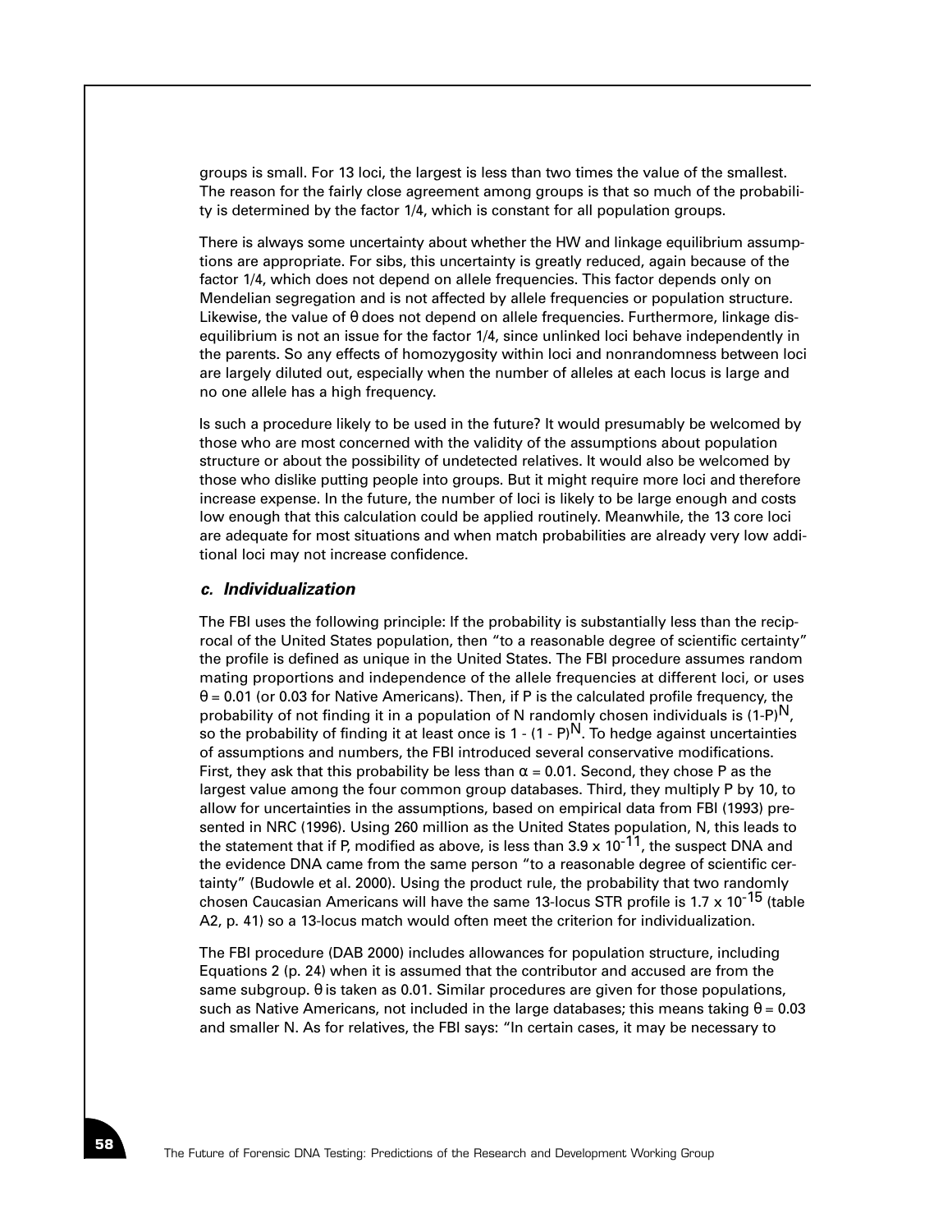groups is small. For 13 loci, the largest is less than two times the value of the smallest. The reason for the fairly close agreement among groups is that so much of the probability is determined by the factor 1/4, which is constant for all population groups.

There is always some uncertainty about whether the HW and linkage equilibrium assumptions are appropriate. For sibs, this uncertainty is greatly reduced, again because of the factor 1/4, which does not depend on allele frequencies. This factor depends only on Mendelian segregation and is not affected by allele frequencies or population structure. Likewise, the value of $\theta$ does not depend on allele frequencies. Furthermore, linkage disequilibrium is not an issue for the factor 1/4, since unlinked loci behave independently in the parents. So any effects of homozygosity within loci and nonrandomness between loci are largely diluted out, especially when the number of alleles at each locus is large and no one allele has a high frequency.

Is such a procedure likely to be used in the future? It would presumably be welcomed by those who are most concerned with the validity of the assumptions about population structure or about the possibility of undetected relatives. It would also be welcomed by those who dislike putting people into groups. But it might require more loci and therefore increase expense. In the future, the number of loci is likely to be large enough and costs low enough that this calculation could be applied routinely. Meanwhile, the 13 core loci are adequate for most situations and when match probabilities are already very low additional loci may not increase confidence.

### *c. Individualization*

The FBI uses the following principle: If the probability is substantially less than the reciprocal of the United States population, then "to a reasonable degree of scientific certainty" the profile is defined as unique in the United States. The FBI procedure assumes random mating proportions and independence of the allele frequencies at different loci, or uses $\theta = 0.01$ (or 0.03 for Native Americans). Then, if P is the calculated profile frequency, the probability of not finding it in a population of N randomly chosen individuals is $(1\text{-}P)^N$, so the probability of finding it at least once is $1 - (1 - P)^N$. To hedge against uncertainties of assumptions and numbers, the FBI introduced several conservative modifications. First, they ask that this probability be less than $\alpha = 0.01$. Second, they chose P as the largest value among the four common group databases. Third, they multiply P by 10, to allow for uncertainties in the assumptions, based on empirical data from FBI (1993) presented in NRC (1996). Using 260 million as the United States population, N, this leads to the statement that if P, modified as above, is less than $3.9 \times 10^{-11}$, the suspect DNA and the evidence DNA came from the same person "to a reasonable degree of scientific certainty" (Budowle et al. 2000). Using the product rule, the probability that two randomly chosen Caucasian Americans will have the same 13-locus STR profile is $1.7 \times 10^{-15}$ (table A2, p. 41) so a 13-locus match would often meet the criterion for individualization.

The FBI procedure (DAB 2000) includes allowances for population structure, including Equations 2 (p. 24) when it is assumed that the contributor and accused are from the same subgroup. $\theta$ is taken as 0.01. Similar procedures are given for those populations, such as Native Americans, not included in the large databases; this means taking $\theta = 0.03$ and smaller N. As for relatives, the FBI says: "In certain cases, it may be necessary to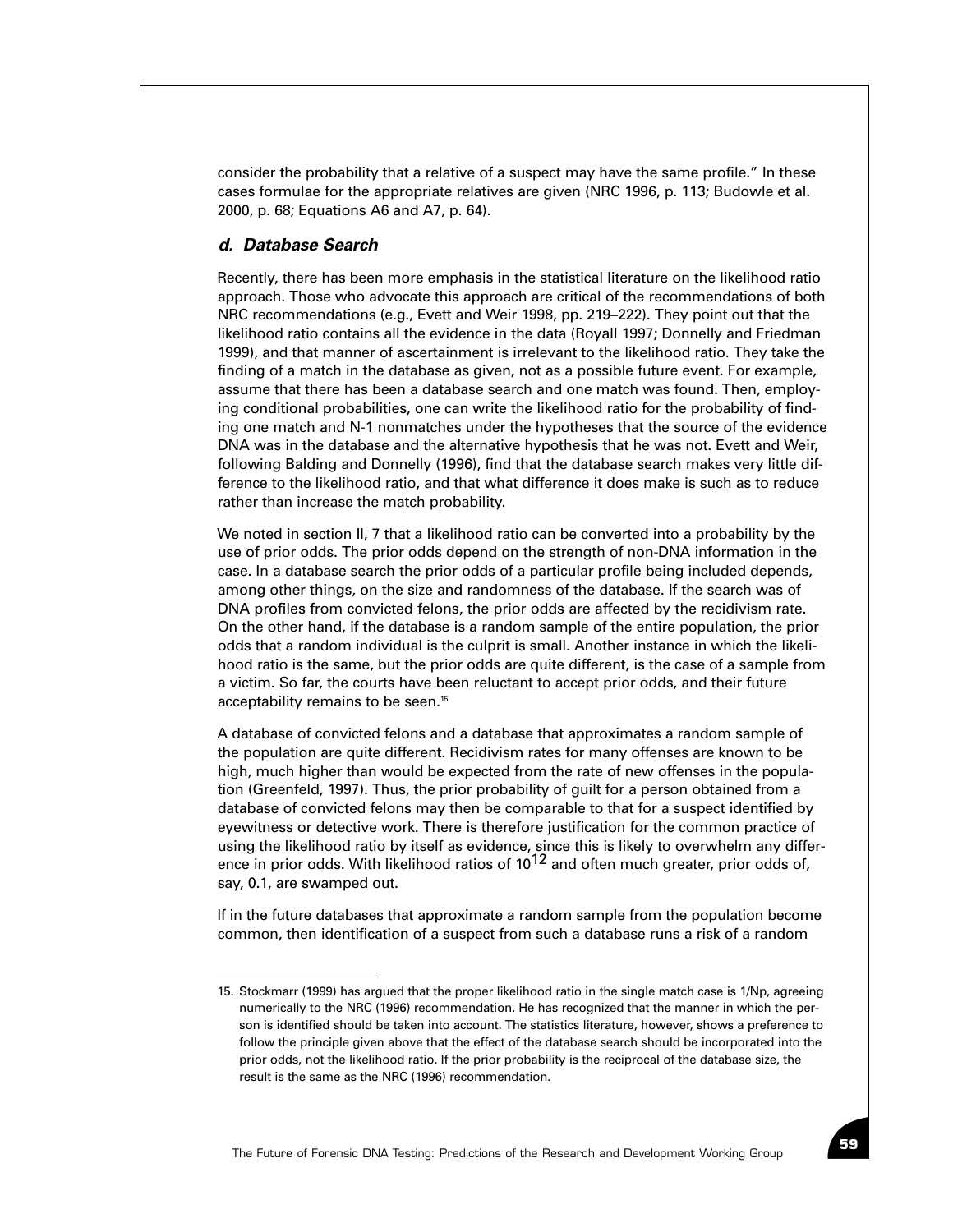consider the probability that a relative of a suspect may have the same profile." In these cases formulae for the appropriate relatives are given (NRC 1996, p. 113; Budowle et al. 2000, p. 68; Equations A6 and A7, p. 64).

### *d. Database Search*

Recently, there has been more emphasis in the statistical literature on the likelihood ratio approach. Those who advocate this approach are critical of the recommendations of both NRC recommendations (e.g., Evett and Weir 1998, pp. 219–222). They point out that the likelihood ratio contains all the evidence in the data (Royall 1997; Donnelly and Friedman 1999), and that manner of ascertainment is irrelevant to the likelihood ratio. They take the finding of a match in the database as given, not as a possible future event. For example, assume that there has been a database search and one match was found. Then, employing conditional probabilities, one can write the likelihood ratio for the probability of finding one match and N-1 nonmatches under the hypotheses that the source of the evidence DNA was in the database and the alternative hypothesis that he was not. Evett and Weir, following Balding and Donnelly (1996), find that the database search makes very little difference to the likelihood ratio, and that what difference it does make is such as to reduce rather than increase the match probability.

We noted in section II, 7 that a likelihood ratio can be converted into a probability by the use of prior odds. The prior odds depend on the strength of non-DNA information in the case. In a database search the prior odds of a particular profile being included depends, among other things, on the size and randomness of the database. If the search was of DNA profiles from convicted felons, the prior odds are affected by the recidivism rate. On the other hand, if the database is a random sample of the entire population, the prior odds that a random individual is the culprit is small. Another instance in which the likelihood ratio is the same, but the prior odds are quite different, is the case of a sample from a victim. So far, the courts have been reluctant to accept prior odds, and their future acceptability remains to be seen.[15]

A database of convicted felons and a database that approximates a random sample of the population are quite different. Recidivism rates for many offenses are known to be high, much higher than would be expected from the rate of new offenses in the population (Greenfeld, 1997). Thus, the prior probability of guilt for a person obtained from a database of convicted felons may then be comparable to that for a suspect identified by eyewitness or detective work. There is therefore justification for the common practice of using the likelihood ratio by itself as evidence, since this is likely to overwhelm any difference in prior odds. With likelihood ratios of $10^{12}$ and often much greater, prior odds of, say, 0.1, are swamped out.

If in the future databases that approximate a random sample from the population become common, then identification of a suspect from such a database runs a risk of a random

---

15. Stockmarr (1999) has argued that the proper likelihood ratio in the single match case is 1/Np, agreeing numerically to the NRC (1996) recommendation. He has recognized that the manner in which the person is identified should be taken into account. The statistics literature, however, shows a preference to follow the principle given above that the effect of the database search should be incorporated into the prior odds, not the likelihood ratio. If the prior probability is the reciprocal of the database size, the result is the same as the NRC (1996) recommendation.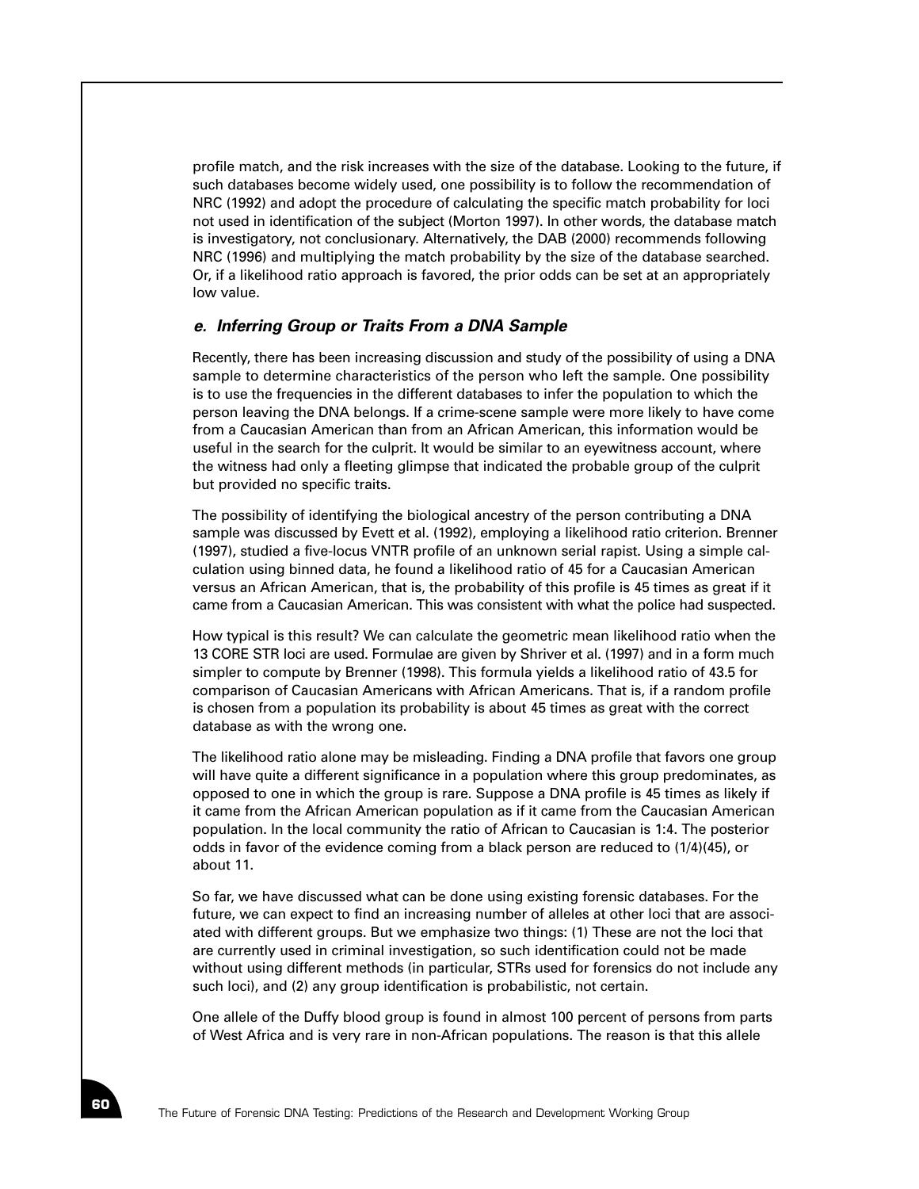profile match, and the risk increases with the size of the database. Looking to the future, if such databases become widely used, one possibility is to follow the recommendation of NRC (1992) and adopt the procedure of calculating the specific match probability for loci not used in identification of the subject (Morton 1997). In other words, the database match is investigatory, not conclusionary. Alternatively, the DAB (2000) recommends following NRC (1996) and multiplying the match probability by the size of the database searched. Or, if a likelihood ratio approach is favored, the prior odds can be set at an appropriately low value.

### *e. Inferring Group or Traits From a DNA Sample*

Recently, there has been increasing discussion and study of the possibility of using a DNA sample to determine characteristics of the person who left the sample. One possibility is to use the frequencies in the different databases to infer the population to which the person leaving the DNA belongs. If a crime-scene sample were more likely to have come from a Caucasian American than from an African American, this information would be useful in the search for the culprit. It would be similar to an eyewitness account, where the witness had only a fleeting glimpse that indicated the probable group of the culprit but provided no specific traits.

The possibility of identifying the biological ancestry of the person contributing a DNA sample was discussed by Evett et al. (1992), employing a likelihood ratio criterion. Brenner (1997), studied a five-locus VNTR profile of an unknown serial rapist. Using a simple calculation using binned data, he found a likelihood ratio of 45 for a Caucasian American versus an African American, that is, the probability of this profile is 45 times as great if it came from a Caucasian American. This was consistent with what the police had suspected.

How typical is this result? We can calculate the geometric mean likelihood ratio when the 13 CORE STR loci are used. Formulae are given by Shriver et al. (1997) and in a form much simpler to compute by Brenner (1998). This formula yields a likelihood ratio of 43.5 for comparison of Caucasian Americans with African Americans. That is, if a random profile is chosen from a population its probability is about 45 times as great with the correct database as with the wrong one.

The likelihood ratio alone may be misleading. Finding a DNA profile that favors one group will have quite a different significance in a population where this group predominates, as opposed to one in which the group is rare. Suppose a DNA profile is 45 times as likely if it came from the African American population as if it came from the Caucasian American population. In the local community the ratio of African to Caucasian is 1:4. The posterior odds in favor of the evidence coming from a black person are reduced to (1/4)(45), or about 11.

So far, we have discussed what can be done using existing forensic databases. For the future, we can expect to find an increasing number of alleles at other loci that are associated with different groups. But we emphasize two things: (1) These are not the loci that are currently used in criminal investigation, so such identification could not be made without using different methods (in particular, STRs used for forensics do not include any such loci), and (2) any group identification is probabilistic, not certain.

One allele of the Duffy blood group is found in almost 100 percent of persons from parts of West Africa and is very rare in non-African populations. The reason is that this allele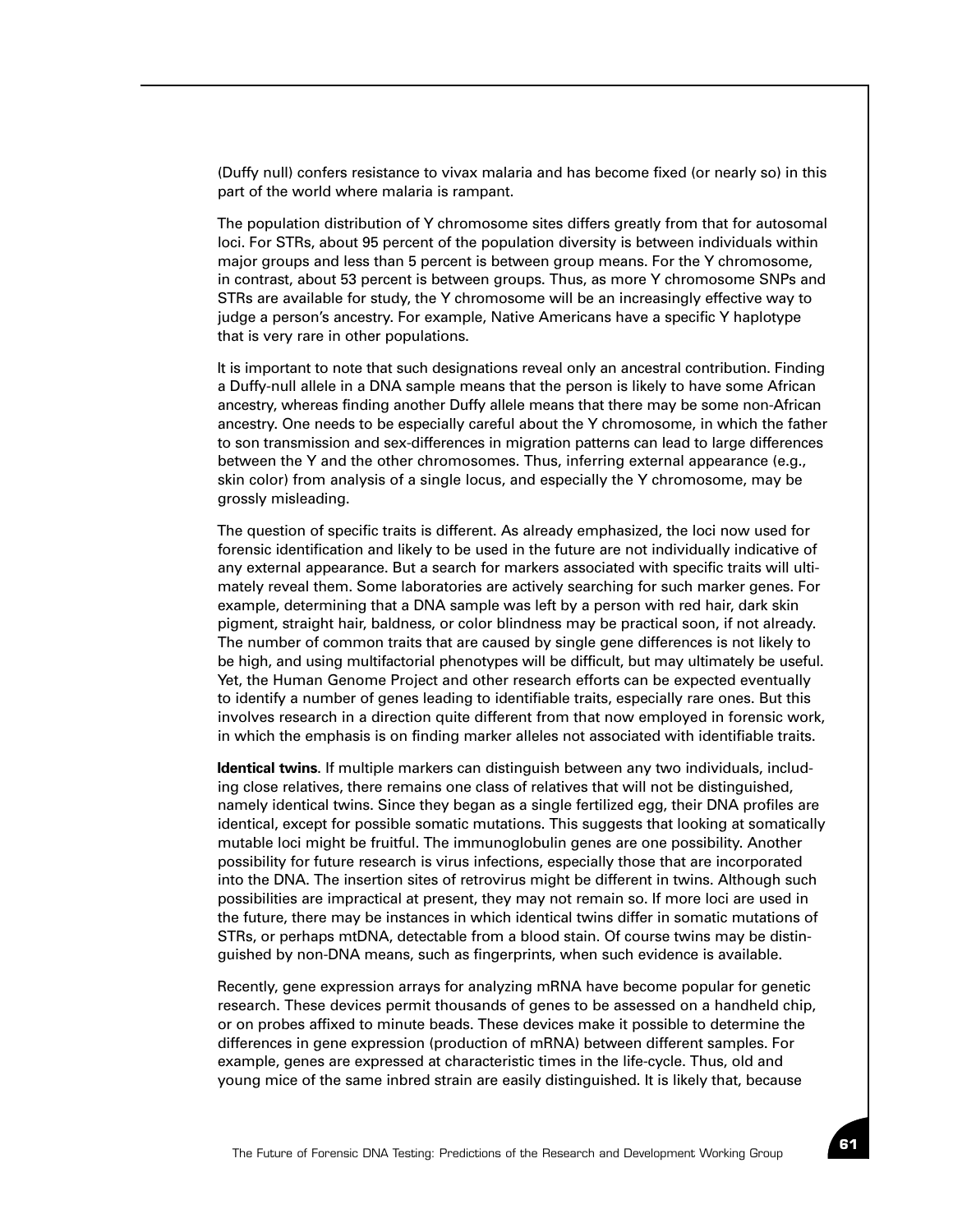(Duffy null) confers resistance to vivax malaria and has become fixed (or nearly so) in this part of the world where malaria is rampant.

The population distribution of Y chromosome sites differs greatly from that for autosomal loci. For STRs, about 95 percent of the population diversity is between individuals within major groups and less than 5 percent is between group means. For the Y chromosome, in contrast, about 53 percent is between groups. Thus, as more Y chromosome SNPs and STRs are available for study, the Y chromosome will be an increasingly effective way to judge a person's ancestry. For example, Native Americans have a specific Y haplotype that is very rare in other populations.

It is important to note that such designations reveal only an ancestral contribution. Finding a Duffy-null allele in a DNA sample means that the person is likely to have some African ancestry, whereas finding another Duffy allele means that there may be some non-African ancestry. One needs to be especially careful about the Y chromosome, in which the father to son transmission and sex-differences in migration patterns can lead to large differences between the Y and the other chromosomes. Thus, inferring external appearance (e.g., skin color) from analysis of a single locus, and especially the Y chromosome, may be grossly misleading.

The question of specific traits is different. As already emphasized, the loci now used for forensic identification and likely to be used in the future are not individually indicative of any external appearance. But a search for markers associated with specific traits will ultimately reveal them. Some laboratories are actively searching for such marker genes. For example, determining that a DNA sample was left by a person with red hair, dark skin pigment, straight hair, baldness, or color blindness may be practical soon, if not already. The number of common traits that are caused by single gene differences is not likely to be high, and using multifactorial phenotypes will be difficult, but may ultimately be useful. Yet, the Human Genome Project and other research efforts can be expected eventually to identify a number of genes leading to identifiable traits, especially rare ones. But this involves research in a direction quite different from that now employed in forensic work, in which the emphasis is on finding marker alleles not associated with identifiable traits.

**Identical twins**. If multiple markers can distinguish between any two individuals, including close relatives, there remains one class of relatives that will not be distinguished, namely identical twins. Since they began as a single fertilized egg, their DNA profiles are identical, except for possible somatic mutations. This suggests that looking at somatically mutable loci might be fruitful. The immunoglobulin genes are one possibility. Another possibility for future research is virus infections, especially those that are incorporated into the DNA. The insertion sites of retrovirus might be different in twins. Although such possibilities are impractical at present, they may not remain so. If more loci are used in the future, there may be instances in which identical twins differ in somatic mutations of STRs, or perhaps mtDNA, detectable from a blood stain. Of course twins may be distinguished by non-DNA means, such as fingerprints, when such evidence is available.

Recently, gene expression arrays for analyzing mRNA have become popular for genetic research. These devices permit thousands of genes to be assessed on a handheld chip, or on probes affixed to minute beads. These devices make it possible to determine the differences in gene expression (production of mRNA) between different samples. For example, genes are expressed at characteristic times in the life-cycle. Thus, old and young mice of the same inbred strain are easily distinguished. It is likely that, because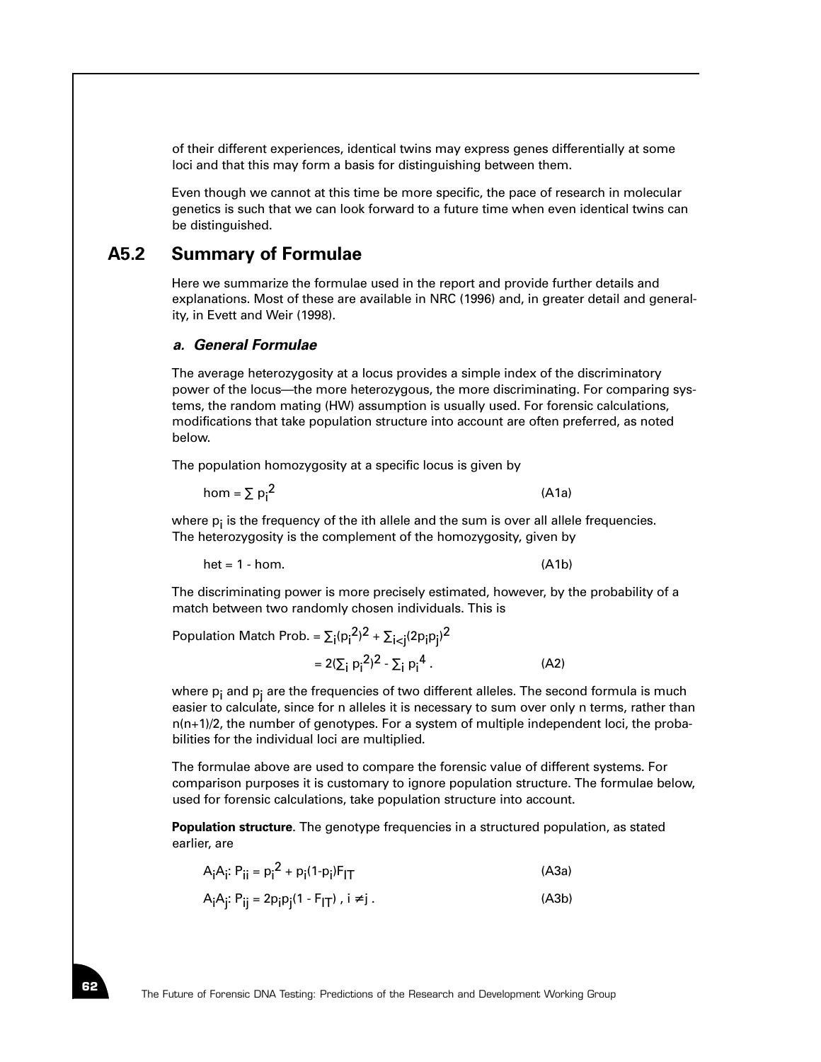of their different experiences, identical twins may express genes differentially at some loci and that this may form a basis for distinguishing between them.

Even though we cannot at this time be more specific, the pace of research in molecular genetics is such that we can look forward to a future time when even identical twins can be distinguished.

## A5.2 Summary of Formulae

Here we summarize the formulae used in the report and provide further details and explanations. Most of these are available in NRC (1996) and, in greater detail and generality, in Evett and Weir (1998).

### *a. General Formulae*

The average heterozygosity at a locus provides a simple index of the discriminatory power of the locus—the more heterozygous, the more discriminating. For comparing systems, the random mating (HW) assumption is usually used. For forensic calculations, modifications that take population structure into account are often preferred, as noted below.

The population homozygosity at a specific locus is given by

$$\text{hom} = \sum p_i^2 \qquad \text{(A1a)}$$

where $p_i$ is the frequency of the ith allele and the sum is over all allele frequencies. The heterozygosity is the complement of the homozygosity, given by

$$\text{het} = 1 - \text{hom}. \qquad \text{(A1b)}$$

The discriminating power is more precisely estimated, however, by the probability of a match between two randomly chosen individuals. This is

$$\text{Population Match Prob.} = \sum_i (p_i^2)^2 + \sum_{i<j} (2p_i p_j)^2$$

$$= 2(\sum_i p_i^2)^2 - \sum_i p_i^4 \,. \qquad \text{(A2)}$$

where $p_i$ and $p_j$ are the frequencies of two different alleles. The second formula is much easier to calculate, since for n alleles it is necessary to sum over only n terms, rather than $n(n+1)/2$, the number of genotypes. For a system of multiple independent loci, the probabilities for the individual loci are multiplied.

The formulae above are used to compare the forensic value of different systems. For comparison purposes it is customary to ignore population structure. The formulae below, used for forensic calculations, take population structure into account.

**Population structure**. The genotype frequencies in a structured population, as stated earlier, are

$$A_iA_i\text{: } P_{ii} = p_i^2 + p_i(1-p_i)F_{IT} \qquad \text{(A3a)}$$

$$A_iA_j\text{: } P_{ij} = 2p_ip_j(1 - F_{IT}) \text{ , } i \neq j \text{ .} \qquad \text{(A3b)}$$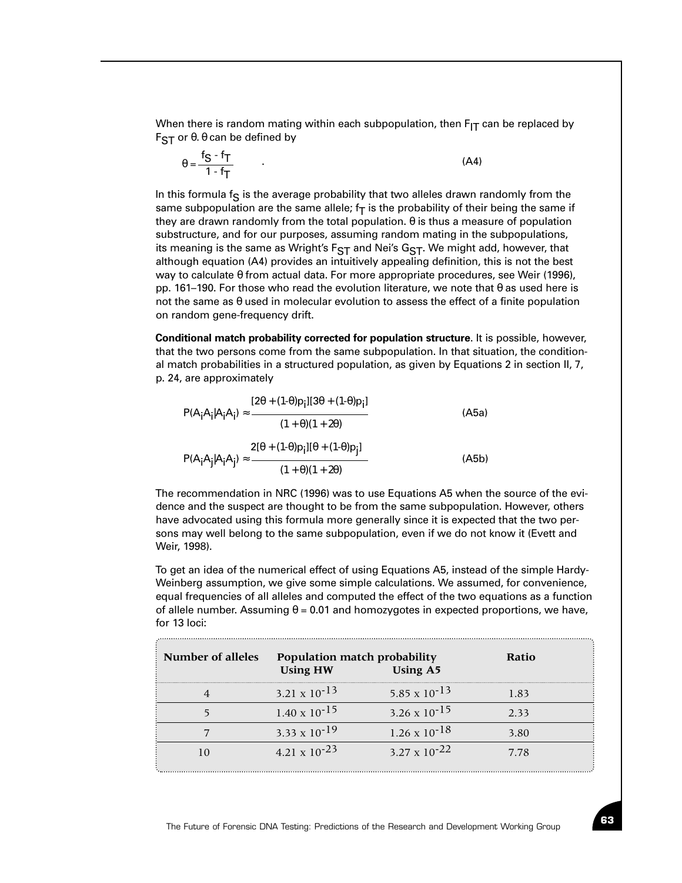When there is random mating within each subpopulation, then $F_{IT}$ can be replaced by $F_{ST}$ or θ. θ can be defined by

$$\theta = \frac{f_S - f_T}{1 - f_T} \quad . \tag{A4}$$

In this formula $f_S$ is the average probability that two alleles drawn randomly from the same subpopulation are the same allele; $f_T$ is the probability of their being the same if they are drawn randomly from the total population. θ is thus a measure of population substructure, and for our purposes, assuming random mating in the subpopulations, its meaning is the same as Wright's $F_{ST}$ and Nei's $G_{ST}$. We might add, however, that although equation (A4) provides an intuitively appealing definition, this is not the best way to calculate θ from actual data. For more appropriate procedures, see Weir (1996), pp. 161–190. For those who read the evolution literature, we note that θ as used here is not the same as θ used in molecular evolution to assess the effect of a finite population on random gene-frequency drift.

**Conditional match probability corrected for population structure**. It is possible, however, that the two persons come from the same subpopulation. In that situation, the conditional match probabilities in a structured population, as given by Equations 2 in section II, 7, p. 24, are approximately

$$P(A_iA_i|A_iA_i) \approx \frac{[2\theta + (1\text{-}\theta)p_i][3\theta + (1\text{-}\theta)p_i]}{(1+\theta)(1+2\theta)} \tag{A5a}$$

$$P(A_iA_j|A_iA_j) \approx \frac{2[\theta + (1\text{-}\theta)p_i][\theta + (1\text{-}\theta)p_j]}{(1+\theta)(1+2\theta)} \tag{A5b}$$

The recommendation in NRC (1996) was to use Equations A5 when the source of the evidence and the suspect are thought to be from the same subpopulation. However, others have advocated using this formula more generally since it is expected that the two persons may well belong to the same subpopulation, even if we do not know it (Evett and Weir, 1998).

To get an idea of the numerical effect of using Equations A5, instead of the simple Hardy-Weinberg assumption, we give some simple calculations. We assumed, for convenience, equal frequencies of all alleles and computed the effect of the two equations as a function of allele number. Assuming θ = 0.01 and homozygotes in expected proportions, we have, for 13 loci:

| Number of alleles | Population match probability | | Ratio |
|---|---|---|---|
| | Using HW | Using A5 | |
| 4 | $3.21 \times 10^{-13}$ | $5.85 \times 10^{-13}$ | 1.83 |
| 5 | $1.40 \times 10^{-15}$ | $3.26 \times 10^{-15}$ | 2.33 |
| 7 | $3.33 \times 10^{-19}$ | $1.26 \times 10^{-18}$ | 3.80 |
| 10 | $4.21 \times 10^{-23}$ | $3.27 \times 10^{-22}$ | 7.78 |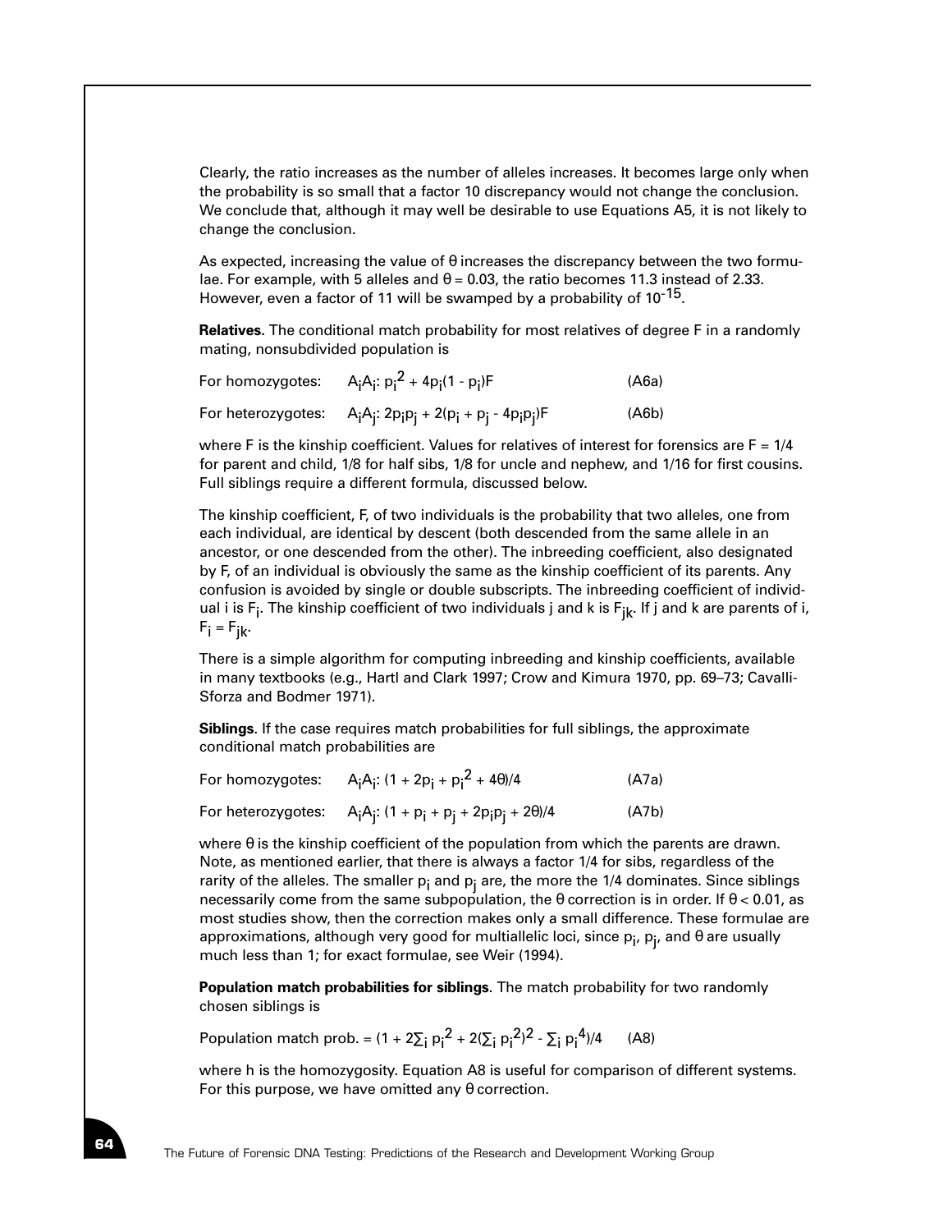Clearly, the ratio increases as the number of alleles increases. It becomes large only when the probability is so small that a factor 10 discrepancy would not change the conclusion. We conclude that, although it may well be desirable to use Equations A5, it is not likely to change the conclusion.

As expected, increasing the value of $\theta$ increases the discrepancy between the two formulae. For example, with 5 alleles and $\theta = 0.03$, the ratio becomes 11.3 instead of 2.33. However, even a factor of 11 will be swamped by a probability of $10^{-15}$.

**Relatives.** The conditional match probability for most relatives of degree F in a randomly mating, nonsubdivided population is

For homozygotes: $A_iA_i$: $p_i^2 + 4p_i(1 - p_i)F$ (A6a)

For heterozygotes: $A_iA_j$: $2p_ip_j + 2(p_i + p_j - 4p_ip_j)F$ (A6b)

where F is the kinship coefficient. Values for relatives of interest for forensics are $F = 1/4$ for parent and child, 1/8 for half sibs, 1/8 for uncle and nephew, and 1/16 for first cousins. Full siblings require a different formula, discussed below.

The kinship coefficient, F, of two individuals is the probability that two alleles, one from each individual, are identical by descent (both descended from the same allele in an ancestor, or one descended from the other). The inbreeding coefficient, also designated by F, of an individual is obviously the same as the kinship coefficient of its parents. Any confusion is avoided by single or double subscripts. The inbreeding coefficient of individual i is $F_i$. The kinship coefficient of two individuals j and k is $F_{jk}$. If j and k are parents of i, $F_i = F_{jk}$.

There is a simple algorithm for computing inbreeding and kinship coefficients, available in many textbooks (e.g., Hartl and Clark 1997; Crow and Kimura 1970, pp. 69–73; Cavalli-Sforza and Bodmer 1971).

**Siblings**. If the case requires match probabilities for full siblings, the approximate conditional match probabilities are

For homozygotes: $A_iA_i$: $(1 + 2p_i + p_i^2 + 4\theta)/4$ (A7a)

For heterozygotes: $A_iA_j$: $(1 + p_i + p_j + 2p_ip_j + 2\theta)/4$ (A7b)

where $\theta$ is the kinship coefficient of the population from which the parents are drawn. Note, as mentioned earlier, that there is always a factor 1/4 for sibs, regardless of the rarity of the alleles. The smaller $p_i$ and $p_j$ are, the more the 1/4 dominates. Since siblings necessarily come from the same subpopulation, the $\theta$ correction is in order. If $\theta < 0.01$, as most studies show, then the correction makes only a small difference. These formulae are approximations, although very good for multiallelic loci, since $p_i$, $p_j$, and $\theta$ are usually much less than 1; for exact formulae, see Weir (1994).

**Population match probabilities for siblings**. The match probability for two randomly chosen siblings is

Population match prob. = $(1 + 2\sum_i p_i^2 + 2(\sum_i p_i^2)^2 - \sum_i p_i^4)/4$ (A8)

where h is the homozygosity. Equation A8 is useful for comparison of different systems. For this purpose, we have omitted any $\theta$ correction.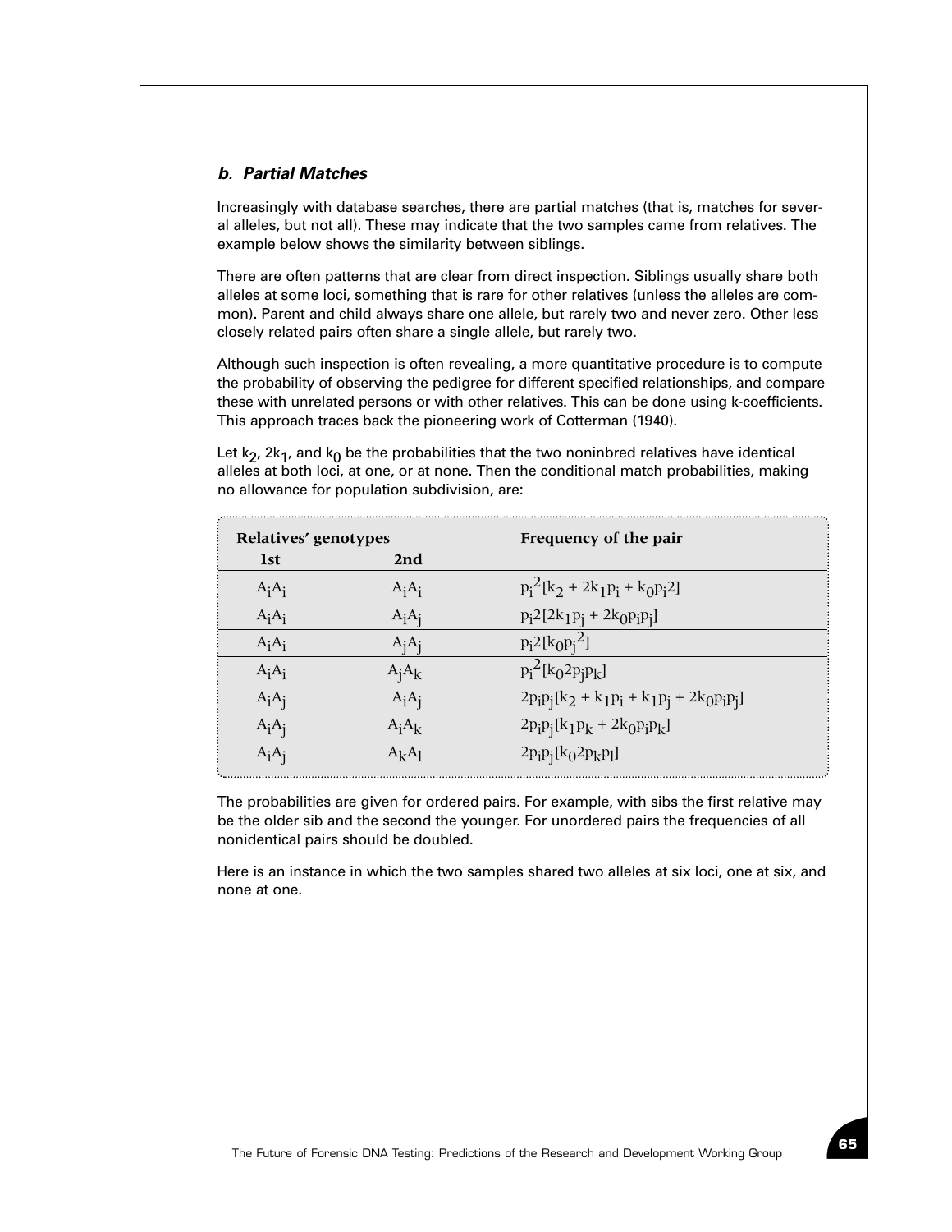### *b. Partial Matches*

Increasingly with database searches, there are partial matches (that is, matches for several alleles, but not all). These may indicate that the two samples came from relatives. The example below shows the similarity between siblings.

There are often patterns that are clear from direct inspection. Siblings usually share both alleles at some loci, something that is rare for other relatives (unless the alleles are common). Parent and child always share one allele, but rarely two and never zero. Other less closely related pairs often share a single allele, but rarely two.

Although such inspection is often revealing, a more quantitative procedure is to compute the probability of observing the pedigree for different specified relationships, and compare these with unrelated persons or with other relatives. This can be done using k-coefficients. This approach traces back the pioneering work of Cotterman (1940).

Let $k_2$, $2k_1$, and $k_0$ be the probabilities that the two noninbred relatives have identical alleles at both loci, at one, or at none. Then the conditional match probabilities, making no allowance for population subdivision, are:

| Relatives' genotypes | | Frequency of the pair |
|---|---|---|
| 1st | 2nd | |
| $A_iA_i$ | $A_iA_i$ | $p_i^2[k_2 + 2k_1p_i + k_0p_i2]$ |
| $A_iA_i$ | $A_iA_j$ | $p_i2[2k_1p_j + 2k_0p_ip_j]$ |
| $A_iA_i$ | $A_jA_j$ | $p_i2[k_0p_j^2]$ |
| $A_iA_i$ | $A_jA_k$ | $p_i^2[k_02p_jp_k]$ |
| $A_iA_j$ | $A_iA_j$ | $2p_ip_j[k_2 + k_1p_i + k_1p_j + 2k_0p_ip_j]$ |
| $A_iA_j$ | $A_iA_k$ | $2p_ip_j[k_1p_k + 2k_0p_ip_k]$ |
| $A_iA_j$ | $A_kA_l$ | $2p_ip_j[k_02p_kp_l]$ |

The probabilities are given for ordered pairs. For example, with sibs the first relative may be the older sib and the second the younger. For unordered pairs the frequencies of all nonidentical pairs should be doubled.

Here is an instance in which the two samples shared two alleles at six loci, one at six, and none at one.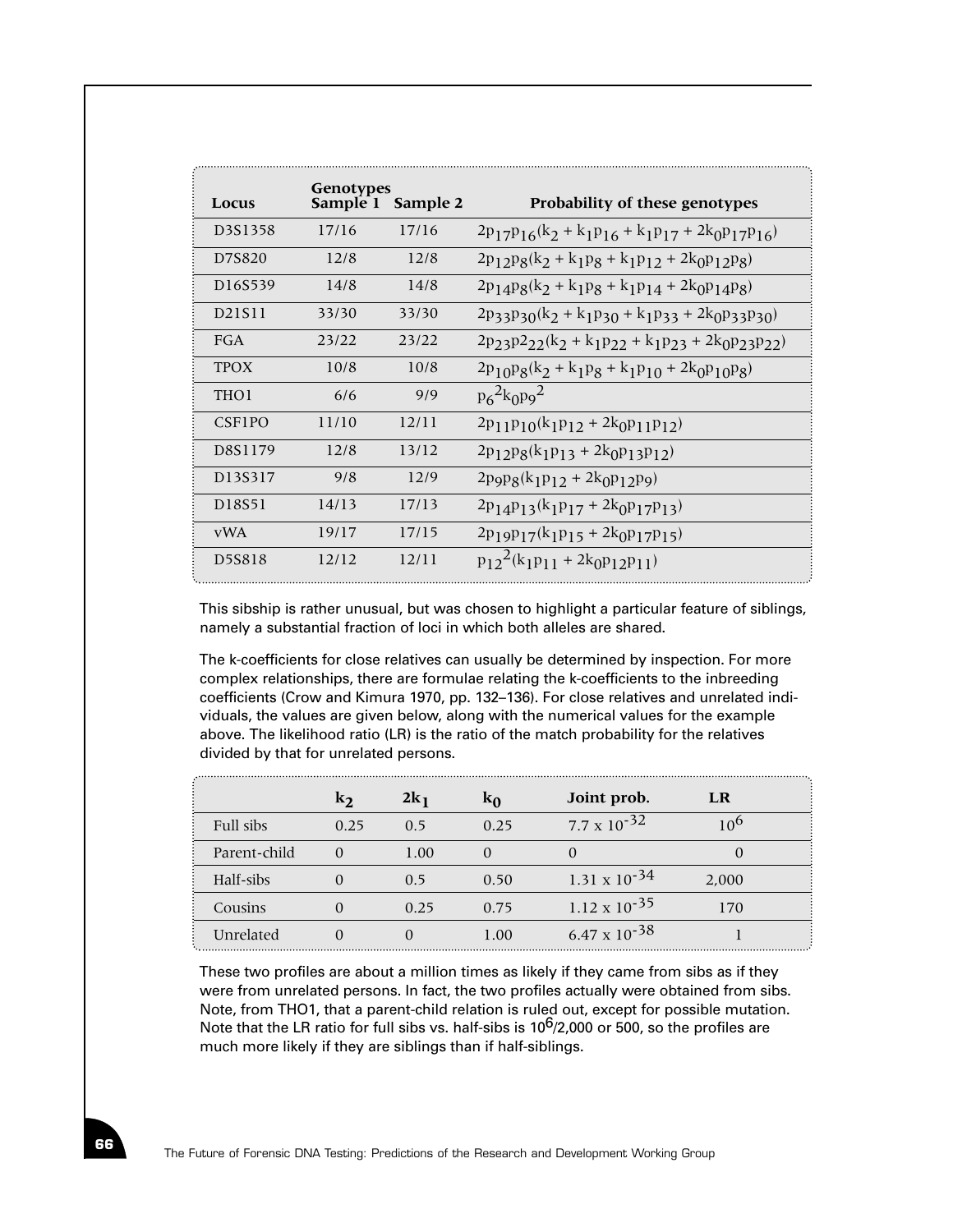| Locus | Genotypes Sample 1 | Sample 2 | Probability of these genotypes |
|---|---|---|---|
| D3S1358 | 17/16 | 17/16 | $2p_{17}p_{16}(k_2 + k_1p_{16} + k_1p_{17} + 2k_0p_{17}p_{16})$ |
| D7S820 | 12/8 | 12/8 | $2p_{12}p_8(k_2 + k_1p_8 + k_1p_{12} + 2k_0p_{12}p_8)$ |
| D16S539 | 14/8 | 14/8 | $2p_{14}p_8(k_2 + k_1p_8 + k_1p_{14} + 2k_0p_{14}p_8)$ |
| D21S11 | 33/30 | 33/30 | $2p_{33}p_{30}(k_2 + k_1p_{30} + k_1p_{33} + 2k_0p_{33}p_{30})$ |
| FGA | 23/22 | 23/22 | $2p_{23}p2_{22}(k_2 + k_1p_{22} + k_1p_{23} + 2k_0p_{23}p_{22})$ |
| TPOX | 10/8 | 10/8 | $2p_{10}p_8(k_2 + k_1p_8 + k_1p_{10} + 2k_0p_{10}p_8)$ |
| THO1 | 6/6 | 9/9 | $p_6{}^2k_0p_9{}^2$ |
| CSF1PO | 11/10 | 12/11 | $2p_{11}p_{10}(k_1p_{12} + 2k_0p_{11}p_{12})$ |
| D8S1179 | 12/8 | 13/12 | $2p_{12}p_8(k_1p_{13} + 2k_0p_{13}p_{12})$ |
| D13S317 | 9/8 | 12/9 | $2p_9p_8(k_1p_{12} + 2k_0p_{12}p_9)$ |
| D18S51 | 14/13 | 17/13 | $2p_{14}p_{13}(k_1p_{17} + 2k_0p_{17}p_{13})$ |
| vWA | 19/17 | 17/15 | $2p_{19}p_{17}(k_1p_{15} + 2k_0p_{17}p_{15})$ |
| D5S818 | 12/12 | 12/11 | $p_{12}{}^2(k_1p_{11} + 2k_0p_{12}p_{11})$ |

This sibship is rather unusual, but was chosen to highlight a particular feature of siblings, namely a substantial fraction of loci in which both alleles are shared.

The k-coefficients for close relatives can usually be determined by inspection. For more complex relationships, there are formulae relating the k-coefficients to the inbreeding coefficients (Crow and Kimura 1970, pp. 132–136). For close relatives and unrelated individuals, the values are given below, along with the numerical values for the example above. The likelihood ratio (LR) is the ratio of the match probability for the relatives divided by that for unrelated persons.

| | $k_2$ | $2k_1$ | $k_0$ | Joint prob. | LR |
|---|---|---|---|---|---|
| Full sibs | 0.25 | 0.5 | 0.25 | $7.7 \times 10^{-32}$ | $10^6$ |
| Parent-child | 0 | 1.00 | 0 | 0 | 0 |
| Half-sibs | 0 | 0.5 | 0.50 | $1.31 \times 10^{-34}$ | 2,000 |
| Cousins | 0 | 0.25 | 0.75 | $1.12 \times 10^{-35}$ | 170 |
| Unrelated | 0 | 0 | 1.00 | $6.47 \times 10^{-38}$ | 1 |

These two profiles are about a million times as likely if they came from sibs as if they were from unrelated persons. In fact, the two profiles actually were obtained from sibs. Note, from THO1, that a parent-child relation is ruled out, except for possible mutation. Note that the LR ratio for full sibs vs. half-sibs is $10^6$/2,000 or 500, so the profiles are much more likely if they are siblings than if half-siblings.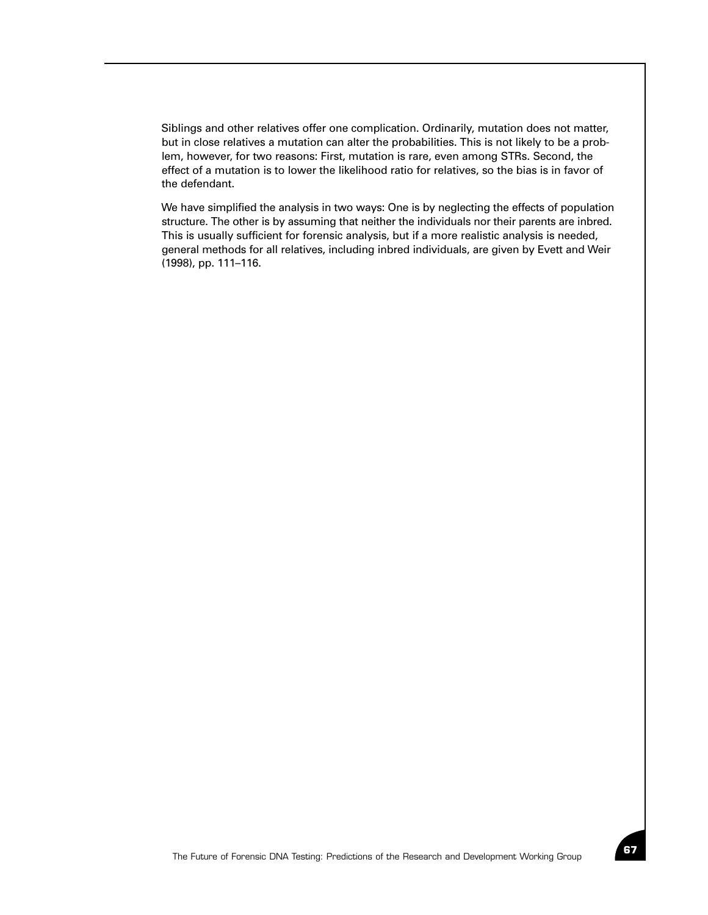Siblings and other relatives offer one complication. Ordinarily, mutation does not matter, but in close relatives a mutation can alter the probabilities. This is not likely to be a problem, however, for two reasons: First, mutation is rare, even among STRs. Second, the effect of a mutation is to lower the likelihood ratio for relatives, so the bias is in favor of the defendant.

We have simplified the analysis in two ways: One is by neglecting the effects of population structure. The other is by assuming that neither the individuals nor their parents are inbred. This is usually sufficient for forensic analysis, but if a more realistic analysis is needed, general methods for all relatives, including inbred individuals, are given by Evett and Weir (1998), pp. 111–116.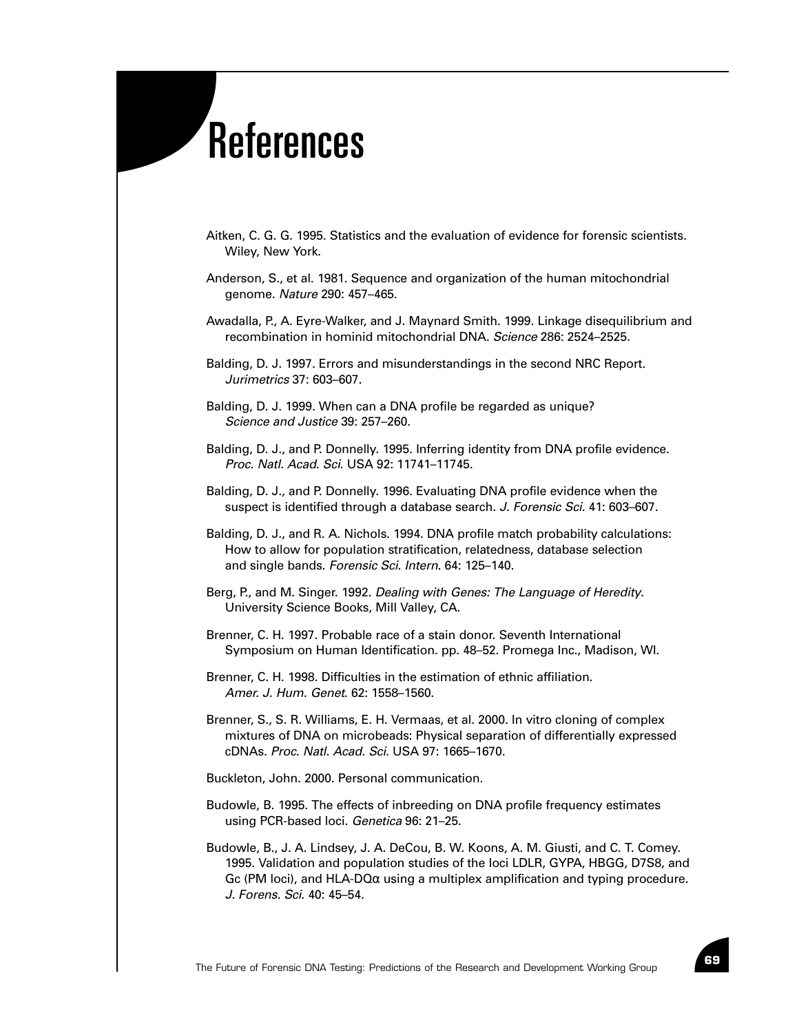# References

Aitken, C. G. G. 1995. Statistics and the evaluation of evidence for forensic scientists. Wiley, New York.

Anderson, S., et al. 1981. Sequence and organization of the human mitochondrial genome. *Nature* 290: 457–465.

Awadalla, P., A. Eyre-Walker, and J. Maynard Smith. 1999. Linkage disequilibrium and recombination in hominid mitochondrial DNA. *Science* 286: 2524–2525.

Balding, D. J. 1997. Errors and misunderstandings in the second NRC Report. *Jurimetrics* 37: 603–607.

Balding, D. J. 1999. When can a DNA profile be regarded as unique? *Science and Justice* 39: 257–260.

Balding, D. J., and P. Donnelly. 1995. Inferring identity from DNA profile evidence. *Proc. Natl. Acad. Sci.* USA 92: 11741–11745.

Balding, D. J., and P. Donnelly. 1996. Evaluating DNA profile evidence when the suspect is identified through a database search. *J. Forensic Sci.* 41: 603–607.

Balding, D. J., and R. A. Nichols. 1994. DNA profile match probability calculations: How to allow for population stratification, relatedness, database selection and single bands. *Forensic Sci. Intern.* 64: 125–140.

Berg, P., and M. Singer. 1992. *Dealing with Genes: The Language of Heredity*. University Science Books, Mill Valley, CA.

Brenner, C. H. 1997. Probable race of a stain donor. Seventh International Symposium on Human Identification. pp. 48–52. Promega Inc., Madison, WI.

Brenner, C. H. 1998. Difficulties in the estimation of ethnic affiliation. *Amer. J. Hum. Genet.* 62: 1558–1560.

Brenner, S., S. R. Williams, E. H. Vermaas, et al. 2000. In vitro cloning of complex mixtures of DNA on microbeads: Physical separation of differentially expressed cDNAs. *Proc. Natl. Acad. Sci.* USA 97: 1665–1670.

Buckleton, John. 2000. Personal communication.

Budowle, B. 1995. The effects of inbreeding on DNA profile frequency estimates using PCR-based loci. *Genetica* 96: 21–25.

Budowle, B., J. A. Lindsey, J. A. DeCou, B. W. Koons, A. M. Giusti, and C. T. Comey. 1995. Validation and population studies of the loci LDLR, GYPA, HBGG, D7S8, and Gc (PM loci), and HLA-DQα using a multiplex amplification and typing procedure. *J. Forens. Sci.* 40: 45–54.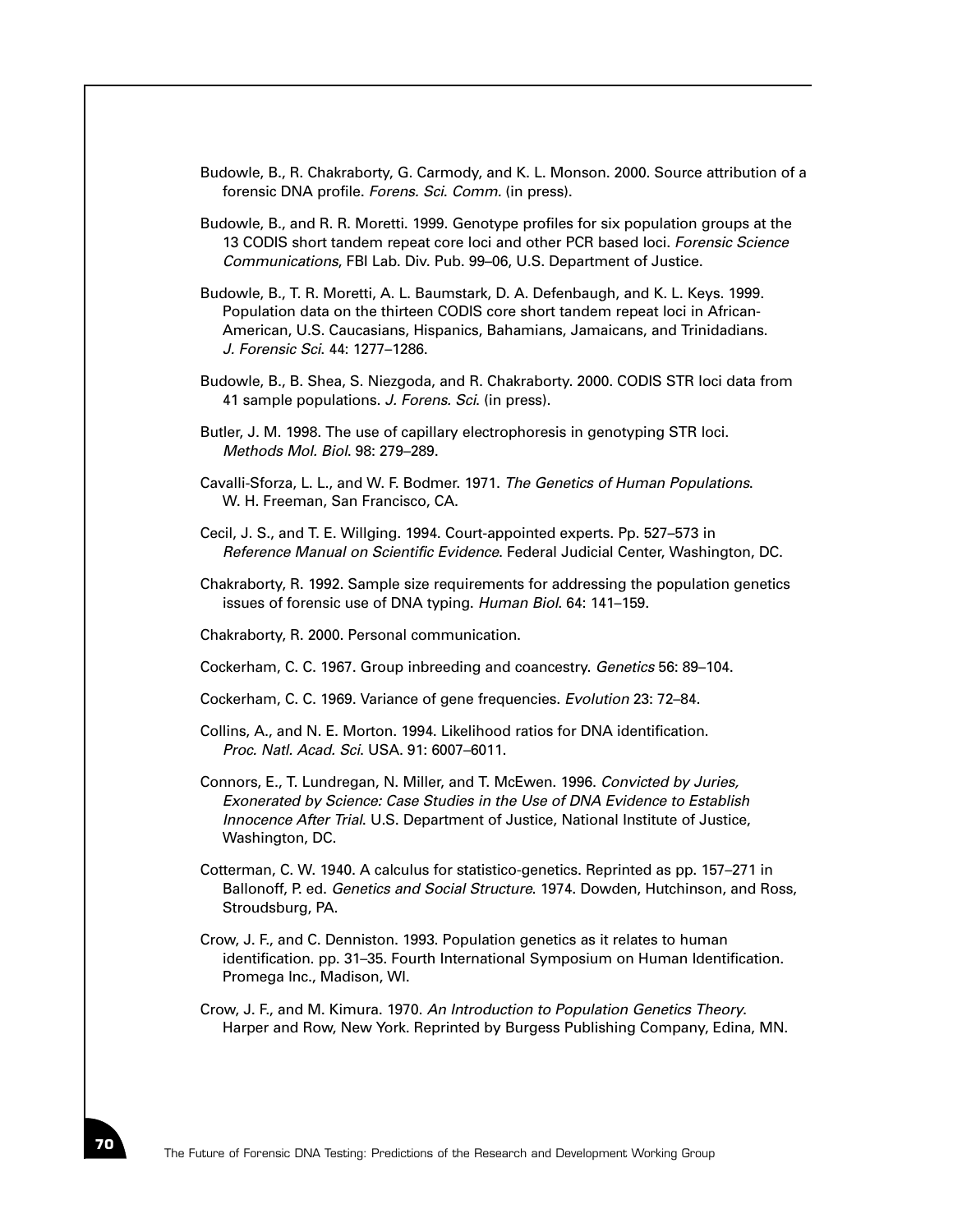Budowle, B., R. Chakraborty, G. Carmody, and K. L. Monson. 2000. Source attribution of a forensic DNA profile. *Forens. Sci. Comm.* (in press).

Budowle, B., and R. R. Moretti. 1999. Genotype profiles for six population groups at the 13 CODIS short tandem repeat core loci and other PCR based loci. *Forensic Science Communications*, FBI Lab. Div. Pub. 99–06, U.S. Department of Justice.

Budowle, B., T. R. Moretti, A. L. Baumstark, D. A. Defenbaugh, and K. L. Keys. 1999. Population data on the thirteen CODIS core short tandem repeat loci in African-American, U.S. Caucasians, Hispanics, Bahamians, Jamaicans, and Trinidadians. *J. Forensic Sci.* 44: 1277–1286.

Budowle, B., B. Shea, S. Niezgoda, and R. Chakraborty. 2000. CODIS STR loci data from 41 sample populations. *J. Forens. Sci.* (in press).

Butler, J. M. 1998. The use of capillary electrophoresis in genotyping STR loci. *Methods Mol. Biol.* 98: 279–289.

Cavalli-Sforza, L. L., and W. F. Bodmer. 1971. *The Genetics of Human Populations*. W. H. Freeman, San Francisco, CA.

Cecil, J. S., and T. E. Willging. 1994. Court-appointed experts. Pp. 527–573 in *Reference Manual on Scientific Evidence*. Federal Judicial Center, Washington, DC.

Chakraborty, R. 1992. Sample size requirements for addressing the population genetics issues of forensic use of DNA typing. *Human Biol.* 64: 141–159.

Chakraborty, R. 2000. Personal communication.

Cockerham, C. C. 1967. Group inbreeding and coancestry. *Genetics* 56: 89–104.

Cockerham, C. C. 1969. Variance of gene frequencies. *Evolution* 23: 72–84.

Collins, A., and N. E. Morton. 1994. Likelihood ratios for DNA identification. *Proc. Natl. Acad. Sci.* USA. 91: 6007–6011.

Connors, E., T. Lundregan, N. Miller, and T. McEwen. 1996. *Convicted by Juries, Exonerated by Science: Case Studies in the Use of DNA Evidence to Establish Innocence After Trial*. U.S. Department of Justice, National Institute of Justice, Washington, DC.

Cotterman, C. W. 1940. A calculus for statistico-genetics. Reprinted as pp. 157–271 in Ballonoff, P. ed. *Genetics and Social Structure*. 1974. Dowden, Hutchinson, and Ross, Stroudsburg, PA.

Crow, J. F., and C. Denniston. 1993. Population genetics as it relates to human identification. pp. 31–35. Fourth International Symposium on Human Identification. Promega Inc., Madison, WI.

Crow, J. F., and M. Kimura. 1970. *An Introduction to Population Genetics Theory*. Harper and Row, New York. Reprinted by Burgess Publishing Company, Edina, MN.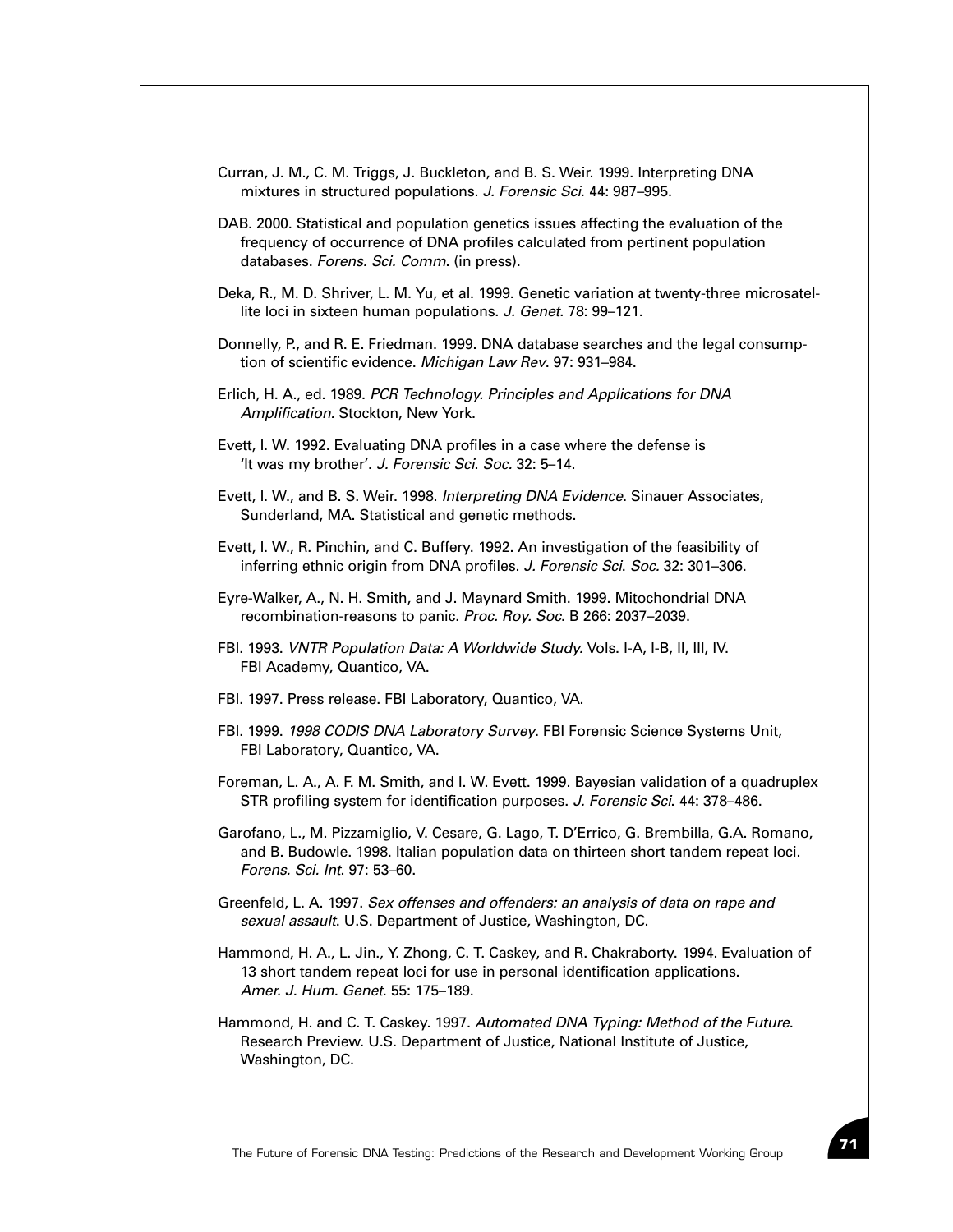Curran, J. M., C. M. Triggs, J. Buckleton, and B. S. Weir. 1999. Interpreting DNA mixtures in structured populations. *J. Forensic Sci.* 44: 987–995.

DAB. 2000. Statistical and population genetics issues affecting the evaluation of the frequency of occurrence of DNA profiles calculated from pertinent population databases. *Forens. Sci. Comm.* (in press).

Deka, R., M. D. Shriver, L. M. Yu, et al. 1999. Genetic variation at twenty-three microsatellite loci in sixteen human populations. *J. Genet.* 78: 99–121.

Donnelly, P., and R. E. Friedman. 1999. DNA database searches and the legal consumption of scientific evidence. *Michigan Law Rev.* 97: 931–984.

Erlich, H. A., ed. 1989. *PCR Technology. Principles and Applications for DNA Amplification.* Stockton, New York.

Evett, I. W. 1992. Evaluating DNA profiles in a case where the defense is 'It was my brother'. *J. Forensic Sci. Soc.* 32: 5–14.

Evett, I. W., and B. S. Weir. 1998. *Interpreting DNA Evidence*. Sinauer Associates, Sunderland, MA. Statistical and genetic methods.

Evett, I. W., R. Pinchin, and C. Buffery. 1992. An investigation of the feasibility of inferring ethnic origin from DNA profiles. *J. Forensic Sci. Soc.* 32: 301–306.

Eyre-Walker, A., N. H. Smith, and J. Maynard Smith. 1999. Mitochondrial DNA recombination-reasons to panic. *Proc. Roy. Soc.* B 266: 2037–2039.

FBI. 1993. *VNTR Population Data: A Worldwide Study.* Vols. I-A, I-B, II, III, IV. FBI Academy, Quantico, VA.

FBI. 1997. Press release. FBI Laboratory, Quantico, VA.

FBI. 1999. *1998 CODIS DNA Laboratory Survey*. FBI Forensic Science Systems Unit, FBI Laboratory, Quantico, VA.

Foreman, L. A., A. F. M. Smith, and I. W. Evett. 1999. Bayesian validation of a quadruplex STR profiling system for identification purposes. *J. Forensic Sci.* 44: 378–486.

Garofano, L., M. Pizzamiglio, V. Cesare, G. Lago, T. D'Errico, G. Brembilla, G.A. Romano, and B. Budowle. 1998. Italian population data on thirteen short tandem repeat loci. *Forens. Sci. Int.* 97: 53–60.

Greenfeld, L. A. 1997. *Sex offenses and offenders: an analysis of data on rape and sexual assault*. U.S. Department of Justice, Washington, DC.

Hammond, H. A., L. Jin., Y. Zhong, C. T. Caskey, and R. Chakraborty. 1994. Evaluation of 13 short tandem repeat loci for use in personal identification applications. *Amer. J. Hum. Genet.* 55: 175–189.

Hammond, H. and C. T. Caskey. 1997. *Automated DNA Typing: Method of the Future*. Research Preview. U.S. Department of Justice, National Institute of Justice, Washington, DC.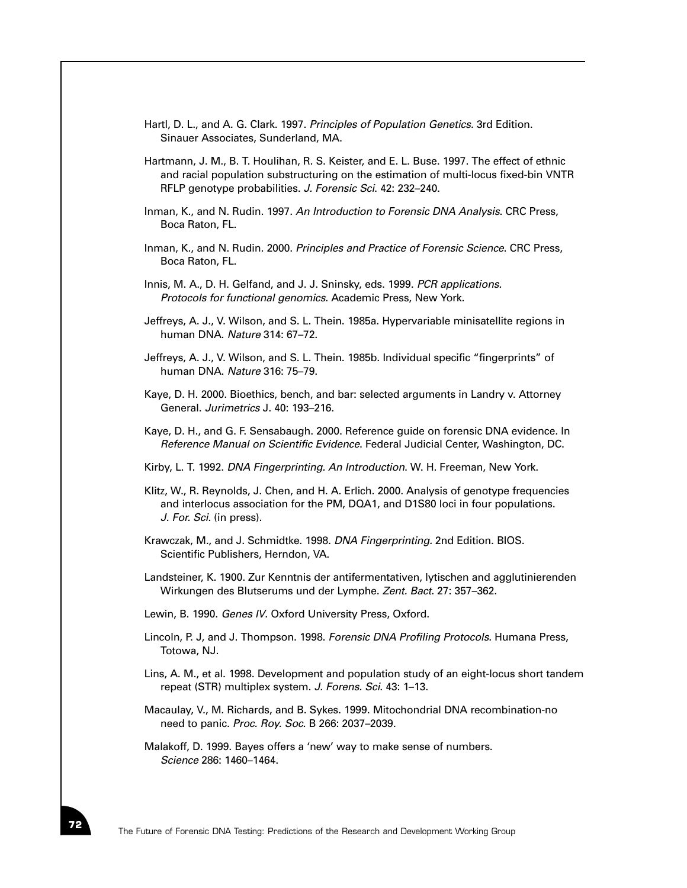Hartl, D. L., and A. G. Clark. 1997. *Principles of Population Genetics.* 3rd Edition. Sinauer Associates, Sunderland, MA.

Hartmann, J. M., B. T. Houlihan, R. S. Keister, and E. L. Buse. 1997. The effect of ethnic and racial population substructuring on the estimation of multi-locus fixed-bin VNTR RFLP genotype probabilities. *J. Forensic Sci.* 42: 232–240.

Inman, K., and N. Rudin. 1997. *An Introduction to Forensic DNA Analysis*. CRC Press, Boca Raton, FL.

Inman, K., and N. Rudin. 2000. *Principles and Practice of Forensic Science*. CRC Press, Boca Raton, FL.

Innis, M. A., D. H. Gelfand, and J. J. Sninsky, eds. 1999. *PCR applications. Protocols for functional genomics*. Academic Press, New York.

Jeffreys, A. J., V. Wilson, and S. L. Thein. 1985a. Hypervariable minisatellite regions in human DNA. *Nature* 314: 67–72.

Jeffreys, A. J., V. Wilson, and S. L. Thein. 1985b. Individual specific "fingerprints" of human DNA. *Nature* 316: 75–79.

Kaye, D. H. 2000. Bioethics, bench, and bar: selected arguments in Landry v. Attorney General. *Jurimetrics* J. 40: 193–216.

Kaye, D. H., and G. F. Sensabaugh. 2000. Reference guide on forensic DNA evidence. In *Reference Manual on Scientific Evidence*. Federal Judicial Center, Washington, DC.

Kirby, L. T. 1992. *DNA Fingerprinting. An Introduction*. W. H. Freeman, New York.

Klitz, W., R. Reynolds, J. Chen, and H. A. Erlich. 2000. Analysis of genotype frequencies and interlocus association for the PM, DQA1, and D1S80 loci in four populations. *J. For. Sci.* (in press).

Krawczak, M., and J. Schmidtke. 1998. *DNA Fingerprinting.* 2nd Edition. BIOS. Scientific Publishers, Herndon, VA.

Landsteiner, K. 1900. Zur Kenntnis der antifermentativen, lytischen and agglutinierenden Wirkungen des Blutserums und der Lymphe. *Zent. Bact*. 27: 357–362.

Lewin, B. 1990. *Genes IV*. Oxford University Press, Oxford.

Lincoln, P. J, and J. Thompson. 1998. *Forensic DNA Profiling Protocols*. Humana Press, Totowa, NJ.

Lins, A. M., et al. 1998. Development and population study of an eight-locus short tandem repeat (STR) multiplex system. *J. Forens. Sci.* 43: 1–13.

Macaulay, V., M. Richards, and B. Sykes. 1999. Mitochondrial DNA recombination-no need to panic. *Proc. Roy. Soc.* B 266: 2037–2039.

Malakoff, D. 1999. Bayes offers a 'new' way to make sense of numbers. *Science* 286: 1460–1464.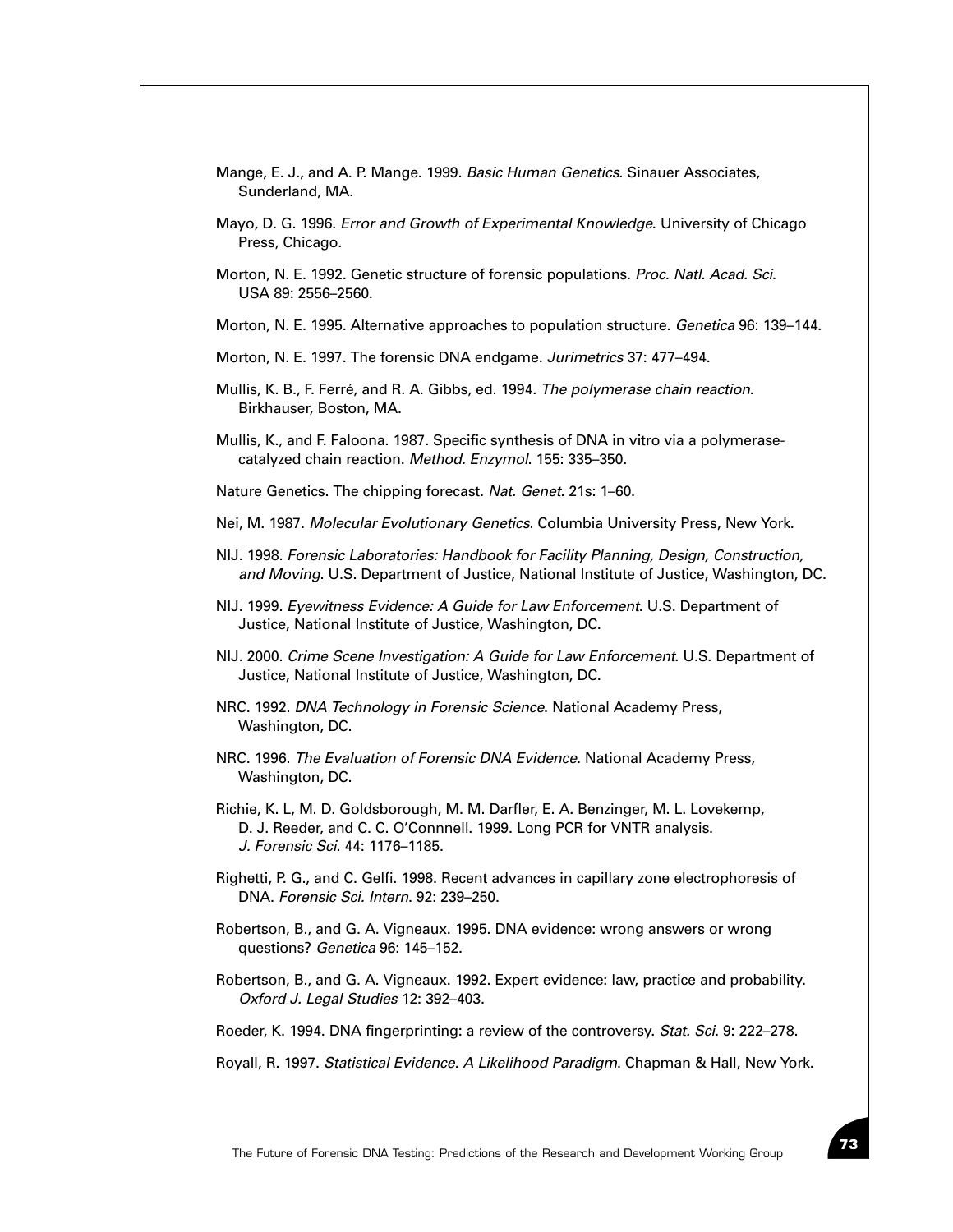Mange, E. J., and A. P. Mange. 1999. *Basic Human Genetics*. Sinauer Associates, Sunderland, MA.

Mayo, D. G. 1996. *Error and Growth of Experimental Knowledge*. University of Chicago Press, Chicago.

Morton, N. E. 1992. Genetic structure of forensic populations. *Proc. Natl. Acad. Sci.* USA 89: 2556–2560.

Morton, N. E. 1995. Alternative approaches to population structure. *Genetica* 96: 139–144.

Morton, N. E. 1997. The forensic DNA endgame. *Jurimetrics* 37: 477–494.

Mullis, K. B., F. Ferré, and R. A. Gibbs, ed. 1994. *The polymerase chain reaction*. Birkhauser, Boston, MA.

Mullis, K., and F. Faloona. 1987. Specific synthesis of DNA in vitro via a polymerase-catalyzed chain reaction. *Method. Enzymol.* 155: 335–350.

Nature Genetics. The chipping forecast. *Nat. Genet.* 21s: 1–60.

Nei, M. 1987. *Molecular Evolutionary Genetics*. Columbia University Press, New York.

NIJ. 1998. *Forensic Laboratories: Handbook for Facility Planning, Design, Construction, and Moving*. U.S. Department of Justice, National Institute of Justice, Washington, DC.

NIJ. 1999. *Eyewitness Evidence: A Guide for Law Enforcement*. U.S. Department of Justice, National Institute of Justice, Washington, DC.

NIJ. 2000. *Crime Scene Investigation: A Guide for Law Enforcement*. U.S. Department of Justice, National Institute of Justice, Washington, DC.

NRC. 1992. *DNA Technology in Forensic Science*. National Academy Press, Washington, DC.

NRC. 1996. *The Evaluation of Forensic DNA Evidence*. National Academy Press, Washington, DC.

Richie, K. L, M. D. Goldsborough, M. M. Darfler, E. A. Benzinger, M. L. Lovekemp, D. J. Reeder, and C. C. O'Connnell. 1999. Long PCR for VNTR analysis. *J. Forensic Sci.* 44: 1176–1185.

Righetti, P. G., and C. Gelfi. 1998. Recent advances in capillary zone electrophoresis of DNA. *Forensic Sci. Intern.* 92: 239–250.

Robertson, B., and G. A. Vigneaux. 1995. DNA evidence: wrong answers or wrong questions? *Genetica* 96: 145–152.

Robertson, B., and G. A. Vigneaux. 1992. Expert evidence: law, practice and probability. *Oxford J. Legal Studies* 12: 392–403.

Roeder, K. 1994. DNA fingerprinting: a review of the controversy. *Stat. Sci.* 9: 222–278.

Royall, R. 1997. *Statistical Evidence. A Likelihood Paradigm*. Chapman & Hall, New York.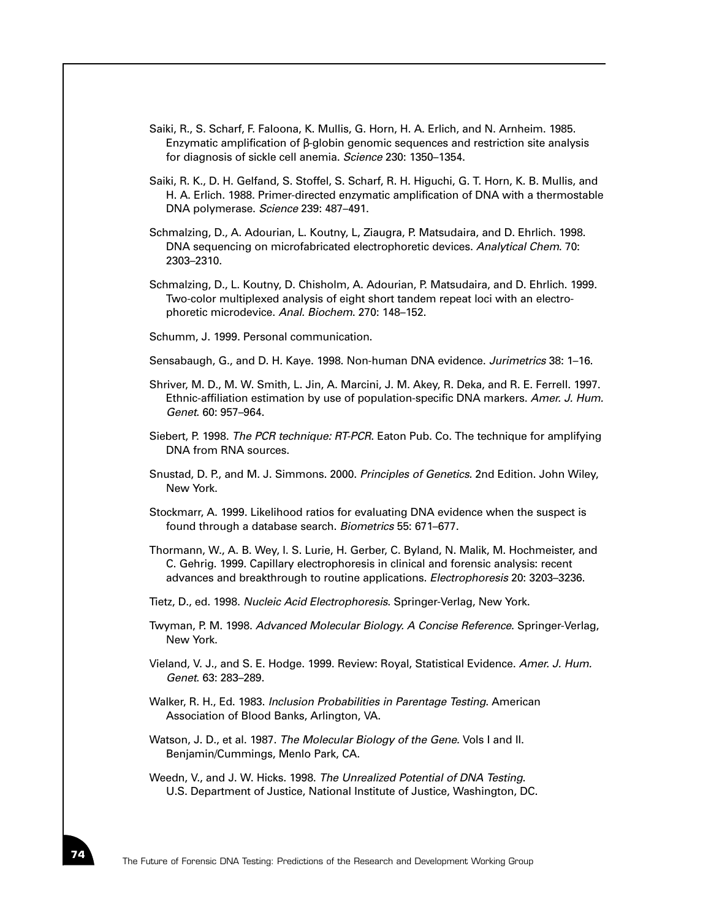Saiki, R., S. Scharf, F. Faloona, K. Mullis, G. Horn, H. A. Erlich, and N. Arnheim. 1985. Enzymatic amplification of β-globin genomic sequences and restriction site analysis for diagnosis of sickle cell anemia. *Science* 230: 1350–1354.

Saiki, R. K., D. H. Gelfand, S. Stoffel, S. Scharf, R. H. Higuchi, G. T. Horn, K. B. Mullis, and H. A. Erlich. 1988. Primer-directed enzymatic amplification of DNA with a thermostable DNA polymerase. *Science* 239: 487–491.

Schmalzing, D., A. Adourian, L. Koutny, L, Ziaugra, P. Matsudaira, and D. Ehrlich. 1998. DNA sequencing on microfabricated electrophoretic devices. *Analytical Chem*. 70: 2303–2310.

Schmalzing, D., L. Koutny, D. Chisholm, A. Adourian, P. Matsudaira, and D. Ehrlich. 1999. Two-color multiplexed analysis of eight short tandem repeat loci with an electrophoretic microdevice. *Anal. Biochem*. 270: 148–152.

Schumm, J. 1999. Personal communication.

Sensabaugh, G., and D. H. Kaye. 1998. Non-human DNA evidence. *Jurimetrics* 38: 1–16.

Shriver, M. D., M. W. Smith, L. Jin, A. Marcini, J. M. Akey, R. Deka, and R. E. Ferrell. 1997. Ethnic-affiliation estimation by use of population-specific DNA markers. *Amer. J. Hum. Genet*. 60: 957–964.

Siebert, P. 1998. *The PCR technique: RT-PCR*. Eaton Pub. Co. The technique for amplifying DNA from RNA sources.

Snustad, D. P., and M. J. Simmons. 2000. *Principles of Genetics*. 2nd Edition. John Wiley, New York.

Stockmarr, A. 1999. Likelihood ratios for evaluating DNA evidence when the suspect is found through a database search. *Biometrics* 55: 671–677.

Thormann, W., A. B. Wey, I. S. Lurie, H. Gerber, C. Byland, N. Malik, M. Hochmeister, and C. Gehrig. 1999. Capillary electrophoresis in clinical and forensic analysis: recent advances and breakthrough to routine applications. *Electrophoresis* 20: 3203–3236.

Tietz, D., ed. 1998. *Nucleic Acid Electrophoresis*. Springer-Verlag, New York.

Twyman, P. M. 1998. *Advanced Molecular Biology. A Concise Reference*. Springer-Verlag, New York.

Vieland, V. J., and S. E. Hodge. 1999. Review: Royal, Statistical Evidence. *Amer. J. Hum. Genet*. 63: 283–289.

Walker, R. H., Ed. 1983. *Inclusion Probabilities in Parentage Testing*. American Association of Blood Banks, Arlington, VA.

Watson, J. D., et al. 1987. *The Molecular Biology of the Gene.* Vols I and II. Benjamin/Cummings, Menlo Park, CA.

Weedn, V., and J. W. Hicks. 1998. *The Unrealized Potential of DNA Testing*. U.S. Department of Justice, National Institute of Justice, Washington, DC.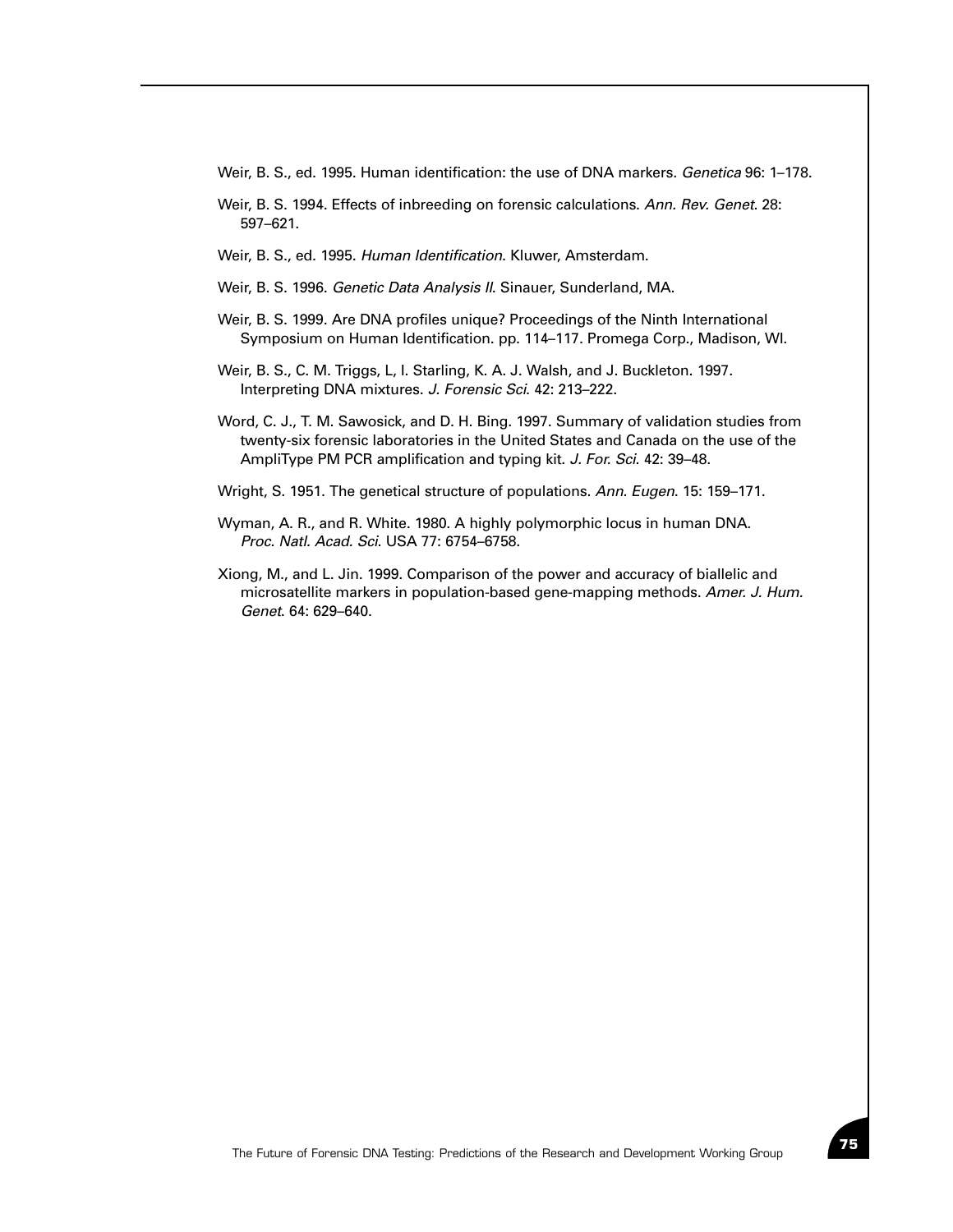Weir, B. S., ed. 1995. Human identification: the use of DNA markers. *Genetica* 96: 1–178.

Weir, B. S. 1994. Effects of inbreeding on forensic calculations. *Ann. Rev. Genet.* 28: 597–621.

Weir, B. S., ed. 1995. *Human Identification*. Kluwer, Amsterdam.

Weir, B. S. 1996. *Genetic Data Analysis II*. Sinauer, Sunderland, MA.

Weir, B. S. 1999. Are DNA profiles unique? Proceedings of the Ninth International Symposium on Human Identification. pp. 114–117. Promega Corp., Madison, WI.

Weir, B. S., C. M. Triggs, L, I. Starling, K. A. J. Walsh, and J. Buckleton. 1997. Interpreting DNA mixtures. *J. Forensic Sci.* 42: 213–222.

Word, C. J., T. M. Sawosick, and D. H. Bing. 1997. Summary of validation studies from twenty-six forensic laboratories in the United States and Canada on the use of the AmpliType PM PCR amplification and typing kit. *J. For. Sci.* 42: 39–48.

Wright, S. 1951. The genetical structure of populations. *Ann. Eugen.* 15: 159–171.

Wyman, A. R., and R. White. 1980. A highly polymorphic locus in human DNA. *Proc. Natl. Acad. Sci.* USA 77: 6754–6758.

Xiong, M., and L. Jin. 1999. Comparison of the power and accuracy of biallelic and microsatellite markers in population-based gene-mapping methods. *Amer. J. Hum. Genet.* 64: 629–640.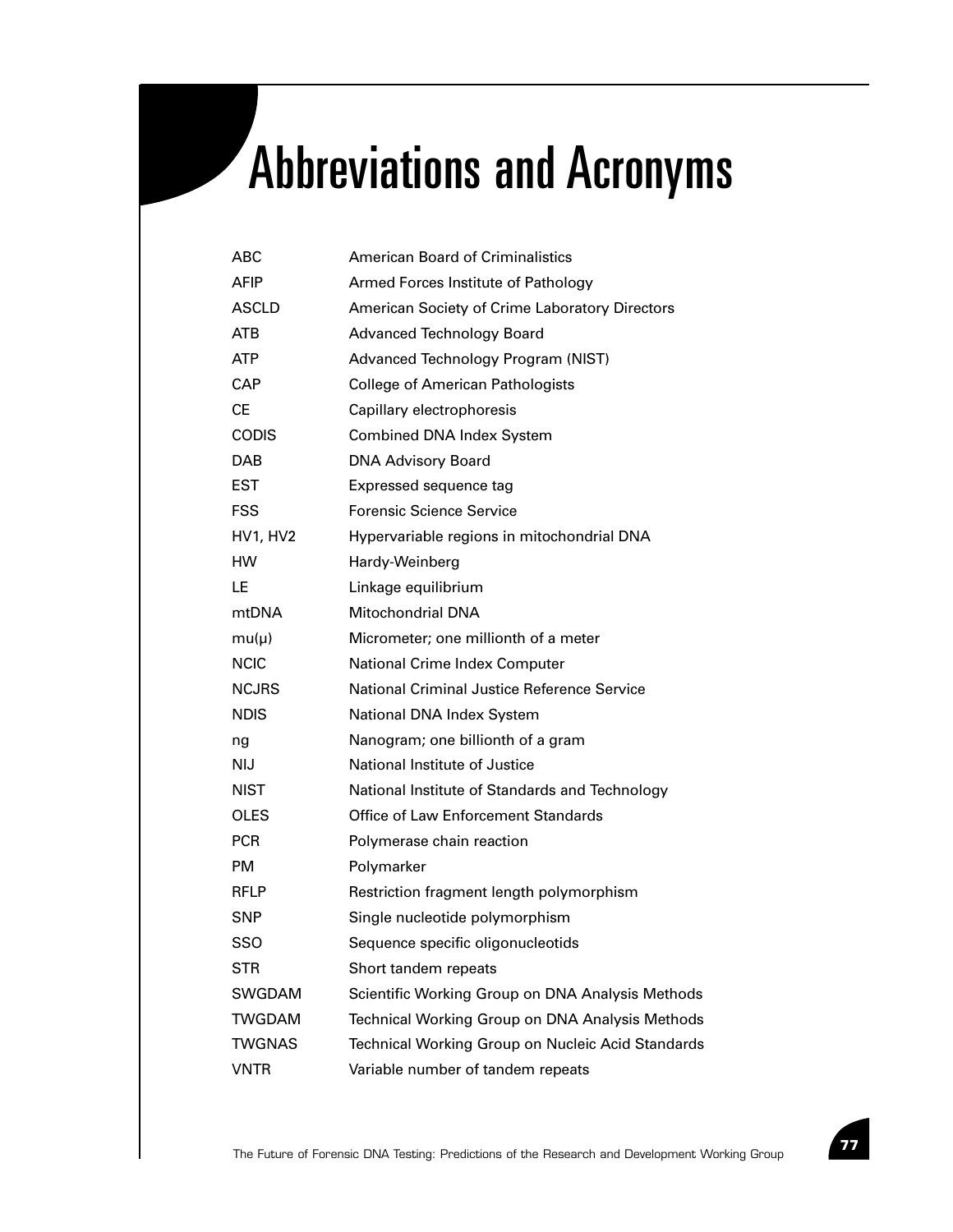# Abbreviations and Acronyms

| | |
|---|---|
| ABC | American Board of Criminalistics |
| AFIP | Armed Forces Institute of Pathology |
| ASCLD | American Society of Crime Laboratory Directors |
| ATB | Advanced Technology Board |
| ATP | Advanced Technology Program (NIST) |
| CAP | College of American Pathologists |
| CE | Capillary electrophoresis |
| CODIS | Combined DNA Index System |
| DAB | DNA Advisory Board |
| EST | Expressed sequence tag |
| FSS | Forensic Science Service |
| HV1, HV2 | Hypervariable regions in mitochondrial DNA |
| HW | Hardy-Weinberg |
| LE | Linkage equilibrium |
| mtDNA | Mitochondrial DNA |
| mu(μ) | Micrometer; one millionth of a meter |
| NCIC | National Crime Index Computer |
| NCJRS | National Criminal Justice Reference Service |
| NDIS | National DNA Index System |
| ng | Nanogram; one billionth of a gram |
| NIJ | National Institute of Justice |
| NIST | National Institute of Standards and Technology |
| OLES | Office of Law Enforcement Standards |
| PCR | Polymerase chain reaction |
| PM | Polymarker |
| RFLP | Restriction fragment length polymorphism |
| SNP | Single nucleotide polymorphism |
| SSO | Sequence specific oligonucleotids |
| STR | Short tandem repeats |
| SWGDAM | Scientific Working Group on DNA Analysis Methods |
| TWGDAM | Technical Working Group on DNA Analysis Methods |
| TWGNAS | Technical Working Group on Nucleic Acid Standards |
| VNTR | Variable number of tandem repeats |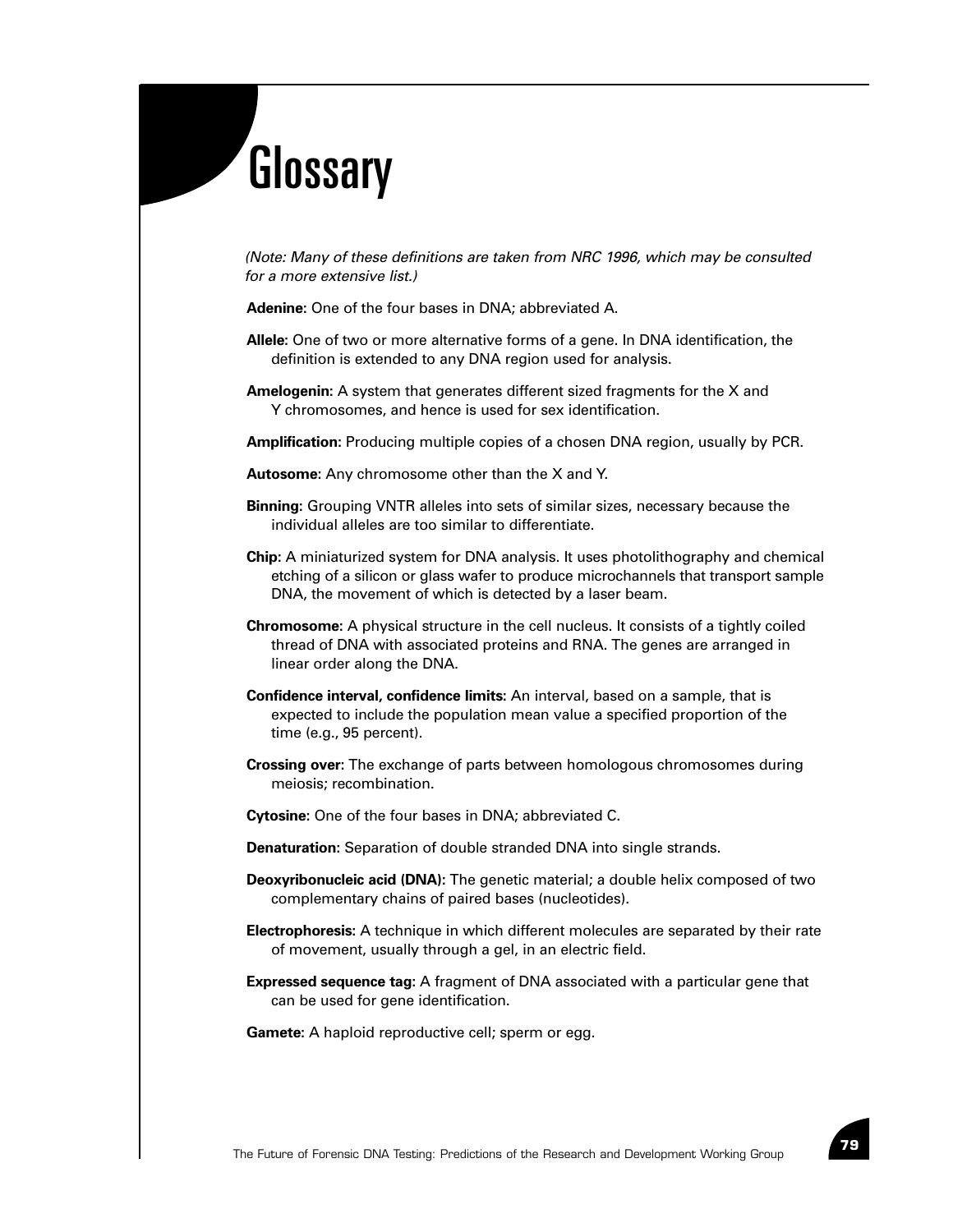# Glossary

*(Note: Many of these definitions are taken from NRC 1996, which may be consulted for a more extensive list.)*

**Adenine:** One of the four bases in DNA; abbreviated A.

**Allele:** One of two or more alternative forms of a gene. In DNA identification, the definition is extended to any DNA region used for analysis.

**Amelogenin:** A system that generates different sized fragments for the X and Y chromosomes, and hence is used for sex identification.

**Amplification:** Producing multiple copies of a chosen DNA region, usually by PCR.

**Autosome:** Any chromosome other than the X and Y.

**Binning:** Grouping VNTR alleles into sets of similar sizes, necessary because the individual alleles are too similar to differentiate.

**Chip:** A miniaturized system for DNA analysis. It uses photolithography and chemical etching of a silicon or glass wafer to produce microchannels that transport sample DNA, the movement of which is detected by a laser beam.

**Chromosome:** A physical structure in the cell nucleus. It consists of a tightly coiled thread of DNA with associated proteins and RNA. The genes are arranged in linear order along the DNA.

**Confidence interval, confidence limits:** An interval, based on a sample, that is expected to include the population mean value a specified proportion of the time (e.g., 95 percent).

**Crossing over:** The exchange of parts between homologous chromosomes during meiosis; recombination.

**Cytosine:** One of the four bases in DNA; abbreviated C.

**Denaturation:** Separation of double stranded DNA into single strands.

**Deoxyribonucleic acid (DNA):** The genetic material; a double helix composed of two complementary chains of paired bases (nucleotides).

**Electrophoresis:** A technique in which different molecules are separated by their rate of movement, usually through a gel, in an electric field.

**Expressed sequence tag:** A fragment of DNA associated with a particular gene that can be used for gene identification.

**Gamete:** A haploid reproductive cell; sperm or egg.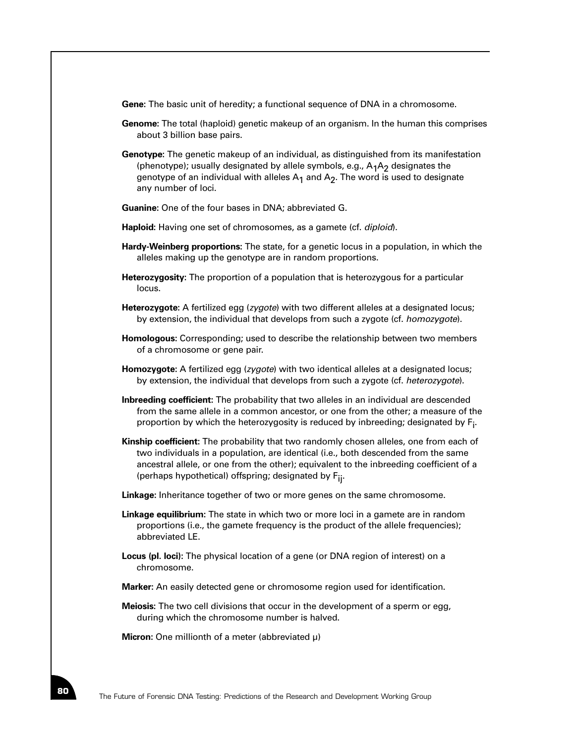**Gene**: The basic unit of heredity; a functional sequence of DNA in a chromosome.

**Genome**: The total (haploid) genetic makeup of an organism. In the human this comprises about 3 billion base pairs.

**Genotype**: The genetic makeup of an individual, as distinguished from its manifestation (phenotype); usually designated by allele symbols, e.g., $A_1A_2$ designates the genotype of an individual with alleles $A_1$ and $A_2$. The word is used to designate any number of loci.

**Guanine**: One of the four bases in DNA; abbreviated G.

**Haploid**: Having one set of chromosomes, as a gamete (cf. *diploid*).

**Hardy-Weinberg proportions**: The state, for a genetic locus in a population, in which the alleles making up the genotype are in random proportions.

**Heterozygosity**: The proportion of a population that is heterozygous for a particular locus.

**Heterozygote**: A fertilized egg (*zygote*) with two different alleles at a designated locus; by extension, the individual that develops from such a zygote (cf. *homozygote*).

**Homologous**: Corresponding; used to describe the relationship between two members of a chromosome or gene pair.

**Homozygote**: A fertilized egg (*zygote*) with two identical alleles at a designated locus; by extension, the individual that develops from such a zygote (cf. *heterozygote*).

**Inbreeding coefficient**: The probability that two alleles in an individual are descended from the same allele in a common ancestor, or one from the other; a measure of the proportion by which the heterozygosity is reduced by inbreeding; designated by $F_i$.

**Kinship coefficient**: The probability that two randomly chosen alleles, one from each of two individuals in a population, are identical (i.e., both descended from the same ancestral allele, or one from the other); equivalent to the inbreeding coefficient of a (perhaps hypothetical) offspring; designated by $F_{ij}$.

**Linkage**: Inheritance together of two or more genes on the same chromosome.

**Linkage equilibrium**: The state in which two or more loci in a gamete are in random proportions (i.e., the gamete frequency is the product of the allele frequencies); abbreviated LE.

**Locus (pl. loci)**: The physical location of a gene (or DNA region of interest) on a chromosome.

**Marker**: An easily detected gene or chromosome region used for identification.

**Meiosis**: The two cell divisions that occur in the development of a sperm or egg, during which the chromosome number is halved.

**Micron**: One millionth of a meter (abbreviated μ)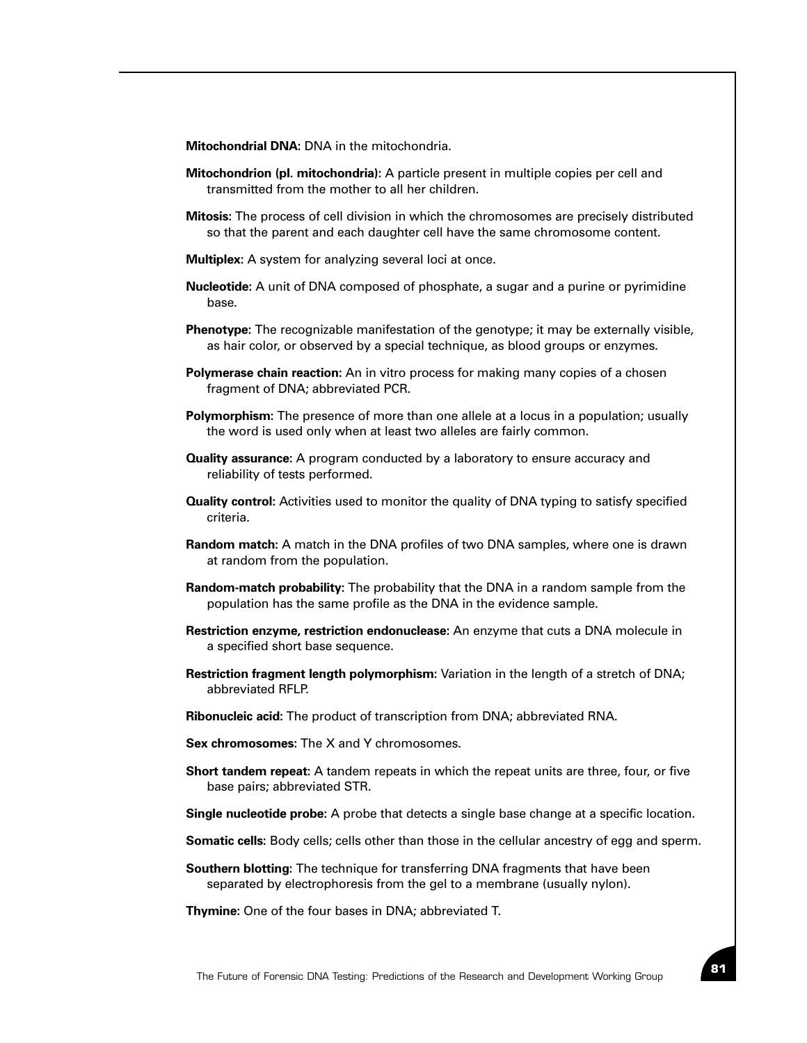**Mitochondrial DNA**: DNA in the mitochondria.

**Mitochondrion (pl. mitochondria)**: A particle present in multiple copies per cell and transmitted from the mother to all her children.

**Mitosis**: The process of cell division in which the chromosomes are precisely distributed so that the parent and each daughter cell have the same chromosome content.

**Multiplex**: A system for analyzing several loci at once.

**Nucleotide**: A unit of DNA composed of phosphate, a sugar and a purine or pyrimidine base.

**Phenotype**: The recognizable manifestation of the genotype; it may be externally visible, as hair color, or observed by a special technique, as blood groups or enzymes.

**Polymerase chain reaction**: An in vitro process for making many copies of a chosen fragment of DNA; abbreviated PCR.

**Polymorphism**: The presence of more than one allele at a locus in a population; usually the word is used only when at least two alleles are fairly common.

**Quality assurance**: A program conducted by a laboratory to ensure accuracy and reliability of tests performed.

**Quality control**: Activities used to monitor the quality of DNA typing to satisfy specified criteria.

**Random match**: A match in the DNA profiles of two DNA samples, where one is drawn at random from the population.

**Random-match probability**: The probability that the DNA in a random sample from the population has the same profile as the DNA in the evidence sample.

**Restriction enzyme, restriction endonuclease**: An enzyme that cuts a DNA molecule in a specified short base sequence.

**Restriction fragment length polymorphism**: Variation in the length of a stretch of DNA; abbreviated RFLP.

**Ribonucleic acid**: The product of transcription from DNA; abbreviated RNA.

**Sex chromosomes**: The X and Y chromosomes.

**Short tandem repeat**: A tandem repeats in which the repeat units are three, four, or five base pairs; abbreviated STR.

**Single nucleotide probe**: A probe that detects a single base change at a specific location.

**Somatic cells**: Body cells; cells other than those in the cellular ancestry of egg and sperm.

**Southern blotting**: The technique for transferring DNA fragments that have been separated by electrophoresis from the gel to a membrane (usually nylon).

**Thymine**: One of the four bases in DNA; abbreviated T.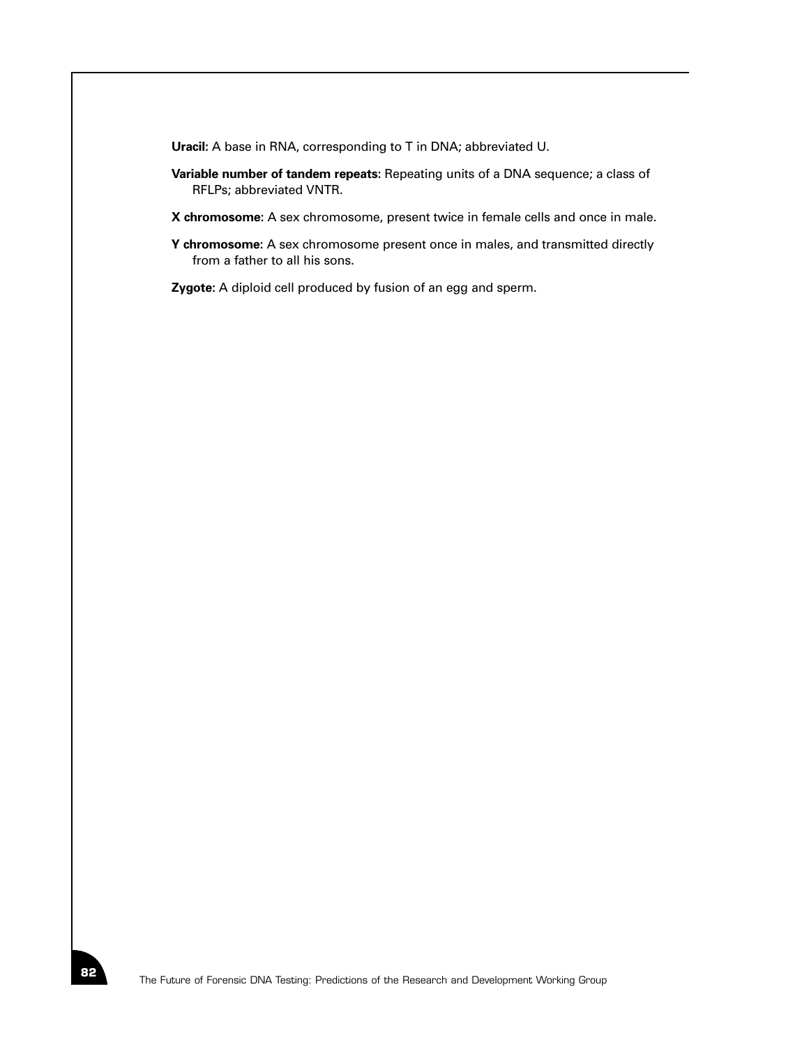**Uracil:** A base in RNA, corresponding to T in DNA; abbreviated U.

**Variable number of tandem repeats:** Repeating units of a DNA sequence; a class of RFLPs; abbreviated VNTR.

**X chromosome:** A sex chromosome, present twice in female cells and once in male.

**Y chromosome:** A sex chromosome present once in males, and transmitted directly from a father to all his sons.

**Zygote:** A diploid cell produced by fusion of an egg and sperm.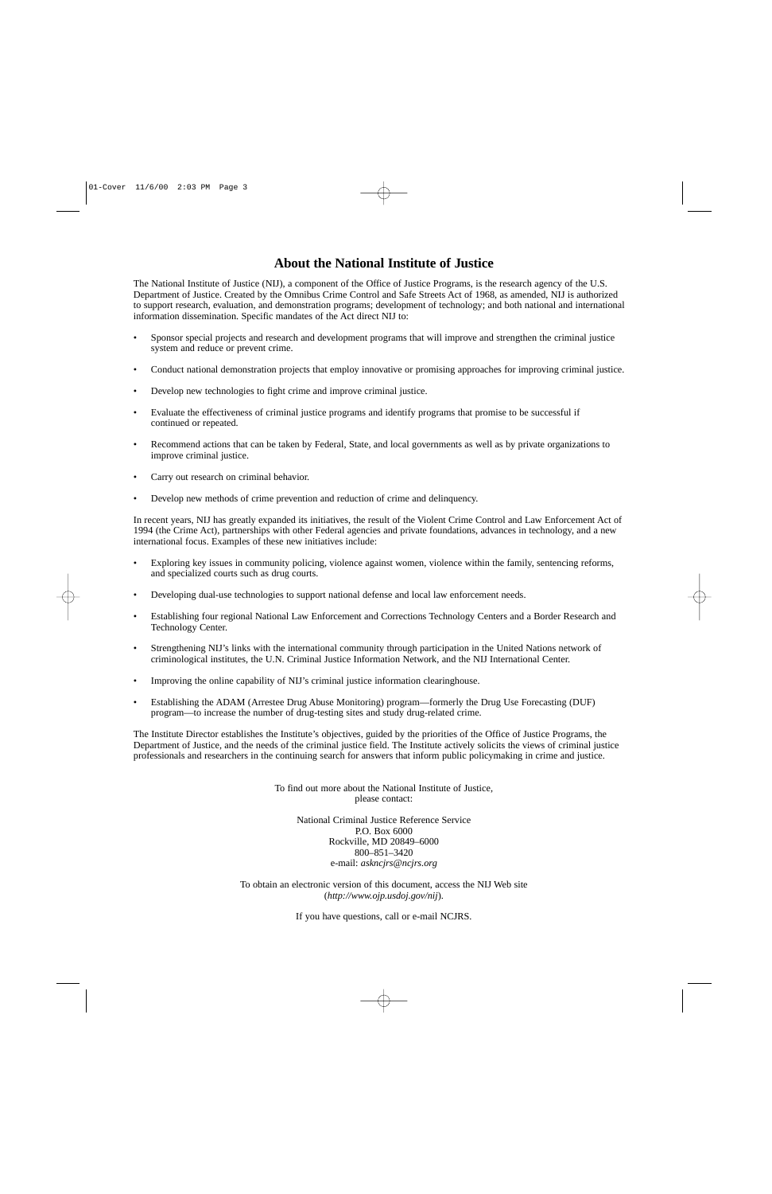## About the National Institute of Justice

The National Institute of Justice (NIJ), a component of the Office of Justice Programs, is the research agency of the U.S. Department of Justice. Created by the Omnibus Crime Control and Safe Streets Act of 1968, as amended, NIJ is authorized to support research, evaluation, and demonstration programs; development of technology; and both national and international information dissemination. Specific mandates of the Act direct NIJ to:

- Sponsor special projects and research and development programs that will improve and strengthen the criminal justice system and reduce or prevent crime.
- Conduct national demonstration projects that employ innovative or promising approaches for improving criminal justice.
- Develop new technologies to fight crime and improve criminal justice.
- Evaluate the effectiveness of criminal justice programs and identify programs that promise to be successful if continued or repeated.
- Recommend actions that can be taken by Federal, State, and local governments as well as by private organizations to improve criminal justice.
- Carry out research on criminal behavior.
- Develop new methods of crime prevention and reduction of crime and delinquency.

In recent years, NIJ has greatly expanded its initiatives, the result of the Violent Crime Control and Law Enforcement Act of 1994 (the Crime Act), partnerships with other Federal agencies and private foundations, advances in technology, and a new international focus. Examples of these new initiatives include:

- Exploring key issues in community policing, violence against women, violence within the family, sentencing reforms, and specialized courts such as drug courts.
- Developing dual-use technologies to support national defense and local law enforcement needs.
- Establishing four regional National Law Enforcement and Corrections Technology Centers and a Border Research and Technology Center.
- Strengthening NIJ's links with the international community through participation in the United Nations network of criminological institutes, the U.N. Criminal Justice Information Network, and the NIJ International Center.
- Improving the online capability of NIJ's criminal justice information clearinghouse.
- Establishing the ADAM (Arrestee Drug Abuse Monitoring) program—formerly the Drug Use Forecasting (DUF) program—to increase the number of drug-testing sites and study drug-related crime.

The Institute Director establishes the Institute's objectives, guided by the priorities of the Office of Justice Programs, the Department of Justice, and the needs of the criminal justice field. The Institute actively solicits the views of criminal justice professionals and researchers in the continuing search for answers that inform public policymaking in crime and justice.

To find out more about the National Institute of Justice,
please contact:

National Criminal Justice Reference Service
P.O. Box 6000
Rockville, MD 20849–6000
800–851–3420
e-mail: *askncjrs@ncjrs.org*

To obtain an electronic version of this document, access the NIJ Web site
(*http://www.ojp.usdoj.gov/nij*).

If you have questions, call or e-mail NCJRS.